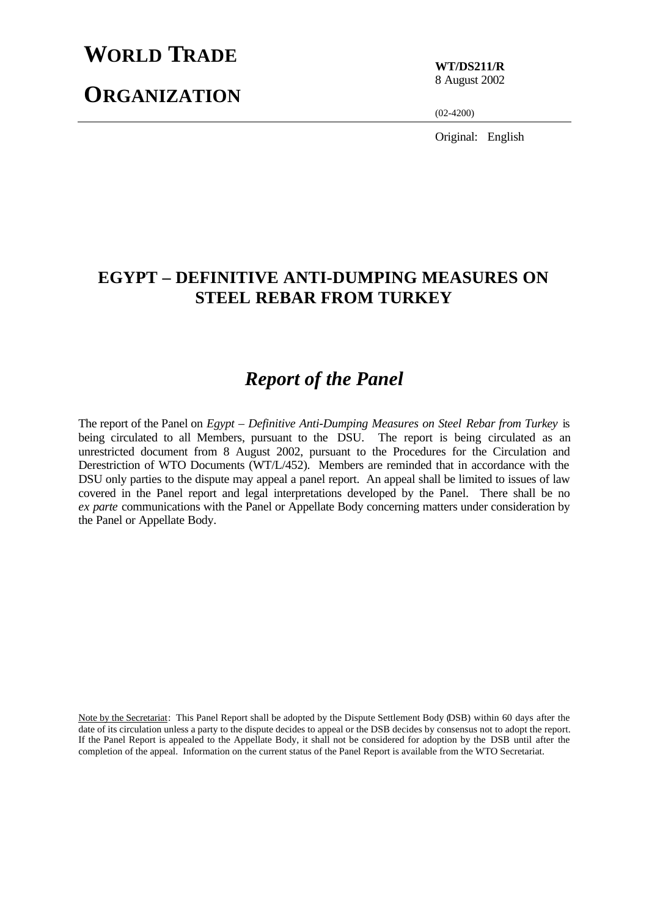# WORLD TRADE ORGANIZATION

**WT/DS211/R**
8 August 2002

(02-4200)

Original: English

## EGYPT – DEFINITIVE ANTI-DUMPING MEASURES ON STEEL REBAR FROM TURKEY

## *Report of the Panel*

The report of the Panel on *Egypt – Definitive Anti-Dumping Measures on Steel Rebar from Turkey* is being circulated to all Members, pursuant to the DSU. The report is being circulated as an unrestricted document from 8 August 2002, pursuant to the Procedures for the Circulation and Derestriction of WTO Documents (WT/L/452). Members are reminded that in accordance with the DSU only parties to the dispute may appeal a panel report. An appeal shall be limited to issues of law covered in the Panel report and legal interpretations developed by the Panel. There shall be no *ex parte* communications with the Panel or Appellate Body concerning matters under consideration by the Panel or Appellate Body.

Note by the Secretariat: This Panel Report shall be adopted by the Dispute Settlement Body (DSB) within 60 days after the date of its circulation unless a party to the dispute decides to appeal or the DSB decides by consensus not to adopt the report. If the Panel Report is appealed to the Appellate Body, it shall not be considered for adoption by the DSB until after the completion of the appeal. Information on the current status of the Panel Report is available from the WTO Secretariat.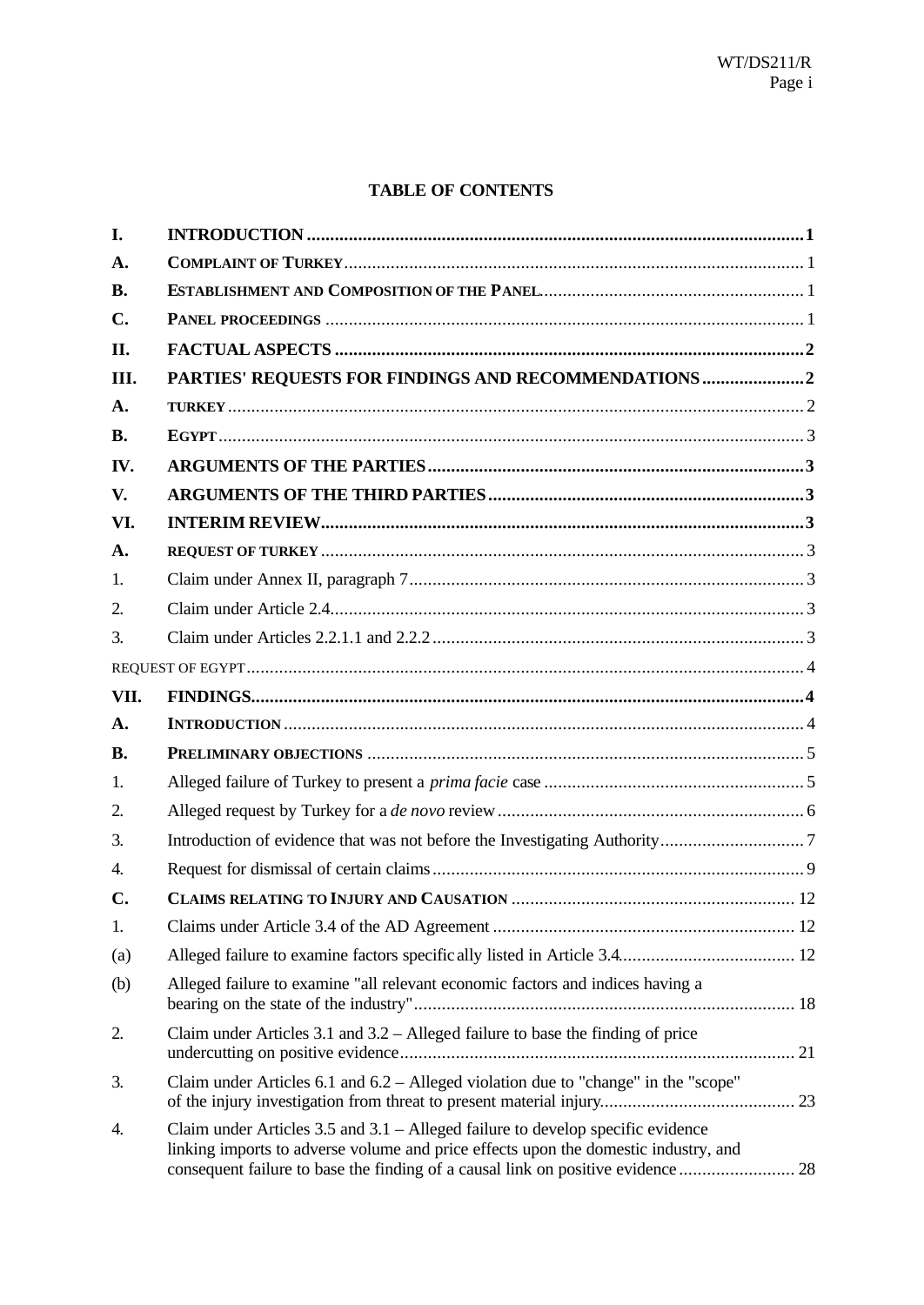**TABLE OF CONTENTS**

| | | |
|---|---|---|
| **I.** | **INTRODUCTION** | **1** |
| **A.** | **COMPLAINT OF TURKEY** | 1 |
| **B.** | **ESTABLISHMENT AND COMPOSITION OF THE PANEL** | 1 |
| **C.** | **PANEL PROCEEDINGS** | 1 |
| **II.** | **FACTUAL ASPECTS** | **2** |
| **III.** | **PARTIES' REQUESTS FOR FINDINGS AND RECOMMENDATIONS** | **2** |
| **A.** | **TURKEY** | 2 |
| **B.** | **EGYPT** | 3 |
| **IV.** | **ARGUMENTS OF THE PARTIES** | **3** |
| **V.** | **ARGUMENTS OF THE THIRD PARTIES** | **3** |
| **VI.** | **INTERIM REVIEW** | **3** |
| **A.** | **REQUEST OF TURKEY** | 3 |
| 1. | Claim under Annex II, paragraph 7 | 3 |
| 2. | Claim under Article 2.4 | 3 |
| 3. | Claim under Articles 2.2.1.1 and 2.2.2 | 3 |
| | REQUEST OF EGYPT | 4 |
| **VII.** | **FINDINGS** | **4** |
| **A.** | **INTRODUCTION** | 4 |
| **B.** | **PRELIMINARY OBJECTIONS** | 5 |
| 1. | Alleged failure of Turkey to present a *prima facie* case | 5 |
| 2. | Alleged request by Turkey for a *de novo* review | 6 |
| 3. | Introduction of evidence that was not before the Investigating Authority | 7 |
| 4. | Request for dismissal of certain claims | 9 |
| **C.** | **CLAIMS RELATING TO INJURY AND CAUSATION** | 12 |
| 1. | Claims under Article 3.4 of the AD Agreement | 12 |
| (a) | Alleged failure to examine factors specifically listed in Article 3.4 | 12 |
| (b) | Alleged failure to examine "all relevant economic factors and indices having a bearing on the state of the industry" | 18 |
| 2. | Claim under Articles 3.1 and 3.2 – Alleged failure to base the finding of price undercutting on positive evidence | 21 |
| 3. | Claim under Articles 6.1 and 6.2 – Alleged violation due to "change" in the "scope" of the injury investigation from threat to present material injury | 23 |
| 4. | Claim under Articles 3.5 and 3.1 – Alleged failure to develop specific evidence linking imports to adverse volume and price effects upon the domestic industry, and consequent failure to base the finding of a causal link on positive evidence | 28 |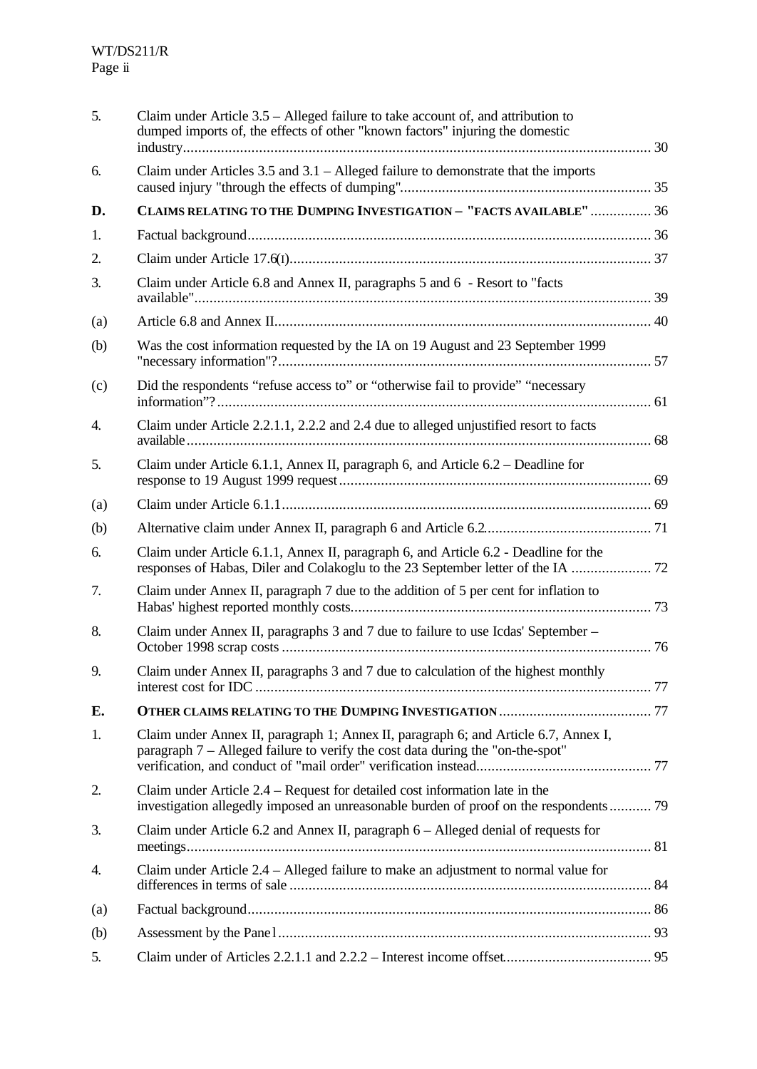| | | |
|---|---|---|
| 5. | Claim under Article 3.5 – Alleged failure to take account of, and attribution to dumped imports of, the effects of other "known factors" injuring the domestic industry | 30 |
| 6. | Claim under Articles 3.5 and 3.1 – Alleged failure to demonstrate that the imports caused injury "through the effects of dumping" | 35 |
| **D.** | **CLAIMS RELATING TO THE DUMPING INVESTIGATION – "FACTS AVAILABLE"** | 36 |
| 1. | Factual background | 36 |
| 2. | Claim under Article 17.6(I) | 37 |
| 3. | Claim under Article 6.8 and Annex II, paragraphs 5 and 6 - Resort to "facts available" | 39 |
| (a) | Article 6.8 and Annex II | 40 |
| (b) | Was the cost information requested by the IA on 19 August and 23 September 1999 "necessary information"? | 57 |
| (c) | Did the respondents "refuse access to" or "otherwise fail to provide" "necessary information"? | 61 |
| 4. | Claim under Article 2.2.1.1, 2.2.2 and 2.4 due to alleged unjustified resort to facts available | 68 |
| 5. | Claim under Article 6.1.1, Annex II, paragraph 6, and Article 6.2 – Deadline for response to 19 August 1999 request | 69 |
| (a) | Claim under Article 6.1.1 | 69 |
| (b) | Alternative claim under Annex II, paragraph 6 and Article 6.2 | 71 |
| 6. | Claim under Article 6.1.1, Annex II, paragraph 6, and Article 6.2 - Deadline for the responses of Habas, Diler and Colakoglu to the 23 September letter of the IA | 72 |
| 7. | Claim under Annex II, paragraph 7 due to the addition of 5 per cent for inflation to Habas' highest reported monthly costs | 73 |
| 8. | Claim under Annex II, paragraphs 3 and 7 due to failure to use Icdas' September – October 1998 scrap costs | 76 |
| 9. | Claim under Annex II, paragraphs 3 and 7 due to calculation of the highest monthly interest cost for IDC | 77 |
| **E.** | **OTHER CLAIMS RELATING TO THE DUMPING INVESTIGATION** | 77 |
| 1. | Claim under Annex II, paragraph 1; Annex II, paragraph 6; and Article 6.7, Annex I, paragraph 7 – Alleged failure to verify the cost data during the "on-the-spot" verification, and conduct of "mail order" verification instead | 77 |
| 2. | Claim under Article 2.4 – Request for detailed cost information late in the investigation allegedly imposed an unreasonable burden of proof on the respondents | 79 |
| 3. | Claim under Article 6.2 and Annex II, paragraph 6 – Alleged denial of requests for meetings | 81 |
| 4. | Claim under Article 2.4 – Alleged failure to make an adjustment to normal value for differences in terms of sale | 84 |
| (a) | Factual background | 86 |
| (b) | Assessment by the Panel | 93 |
| 5. | Claim under of Articles 2.2.1.1 and 2.2.2 – Interest income offset | 95 |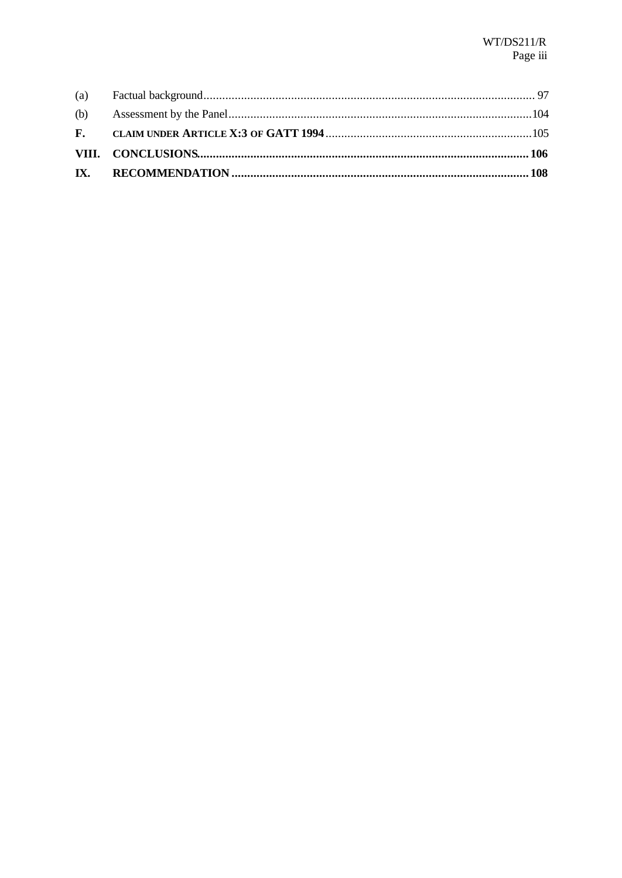(a) Factual background........................................................................................................... 97

(b) Assessment by the Panel................................................................................................104

**F. CLAIM UNDER ARTICLE X:3 OF GATT 1994**..................................................................105

**VIII. CONCLUSIONS**........................................................................................................ 106

**IX. RECOMMENDATION** ................................................................................................ 108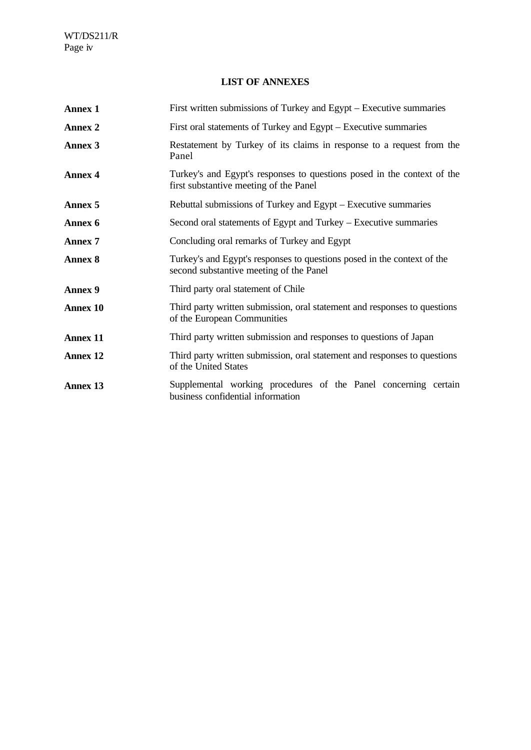## LIST OF ANNEXES

| | |
|---|---|
| **Annex 1** | First written submissions of Turkey and Egypt – Executive summaries |
| **Annex 2** | First oral statements of Turkey and Egypt – Executive summaries |
| **Annex 3** | Restatement by Turkey of its claims in response to a request from the Panel |
| **Annex 4** | Turkey's and Egypt's responses to questions posed in the context of the first substantive meeting of the Panel |
| **Annex 5** | Rebuttal submissions of Turkey and Egypt – Executive summaries |
| **Annex 6** | Second oral statements of Egypt and Turkey – Executive summaries |
| **Annex 7** | Concluding oral remarks of Turkey and Egypt |
| **Annex 8** | Turkey's and Egypt's responses to questions posed in the context of the second substantive meeting of the Panel |
| **Annex 9** | Third party oral statement of Chile |
| **Annex 10** | Third party written submission, oral statement and responses to questions of the European Communities |
| **Annex 11** | Third party written submission and responses to questions of Japan |
| **Annex 12** | Third party written submission, oral statement and responses to questions of the United States |
| **Annex 13** | Supplemental working procedures of the Panel concerning certain business confidential information |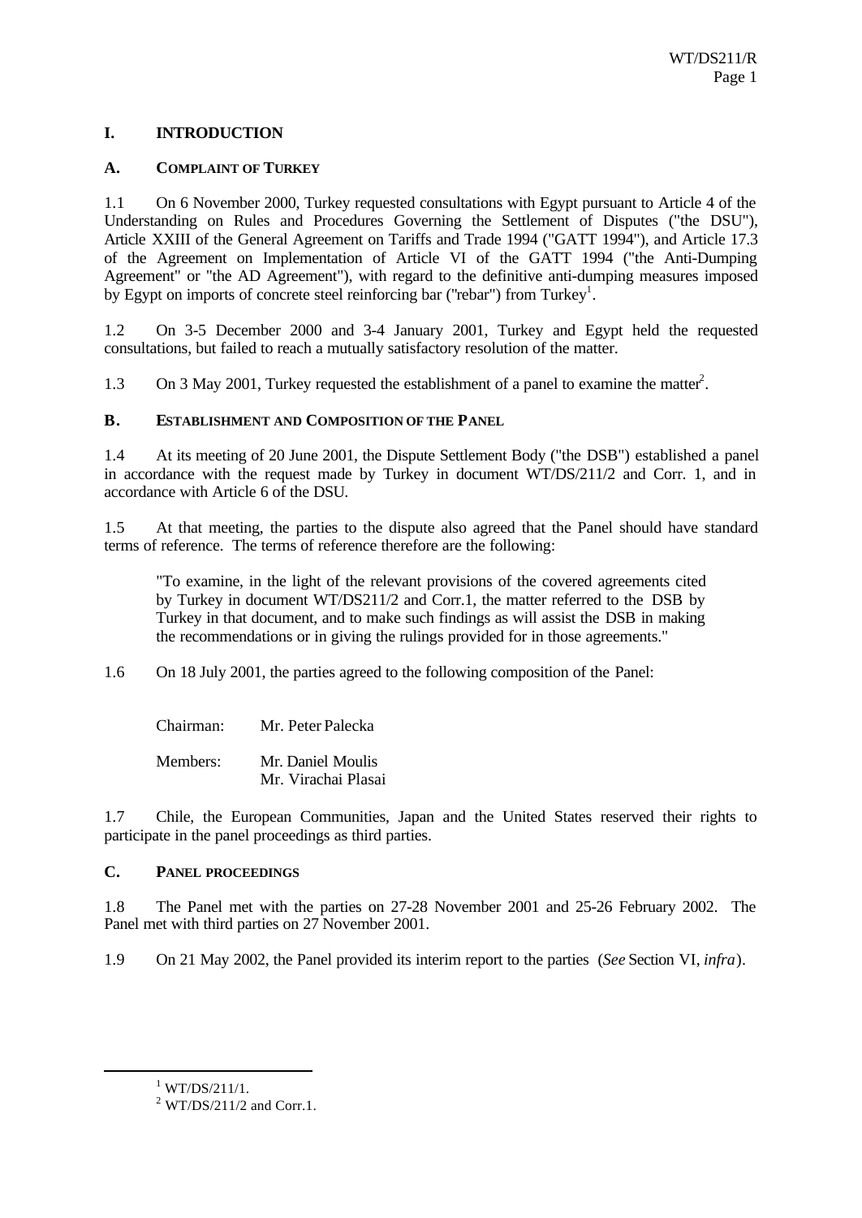# I. INTRODUCTION

## A. COMPLAINT OF TURKEY

1.1 On 6 November 2000, Turkey requested consultations with Egypt pursuant to Article 4 of the Understanding on Rules and Procedures Governing the Settlement of Disputes ("the DSU"), Article XXIII of the General Agreement on Tariffs and Trade 1994 ("GATT 1994"), and Article 17.3 of the Agreement on Implementation of Article VI of the GATT 1994 ("the Anti-Dumping Agreement" or "the AD Agreement"), with regard to the definitive anti-dumping measures imposed by Egypt on imports of concrete steel reinforcing bar ("rebar") from Turkey[1].

1.2 On 3-5 December 2000 and 3-4 January 2001, Turkey and Egypt held the requested consultations, but failed to reach a mutually satisfactory resolution of the matter.

1.3 On 3 May 2001, Turkey requested the establishment of a panel to examine the matter[2].

## B. ESTABLISHMENT AND COMPOSITION OF THE PANEL

1.4 At its meeting of 20 June 2001, the Dispute Settlement Body ("the DSB") established a panel in accordance with the request made by Turkey in document WT/DS/211/2 and Corr. 1, and in accordance with Article 6 of the DSU.

1.5 At that meeting, the parties to the dispute also agreed that the Panel should have standard terms of reference. The terms of reference therefore are the following:

> "To examine, in the light of the relevant provisions of the covered agreements cited by Turkey in document WT/DS211/2 and Corr.1, the matter referred to the DSB by Turkey in that document, and to make such findings as will assist the DSB in making the recommendations or in giving the rulings provided for in those agreements."

1.6 On 18 July 2001, the parties agreed to the following composition of the Panel:

Chairman: Mr. Peter Palecka

Members: Mr. Daniel Moulis
Mr. Virachai Plasai

1.7 Chile, the European Communities, Japan and the United States reserved their rights to participate in the panel proceedings as third parties.

## C. PANEL PROCEEDINGS

1.8 The Panel met with the parties on 27-28 November 2001 and 25-26 February 2002. The Panel met with third parties on 27 November 2001.

1.9 On 21 May 2002, the Panel provided its interim report to the parties (*See* Section VI, *infra*).

---

[1] WT/DS/211/1.

[2] WT/DS/211/2 and Corr.1.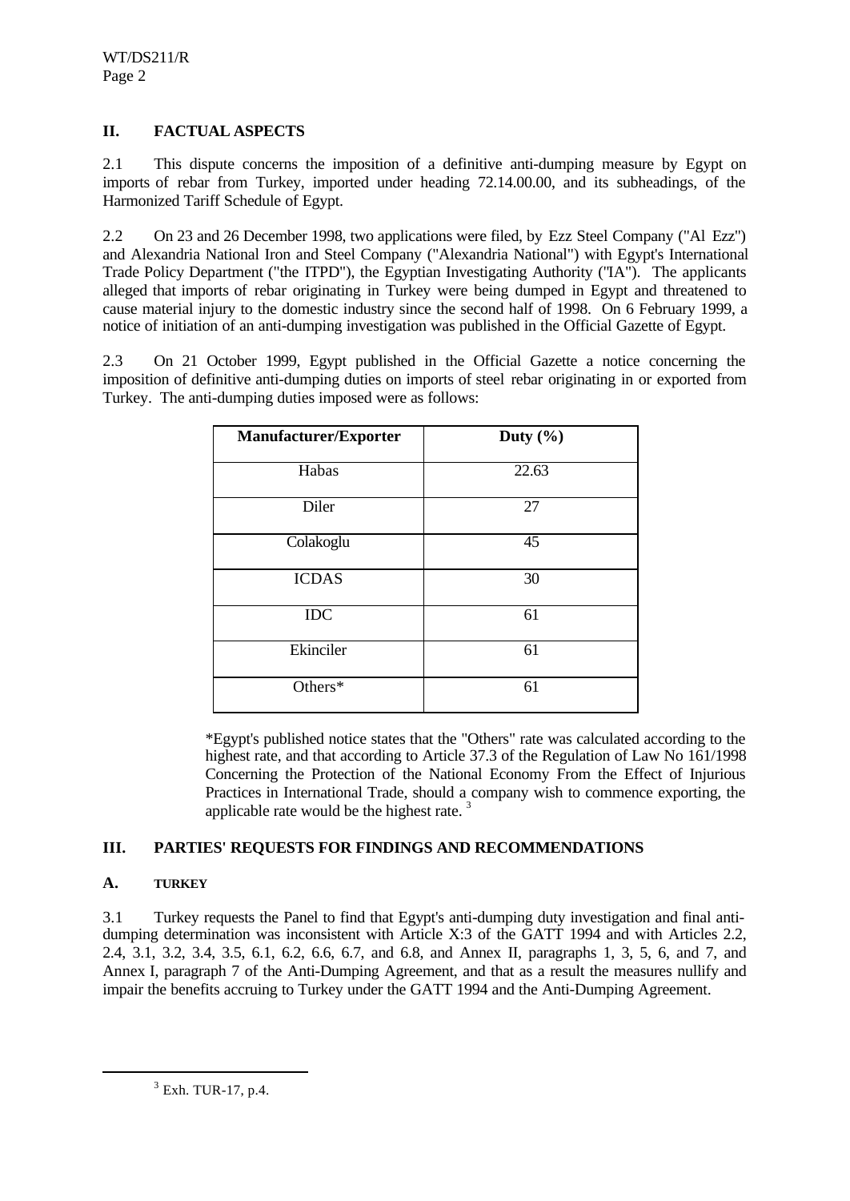## II. FACTUAL ASPECTS

2.1 This dispute concerns the imposition of a definitive anti-dumping measure by Egypt on imports of rebar from Turkey, imported under heading 72.14.00.00, and its subheadings, of the Harmonized Tariff Schedule of Egypt.

2.2 On 23 and 26 December 1998, two applications were filed, by Ezz Steel Company ("Al Ezz") and Alexandria National Iron and Steel Company ("Alexandria National") with Egypt's International Trade Policy Department ("the ITPD"), the Egyptian Investigating Authority ("IA"). The applicants alleged that imports of rebar originating in Turkey were being dumped in Egypt and threatened to cause material injury to the domestic industry since the second half of 1998. On 6 February 1999, a notice of initiation of an anti-dumping investigation was published in the Official Gazette of Egypt.

2.3 On 21 October 1999, Egypt published in the Official Gazette a notice concerning the imposition of definitive anti-dumping duties on imports of steel rebar originating in or exported from Turkey. The anti-dumping duties imposed were as follows:

| Manufacturer/Exporter | Duty (%) |
|---|---|
| Habas | 22.63 |
| Diler | 27 |
| Colakoglu | 45 |
| ICDAS | 30 |
| IDC | 61 |
| Ekinciler | 61 |
| Others* | 61 |

*Egypt's published notice states that the "Others" rate was calculated according to the highest rate, and that according to Article 37.3 of the Regulation of Law No 161/1998 Concerning the Protection of the National Economy From the Effect of Injurious Practices in International Trade, should a company wish to commence exporting, the applicable rate would be the highest rate. [3]

## III. PARTIES' REQUESTS FOR FINDINGS AND RECOMMENDATIONS

### A. TURKEY

3.1 Turkey requests the Panel to find that Egypt's anti-dumping duty investigation and final anti-dumping determination was inconsistent with Article X:3 of the GATT 1994 and with Articles 2.2, 2.4, 3.1, 3.2, 3.4, 3.5, 6.1, 6.2, 6.6, 6.7, and 6.8, and Annex II, paragraphs 1, 3, 5, 6, and 7, and Annex I, paragraph 7 of the Anti-Dumping Agreement, and that as a result the measures nullify and impair the benefits accruing to Turkey under the GATT 1994 and the Anti-Dumping Agreement.

[3] Exh. TUR-17, p.4.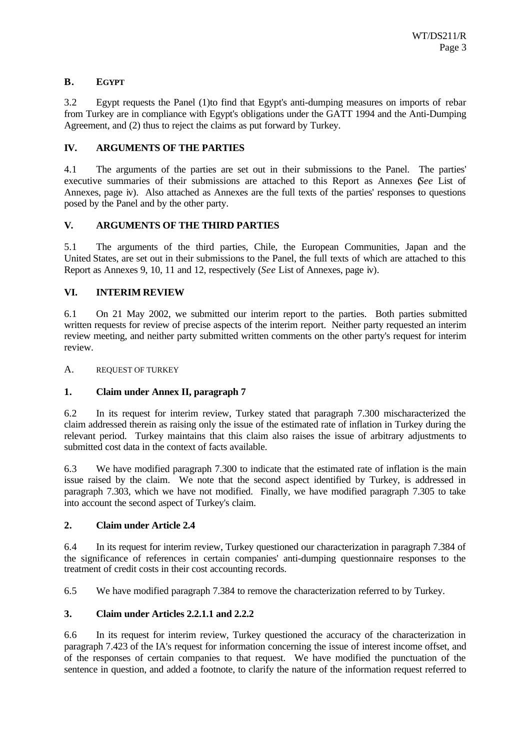### B. EGYPT

3.2 Egypt requests the Panel (1)to find that Egypt's anti-dumping measures on imports of rebar from Turkey are in compliance with Egypt's obligations under the GATT 1994 and the Anti-Dumping Agreement, and (2) thus to reject the claims as put forward by Turkey.

## IV. ARGUMENTS OF THE PARTIES

4.1 The arguments of the parties are set out in their submissions to the Panel. The parties' executive summaries of their submissions are attached to this Report as Annexes (*See* List of Annexes, page iv). Also attached as Annexes are the full texts of the parties' responses to questions posed by the Panel and by the other party.

## V. ARGUMENTS OF THE THIRD PARTIES

5.1 The arguments of the third parties, Chile, the European Communities, Japan and the United States, are set out in their submissions to the Panel, the full texts of which are attached to this Report as Annexes 9, 10, 11 and 12, respectively (*See* List of Annexes, page iv).

## VI. INTERIM REVIEW

6.1 On 21 May 2002, we submitted our interim report to the parties. Both parties submitted written requests for review of precise aspects of the interim report. Neither party requested an interim review meeting, and neither party submitted written comments on the other party's request for interim review.

### A. REQUEST OF TURKEY

#### 1. Claim under Annex II, paragraph 7

6.2 In its request for interim review, Turkey stated that paragraph 7.300 mischaracterized the claim addressed therein as raising only the issue of the estimated rate of inflation in Turkey during the relevant period. Turkey maintains that this claim also raises the issue of arbitrary adjustments to submitted cost data in the context of facts available.

6.3 We have modified paragraph 7.300 to indicate that the estimated rate of inflation is the main issue raised by the claim. We note that the second aspect identified by Turkey, is addressed in paragraph 7.303, which we have not modified. Finally, we have modified paragraph 7.305 to take into account the second aspect of Turkey's claim.

#### 2. Claim under Article 2.4

6.4 In its request for interim review, Turkey questioned our characterization in paragraph 7.384 of the significance of references in certain companies' anti-dumping questionnaire responses to the treatment of credit costs in their cost accounting records.

6.5 We have modified paragraph 7.384 to remove the characterization referred to by Turkey.

#### 3. Claim under Articles 2.2.1.1 and 2.2.2

6.6 In its request for interim review, Turkey questioned the accuracy of the characterization in paragraph 7.423 of the IA's request for information concerning the issue of interest income offset, and of the responses of certain companies to that request. We have modified the punctuation of the sentence in question, and added a footnote, to clarify the nature of the information request referred to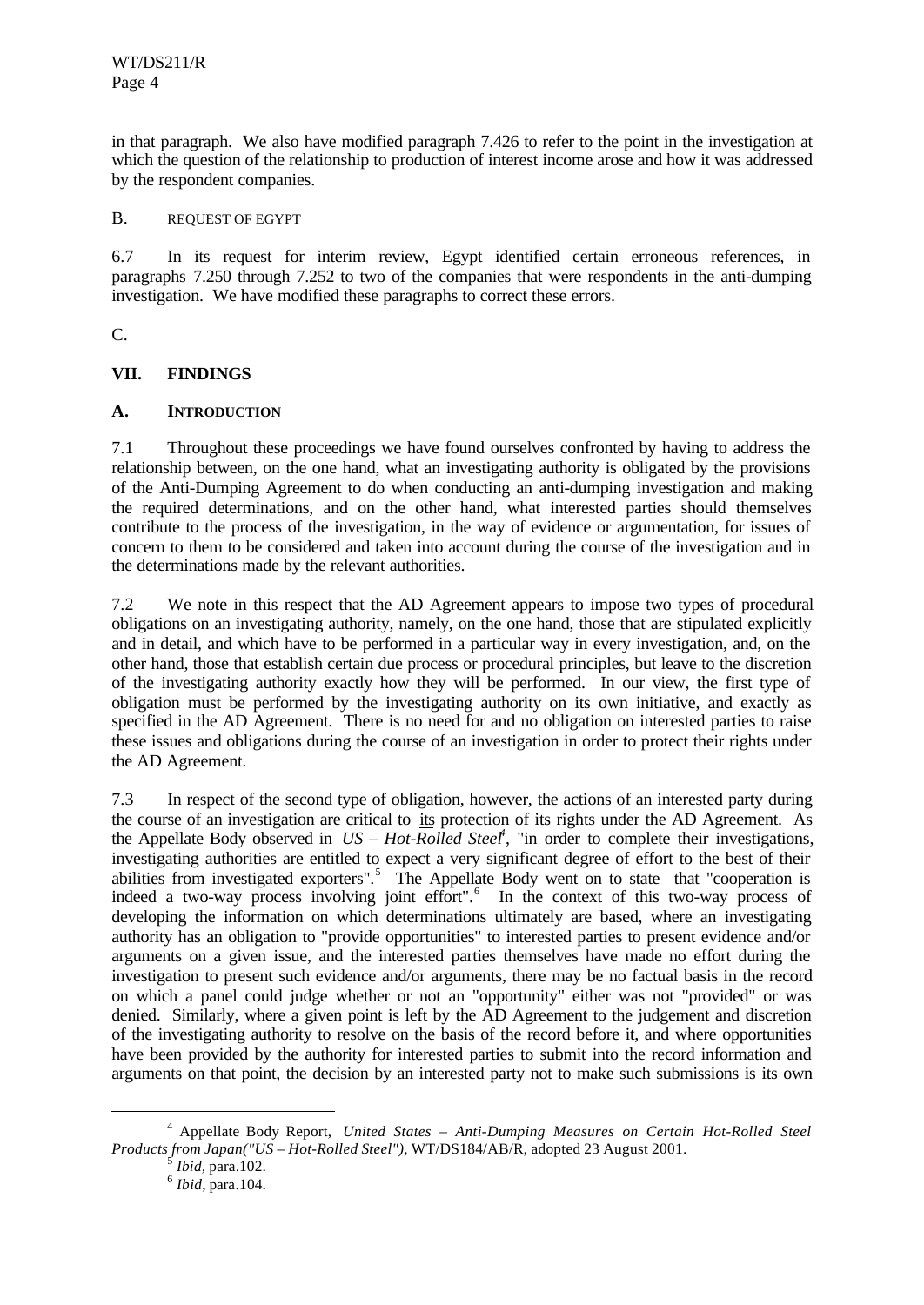in that paragraph. We also have modified paragraph 7.426 to refer to the point in the investigation at which the question of the relationship to production of interest income arose and how it was addressed by the respondent companies.

B. REQUEST OF EGYPT

6.7 In its request for interim review, Egypt identified certain erroneous references, in paragraphs 7.250 through 7.252 to two of the companies that were respondents in the anti-dumping investigation. We have modified these paragraphs to correct these errors.

C.

## VII. FINDINGS

### A. INTRODUCTION

7.1 Throughout these proceedings we have found ourselves confronted by having to address the relationship between, on the one hand, what an investigating authority is obligated by the provisions of the Anti-Dumping Agreement to do when conducting an anti-dumping investigation and making the required determinations, and on the other hand, what interested parties should themselves contribute to the process of the investigation, in the way of evidence or argumentation, for issues of concern to them to be considered and taken into account during the course of the investigation and in the determinations made by the relevant authorities.

7.2 We note in this respect that the AD Agreement appears to impose two types of procedural obligations on an investigating authority, namely, on the one hand, those that are stipulated explicitly and in detail, and which have to be performed in a particular way in every investigation, and, on the other hand, those that establish certain due process or procedural principles, but leave to the discretion of the investigating authority exactly how they will be performed. In our view, the first type of obligation must be performed by the investigating authority on its own initiative, and exactly as specified in the AD Agreement. There is no need for and no obligation on interested parties to raise these issues and obligations during the course of an investigation in order to protect their rights under the AD Agreement.

7.3 In respect of the second type of obligation, however, the actions of an interested party during the course of an investigation are critical to its protection of its rights under the AD Agreement. As the Appellate Body observed in *US – Hot-Rolled Steel*[4], "in order to complete their investigations, investigating authorities are entitled to expect a very significant degree of effort to the best of their abilities from investigated exporters".[5] The Appellate Body went on to state that "cooperation is indeed a two-way process involving joint effort".[6] In the context of this two-way process of developing the information on which determinations ultimately are based, where an investigating authority has an obligation to "provide opportunities" to interested parties to present evidence and/or arguments on a given issue, and the interested parties themselves have made no effort during the investigation to present such evidence and/or arguments, there may be no factual basis in the record on which a panel could judge whether or not an "opportunity" either was not "provided" or was denied. Similarly, where a given point is left by the AD Agreement to the judgement and discretion of the investigating authority to resolve on the basis of the record before it, and where opportunities have been provided by the authority for interested parties to submit into the record information and arguments on that point, the decision by an interested party not to make such submissions is its own

---

[4] Appellate Body Report, *United States – Anti-Dumping Measures on Certain Hot-Rolled Steel Products from Japan("US – Hot-Rolled Steel")*, WT/DS184/AB/R, adopted 23 August 2001.

[5] *Ibid*, para.102.

[6] *Ibid*, para.104.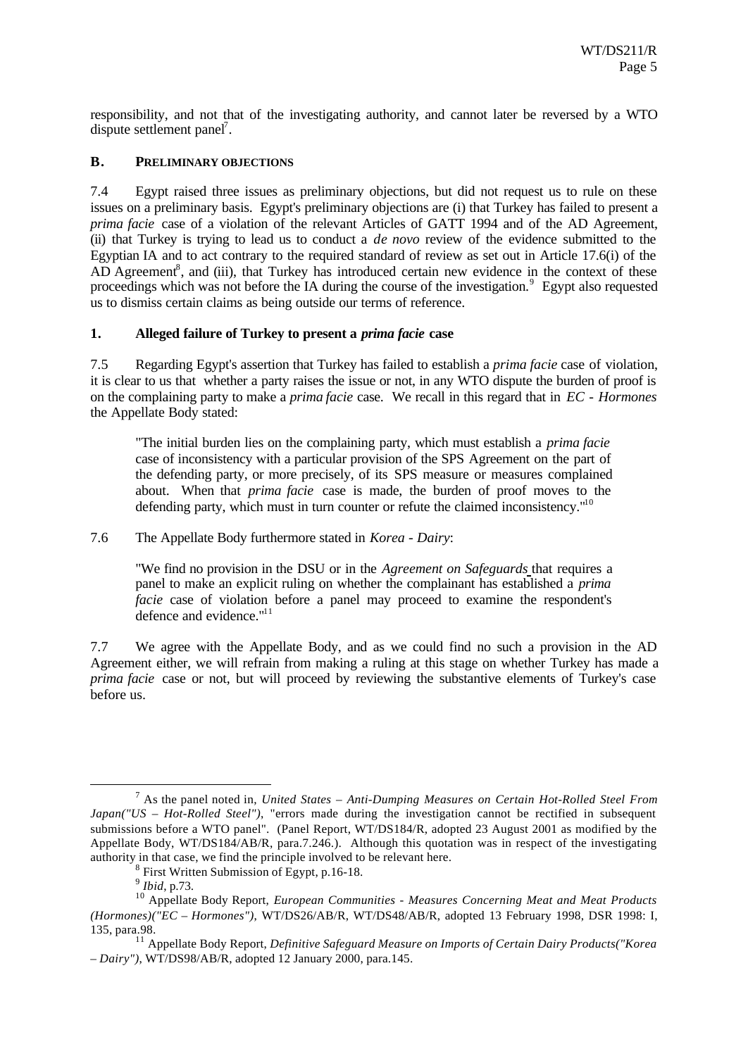responsibility, and not that of the investigating authority, and cannot later be reversed by a WTO dispute settlement panel[7].

## B. PRELIMINARY OBJECTIONS

7.4 Egypt raised three issues as preliminary objections, but did not request us to rule on these issues on a preliminary basis. Egypt's preliminary objections are (i) that Turkey has failed to present a *prima facie* case of a violation of the relevant Articles of GATT 1994 and of the AD Agreement, (ii) that Turkey is trying to lead us to conduct a *de novo* review of the evidence submitted to the Egyptian IA and to act contrary to the required standard of review as set out in Article 17.6(i) of the AD Agreement[8], and (iii), that Turkey has introduced certain new evidence in the context of these proceedings which was not before the IA during the course of the investigation.[9] Egypt also requested us to dismiss certain claims as being outside our terms of reference.

### 1. Alleged failure of Turkey to present a *prima facie* case

7.5 Regarding Egypt's assertion that Turkey has failed to establish a *prima facie* case of violation, it is clear to us that whether a party raises the issue or not, in any WTO dispute the burden of proof is on the complaining party to make a *prima facie* case. We recall in this regard that in *EC - Hormones* the Appellate Body stated:

> "The initial burden lies on the complaining party, which must establish a *prima facie* case of inconsistency with a particular provision of the SPS Agreement on the part of the defending party, or more precisely, of its SPS measure or measures complained about. When that *prima facie* case is made, the burden of proof moves to the defending party, which must in turn counter or refute the claimed inconsistency."[10]

7.6 The Appellate Body furthermore stated in *Korea - Dairy*:

> "We find no provision in the DSU or in the *Agreement on Safeguards* that requires a panel to make an explicit ruling on whether the complainant has established a *prima facie* case of violation before a panel may proceed to examine the respondent's defence and evidence."[11]

7.7 We agree with the Appellate Body, and as we could find no such a provision in the AD Agreement either, we will refrain from making a ruling at this stage on whether Turkey has made a *prima facie* case or not, but will proceed by reviewing the substantive elements of Turkey's case before us.

---

[7] As the panel noted in, *United States – Anti-Dumping Measures on Certain Hot-Rolled Steel From Japan("US – Hot-Rolled Steel")*, "errors made during the investigation cannot be rectified in subsequent submissions before a WTO panel". (Panel Report, WT/DS184/R, adopted 23 August 2001 as modified by the Appellate Body, WT/DS184/AB/R, para.7.246.). Although this quotation was in respect of the investigating authority in that case, we find the principle involved to be relevant here.

[8] First Written Submission of Egypt, p.16-18.

[9] *Ibid*, p.73.

[10] Appellate Body Report, *European Communities - Measures Concerning Meat and Meat Products (Hormones)("EC – Hormones")*, WT/DS26/AB/R, WT/DS48/AB/R, adopted 13 February 1998, DSR 1998: I, 135, para.98.

[11] Appellate Body Report, *Definitive Safeguard Measure on Imports of Certain Dairy Products("Korea – Dairy")*, WT/DS98/AB/R, adopted 12 January 2000, para.145.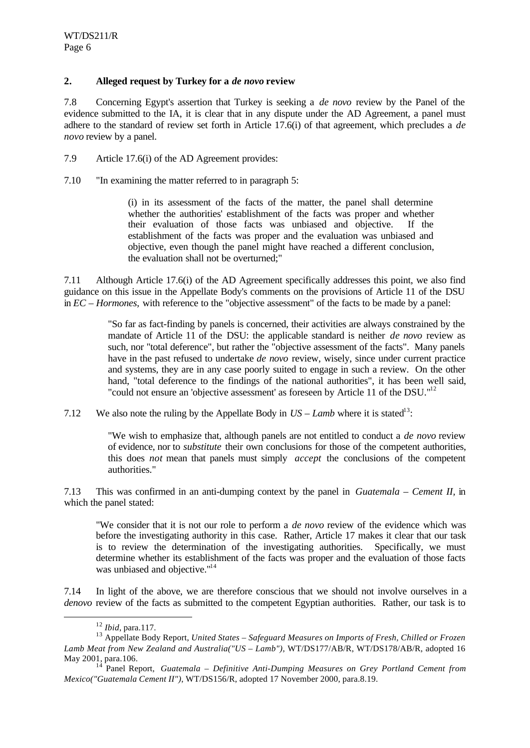## 2. Alleged request by Turkey for a *de novo* review

7.8 Concerning Egypt's assertion that Turkey is seeking a *de novo* review by the Panel of the evidence submitted to the IA, it is clear that in any dispute under the AD Agreement, a panel must adhere to the standard of review set forth in Article 17.6(i) of that agreement, which precludes a *de novo* review by a panel.

7.9 Article 17.6(i) of the AD Agreement provides:

7.10 "In examining the matter referred to in paragraph 5:

> (i) in its assessment of the facts of the matter, the panel shall determine whether the authorities' establishment of the facts was proper and whether their evaluation of those facts was unbiased and objective. If the establishment of the facts was proper and the evaluation was unbiased and objective, even though the panel might have reached a different conclusion, the evaluation shall not be overturned;"

7.11 Although Article 17.6(i) of the AD Agreement specifically addresses this point, we also find guidance on this issue in the Appellate Body's comments on the provisions of Article 11 of the DSU in *EC – Hormones,* with reference to the "objective assessment" of the facts to be made by a panel:

> "So far as fact-finding by panels is concerned, their activities are always constrained by the mandate of Article 11 of the DSU: the applicable standard is neither *de novo* review as such, nor "total deference", but rather the "objective assessment of the facts". Many panels have in the past refused to undertake *de novo* review, wisely, since under current practice and systems, they are in any case poorly suited to engage in such a review. On the other hand, "total deference to the findings of the national authorities", it has been well said, "could not ensure an 'objective assessment' as foreseen by Article 11 of the DSU."[12]

7.12 We also note the ruling by the Appellate Body in *US – Lamb* where it is stated[13]:

> "We wish to emphasize that, although panels are not entitled to conduct a *de novo* review of evidence, nor to *substitute* their own conclusions for those of the competent authorities, this does *not* mean that panels must simply *accept* the conclusions of the competent authorities."

7.13 This was confirmed in an anti-dumping context by the panel in *Guatemala – Cement II*, in which the panel stated:

> "We consider that it is not our role to perform a *de novo* review of the evidence which was before the investigating authority in this case. Rather, Article 17 makes it clear that our task is to review the determination of the investigating authorities. Specifically, we must determine whether its establishment of the facts was proper and the evaluation of those facts was unbiased and objective."[14]

7.14 In light of the above, we are therefore conscious that we should not involve ourselves in a *denovo* review of the facts as submitted to the competent Egyptian authorities. Rather, our task is to

---

[12] *Ibid*, para.117.

[13] Appellate Body Report, *United States – Safeguard Measures on Imports of Fresh, Chilled or Frozen Lamb Meat from New Zealand and Australia("US – Lamb")*, WT/DS177/AB/R, WT/DS178/AB/R, adopted 16 May 2001, para.106.

[14] Panel Report, *Guatemala – Definitive Anti-Dumping Measures on Grey Portland Cement from Mexico("Guatemala Cement II")*, WT/DS156/R, adopted 17 November 2000, para.8.19.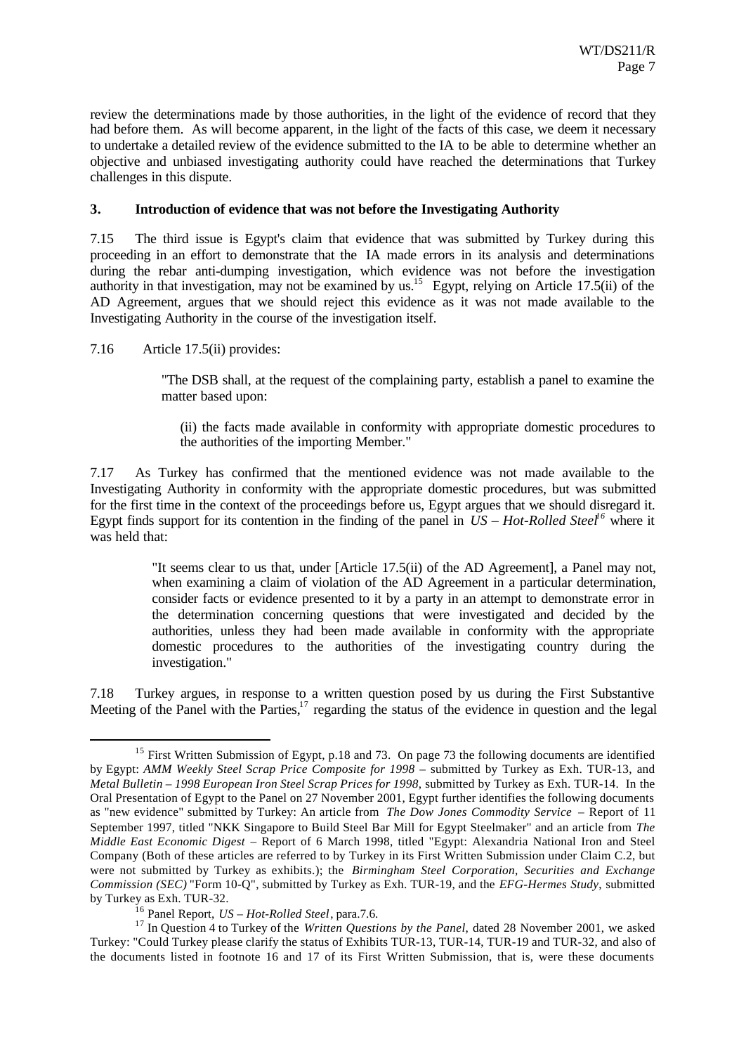review the determinations made by those authorities, in the light of the evidence of record that they had before them. As will become apparent, in the light of the facts of this case, we deem it necessary to undertake a detailed review of the evidence submitted to the IA to be able to determine whether an objective and unbiased investigating authority could have reached the determinations that Turkey challenges in this dispute.

### 3. Introduction of evidence that was not before the Investigating Authority

7.15 The third issue is Egypt's claim that evidence that was submitted by Turkey during this proceeding in an effort to demonstrate that the IA made errors in its analysis and determinations during the rebar anti-dumping investigation, which evidence was not before the investigation authority in that investigation, may not be examined by us.[15] Egypt, relying on Article 17.5(ii) of the AD Agreement, argues that we should reject this evidence as it was not made available to the Investigating Authority in the course of the investigation itself.

7.16 Article 17.5(ii) provides:

> "The DSB shall, at the request of the complaining party, establish a panel to examine the matter based upon:
>
> (ii) the facts made available in conformity with appropriate domestic procedures to the authorities of the importing Member."

7.17 As Turkey has confirmed that the mentioned evidence was not made available to the Investigating Authority in conformity with the appropriate domestic procedures, but was submitted for the first time in the context of the proceedings before us, Egypt argues that we should disregard it. Egypt finds support for its contention in the finding of the panel in *US – Hot-Rolled Steel*[16] where it was held that:

> "It seems clear to us that, under [Article 17.5(ii) of the AD Agreement], a Panel may not, when examining a claim of violation of the AD Agreement in a particular determination, consider facts or evidence presented to it by a party in an attempt to demonstrate error in the determination concerning questions that were investigated and decided by the authorities, unless they had been made available in conformity with the appropriate domestic procedures to the authorities of the investigating country during the investigation."

7.18 Turkey argues, in response to a written question posed by us during the First Substantive Meeting of the Panel with the Parties,[17] regarding the status of the evidence in question and the legal

---

[15] First Written Submission of Egypt, p.18 and 73. On page 73 the following documents are identified by Egypt: *AMM Weekly Steel Scrap Price Composite for 1998* – submitted by Turkey as Exh. TUR-13, and *Metal Bulletin – 1998 European Iron Steel Scrap Prices for 1998*, submitted by Turkey as Exh. TUR-14. In the Oral Presentation of Egypt to the Panel on 27 November 2001, Egypt further identifies the following documents as "new evidence" submitted by Turkey: An article from *The Dow Jones Commodity Service* – Report of 11 September 1997, titled "NKK Singapore to Build Steel Bar Mill for Egypt Steelmaker" and an article from *The Middle East Economic Digest* – Report of 6 March 1998, titled "Egypt: Alexandria National Iron and Steel Company (Both of these articles are referred to by Turkey in its First Written Submission under Claim C.2, but were not submitted by Turkey as exhibits.); the *Birmingham Steel Corporation, Securities and Exchange Commission (SEC)* "Form 10-Q", submitted by Turkey as Exh. TUR-19, and the *EFG-Hermes Study*, submitted by Turkey as Exh. TUR-32.

[16] Panel Report, *US – Hot-Rolled Steel*, para.7.6.

[17] In Question 4 to Turkey of the *Written Questions by the Panel*, dated 28 November 2001, we asked Turkey: "Could Turkey please clarify the status of Exhibits TUR-13, TUR-14, TUR-19 and TUR-32, and also of the documents listed in footnote 16 and 17 of its First Written Submission, that is, were these documents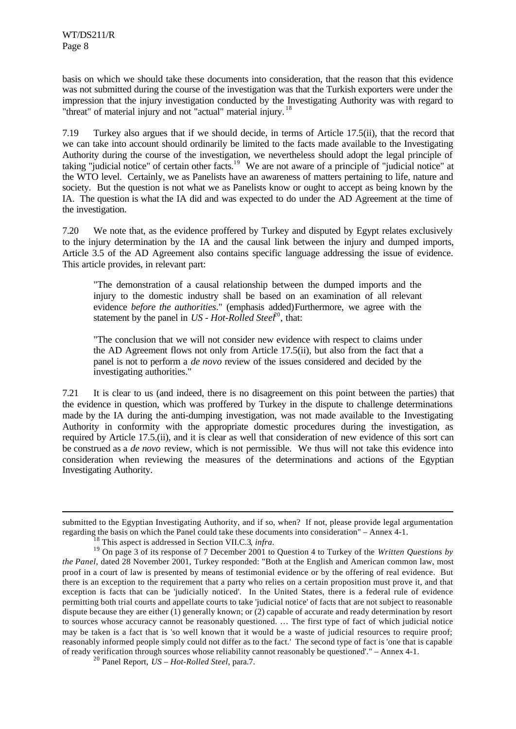basis on which we should take these documents into consideration, that the reason that this evidence was not submitted during the course of the investigation was that the Turkish exporters were under the impression that the injury investigation conducted by the Investigating Authority was with regard to "threat" of material injury and not "actual" material injury.[18]

7.19 Turkey also argues that if we should decide, in terms of Article 17.5(ii), that the record that we can take into account should ordinarily be limited to the facts made available to the Investigating Authority during the course of the investigation, we nevertheless should adopt the legal principle of taking "judicial notice" of certain other facts.[19] We are not aware of a principle of "judicial notice" at the WTO level. Certainly, we as Panelists have an awareness of matters pertaining to life, nature and society. But the question is not what we as Panelists know or ought to accept as being known by the IA. The question is what the IA did and was expected to do under the AD Agreement at the time of the investigation.

7.20 We note that, as the evidence proffered by Turkey and disputed by Egypt relates exclusively to the injury determination by the IA and the causal link between the injury and dumped imports, Article 3.5 of the AD Agreement also contains specific language addressing the issue of evidence. This article provides, in relevant part:

> "The demonstration of a causal relationship between the dumped imports and the injury to the domestic industry shall be based on an examination of all relevant evidence *before the authorities*." (emphasis added)Furthermore, we agree with the statement by the panel in *US - Hot-Rolled Steel*[20], that:
>
> "The conclusion that we will not consider new evidence with respect to claims under the AD Agreement flows not only from Article 17.5(ii), but also from the fact that a panel is not to perform a *de novo* review of the issues considered and decided by the investigating authorities."

7.21 It is clear to us (and indeed, there is no disagreement on this point between the parties) that the evidence in question, which was proffered by Turkey in the dispute to challenge determinations made by the IA during the anti-dumping investigation, was not made available to the Investigating Authority in conformity with the appropriate domestic procedures during the investigation, as required by Article 17.5.(ii), and it is clear as well that consideration of new evidence of this sort can be construed as a *de novo* review, which is not permissible. We thus will not take this evidence into consideration when reviewing the measures of the determinations and actions of the Egyptian Investigating Authority.

---

submitted to the Egyptian Investigating Authority, and if so, when? If not, please provide legal argumentation regarding the basis on which the Panel could take these documents into consideration" – Annex 4-1.

[18] This aspect is addressed in Section VII.C.3, *infra*.

[19] On page 3 of its response of 7 December 2001 to Question 4 to Turkey of the *Written Questions by the Panel*, dated 28 November 2001, Turkey responded: "Both at the English and American common law, most proof in a court of law is presented by means of testimonial evidence or by the offering of real evidence. But there is an exception to the requirement that a party who relies on a certain proposition must prove it, and that exception is facts that can be 'judicially noticed'. In the United States, there is a federal rule of evidence permitting both trial courts and appellate courts to take 'judicial notice' of facts that are not subject to reasonable dispute because they are either (1) generally known; or (2) capable of accurate and ready determination by resort to sources whose accuracy cannot be reasonably questioned. … The first type of fact of which judicial notice may be taken is a fact that is 'so well known that it would be a waste of judicial resources to require proof; reasonably informed people simply could not differ as to the fact.' The second type of fact is 'one that is capable of ready verification through sources whose reliability cannot reasonably be questioned'." – Annex 4-1.

[20] Panel Report, *US – Hot-Rolled Steel*, para.7.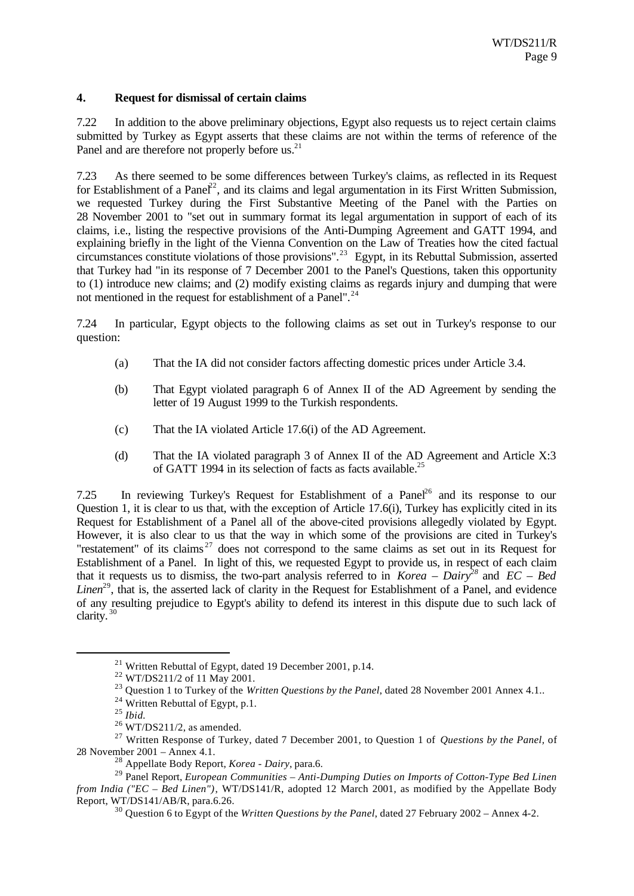#### 4. Request for dismissal of certain claims

7.22 In addition to the above preliminary objections, Egypt also requests us to reject certain claims submitted by Turkey as Egypt asserts that these claims are not within the terms of reference of the Panel and are therefore not properly before us.[21]

7.23 As there seemed to be some differences between Turkey's claims, as reflected in its Request for Establishment of a Panel[22], and its claims and legal argumentation in its First Written Submission, we requested Turkey during the First Substantive Meeting of the Panel with the Parties on 28 November 2001 to "set out in summary format its legal argumentation in support of each of its claims, i.e., listing the respective provisions of the Anti-Dumping Agreement and GATT 1994, and explaining briefly in the light of the Vienna Convention on the Law of Treaties how the cited factual circumstances constitute violations of those provisions".[23] Egypt, in its Rebuttal Submission, asserted that Turkey had "in its response of 7 December 2001 to the Panel's Questions, taken this opportunity to (1) introduce new claims; and (2) modify existing claims as regards injury and dumping that were not mentioned in the request for establishment of a Panel".[24]

7.24 In particular, Egypt objects to the following claims as set out in Turkey's response to our question:

(a) That the IA did not consider factors affecting domestic prices under Article 3.4.

(b) That Egypt violated paragraph 6 of Annex II of the AD Agreement by sending the letter of 19 August 1999 to the Turkish respondents.

(c) That the IA violated Article 17.6(i) of the AD Agreement.

(d) That the IA violated paragraph 3 of Annex II of the AD Agreement and Article X:3 of GATT 1994 in its selection of facts as facts available.[25]

7.25 In reviewing Turkey's Request for Establishment of a Panel[26] and its response to our Question 1, it is clear to us that, with the exception of Article 17.6(i), Turkey has explicitly cited in its Request for Establishment of a Panel all of the above-cited provisions allegedly violated by Egypt. However, it is also clear to us that the way in which some of the provisions are cited in Turkey's "restatement" of its claims[27] does not correspond to the same claims as set out in its Request for Establishment of a Panel. In light of this, we requested Egypt to provide us, in respect of each claim that it requests us to dismiss, the two-part analysis referred to in *Korea – Dairy*[28] and *EC – Bed Linen*[29], that is, the asserted lack of clarity in the Request for Establishment of a Panel, and evidence of any resulting prejudice to Egypt's ability to defend its interest in this dispute due to such lack of clarity.[30]

---

[21] Written Rebuttal of Egypt, dated 19 December 2001, p.14.

[22] WT/DS211/2 of 11 May 2001.

[23] Question 1 to Turkey of the *Written Questions by the Panel*, dated 28 November 2001 Annex 4.1..

[24] Written Rebuttal of Egypt, p.1.

[25] *Ibid.*

[26] WT/DS211/2, as amended.

[27] Written Response of Turkey, dated 7 December 2001, to Question 1 of *Questions by the Panel*, of 28 November 2001 – Annex 4.1.

[28] Appellate Body Report, *Korea - Dairy*, para.6.

[29] Panel Report, *European Communities – Anti-Dumping Duties on Imports of Cotton-Type Bed Linen from India ("EC – Bed Linen")*, WT/DS141/R, adopted 12 March 2001, as modified by the Appellate Body Report, WT/DS141/AB/R, para.6.26.

[30] Question 6 to Egypt of the *Written Questions by the Panel*, dated 27 February 2002 – Annex 4-2.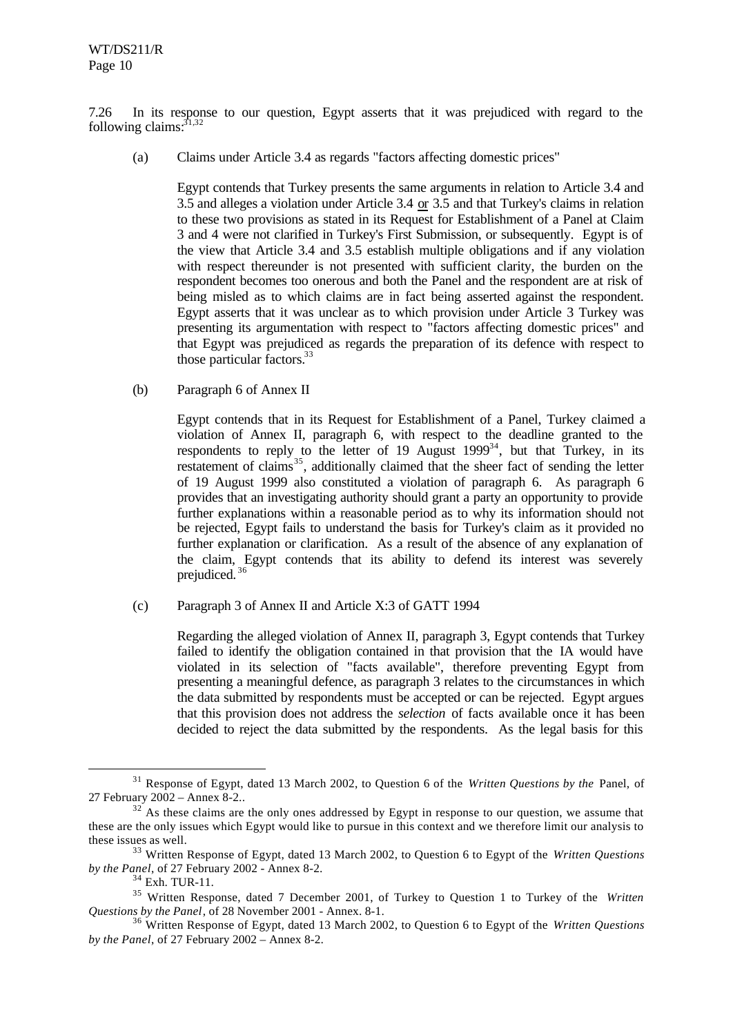7.26 In its response to our question, Egypt asserts that it was prejudiced with regard to the following claims:[31,32]

(a) Claims under Article 3.4 as regards "factors affecting domestic prices"

Egypt contends that Turkey presents the same arguments in relation to Article 3.4 and 3.5 and alleges a violation under Article 3.4 or 3.5 and that Turkey's claims in relation to these two provisions as stated in its Request for Establishment of a Panel at Claim 3 and 4 were not clarified in Turkey's First Submission, or subsequently. Egypt is of the view that Article 3.4 and 3.5 establish multiple obligations and if any violation with respect thereunder is not presented with sufficient clarity, the burden on the respondent becomes too onerous and both the Panel and the respondent are at risk of being misled as to which claims are in fact being asserted against the respondent. Egypt asserts that it was unclear as to which provision under Article 3 Turkey was presenting its argumentation with respect to "factors affecting domestic prices" and that Egypt was prejudiced as regards the preparation of its defence with respect to those particular factors.[33]

(b) Paragraph 6 of Annex II

Egypt contends that in its Request for Establishment of a Panel, Turkey claimed a violation of Annex II, paragraph 6, with respect to the deadline granted to the respondents to reply to the letter of 19 August 1999[34], but that Turkey, in its restatement of claims[35], additionally claimed that the sheer fact of sending the letter of 19 August 1999 also constituted a violation of paragraph 6. As paragraph 6 provides that an investigating authority should grant a party an opportunity to provide further explanations within a reasonable period as to why its information should not be rejected, Egypt fails to understand the basis for Turkey's claim as it provided no further explanation or clarification. As a result of the absence of any explanation of the claim, Egypt contends that its ability to defend its interest was severely prejudiced.[36]

(c) Paragraph 3 of Annex II and Article X:3 of GATT 1994

Regarding the alleged violation of Annex II, paragraph 3, Egypt contends that Turkey failed to identify the obligation contained in that provision that the IA would have violated in its selection of "facts available", therefore preventing Egypt from presenting a meaningful defence, as paragraph 3 relates to the circumstances in which the data submitted by respondents must be accepted or can be rejected. Egypt argues that this provision does not address the *selection* of facts available once it has been decided to reject the data submitted by the respondents. As the legal basis for this

---

[31] Response of Egypt, dated 13 March 2002, to Question 6 of the *Written Questions by the* Panel, of 27 February 2002 – Annex 8-2..

[32] As these claims are the only ones addressed by Egypt in response to our question, we assume that these are the only issues which Egypt would like to pursue in this context and we therefore limit our analysis to these issues as well.

[33] Written Response of Egypt, dated 13 March 2002, to Question 6 to Egypt of the *Written Questions by the Panel*, of 27 February 2002 - Annex 8-2.

[34] Exh. TUR-11.

[35] Written Response, dated 7 December 2001, of Turkey to Question 1 to Turkey of the *Written Questions by the Panel*, of 28 November 2001 - Annex. 8-1.

[36] Written Response of Egypt, dated 13 March 2002, to Question 6 to Egypt of the *Written Questions by the Panel*, of 27 February 2002 – Annex 8-2.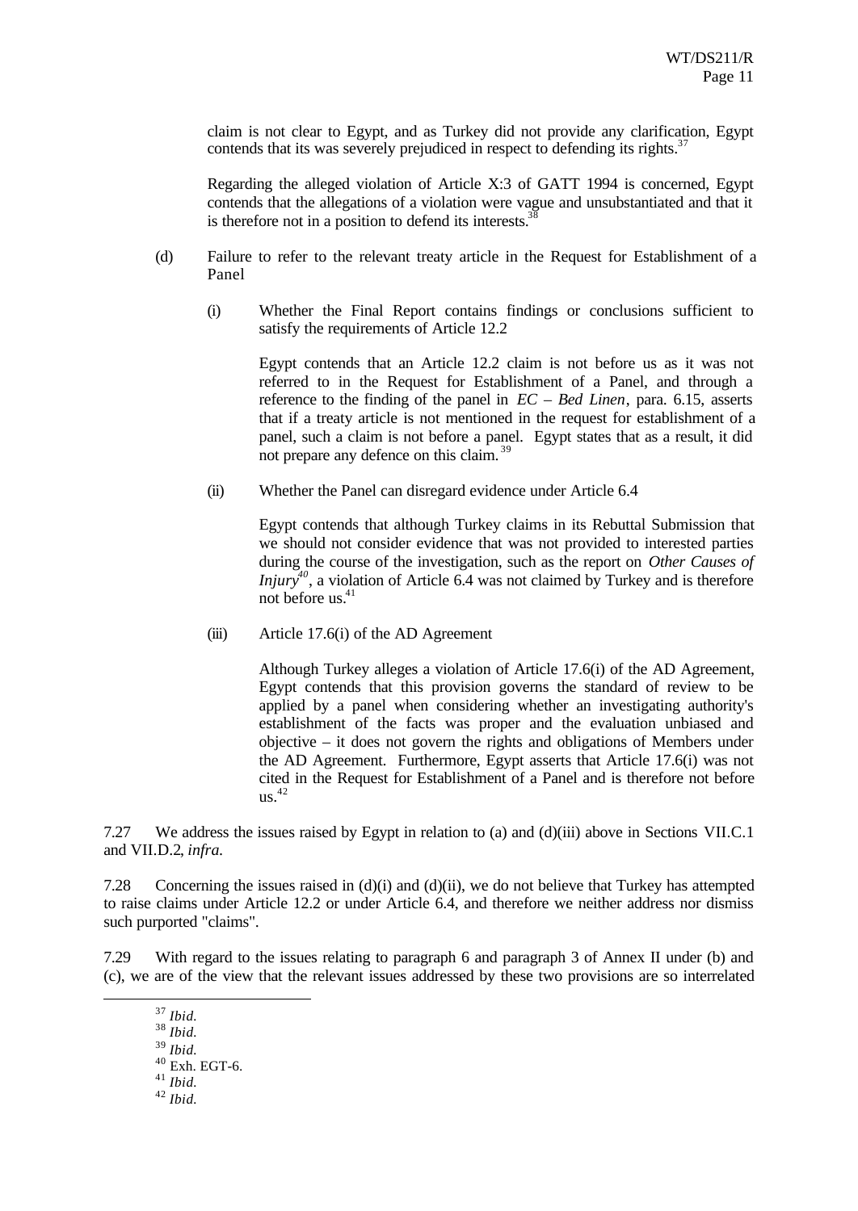claim is not clear to Egypt, and as Turkey did not provide any clarification, Egypt contends that its was severely prejudiced in respect to defending its rights.[37]

Regarding the alleged violation of Article X:3 of GATT 1994 is concerned, Egypt contends that the allegations of a violation were vague and unsubstantiated and that it is therefore not in a position to defend its interests.[38]

(d) Failure to refer to the relevant treaty article in the Request for Establishment of a Panel

(i) Whether the Final Report contains findings or conclusions sufficient to satisfy the requirements of Article 12.2

Egypt contends that an Article 12.2 claim is not before us as it was not referred to in the Request for Establishment of a Panel, and through a reference to the finding of the panel in *EC – Bed Linen*, para. 6.15, asserts that if a treaty article is not mentioned in the request for establishment of a panel, such a claim is not before a panel. Egypt states that as a result, it did not prepare any defence on this claim.[39]

(ii) Whether the Panel can disregard evidence under Article 6.4

Egypt contends that although Turkey claims in its Rebuttal Submission that we should not consider evidence that was not provided to interested parties during the course of the investigation, such as the report on *Other Causes of Injury*[40], a violation of Article 6.4 was not claimed by Turkey and is therefore not before us.[41]

(iii) Article 17.6(i) of the AD Agreement

Although Turkey alleges a violation of Article 17.6(i) of the AD Agreement, Egypt contends that this provision governs the standard of review to be applied by a panel when considering whether an investigating authority's establishment of the facts was proper and the evaluation unbiased and objective – it does not govern the rights and obligations of Members under the AD Agreement. Furthermore, Egypt asserts that Article 17.6(i) was not cited in the Request for Establishment of a Panel and is therefore not before us.[42]

7.27 We address the issues raised by Egypt in relation to (a) and (d)(iii) above in Sections VII.C.1 and VII.D.2, *infra*.

7.28 Concerning the issues raised in (d)(i) and (d)(ii), we do not believe that Turkey has attempted to raise claims under Article 12.2 or under Article 6.4, and therefore we neither address nor dismiss such purported "claims".

7.29 With regard to the issues relating to paragraph 6 and paragraph 3 of Annex II under (b) and (c), we are of the view that the relevant issues addressed by these two provisions are so interrelated

---

[37] *Ibid.*

[38] *Ibid.*

[39] *Ibid.*

[40] Exh. EGT-6.

[41] *Ibid.*

[42] *Ibid.*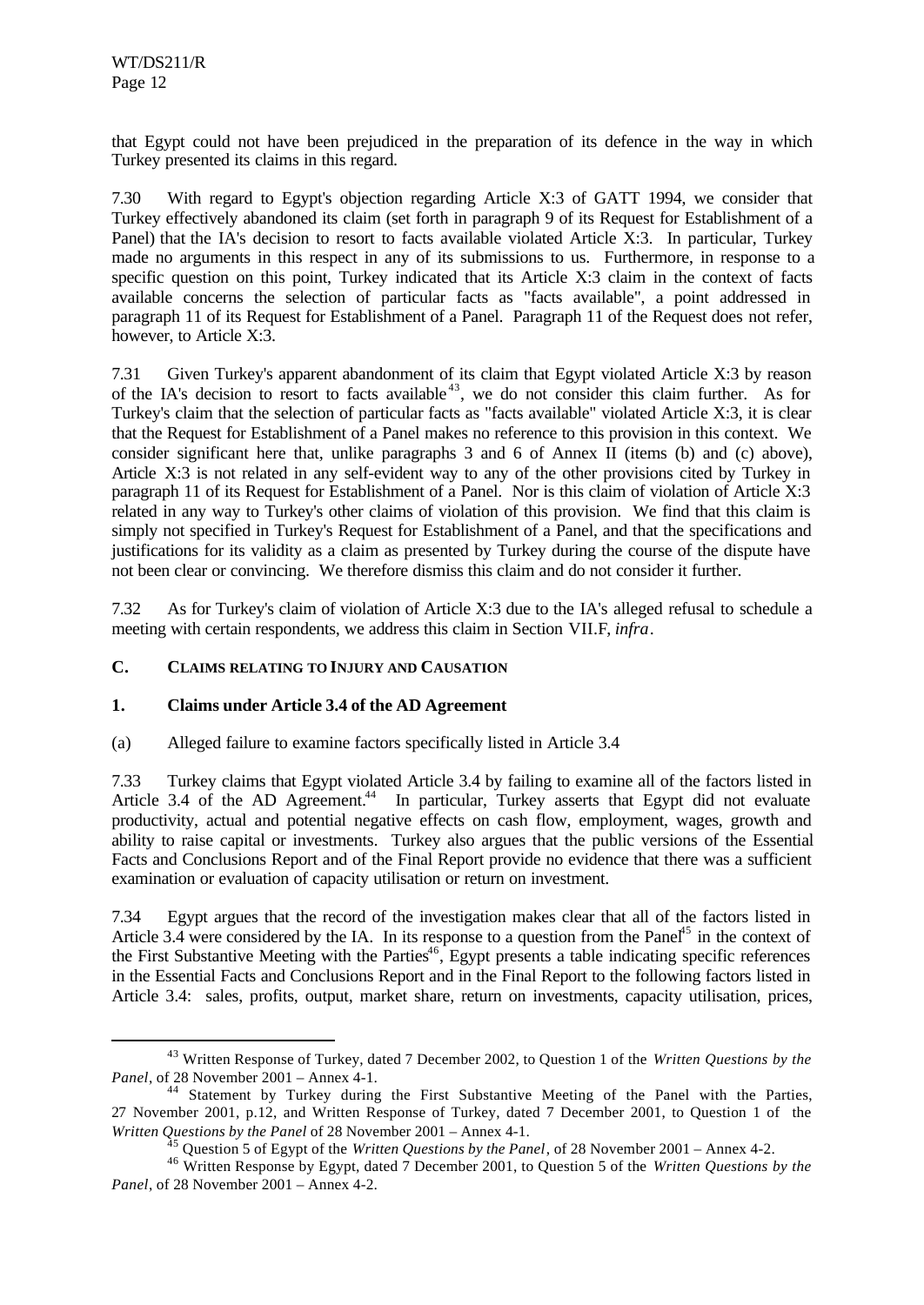that Egypt could not have been prejudiced in the preparation of its defence in the way in which Turkey presented its claims in this regard.

7.30 With regard to Egypt's objection regarding Article X:3 of GATT 1994, we consider that Turkey effectively abandoned its claim (set forth in paragraph 9 of its Request for Establishment of a Panel) that the IA's decision to resort to facts available violated Article X:3. In particular, Turkey made no arguments in this respect in any of its submissions to us. Furthermore, in response to a specific question on this point, Turkey indicated that its Article X:3 claim in the context of facts available concerns the selection of particular facts as "facts available", a point addressed in paragraph 11 of its Request for Establishment of a Panel. Paragraph 11 of the Request does not refer, however, to Article X:3.

7.31 Given Turkey's apparent abandonment of its claim that Egypt violated Article X:3 by reason of the IA's decision to resort to facts available[43], we do not consider this claim further. As for Turkey's claim that the selection of particular facts as "facts available" violated Article X:3, it is clear that the Request for Establishment of a Panel makes no reference to this provision in this context. We consider significant here that, unlike paragraphs 3 and 6 of Annex II (items (b) and (c) above), Article X:3 is not related in any self-evident way to any of the other provisions cited by Turkey in paragraph 11 of its Request for Establishment of a Panel. Nor is this claim of violation of Article X:3 related in any way to Turkey's other claims of violation of this provision. We find that this claim is simply not specified in Turkey's Request for Establishment of a Panel, and that the specifications and justifications for its validity as a claim as presented by Turkey during the course of the dispute have not been clear or convincing. We therefore dismiss this claim and do not consider it further.

7.32 As for Turkey's claim of violation of Article X:3 due to the IA's alleged refusal to schedule a meeting with certain respondents, we address this claim in Section VII.F, *infra*.

## C. CLAIMS RELATING TO INJURY AND CAUSATION

### 1. Claims under Article 3.4 of the AD Agreement

(a) Alleged failure to examine factors specifically listed in Article 3.4

7.33 Turkey claims that Egypt violated Article 3.4 by failing to examine all of the factors listed in Article 3.4 of the AD Agreement.[44] In particular, Turkey asserts that Egypt did not evaluate productivity, actual and potential negative effects on cash flow, employment, wages, growth and ability to raise capital or investments. Turkey also argues that the public versions of the Essential Facts and Conclusions Report and of the Final Report provide no evidence that there was a sufficient examination or evaluation of capacity utilisation or return on investment.

7.34 Egypt argues that the record of the investigation makes clear that all of the factors listed in Article 3.4 were considered by the IA. In its response to a question from the Panel[45] in the context of the First Substantive Meeting with the Parties[46], Egypt presents a table indicating specific references in the Essential Facts and Conclusions Report and in the Final Report to the following factors listed in Article 3.4: sales, profits, output, market share, return on investments, capacity utilisation, prices,

---

[43] Written Response of Turkey, dated 7 December 2002, to Question 1 of the *Written Questions by the Panel*, of 28 November 2001 – Annex 4-1.

[44] Statement by Turkey during the First Substantive Meeting of the Panel with the Parties, 27 November 2001, p.12, and Written Response of Turkey, dated 7 December 2001, to Question 1 of the *Written Questions by the Panel* of 28 November 2001 – Annex 4-1.

[45] Question 5 of Egypt of the *Written Questions by the Panel*, of 28 November 2001 – Annex 4-2.

[46] Written Response by Egypt, dated 7 December 2001, to Question 5 of the *Written Questions by the Panel*, of 28 November 2001 – Annex 4-2.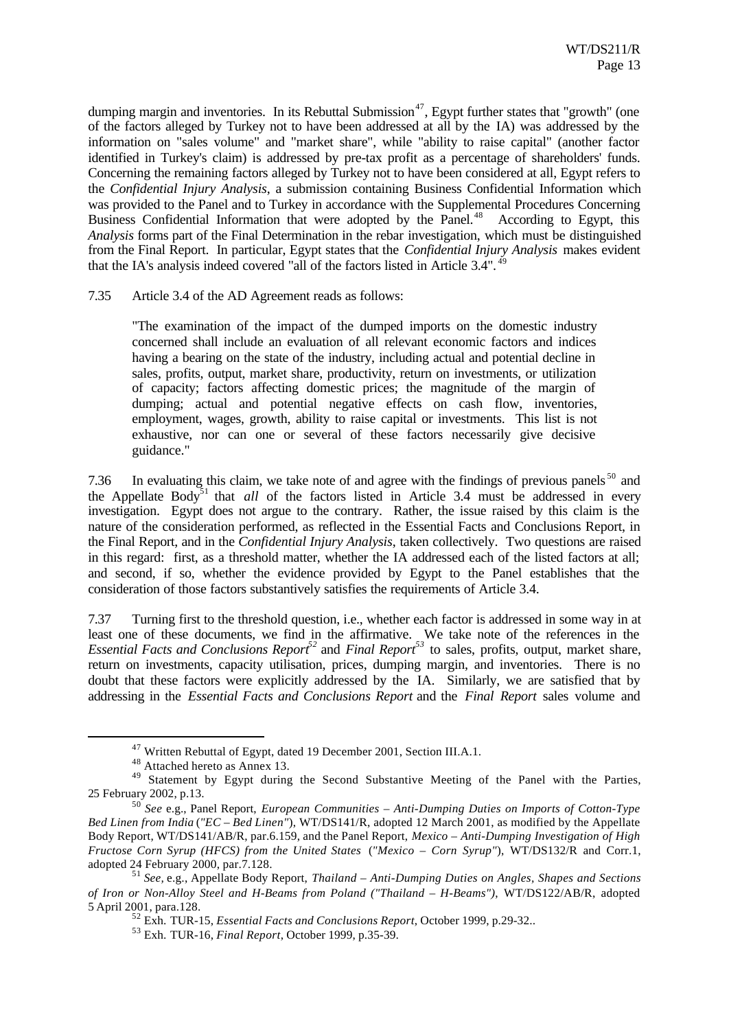dumping margin and inventories. In its Rebuttal Submission[47], Egypt further states that "growth" (one of the factors alleged by Turkey not to have been addressed at all by the IA) was addressed by the information on "sales volume" and "market share", while "ability to raise capital" (another factor identified in Turkey's claim) is addressed by pre-tax profit as a percentage of shareholders' funds. Concerning the remaining factors alleged by Turkey not to have been considered at all, Egypt refers to the *Confidential Injury Analysis*, a submission containing Business Confidential Information which was provided to the Panel and to Turkey in accordance with the Supplemental Procedures Concerning Business Confidential Information that were adopted by the Panel.[48] According to Egypt, this *Analysis* forms part of the Final Determination in the rebar investigation, which must be distinguished from the Final Report. In particular, Egypt states that the *Confidential Injury Analysis* makes evident that the IA's analysis indeed covered "all of the factors listed in Article 3.4".[49]

7.35 Article 3.4 of the AD Agreement reads as follows:

> "The examination of the impact of the dumped imports on the domestic industry concerned shall include an evaluation of all relevant economic factors and indices having a bearing on the state of the industry, including actual and potential decline in sales, profits, output, market share, productivity, return on investments, or utilization of capacity; factors affecting domestic prices; the magnitude of the margin of dumping; actual and potential negative effects on cash flow, inventories, employment, wages, growth, ability to raise capital or investments. This list is not exhaustive, nor can one or several of these factors necessarily give decisive guidance."

7.36 In evaluating this claim, we take note of and agree with the findings of previous panels[50] and the Appellate Body[51] that *all* of the factors listed in Article 3.4 must be addressed in every investigation. Egypt does not argue to the contrary. Rather, the issue raised by this claim is the nature of the consideration performed, as reflected in the Essential Facts and Conclusions Report, in the Final Report, and in the *Confidential Injury Analysis*, taken collectively. Two questions are raised in this regard: first, as a threshold matter, whether the IA addressed each of the listed factors at all; and second, if so, whether the evidence provided by Egypt to the Panel establishes that the consideration of those factors substantively satisfies the requirements of Article 3.4.

7.37 Turning first to the threshold question, i.e., whether each factor is addressed in some way in at least one of these documents, we find in the affirmative. We take note of the references in the *Essential Facts and Conclusions Report*[52] and *Final Report*[53] to sales, profits, output, market share, return on investments, capacity utilisation, prices, dumping margin, and inventories. There is no doubt that these factors were explicitly addressed by the IA. Similarly, we are satisfied that by addressing in the *Essential Facts and Conclusions Report* and the *Final Report* sales volume and

---

[47] Written Rebuttal of Egypt, dated 19 December 2001, Section III.A.1.

[48] Attached hereto as Annex 13.

[49] Statement by Egypt during the Second Substantive Meeting of the Panel with the Parties, 25 February 2002, p.13.

[50] *See* e.g., Panel Report, *European Communities – Anti-Dumping Duties on Imports of Cotton-Type Bed Linen from India* (*"EC – Bed Linen"*), WT/DS141/R, adopted 12 March 2001, as modified by the Appellate Body Report, WT/DS141/AB/R, par.6.159, and the Panel Report, *Mexico – Anti-Dumping Investigation of High Fructose Corn Syrup (HFCS) from the United States* (*"Mexico – Corn Syrup"*), WT/DS132/R and Corr.1, adopted 24 February 2000, par.7.128.

[51] *See*, e.g., Appellate Body Report, *Thailand – Anti-Dumping Duties on Angles, Shapes and Sections of Iron or Non-Alloy Steel and H-Beams from Poland ("Thailand – H-Beams")*, WT/DS122/AB/R, adopted 5 April 2001, para.128.

[52] Exh. TUR-15, *Essential Facts and Conclusions Report*, October 1999, p.29-32..

[53] Exh. TUR-16, *Final Report*, October 1999, p.35-39.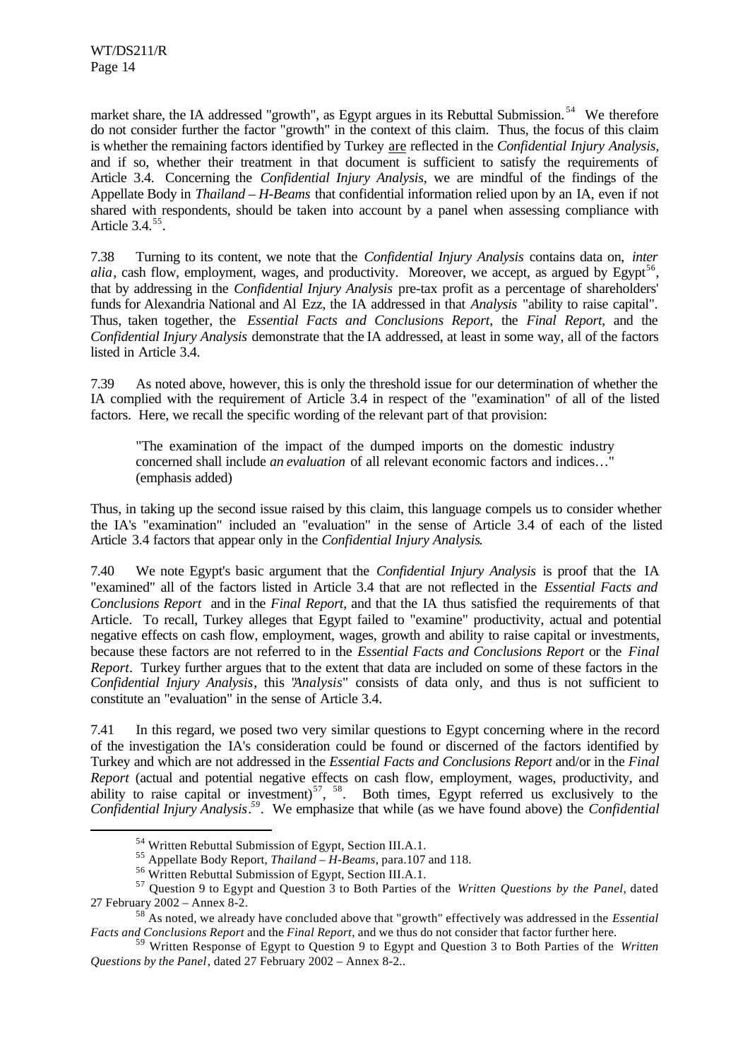market share, the IA addressed "growth", as Egypt argues in its Rebuttal Submission.[54] We therefore do not consider further the factor "growth" in the context of this claim. Thus, the focus of this claim is whether the remaining factors identified by Turkey are reflected in the *Confidential Injury Analysis*, and if so, whether their treatment in that document is sufficient to satisfy the requirements of Article 3.4. Concerning the *Confidential Injury Analysis*, we are mindful of the findings of the Appellate Body in *Thailand – H-Beams* that confidential information relied upon by an IA, even if not shared with respondents, should be taken into account by a panel when assessing compliance with Article 3.4.[55].

7.38 Turning to its content, we note that the *Confidential Injury Analysis* contains data on, *inter alia*, cash flow, employment, wages, and productivity. Moreover, we accept, as argued by Egypt[56], that by addressing in the *Confidential Injury Analysis* pre-tax profit as a percentage of shareholders' funds for Alexandria National and Al Ezz, the IA addressed in that *Analysis* "ability to raise capital". Thus, taken together, the *Essential Facts and Conclusions Report*, the *Final Report*, and the *Confidential Injury Analysis* demonstrate that the IA addressed, at least in some way, all of the factors listed in Article 3.4.

7.39 As noted above, however, this is only the threshold issue for our determination of whether the IA complied with the requirement of Article 3.4 in respect of the "examination" of all of the listed factors. Here, we recall the specific wording of the relevant part of that provision:

> "The examination of the impact of the dumped imports on the domestic industry concerned shall include *an evaluation* of all relevant economic factors and indices…" (emphasis added)

Thus, in taking up the second issue raised by this claim, this language compels us to consider whether the IA's "examination" included an "evaluation" in the sense of Article 3.4 of each of the listed Article 3.4 factors that appear only in the *Confidential Injury Analysis*.

7.40 We note Egypt's basic argument that the *Confidential Injury Analysis* is proof that the IA "examined" all of the factors listed in Article 3.4 that are not reflected in the *Essential Facts and Conclusions Report* and in the *Final Report*, and that the IA thus satisfied the requirements of that Article. To recall, Turkey alleges that Egypt failed to "examine" productivity, actual and potential negative effects on cash flow, employment, wages, growth and ability to raise capital or investments, because these factors are not referred to in the *Essential Facts and Conclusions Report* or the *Final Report*. Turkey further argues that to the extent that data are included on some of these factors in the *Confidential Injury Analysis*, this "*Analysis*" consists of data only, and thus is not sufficient to constitute an "evaluation" in the sense of Article 3.4.

7.41 In this regard, we posed two very similar questions to Egypt concerning where in the record of the investigation the IA's consideration could be found or discerned of the factors identified by Turkey and which are not addressed in the *Essential Facts and Conclusions Report* and/or in the *Final Report* (actual and potential negative effects on cash flow, employment, wages, productivity, and ability to raise capital or investment)[57], [58]. Both times, Egypt referred us exclusively to the *Confidential Injury Analysis*.[59]. We emphasize that while (as we have found above) the *Confidential*

---

[54] Written Rebuttal Submission of Egypt, Section III.A.1.

[55] Appellate Body Report, *Thailand – H-Beams*, para.107 and 118.

[56] Written Rebuttal Submission of Egypt, Section III.A.1.

[57] Question 9 to Egypt and Question 3 to Both Parties of the *Written Questions by the Panel*, dated 27 February 2002 – Annex 8-2.

[58] As noted, we already have concluded above that "growth" effectively was addressed in the *Essential Facts and Conclusions Report* and the *Final Report*, and we thus do not consider that factor further here.

[59] Written Response of Egypt to Question 9 to Egypt and Question 3 to Both Parties of the *Written Questions by the Panel*, dated 27 February 2002 – Annex 8-2..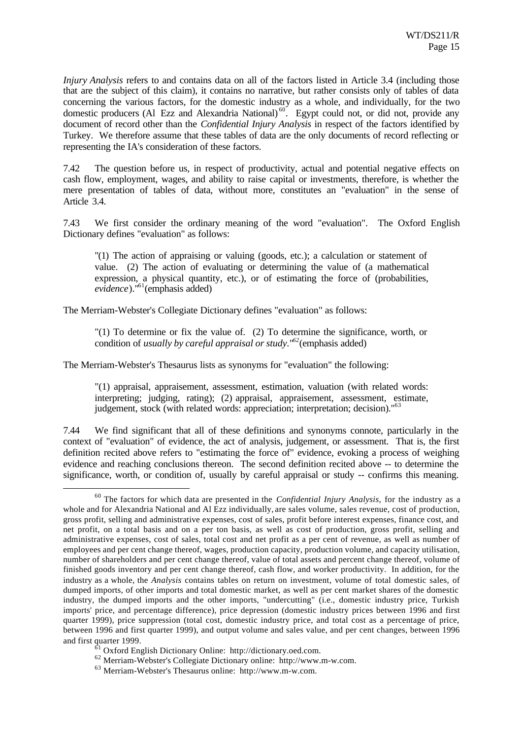*Injury Analysis* refers to and contains data on all of the factors listed in Article 3.4 (including those that are the subject of this claim), it contains no narrative, but rather consists only of tables of data concerning the various factors, for the domestic industry as a whole, and individually, for the two domestic producers (Al Ezz and Alexandria National)[60]. Egypt could not, or did not, provide any document of record other than the *Confidential Injury Analysis* in respect of the factors identified by Turkey. We therefore assume that these tables of data are the only documents of record reflecting or representing the IA's consideration of these factors.

7.42 The question before us, in respect of productivity, actual and potential negative effects on cash flow, employment, wages, and ability to raise capital or investments, therefore, is whether the mere presentation of tables of data, without more, constitutes an "evaluation" in the sense of Article 3.4.

7.43 We first consider the ordinary meaning of the word "evaluation". The Oxford English Dictionary defines "evaluation" as follows:

> "(1) The action of appraising or valuing (goods, etc.); a calculation or statement of value. (2) The action of evaluating or determining the value of (a mathematical expression, a physical quantity, etc.), or of estimating the force of (probabilities, *evidence*)."[61] (emphasis added)

The Merriam-Webster's Collegiate Dictionary defines "evaluation" as follows:

> "(1) To determine or fix the value of. (2) To determine the significance, worth, or condition of *usually by careful appraisal or study*."[62] (emphasis added)

The Merriam-Webster's Thesaurus lists as synonyms for "evaluation" the following:

> "(1) appraisal, appraisement, assessment, estimation, valuation (with related words: interpreting; judging, rating); (2) appraisal, appraisement, assessment, estimate, judgement, stock (with related words: appreciation; interpretation; decision)."[63]

7.44 We find significant that all of these definitions and synonyms connote, particularly in the context of "evaluation" of evidence, the act of analysis, judgement, or assessment. That is, the first definition recited above refers to "estimating the force of" evidence, evoking a process of weighing evidence and reaching conclusions thereon. The second definition recited above -- to determine the significance, worth, or condition of, usually by careful appraisal or study -- confirms this meaning.

---

[60] The factors for which data are presented in the *Confidential Injury Analysis*, for the industry as a whole and for Alexandria National and Al Ezz individually, are sales volume, sales revenue, cost of production, gross profit, selling and administrative expenses, cost of sales, profit before interest expenses, finance cost, and net profit, on a total basis and on a per ton basis, as well as cost of production, gross profit, selling and administrative expenses, cost of sales, total cost and net profit as a per cent of revenue, as well as number of employees and per cent change thereof, wages, production capacity, production volume, and capacity utilisation, number of shareholders and per cent change thereof, value of total assets and percent change thereof, volume of finished goods inventory and per cent change thereof, cash flow, and worker productivity. In addition, for the industry as a whole, the *Analysis* contains tables on return on investment, volume of total domestic sales, of dumped imports, of other imports and total domestic market, as well as per cent market shares of the domestic industry, the dumped imports and the other imports, "undercutting" (i.e., domestic industry price, Turkish imports' price, and percentage difference), price depression (domestic industry prices between 1996 and first quarter 1999), price suppression (total cost, domestic industry price, and total cost as a percentage of price, between 1996 and first quarter 1999), and output volume and sales value, and per cent changes, between 1996 and first quarter 1999.

[61] Oxford English Dictionary Online: http://dictionary.oed.com.

[62] Merriam-Webster's Collegiate Dictionary online: http://www.m-w.com.

[63] Merriam-Webster's Thesaurus online: http://www.m-w.com.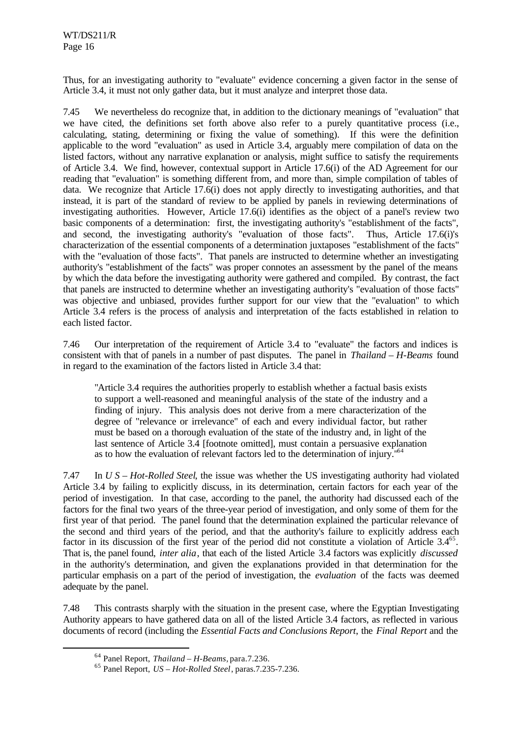Thus, for an investigating authority to "evaluate" evidence concerning a given factor in the sense of Article 3.4, it must not only gather data, but it must analyze and interpret those data.

7.45 We nevertheless do recognize that, in addition to the dictionary meanings of "evaluation" that we have cited, the definitions set forth above also refer to a purely quantitative process (i.e., calculating, stating, determining or fixing the value of something). If this were the definition applicable to the word "evaluation" as used in Article 3.4, arguably mere compilation of data on the listed factors, without any narrative explanation or analysis, might suffice to satisfy the requirements of Article 3.4. We find, however, contextual support in Article 17.6(i) of the AD Agreement for our reading that "evaluation" is something different from, and more than, simple compilation of tables of data. We recognize that Article 17.6(i) does not apply directly to investigating authorities, and that instead, it is part of the standard of review to be applied by panels in reviewing determinations of investigating authorities. However, Article 17.6(i) identifies as the object of a panel's review two basic components of a determination: first, the investigating authority's "establishment of the facts", and second, the investigating authority's "evaluation of those facts". Thus, Article 17.6(i)'s characterization of the essential components of a determination juxtaposes "establishment of the facts" with the "evaluation of those facts". That panels are instructed to determine whether an investigating authority's "establishment of the facts" was proper connotes an assessment by the panel of the means by which the data before the investigating authority were gathered and compiled. By contrast, the fact that panels are instructed to determine whether an investigating authority's "evaluation of those facts" was objective and unbiased, provides further support for our view that the "evaluation" to which Article 3.4 refers is the process of analysis and interpretation of the facts established in relation to each listed factor.

7.46 Our interpretation of the requirement of Article 3.4 to "evaluate" the factors and indices is consistent with that of panels in a number of past disputes. The panel in *Thailand – H-Beams* found in regard to the examination of the factors listed in Article 3.4 that:

> "Article 3.4 requires the authorities properly to establish whether a factual basis exists to support a well-reasoned and meaningful analysis of the state of the industry and a finding of injury. This analysis does not derive from a mere characterization of the degree of "relevance or irrelevance" of each and every individual factor, but rather must be based on a thorough evaluation of the state of the industry and, in light of the last sentence of Article 3.4 [footnote omitted], must contain a persuasive explanation as to how the evaluation of relevant factors led to the determination of injury."[64]

7.47 In *US – Hot-Rolled Steel*, the issue was whether the US investigating authority had violated Article 3.4 by failing to explicitly discuss, in its determination, certain factors for each year of the period of investigation. In that case, according to the panel, the authority had discussed each of the factors for the final two years of the three-year period of investigation, and only some of them for the first year of that period. The panel found that the determination explained the particular relevance of the second and third years of the period, and that the authority's failure to explicitly address each factor in its discussion of the first year of the period did not constitute a violation of Article 3.4[65]. That is, the panel found, *inter alia*, that each of the listed Article 3.4 factors was explicitly *discussed* in the authority's determination, and given the explanations provided in that determination for the particular emphasis on a part of the period of investigation, the *evaluation* of the facts was deemed adequate by the panel.

7.48 This contrasts sharply with the situation in the present case, where the Egyptian Investigating Authority appears to have gathered data on all of the listed Article 3.4 factors, as reflected in various documents of record (including the *Essential Facts and Conclusions Report*, the *Final Report* and the

---

[64] Panel Report, *Thailand – H-Beams*, para.7.236.

[65] Panel Report, *US – Hot-Rolled Steel*, paras.7.235-7.236.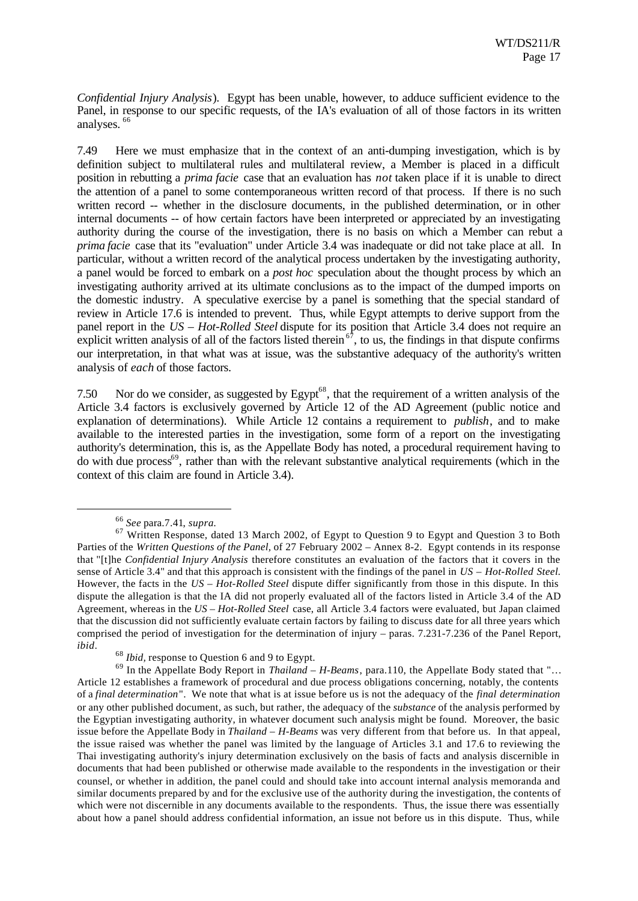*Confidential Injury Analysis*). Egypt has been unable, however, to adduce sufficient evidence to the Panel, in response to our specific requests, of the IA's evaluation of all of those factors in its written analyses.[66]

7.49 Here we must emphasize that in the context of an anti-dumping investigation, which is by definition subject to multilateral rules and multilateral review, a Member is placed in a difficult position in rebutting a *prima facie* case that an evaluation has *not* taken place if it is unable to direct the attention of a panel to some contemporaneous written record of that process. If there is no such written record -- whether in the disclosure documents, in the published determination, or in other internal documents -- of how certain factors have been interpreted or appreciated by an investigating authority during the course of the investigation, there is no basis on which a Member can rebut a *prima facie* case that its "evaluation" under Article 3.4 was inadequate or did not take place at all. In particular, without a written record of the analytical process undertaken by the investigating authority, a panel would be forced to embark on a *post hoc* speculation about the thought process by which an investigating authority arrived at its ultimate conclusions as to the impact of the dumped imports on the domestic industry. A speculative exercise by a panel is something that the special standard of review in Article 17.6 is intended to prevent. Thus, while Egypt attempts to derive support from the panel report in the *US – Hot-Rolled Steel* dispute for its position that Article 3.4 does not require an explicit written analysis of all of the factors listed therein[67], to us, the findings in that dispute confirms our interpretation, in that what was at issue, was the substantive adequacy of the authority's written analysis of *each* of those factors.

7.50 Nor do we consider, as suggested by Egypt[68], that the requirement of a written analysis of the Article 3.4 factors is exclusively governed by Article 12 of the AD Agreement (public notice and explanation of determinations). While Article 12 contains a requirement to *publish*, and to make available to the interested parties in the investigation, some form of a report on the investigating authority's determination, this is, as the Appellate Body has noted, a procedural requirement having to do with due process[69], rather than with the relevant substantive analytical requirements (which in the context of this claim are found in Article 3.4).

---

[66] *See* para.7.41, *supra*.

[67] Written Response, dated 13 March 2002, of Egypt to Question 9 to Egypt and Question 3 to Both Parties of the *Written Questions of the Panel*, of 27 February 2002 – Annex 8-2. Egypt contends in its response that "[t]he *Confidential Injury Analysis* therefore constitutes an evaluation of the factors that it covers in the sense of Article 3.4" and that this approach is consistent with the findings of the panel in *US – Hot-Rolled Steel.* However, the facts in the *US – Hot-Rolled Steel* dispute differ significantly from those in this dispute. In this dispute the allegation is that the IA did not properly evaluated all of the factors listed in Article 3.4 of the AD Agreement, whereas in the *US – Hot-Rolled Steel* case, all Article 3.4 factors were evaluated, but Japan claimed that the discussion did not sufficiently evaluate certain factors by failing to discuss date for all three years which comprised the period of investigation for the determination of injury – paras. 7.231-7.236 of the Panel Report, *ibid*.

[68] *Ibid*, response to Question 6 and 9 to Egypt.

[69] In the Appellate Body Report in *Thailand – H-Beams*, para.110, the Appellate Body stated that "… Article 12 establishes a framework of procedural and due process obligations concerning, notably, the contents of a *final determination*". We note that what is at issue before us is not the adequacy of the *final determination* or any other published document, as such, but rather, the adequacy of the *substance* of the analysis performed by the Egyptian investigating authority, in whatever document such analysis might be found. Moreover, the basic issue before the Appellate Body in *Thailand – H-Beams* was very different from that before us. In that appeal, the issue raised was whether the panel was limited by the language of Articles 3.1 and 17.6 to reviewing the Thai investigating authority's injury determination exclusively on the basis of facts and analysis discernible in documents that had been published or otherwise made available to the respondents in the investigation or their counsel, or whether in addition, the panel could and should take into account internal analysis memoranda and similar documents prepared by and for the exclusive use of the authority during the investigation, the contents of which were not discernible in any documents available to the respondents. Thus, the issue there was essentially about how a panel should address confidential information, an issue not before us in this dispute. Thus, while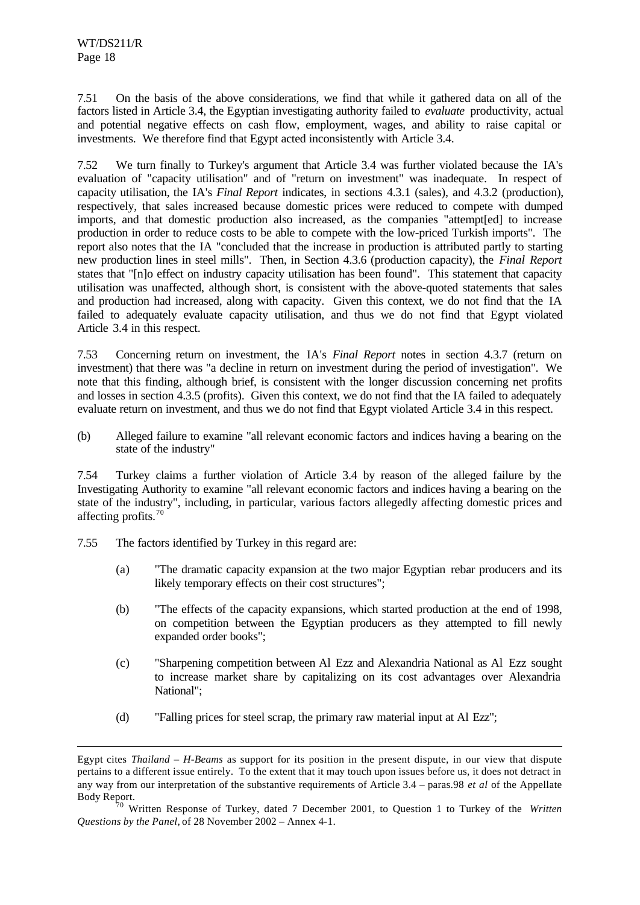7.51 On the basis of the above considerations, we find that while it gathered data on all of the factors listed in Article 3.4, the Egyptian investigating authority failed to *evaluate* productivity, actual and potential negative effects on cash flow, employment, wages, and ability to raise capital or investments. We therefore find that Egypt acted inconsistently with Article 3.4.

7.52 We turn finally to Turkey's argument that Article 3.4 was further violated because the IA's evaluation of "capacity utilisation" and of "return on investment" was inadequate. In respect of capacity utilisation, the IA's *Final Report* indicates, in sections 4.3.1 (sales), and 4.3.2 (production), respectively, that sales increased because domestic prices were reduced to compete with dumped imports, and that domestic production also increased, as the companies "attempt[ed] to increase production in order to reduce costs to be able to compete with the low-priced Turkish imports". The report also notes that the IA "concluded that the increase in production is attributed partly to starting new production lines in steel mills". Then, in Section 4.3.6 (production capacity), the *Final Report* states that "[n]o effect on industry capacity utilisation has been found". This statement that capacity utilisation was unaffected, although short, is consistent with the above-quoted statements that sales and production had increased, along with capacity. Given this context, we do not find that the IA failed to adequately evaluate capacity utilisation, and thus we do not find that Egypt violated Article 3.4 in this respect.

7.53 Concerning return on investment, the IA's *Final Report* notes in section 4.3.7 (return on investment) that there was "a decline in return on investment during the period of investigation". We note that this finding, although brief, is consistent with the longer discussion concerning net profits and losses in section 4.3.5 (profits). Given this context, we do not find that the IA failed to adequately evaluate return on investment, and thus we do not find that Egypt violated Article 3.4 in this respect.

(b) Alleged failure to examine "all relevant economic factors and indices having a bearing on the state of the industry"

7.54 Turkey claims a further violation of Article 3.4 by reason of the alleged failure by the Investigating Authority to examine "all relevant economic factors and indices having a bearing on the state of the industry", including, in particular, various factors allegedly affecting domestic prices and affecting profits.[70]

7.55 The factors identified by Turkey in this regard are:

(a) "The dramatic capacity expansion at the two major Egyptian rebar producers and its likely temporary effects on their cost structures";

(b) "The effects of the capacity expansions, which started production at the end of 1998, on competition between the Egyptian producers as they attempted to fill newly expanded order books";

(c) "Sharpening competition between Al Ezz and Alexandria National as Al Ezz sought to increase market share by capitalizing on its cost advantages over Alexandria National";

(d) "Falling prices for steel scrap, the primary raw material input at Al Ezz";

---

Egypt cites *Thailand – H-Beams* as support for its position in the present dispute, in our view that dispute pertains to a different issue entirely. To the extent that it may touch upon issues before us, it does not detract in any way from our interpretation of the substantive requirements of Article 3.4 – paras.98 *et al* of the Appellate Body Report.

[70] Written Response of Turkey, dated 7 December 2001, to Question 1 to Turkey of the *Written Questions by the Panel,* of 28 November 2002 – Annex 4-1.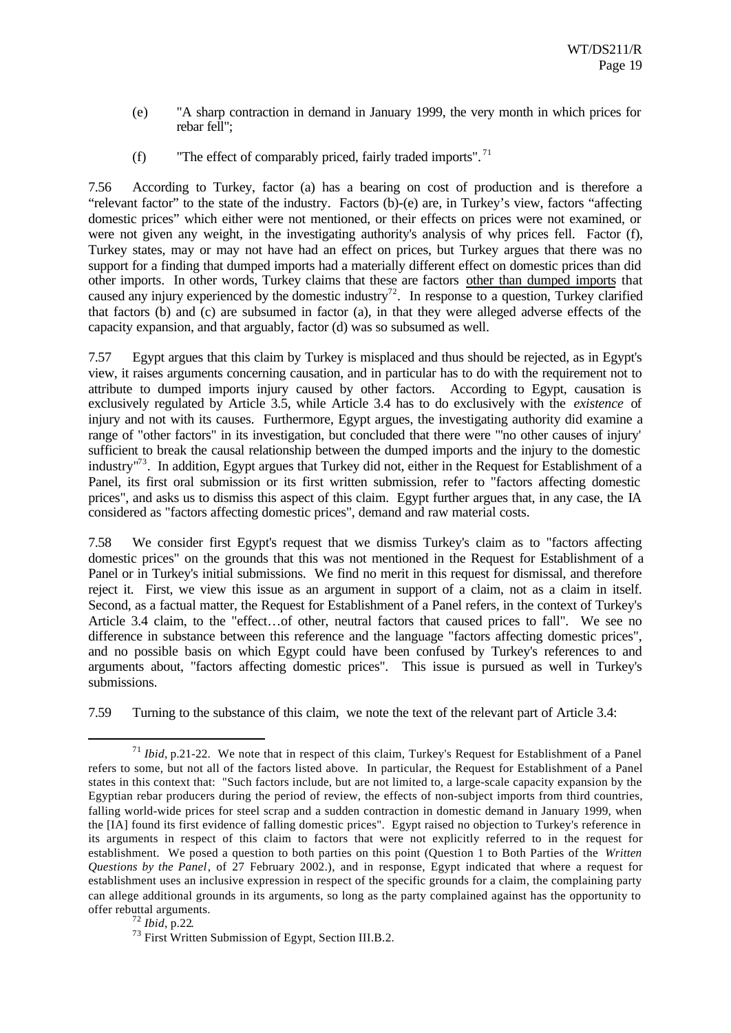(e) "A sharp contraction in demand in January 1999, the very month in which prices for rebar fell";

(f) "The effect of comparably priced, fairly traded imports".[71]

7.56 According to Turkey, factor (a) has a bearing on cost of production and is therefore a "relevant factor" to the state of the industry. Factors (b)-(e) are, in Turkey's view, factors "affecting domestic prices" which either were not mentioned, or their effects on prices were not examined, or were not given any weight, in the investigating authority's analysis of why prices fell. Factor (f), Turkey states, may or may not have had an effect on prices, but Turkey argues that there was no support for a finding that dumped imports had a materially different effect on domestic prices than did other imports. In other words, Turkey claims that these are factors <u>other than dumped imports</u> that caused any injury experienced by the domestic industry[72]. In response to a question, Turkey clarified that factors (b) and (c) are subsumed in factor (a), in that they were alleged adverse effects of the capacity expansion, and that arguably, factor (d) was so subsumed as well.

7.57 Egypt argues that this claim by Turkey is misplaced and thus should be rejected, as in Egypt's view, it raises arguments concerning causation, and in particular has to do with the requirement not to attribute to dumped imports injury caused by other factors. According to Egypt, causation is exclusively regulated by Article 3.5, while Article 3.4 has to do exclusively with the *existence* of injury and not with its causes. Furthermore, Egypt argues, the investigating authority did examine a range of "other factors" in its investigation, but concluded that there were "'no other causes of injury' sufficient to break the causal relationship between the dumped imports and the injury to the domestic industry"[73]. In addition, Egypt argues that Turkey did not, either in the Request for Establishment of a Panel, its first oral submission or its first written submission, refer to "factors affecting domestic prices", and asks us to dismiss this aspect of this claim. Egypt further argues that, in any case, the IA considered as "factors affecting domestic prices", demand and raw material costs.

7.58 We consider first Egypt's request that we dismiss Turkey's claim as to "factors affecting domestic prices" on the grounds that this was not mentioned in the Request for Establishment of a Panel or in Turkey's initial submissions. We find no merit in this request for dismissal, and therefore reject it. First, we view this issue as an argument in support of a claim, not as a claim in itself. Second, as a factual matter, the Request for Establishment of a Panel refers, in the context of Turkey's Article 3.4 claim, to the "effect…of other, neutral factors that caused prices to fall". We see no difference in substance between this reference and the language "factors affecting domestic prices", and no possible basis on which Egypt could have been confused by Turkey's references to and arguments about, "factors affecting domestic prices". This issue is pursued as well in Turkey's submissions.

7.59 Turning to the substance of this claim, we note the text of the relevant part of Article 3.4:

---

[71] *Ibid*, p.21-22. We note that in respect of this claim, Turkey's Request for Establishment of a Panel refers to some, but not all of the factors listed above. In particular, the Request for Establishment of a Panel states in this context that: "Such factors include, but are not limited to, a large-scale capacity expansion by the Egyptian rebar producers during the period of review, the effects of non-subject imports from third countries, falling world-wide prices for steel scrap and a sudden contraction in domestic demand in January 1999, when the [IA] found its first evidence of falling domestic prices". Egypt raised no objection to Turkey's reference in its arguments in respect of this claim to factors that were not explicitly referred to in the request for establishment. We posed a question to both parties on this point (Question 1 to Both Parties of the *Written Questions by the Panel*, of 27 February 2002.), and in response, Egypt indicated that where a request for establishment uses an inclusive expression in respect of the specific grounds for a claim, the complaining party can allege additional grounds in its arguments, so long as the party complained against has the opportunity to offer rebuttal arguments.

[72] *Ibid*, p.22.

[73] First Written Submission of Egypt, Section III.B.2.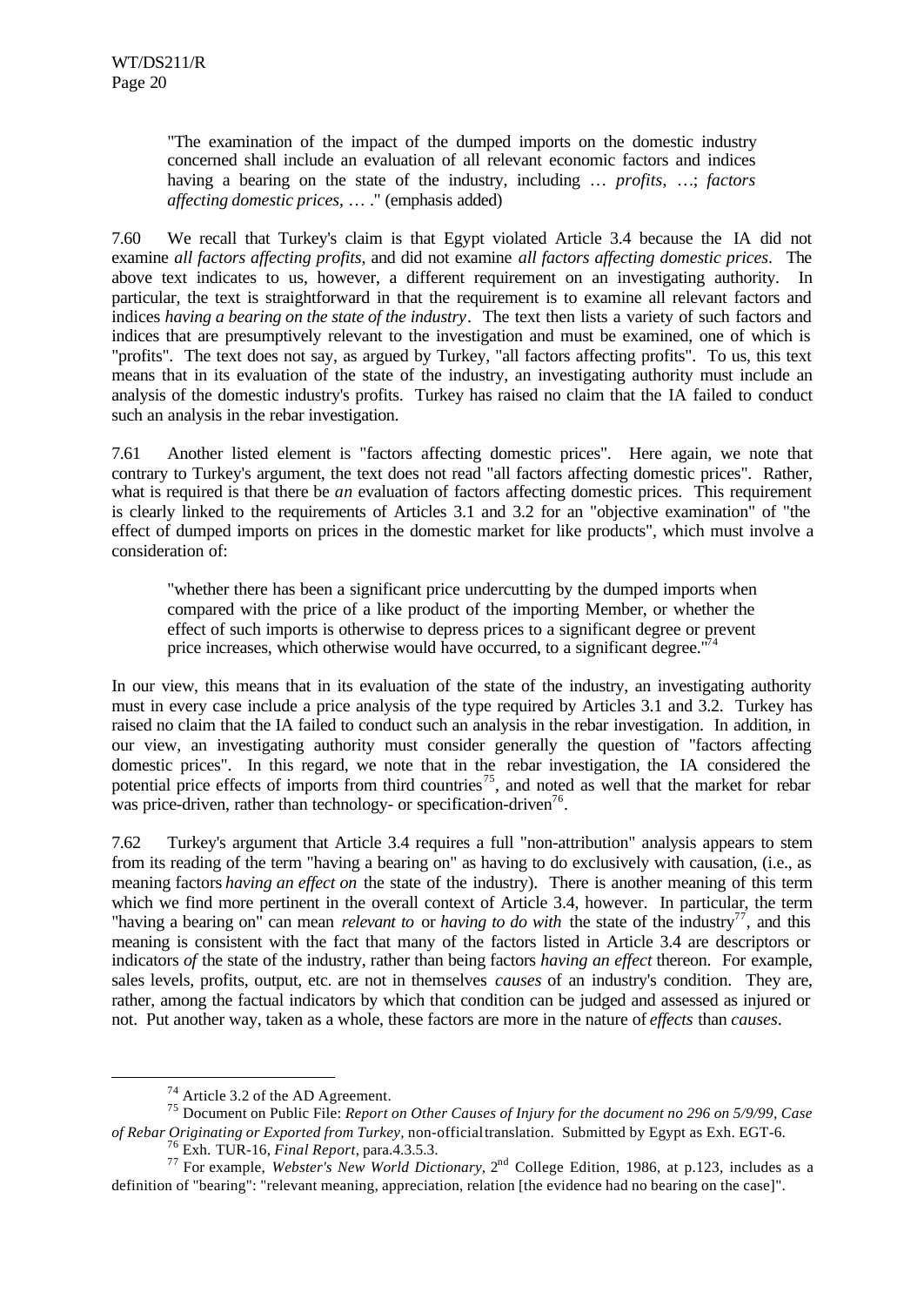> "The examination of the impact of the dumped imports on the domestic industry concerned shall include an evaluation of all relevant economic factors and indices having a bearing on the state of the industry, including … *profits*, …; *factors affecting domestic prices*, … ." (emphasis added)

7.60 We recall that Turkey's claim is that Egypt violated Article 3.4 because the IA did not examine *all factors affecting profits*, and did not examine *all factors affecting domestic prices*. The above text indicates to us, however, a different requirement on an investigating authority. In particular, the text is straightforward in that the requirement is to examine all relevant factors and indices *having a bearing on the state of the industry*. The text then lists a variety of such factors and indices that are presumptively relevant to the investigation and must be examined, one of which is "profits". The text does not say, as argued by Turkey, "all factors affecting profits". To us, this text means that in its evaluation of the state of the industry, an investigating authority must include an analysis of the domestic industry's profits. Turkey has raised no claim that the IA failed to conduct such an analysis in the rebar investigation.

7.61 Another listed element is "factors affecting domestic prices". Here again, we note that contrary to Turkey's argument, the text does not read "all factors affecting domestic prices". Rather, what is required is that there be *an* evaluation of factors affecting domestic prices. This requirement is clearly linked to the requirements of Articles 3.1 and 3.2 for an "objective examination" of "the effect of dumped imports on prices in the domestic market for like products", which must involve a consideration of:

> "whether there has been a significant price undercutting by the dumped imports when compared with the price of a like product of the importing Member, or whether the effect of such imports is otherwise to depress prices to a significant degree or prevent price increases, which otherwise would have occurred, to a significant degree."[74]

In our view, this means that in its evaluation of the state of the industry, an investigating authority must in every case include a price analysis of the type required by Articles 3.1 and 3.2. Turkey has raised no claim that the IA failed to conduct such an analysis in the rebar investigation. In addition, in our view, an investigating authority must consider generally the question of "factors affecting domestic prices". In this regard, we note that in the rebar investigation, the IA considered the potential price effects of imports from third countries[75], and noted as well that the market for rebar was price-driven, rather than technology- or specification-driven[76].

7.62 Turkey's argument that Article 3.4 requires a full "non-attribution" analysis appears to stem from its reading of the term "having a bearing on" as having to do exclusively with causation, (i.e., as meaning factors *having an effect on* the state of the industry). There is another meaning of this term which we find more pertinent in the overall context of Article 3.4, however. In particular, the term "having a bearing on" can mean *relevant to* or *having to do with* the state of the industry[77], and this meaning is consistent with the fact that many of the factors listed in Article 3.4 are descriptors or indicators *of* the state of the industry, rather than being factors *having an effect* thereon. For example, sales levels, profits, output, etc. are not in themselves *causes* of an industry's condition. They are, rather, among the factual indicators by which that condition can be judged and assessed as injured or not. Put another way, taken as a whole, these factors are more in the nature of *effects* than *causes*.

---

[74] Article 3.2 of the AD Agreement.

[75] Document on Public File: *Report on Other Causes of Injury for the document no 296 on 5/9/99, Case of Rebar Originating or Exported from Turkey*, non-official translation. Submitted by Egypt as Exh. EGT-6.

[76] Exh. TUR-16, *Final Report*, para.4.3.5.3.

[77] For example, *Webster's New World Dictionary*, 2nd College Edition, 1986, at p.123, includes as a definition of "bearing": "relevant meaning, appreciation, relation [the evidence had no bearing on the case]".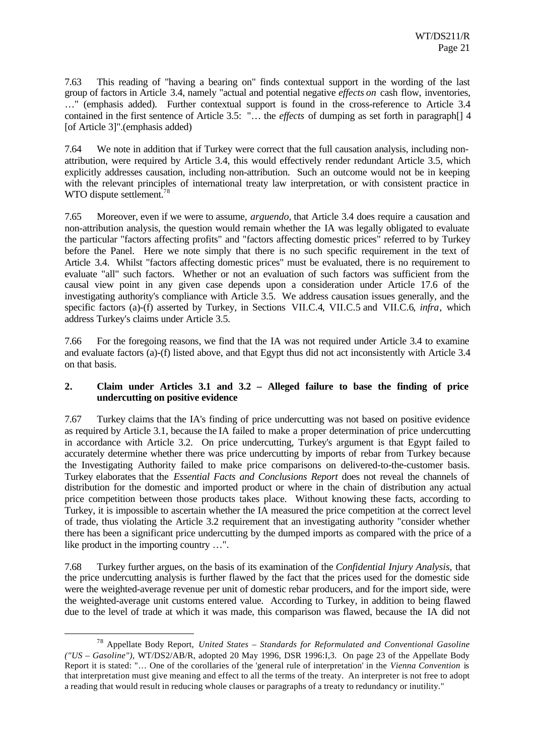7.63 This reading of "having a bearing on" finds contextual support in the wording of the last group of factors in Article 3.4, namely "actual and potential negative *effects on* cash flow, inventories, …" (emphasis added). Further contextual support is found in the cross-reference to Article 3.4 contained in the first sentence of Article 3.5: "… the *effects* of dumping as set forth in paragraph[] 4 [of Article 3]".(emphasis added)

7.64 We note in addition that if Turkey were correct that the full causation analysis, including non-attribution, were required by Article 3.4, this would effectively render redundant Article 3.5, which explicitly addresses causation, including non-attribution. Such an outcome would not be in keeping with the relevant principles of international treaty law interpretation, or with consistent practice in WTO dispute settlement.[78]

7.65 Moreover, even if we were to assume, *arguendo*, that Article 3.4 does require a causation and non-attribution analysis, the question would remain whether the IA was legally obligated to evaluate the particular "factors affecting profits" and "factors affecting domestic prices" referred to by Turkey before the Panel. Here we note simply that there is no such specific requirement in the text of Article 3.4. Whilst "factors affecting domestic prices" must be evaluated, there is no requirement to evaluate "all" such factors. Whether or not an evaluation of such factors was sufficient from the causal view point in any given case depends upon a consideration under Article 17.6 of the investigating authority's compliance with Article 3.5. We address causation issues generally, and the specific factors (a)-(f) asserted by Turkey, in Sections VII.C.4, VII.C.5 and VII.C.6, *infra*, which address Turkey's claims under Article 3.5.

7.66 For the foregoing reasons, we find that the IA was not required under Article 3.4 to examine and evaluate factors (a)-(f) listed above, and that Egypt thus did not act inconsistently with Article 3.4 on that basis.

### 2. Claim under Articles 3.1 and 3.2 – Alleged failure to base the finding of price undercutting on positive evidence

7.67 Turkey claims that the IA's finding of price undercutting was not based on positive evidence as required by Article 3.1, because the IA failed to make a proper determination of price undercutting in accordance with Article 3.2. On price undercutting, Turkey's argument is that Egypt failed to accurately determine whether there was price undercutting by imports of rebar from Turkey because the Investigating Authority failed to make price comparisons on delivered-to-the-customer basis. Turkey elaborates that the *Essential Facts and Conclusions Report* does not reveal the channels of distribution for the domestic and imported product or where in the chain of distribution any actual price competition between those products takes place. Without knowing these facts, according to Turkey, it is impossible to ascertain whether the IA measured the price competition at the correct level of trade, thus violating the Article 3.2 requirement that an investigating authority "consider whether there has been a significant price undercutting by the dumped imports as compared with the price of a like product in the importing country …".

7.68 Turkey further argues, on the basis of its examination of the *Confidential Injury Analysis*, that the price undercutting analysis is further flawed by the fact that the prices used for the domestic side were the weighted-average revenue per unit of domestic rebar producers, and for the import side, were the weighted-average unit customs entered value. According to Turkey, in addition to being flawed due to the level of trade at which it was made, this comparison was flawed, because the IA did not

---

[78] Appellate Body Report, *United States – Standards for Reformulated and Conventional Gasoline ("US – Gasoline")*, WT/DS2/AB/R, adopted 20 May 1996, DSR 1996:I,3. On page 23 of the Appellate Body Report it is stated: "… One of the corollaries of the 'general rule of interpretation' in the *Vienna Convention* is that interpretation must give meaning and effect to all the terms of the treaty. An interpreter is not free to adopt a reading that would result in reducing whole clauses or paragraphs of a treaty to redundancy or inutility."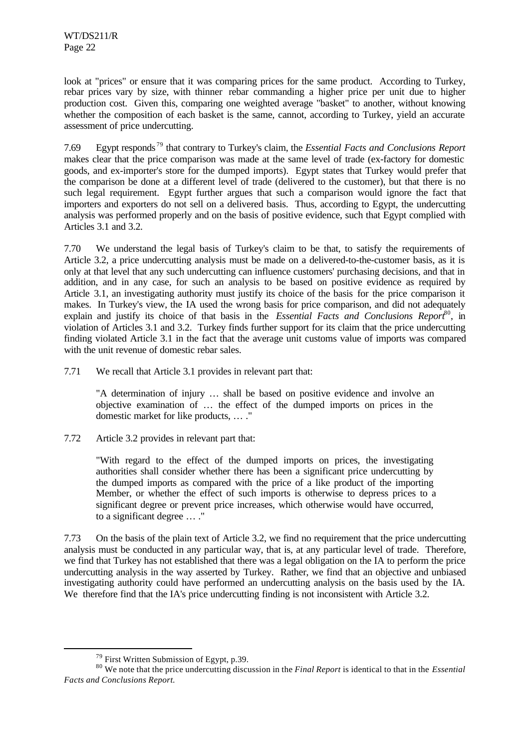look at "prices" or ensure that it was comparing prices for the same product. According to Turkey, rebar prices vary by size, with thinner rebar commanding a higher price per unit due to higher production cost. Given this, comparing one weighted average "basket" to another, without knowing whether the composition of each basket is the same, cannot, according to Turkey, yield an accurate assessment of price undercutting.

7.69 Egypt responds[79] that contrary to Turkey's claim, the *Essential Facts and Conclusions Report* makes clear that the price comparison was made at the same level of trade (ex-factory for domestic goods, and ex-importer's store for the dumped imports). Egypt states that Turkey would prefer that the comparison be done at a different level of trade (delivered to the customer), but that there is no such legal requirement. Egypt further argues that such a comparison would ignore the fact that importers and exporters do not sell on a delivered basis. Thus, according to Egypt, the undercutting analysis was performed properly and on the basis of positive evidence, such that Egypt complied with Articles 3.1 and 3.2.

7.70 We understand the legal basis of Turkey's claim to be that, to satisfy the requirements of Article 3.2, a price undercutting analysis must be made on a delivered-to-the-customer basis, as it is only at that level that any such undercutting can influence customers' purchasing decisions, and that in addition, and in any case, for such an analysis to be based on positive evidence as required by Article 3.1, an investigating authority must justify its choice of the basis for the price comparison it makes. In Turkey's view, the IA used the wrong basis for price comparison, and did not adequately explain and justify its choice of that basis in the *Essential Facts and Conclusions Report*[80], in violation of Articles 3.1 and 3.2. Turkey finds further support for its claim that the price undercutting finding violated Article 3.1 in the fact that the average unit customs value of imports was compared with the unit revenue of domestic rebar sales.

7.71 We recall that Article 3.1 provides in relevant part that:

> "A determination of injury … shall be based on positive evidence and involve an objective examination of … the effect of the dumped imports on prices in the domestic market for like products, … ."

7.72 Article 3.2 provides in relevant part that:

> "With regard to the effect of the dumped imports on prices, the investigating authorities shall consider whether there has been a significant price undercutting by the dumped imports as compared with the price of a like product of the importing Member, or whether the effect of such imports is otherwise to depress prices to a significant degree or prevent price increases, which otherwise would have occurred, to a significant degree … ."

7.73 On the basis of the plain text of Article 3.2, we find no requirement that the price undercutting analysis must be conducted in any particular way, that is, at any particular level of trade. Therefore, we find that Turkey has not established that there was a legal obligation on the IA to perform the price undercutting analysis in the way asserted by Turkey. Rather, we find that an objective and unbiased investigating authority could have performed an undercutting analysis on the basis used by the IA. We therefore find that the IA's price undercutting finding is not inconsistent with Article 3.2.

---

[79] First Written Submission of Egypt, p.39.

[80] We note that the price undercutting discussion in the *Final Report* is identical to that in the *Essential Facts and Conclusions Report.*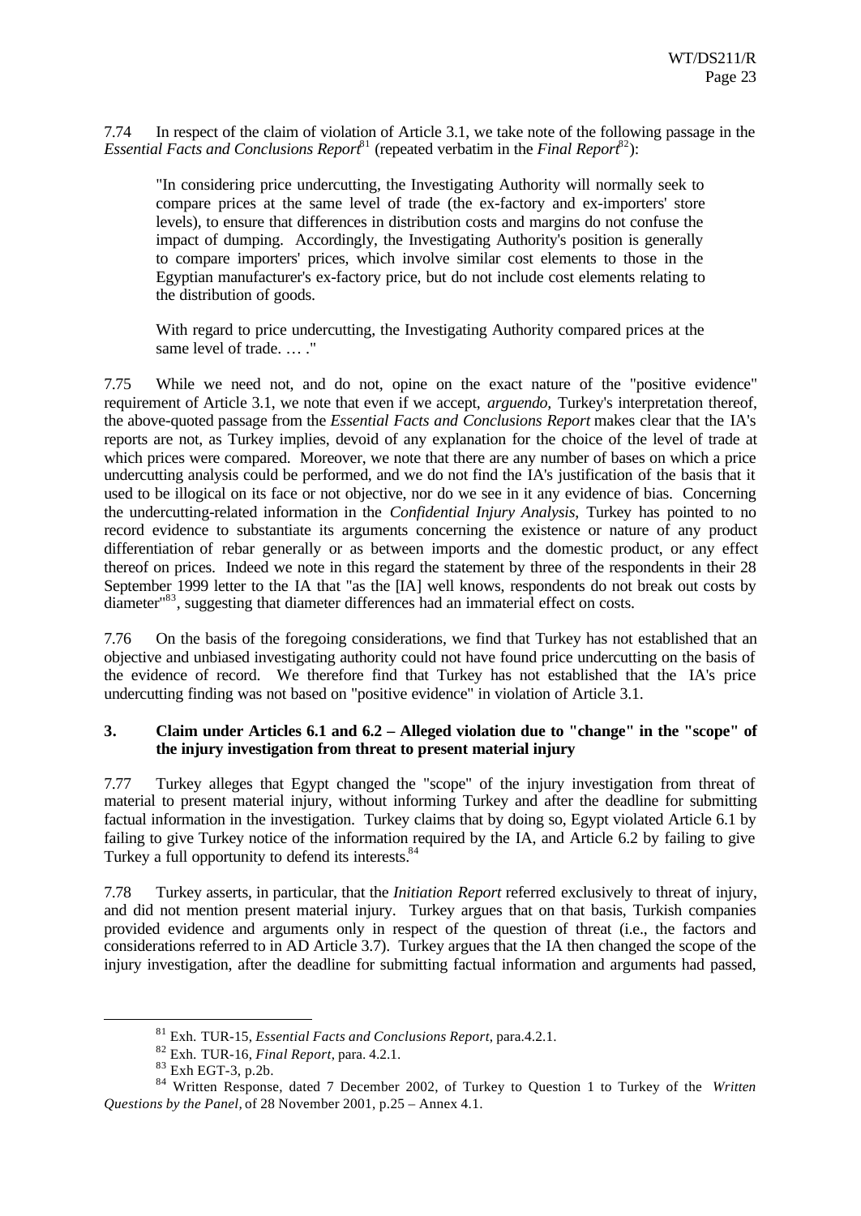7.74 In respect of the claim of violation of Article 3.1, we take note of the following passage in the *Essential Facts and Conclusions Report*[81] (repeated verbatim in the *Final Report*[82]):

> "In considering price undercutting, the Investigating Authority will normally seek to compare prices at the same level of trade (the ex-factory and ex-importers' store levels), to ensure that differences in distribution costs and margins do not confuse the impact of dumping. Accordingly, the Investigating Authority's position is generally to compare importers' prices, which involve similar cost elements to those in the Egyptian manufacturer's ex-factory price, but do not include cost elements relating to the distribution of goods.
>
> With regard to price undercutting, the Investigating Authority compared prices at the same level of trade. … ."

7.75 While we need not, and do not, opine on the exact nature of the "positive evidence" requirement of Article 3.1, we note that even if we accept, *arguendo*, Turkey's interpretation thereof, the above-quoted passage from the *Essential Facts and Conclusions Report* makes clear that the IA's reports are not, as Turkey implies, devoid of any explanation for the choice of the level of trade at which prices were compared. Moreover, we note that there are any number of bases on which a price undercutting analysis could be performed, and we do not find the IA's justification of the basis that it used to be illogical on its face or not objective, nor do we see in it any evidence of bias. Concerning the undercutting-related information in the *Confidential Injury Analysis*, Turkey has pointed to no record evidence to substantiate its arguments concerning the existence or nature of any product differentiation of rebar generally or as between imports and the domestic product, or any effect thereof on prices. Indeed we note in this regard the statement by three of the respondents in their 28 September 1999 letter to the IA that "as the [IA] well knows, respondents do not break out costs by diameter"[83], suggesting that diameter differences had an immaterial effect on costs.

7.76 On the basis of the foregoing considerations, we find that Turkey has not established that an objective and unbiased investigating authority could not have found price undercutting on the basis of the evidence of record. We therefore find that Turkey has not established that the IA's price undercutting finding was not based on "positive evidence" in violation of Article 3.1.

### 3. Claim under Articles 6.1 and 6.2 – Alleged violation due to "change" in the "scope" of the injury investigation from threat to present material injury

7.77 Turkey alleges that Egypt changed the "scope" of the injury investigation from threat of material to present material injury, without informing Turkey and after the deadline for submitting factual information in the investigation. Turkey claims that by doing so, Egypt violated Article 6.1 by failing to give Turkey notice of the information required by the IA, and Article 6.2 by failing to give Turkey a full opportunity to defend its interests.[84]

7.78 Turkey asserts, in particular, that the *Initiation Report* referred exclusively to threat of injury, and did not mention present material injury. Turkey argues that on that basis, Turkish companies provided evidence and arguments only in respect of the question of threat (i.e., the factors and considerations referred to in AD Article 3.7). Turkey argues that the IA then changed the scope of the injury investigation, after the deadline for submitting factual information and arguments had passed,

[81] Exh. TUR-15, *Essential Facts and Conclusions Report*, para.4.2.1.

[82] Exh. TUR-16, *Final Report*, para. 4.2.1.

[83] Exh EGT-3, p.2b.

[84] Written Response, dated 7 December 2002, of Turkey to Question 1 to Turkey of the *Written Questions by the Panel*, of 28 November 2001, p.25 – Annex 4.1.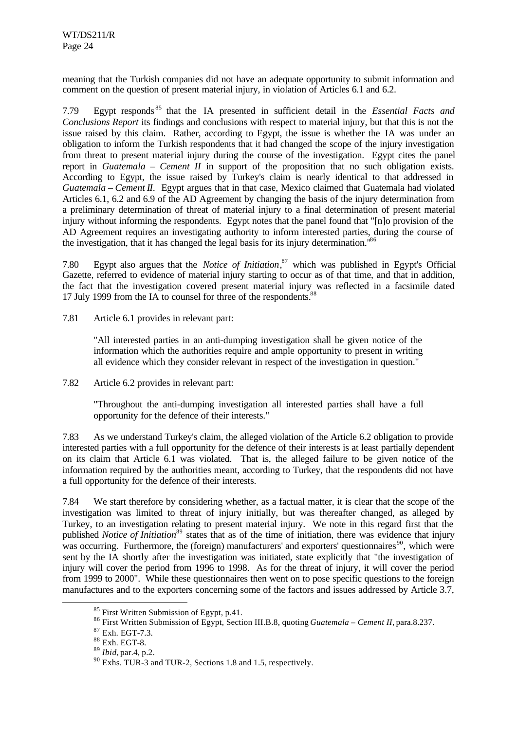meaning that the Turkish companies did not have an adequate opportunity to submit information and comment on the question of present material injury, in violation of Articles 6.1 and 6.2.

7.79 Egypt responds[85] that the IA presented in sufficient detail in the *Essential Facts and Conclusions Report* its findings and conclusions with respect to material injury, but that this is not the issue raised by this claim. Rather, according to Egypt, the issue is whether the IA was under an obligation to inform the Turkish respondents that it had changed the scope of the injury investigation from threat to present material injury during the course of the investigation. Egypt cites the panel report in *Guatemala – Cement II* in support of the proposition that no such obligation exists. According to Egypt, the issue raised by Turkey's claim is nearly identical to that addressed in *Guatemala – Cement II*. Egypt argues that in that case, Mexico claimed that Guatemala had violated Articles 6.1, 6.2 and 6.9 of the AD Agreement by changing the basis of the injury determination from a preliminary determination of threat of material injury to a final determination of present material injury without informing the respondents. Egypt notes that the panel found that "[n]o provision of the AD Agreement requires an investigating authority to inform interested parties, during the course of the investigation, that it has changed the legal basis for its injury determination."[86]

7.80 Egypt also argues that the *Notice of Initiation*,[87] which was published in Egypt's Official Gazette, referred to evidence of material injury starting to occur as of that time, and that in addition, the fact that the investigation covered present material injury was reflected in a facsimile dated 17 July 1999 from the IA to counsel for three of the respondents.[88]

7.81 Article 6.1 provides in relevant part:

> "All interested parties in an anti-dumping investigation shall be given notice of the information which the authorities require and ample opportunity to present in writing all evidence which they consider relevant in respect of the investigation in question."

7.82 Article 6.2 provides in relevant part:

> "Throughout the anti-dumping investigation all interested parties shall have a full opportunity for the defence of their interests."

7.83 As we understand Turkey's claim, the alleged violation of the Article 6.2 obligation to provide interested parties with a full opportunity for the defence of their interests is at least partially dependent on its claim that Article 6.1 was violated. That is, the alleged failure to be given notice of the information required by the authorities meant, according to Turkey, that the respondents did not have a full opportunity for the defence of their interests.

7.84 We start therefore by considering whether, as a factual matter, it is clear that the scope of the investigation was limited to threat of injury initially, but was thereafter changed, as alleged by Turkey, to an investigation relating to present material injury. We note in this regard first that the published *Notice of Initiation*[89] states that as of the time of initiation, there was evidence that injury was occurring. Furthermore, the (foreign) manufacturers' and exporters' questionnaires[90], which were sent by the IA shortly after the investigation was initiated, state explicitly that "the investigation of injury will cover the period from 1996 to 1998. As for the threat of injury, it will cover the period from 1999 to 2000". While these questionnaires then went on to pose specific questions to the foreign manufactures and to the exporters concerning some of the factors and issues addressed by Article 3.7,

---

[85] First Written Submission of Egypt, p.41.

[86] First Written Submission of Egypt, Section III.B.8, quoting *Guatemala – Cement II,* para.8.237.

[87] Exh. EGT-7.3.

[88] Exh. EGT-8.

[89] *Ibid,* par.4, p.2.

[90] Exhs. TUR-3 and TUR-2, Sections 1.8 and 1.5, respectively.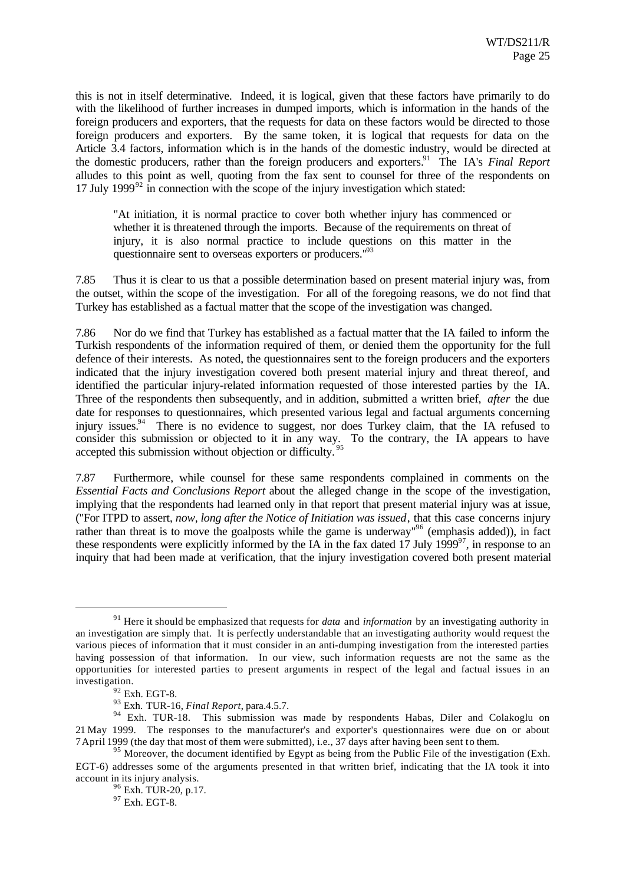this is not in itself determinative. Indeed, it is logical, given that these factors have primarily to do with the likelihood of further increases in dumped imports, which is information in the hands of the foreign producers and exporters, that the requests for data on these factors would be directed to those foreign producers and exporters. By the same token, it is logical that requests for data on the Article 3.4 factors, information which is in the hands of the domestic industry, would be directed at the domestic producers, rather than the foreign producers and exporters.[91] The IA's *Final Report* alludes to this point as well, quoting from the fax sent to counsel for three of the respondents on 17 July 1999[92] in connection with the scope of the injury investigation which stated:

> "At initiation, it is normal practice to cover both whether injury has commenced or whether it is threatened through the imports. Because of the requirements on threat of injury, it is also normal practice to include questions on this matter in the questionnaire sent to overseas exporters or producers."[93]

7.85 Thus it is clear to us that a possible determination based on present material injury was, from the outset, within the scope of the investigation. For all of the foregoing reasons, we do not find that Turkey has established as a factual matter that the scope of the investigation was changed.

7.86 Nor do we find that Turkey has established as a factual matter that the IA failed to inform the Turkish respondents of the information required of them, or denied them the opportunity for the full defence of their interests. As noted, the questionnaires sent to the foreign producers and the exporters indicated that the injury investigation covered both present material injury and threat thereof, and identified the particular injury-related information requested of those interested parties by the IA. Three of the respondents then subsequently, and in addition, submitted a written brief, *after* the due date for responses to questionnaires, which presented various legal and factual arguments concerning injury issues.[94] There is no evidence to suggest, nor does Turkey claim, that the IA refused to consider this submission or objected to it in any way. To the contrary, the IA appears to have accepted this submission without objection or difficulty.[95]

7.87 Furthermore, while counsel for these same respondents complained in comments on the *Essential Facts and Conclusions Report* about the alleged change in the scope of the investigation, implying that the respondents had learned only in that report that present material injury was at issue, ("For ITPD to assert, *now, long after the Notice of Initiation was issued*, that this case concerns injury rather than threat is to move the goalposts while the game is underway"[96] (emphasis added)), in fact these respondents were explicitly informed by the IA in the fax dated 17 July 1999[97], in response to an inquiry that had been made at verification, that the injury investigation covered both present material

---

[91] Here it should be emphasized that requests for *data* and *information* by an investigating authority in an investigation are simply that. It is perfectly understandable that an investigating authority would request the various pieces of information that it must consider in an anti-dumping investigation from the interested parties having possession of that information. In our view, such information requests are not the same as the opportunities for interested parties to present arguments in respect of the legal and factual issues in an investigation.

[92] Exh. EGT-8.

[93] Exh. TUR-16, *Final Report*, para.4.5.7.

[94] Exh. TUR-18. This submission was made by respondents Habas, Diler and Colakoglu on 21 May 1999. The responses to the manufacturer's and exporter's questionnaires were due on or about 7 April 1999 (the day that most of them were submitted), i.e., 37 days after having been sent to them.

[95] Moreover, the document identified by Egypt as being from the Public File of the investigation (Exh. EGT-6) addresses some of the arguments presented in that written brief, indicating that the IA took it into account in its injury analysis.

[96] Exh. TUR-20, p.17.

[97] Exh. EGT-8.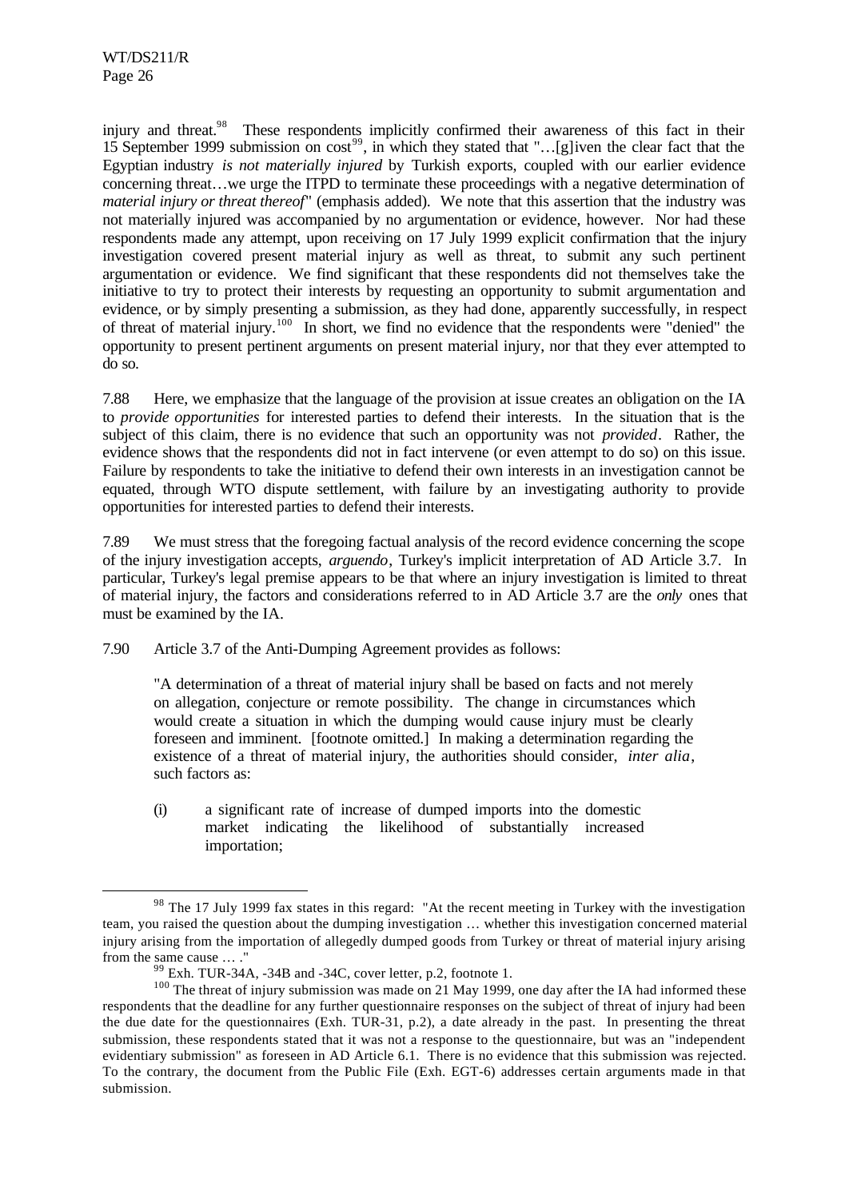injury and threat.[98] These respondents implicitly confirmed their awareness of this fact in their 15 September 1999 submission on cost[99], in which they stated that "…[g]iven the clear fact that the Egyptian industry *is not materially injured* by Turkish exports, coupled with our earlier evidence concerning threat…we urge the ITPD to terminate these proceedings with a negative determination of *material injury or threat thereof*" (emphasis added). We note that this assertion that the industry was not materially injured was accompanied by no argumentation or evidence, however. Nor had these respondents made any attempt, upon receiving on 17 July 1999 explicit confirmation that the injury investigation covered present material injury as well as threat, to submit any such pertinent argumentation or evidence. We find significant that these respondents did not themselves take the initiative to try to protect their interests by requesting an opportunity to submit argumentation and evidence, or by simply presenting a submission, as they had done, apparently successfully, in respect of threat of material injury.[100] In short, we find no evidence that the respondents were "denied" the opportunity to present pertinent arguments on present material injury, nor that they ever attempted to do so.

7.88 Here, we emphasize that the language of the provision at issue creates an obligation on the IA to *provide opportunities* for interested parties to defend their interests. In the situation that is the subject of this claim, there is no evidence that such an opportunity was not *provided*. Rather, the evidence shows that the respondents did not in fact intervene (or even attempt to do so) on this issue. Failure by respondents to take the initiative to defend their own interests in an investigation cannot be equated, through WTO dispute settlement, with failure by an investigating authority to provide opportunities for interested parties to defend their interests.

7.89 We must stress that the foregoing factual analysis of the record evidence concerning the scope of the injury investigation accepts, *arguendo*, Turkey's implicit interpretation of AD Article 3.7. In particular, Turkey's legal premise appears to be that where an injury investigation is limited to threat of material injury, the factors and considerations referred to in AD Article 3.7 are the *only* ones that must be examined by the IA.

7.90 Article 3.7 of the Anti-Dumping Agreement provides as follows:

> "A determination of a threat of material injury shall be based on facts and not merely on allegation, conjecture or remote possibility. The change in circumstances which would create a situation in which the dumping would cause injury must be clearly foreseen and imminent. [footnote omitted.] In making a determination regarding the existence of a threat of material injury, the authorities should consider, *inter alia*, such factors as:
>
> (i) a significant rate of increase of dumped imports into the domestic market indicating the likelihood of substantially increased importation;

---

[98] The 17 July 1999 fax states in this regard: "At the recent meeting in Turkey with the investigation team, you raised the question about the dumping investigation … whether this investigation concerned material injury arising from the importation of allegedly dumped goods from Turkey or threat of material injury arising from the same cause … ."

[99] Exh. TUR-34A, -34B and -34C, cover letter, p.2, footnote 1.

[100] The threat of injury submission was made on 21 May 1999, one day after the IA had informed these respondents that the deadline for any further questionnaire responses on the subject of threat of injury had been the due date for the questionnaires (Exh. TUR-31, p.2), a date already in the past. In presenting the threat submission, these respondents stated that it was not a response to the questionnaire, but was an "independent evidentiary submission" as foreseen in AD Article 6.1. There is no evidence that this submission was rejected. To the contrary, the document from the Public File (Exh. EGT-6) addresses certain arguments made in that submission.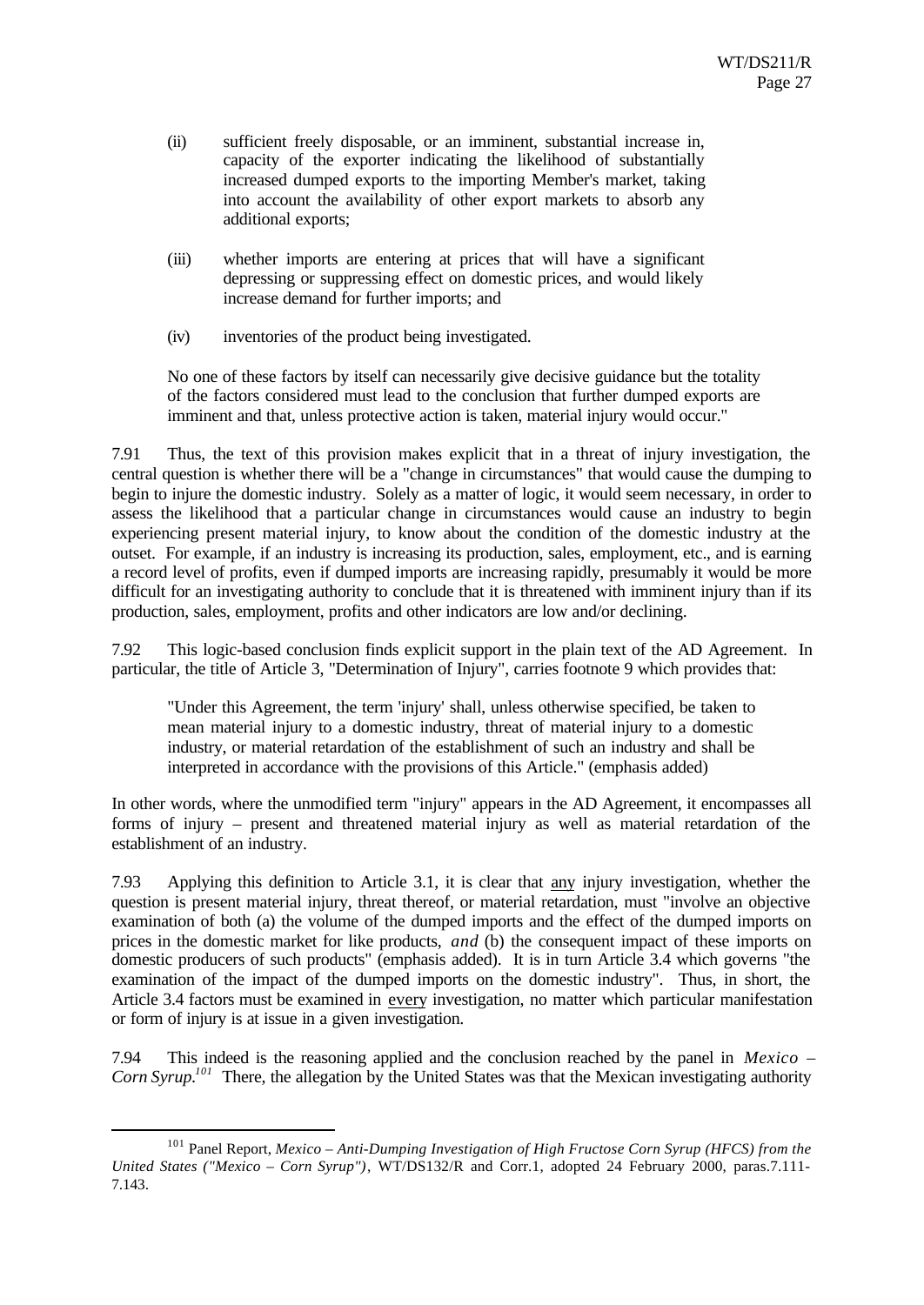(ii) sufficient freely disposable, or an imminent, substantial increase in, capacity of the exporter indicating the likelihood of substantially increased dumped exports to the importing Member's market, taking into account the availability of other export markets to absorb any additional exports;

(iii) whether imports are entering at prices that will have a significant depressing or suppressing effect on domestic prices, and would likely increase demand for further imports; and

(iv) inventories of the product being investigated.

No one of these factors by itself can necessarily give decisive guidance but the totality of the factors considered must lead to the conclusion that further dumped exports are imminent and that, unless protective action is taken, material injury would occur."

7.91 Thus, the text of this provision makes explicit that in a threat of injury investigation, the central question is whether there will be a "change in circumstances" that would cause the dumping to begin to injure the domestic industry. Solely as a matter of logic, it would seem necessary, in order to assess the likelihood that a particular change in circumstances would cause an industry to begin experiencing present material injury, to know about the condition of the domestic industry at the outset. For example, if an industry is increasing its production, sales, employment, etc., and is earning a record level of profits, even if dumped imports are increasing rapidly, presumably it would be more difficult for an investigating authority to conclude that it is threatened with imminent injury than if its production, sales, employment, profits and other indicators are low and/or declining.

7.92 This logic-based conclusion finds explicit support in the plain text of the AD Agreement. In particular, the title of Article 3, "Determination of Injury", carries footnote 9 which provides that:

> "Under this Agreement, the term 'injury' shall, unless otherwise specified, be taken to mean material injury to a domestic industry, threat of material injury to a domestic industry, or material retardation of the establishment of such an industry and shall be interpreted in accordance with the provisions of this Article." (emphasis added)

In other words, where the unmodified term "injury" appears in the AD Agreement, it encompasses all forms of injury – present and threatened material injury as well as material retardation of the establishment of an industry.

7.93 Applying this definition to Article 3.1, it is clear that <u>any</u> injury investigation, whether the question is present material injury, threat thereof, or material retardation, must "involve an objective examination of both (a) the volume of the dumped imports and the effect of the dumped imports on prices in the domestic market for like products, ***and*** (b) the consequent impact of these imports on domestic producers of such products" (emphasis added). It is in turn Article 3.4 which governs "the examination of the impact of the dumped imports on the domestic industry". Thus, in short, the Article 3.4 factors must be examined in <u>every</u> investigation, no matter which particular manifestation or form of injury is at issue in a given investigation.

7.94 This indeed is the reasoning applied and the conclusion reached by the panel in *Mexico – Corn Syrup*.[101] There, the allegation by the United States was that the Mexican investigating authority

---

[101] Panel Report, *Mexico – Anti-Dumping Investigation of High Fructose Corn Syrup (HFCS) from the United States ("Mexico – Corn Syrup")*, WT/DS132/R and Corr.1, adopted 24 February 2000, paras.7.111-7.143.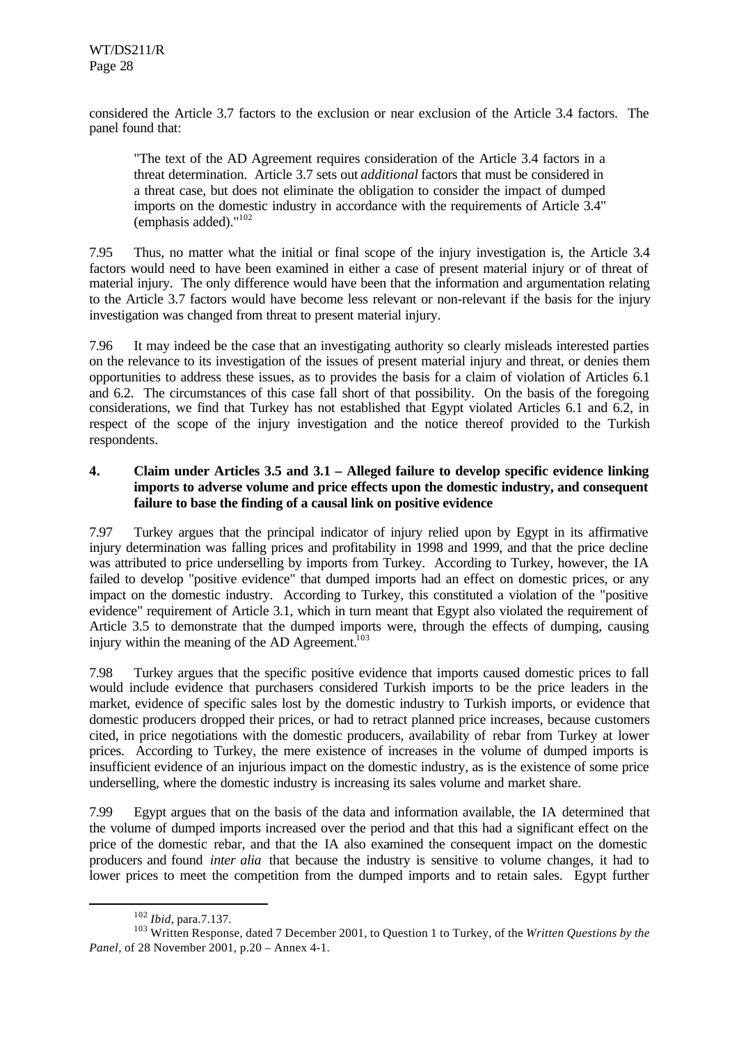considered the Article 3.7 factors to the exclusion or near exclusion of the Article 3.4 factors. The panel found that:

> "The text of the AD Agreement requires consideration of the Article 3.4 factors in a threat determination. Article 3.7 sets out *additional* factors that must be considered in a threat case, but does not eliminate the obligation to consider the impact of dumped imports on the domestic industry in accordance with the requirements of Article 3.4" (emphasis added)."[102]

7.95 Thus, no matter what the initial or final scope of the injury investigation is, the Article 3.4 factors would need to have been examined in either a case of present material injury or of threat of material injury. The only difference would have been that the information and argumentation relating to the Article 3.7 factors would have become less relevant or non-relevant if the basis for the injury investigation was changed from threat to present material injury.

7.96 It may indeed be the case that an investigating authority so clearly misleads interested parties on the relevance to its investigation of the issues of present material injury and threat, or denies them opportunities to address these issues, as to provides the basis for a claim of violation of Articles 6.1 and 6.2. The circumstances of this case fall short of that possibility. On the basis of the foregoing considerations, we find that Turkey has not established that Egypt violated Articles 6.1 and 6.2, in respect of the scope of the injury investigation and the notice thereof provided to the Turkish respondents.

#### 4. Claim under Articles 3.5 and 3.1 – Alleged failure to develop specific evidence linking imports to adverse volume and price effects upon the domestic industry, and consequent failure to base the finding of a causal link on positive evidence

7.97 Turkey argues that the principal indicator of injury relied upon by Egypt in its affirmative injury determination was falling prices and profitability in 1998 and 1999, and that the price decline was attributed to price underselling by imports from Turkey. According to Turkey, however, the IA failed to develop "positive evidence" that dumped imports had an effect on domestic prices, or any impact on the domestic industry. According to Turkey, this constituted a violation of the "positive evidence" requirement of Article 3.1, which in turn meant that Egypt also violated the requirement of Article 3.5 to demonstrate that the dumped imports were, through the effects of dumping, causing injury within the meaning of the AD Agreement.[103]

7.98 Turkey argues that the specific positive evidence that imports caused domestic prices to fall would include evidence that purchasers considered Turkish imports to be the price leaders in the market, evidence of specific sales lost by the domestic industry to Turkish imports, or evidence that domestic producers dropped their prices, or had to retract planned price increases, because customers cited, in price negotiations with the domestic producers, availability of rebar from Turkey at lower prices. According to Turkey, the mere existence of increases in the volume of dumped imports is insufficient evidence of an injurious impact on the domestic industry, as is the existence of some price underselling, where the domestic industry is increasing its sales volume and market share.

7.99 Egypt argues that on the basis of the data and information available, the IA determined that the volume of dumped imports increased over the period and that this had a significant effect on the price of the domestic rebar, and that the IA also examined the consequent impact on the domestic producers and found *inter alia* that because the industry is sensitive to volume changes, it had to lower prices to meet the competition from the dumped imports and to retain sales. Egypt further

---

[102] *Ibid*, para.7.137.

[103] Written Response, dated 7 December 2001, to Question 1 to Turkey, of the *Written Questions by the Panel*, of 28 November 2001, p.20 – Annex 4-1.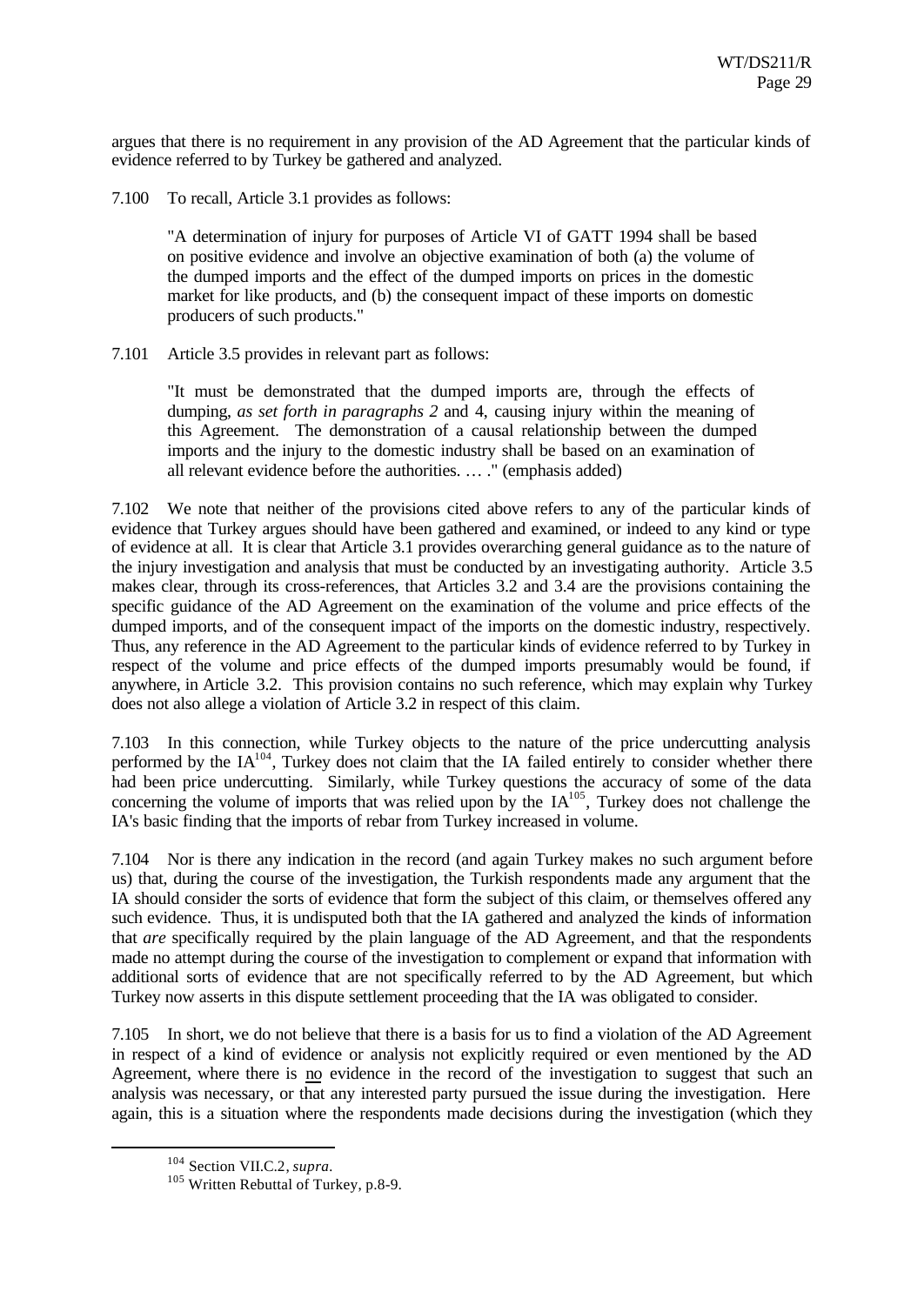argues that there is no requirement in any provision of the AD Agreement that the particular kinds of evidence referred to by Turkey be gathered and analyzed.

7.100 To recall, Article 3.1 provides as follows:

> "A determination of injury for purposes of Article VI of GATT 1994 shall be based on positive evidence and involve an objective examination of both (a) the volume of the dumped imports and the effect of the dumped imports on prices in the domestic market for like products, and (b) the consequent impact of these imports on domestic producers of such products."

7.101 Article 3.5 provides in relevant part as follows:

> "It must be demonstrated that the dumped imports are, through the effects of dumping, *as set forth in paragraphs 2* and 4, causing injury within the meaning of this Agreement. The demonstration of a causal relationship between the dumped imports and the injury to the domestic industry shall be based on an examination of all relevant evidence before the authorities. … ." (emphasis added)

7.102 We note that neither of the provisions cited above refers to any of the particular kinds of evidence that Turkey argues should have been gathered and examined, or indeed to any kind or type of evidence at all. It is clear that Article 3.1 provides overarching general guidance as to the nature of the injury investigation and analysis that must be conducted by an investigating authority. Article 3.5 makes clear, through its cross-references, that Articles 3.2 and 3.4 are the provisions containing the specific guidance of the AD Agreement on the examination of the volume and price effects of the dumped imports, and of the consequent impact of the imports on the domestic industry, respectively. Thus, any reference in the AD Agreement to the particular kinds of evidence referred to by Turkey in respect of the volume and price effects of the dumped imports presumably would be found, if anywhere, in Article 3.2. This provision contains no such reference, which may explain why Turkey does not also allege a violation of Article 3.2 in respect of this claim.

7.103 In this connection, while Turkey objects to the nature of the price undercutting analysis performed by the IA[104], Turkey does not claim that the IA failed entirely to consider whether there had been price undercutting. Similarly, while Turkey questions the accuracy of some of the data concerning the volume of imports that was relied upon by the IA[105], Turkey does not challenge the IA's basic finding that the imports of rebar from Turkey increased in volume.

7.104 Nor is there any indication in the record (and again Turkey makes no such argument before us) that, during the course of the investigation, the Turkish respondents made any argument that the IA should consider the sorts of evidence that form the subject of this claim, or themselves offered any such evidence. Thus, it is undisputed both that the IA gathered and analyzed the kinds of information that *are* specifically required by the plain language of the AD Agreement, and that the respondents made no attempt during the course of the investigation to complement or expand that information with additional sorts of evidence that are not specifically referred to by the AD Agreement, but which Turkey now asserts in this dispute settlement proceeding that the IA was obligated to consider.

7.105 In short, we do not believe that there is a basis for us to find a violation of the AD Agreement in respect of a kind of evidence or analysis not explicitly required or even mentioned by the AD Agreement, where there is no evidence in the record of the investigation to suggest that such an analysis was necessary, or that any interested party pursued the issue during the investigation. Here again, this is a situation where the respondents made decisions during the investigation (which they

---

[104] Section VII.C.2, *supra*.

[105] Written Rebuttal of Turkey, p.8-9.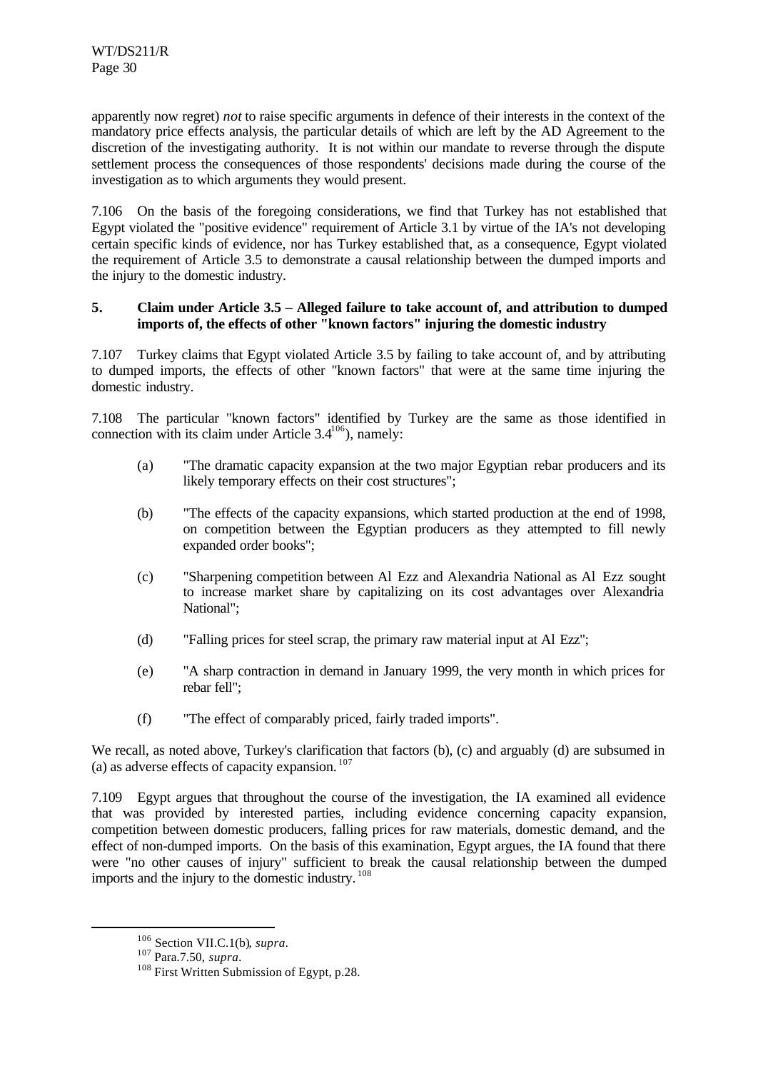apparently now regret) *not* to raise specific arguments in defence of their interests in the context of the mandatory price effects analysis, the particular details of which are left by the AD Agreement to the discretion of the investigating authority. It is not within our mandate to reverse through the dispute settlement process the consequences of those respondents' decisions made during the course of the investigation as to which arguments they would present.

7.106 On the basis of the foregoing considerations, we find that Turkey has not established that Egypt violated the "positive evidence" requirement of Article 3.1 by virtue of the IA's not developing certain specific kinds of evidence, nor has Turkey established that, as a consequence, Egypt violated the requirement of Article 3.5 to demonstrate a causal relationship between the dumped imports and the injury to the domestic industry.

### 5. Claim under Article 3.5 – Alleged failure to take account of, and attribution to dumped imports of, the effects of other "known factors" injuring the domestic industry

7.107 Turkey claims that Egypt violated Article 3.5 by failing to take account of, and by attributing to dumped imports, the effects of other "known factors" that were at the same time injuring the domestic industry.

7.108 The particular "known factors" identified by Turkey are the same as those identified in connection with its claim under Article 3.4[106]), namely:

(a) "The dramatic capacity expansion at the two major Egyptian rebar producers and its likely temporary effects on their cost structures";

(b) "The effects of the capacity expansions, which started production at the end of 1998, on competition between the Egyptian producers as they attempted to fill newly expanded order books";

(c) "Sharpening competition between Al Ezz and Alexandria National as Al Ezz sought to increase market share by capitalizing on its cost advantages over Alexandria National";

(d) "Falling prices for steel scrap, the primary raw material input at Al Ezz";

(e) "A sharp contraction in demand in January 1999, the very month in which prices for rebar fell";

(f) "The effect of comparably priced, fairly traded imports".

We recall, as noted above, Turkey's clarification that factors (b), (c) and arguably (d) are subsumed in (a) as adverse effects of capacity expansion.[107]

7.109 Egypt argues that throughout the course of the investigation, the IA examined all evidence that was provided by interested parties, including evidence concerning capacity expansion, competition between domestic producers, falling prices for raw materials, domestic demand, and the effect of non-dumped imports. On the basis of this examination, Egypt argues, the IA found that there were "no other causes of injury" sufficient to break the causal relationship between the dumped imports and the injury to the domestic industry.[108]

---

[106] Section VII.C.1(b), *supra*.

[107] Para.7.50, *supra*.

[108] First Written Submission of Egypt, p.28.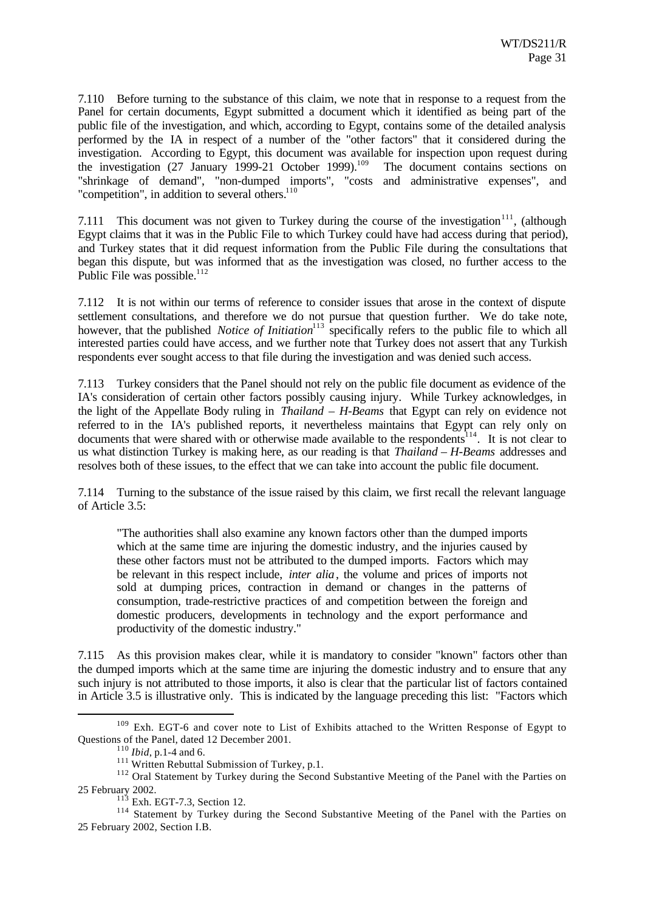7.110 Before turning to the substance of this claim, we note that in response to a request from the Panel for certain documents, Egypt submitted a document which it identified as being part of the public file of the investigation, and which, according to Egypt, contains some of the detailed analysis performed by the IA in respect of a number of the "other factors" that it considered during the investigation. According to Egypt, this document was available for inspection upon request during the investigation (27 January 1999-21 October 1999).[109] The document contains sections on "shrinkage of demand", "non-dumped imports", "costs and administrative expenses", and "competition", in addition to several others.[110]

7.111 This document was not given to Turkey during the course of the investigation[111], (although Egypt claims that it was in the Public File to which Turkey could have had access during that period), and Turkey states that it did request information from the Public File during the consultations that began this dispute, but was informed that as the investigation was closed, no further access to the Public File was possible.[112]

7.112 It is not within our terms of reference to consider issues that arose in the context of dispute settlement consultations, and therefore we do not pursue that question further. We do take note, however, that the published *Notice of Initiation*[113] specifically refers to the public file to which all interested parties could have access, and we further note that Turkey does not assert that any Turkish respondents ever sought access to that file during the investigation and was denied such access.

7.113 Turkey considers that the Panel should not rely on the public file document as evidence of the IA's consideration of certain other factors possibly causing injury. While Turkey acknowledges, in the light of the Appellate Body ruling in *Thailand – H-Beams* that Egypt can rely on evidence not referred to in the IA's published reports, it nevertheless maintains that Egypt can rely only on documents that were shared with or otherwise made available to the respondents[114]. It is not clear to us what distinction Turkey is making here, as our reading is that *Thailand – H-Beams* addresses and resolves both of these issues, to the effect that we can take into account the public file document.

7.114 Turning to the substance of the issue raised by this claim, we first recall the relevant language of Article 3.5:

> "The authorities shall also examine any known factors other than the dumped imports which at the same time are injuring the domestic industry, and the injuries caused by these other factors must not be attributed to the dumped imports. Factors which may be relevant in this respect include, *inter alia*, the volume and prices of imports not sold at dumping prices, contraction in demand or changes in the patterns of consumption, trade-restrictive practices of and competition between the foreign and domestic producers, developments in technology and the export performance and productivity of the domestic industry."

7.115 As this provision makes clear, while it is mandatory to consider "known" factors other than the dumped imports which at the same time are injuring the domestic industry and to ensure that any such injury is not attributed to those imports, it also is clear that the particular list of factors contained in Article 3.5 is illustrative only. This is indicated by the language preceding this list: "Factors which

---

[109] Exh. EGT-6 and cover note to List of Exhibits attached to the Written Response of Egypt to Questions of the Panel, dated 12 December 2001.

[110] *Ibid*, p.1-4 and 6.

[111] Written Rebuttal Submission of Turkey, p.1.

[112] Oral Statement by Turkey during the Second Substantive Meeting of the Panel with the Parties on 25 February 2002.

[113] Exh. EGT-7.3, Section 12.

[114] Statement by Turkey during the Second Substantive Meeting of the Panel with the Parties on 25 February 2002, Section I.B.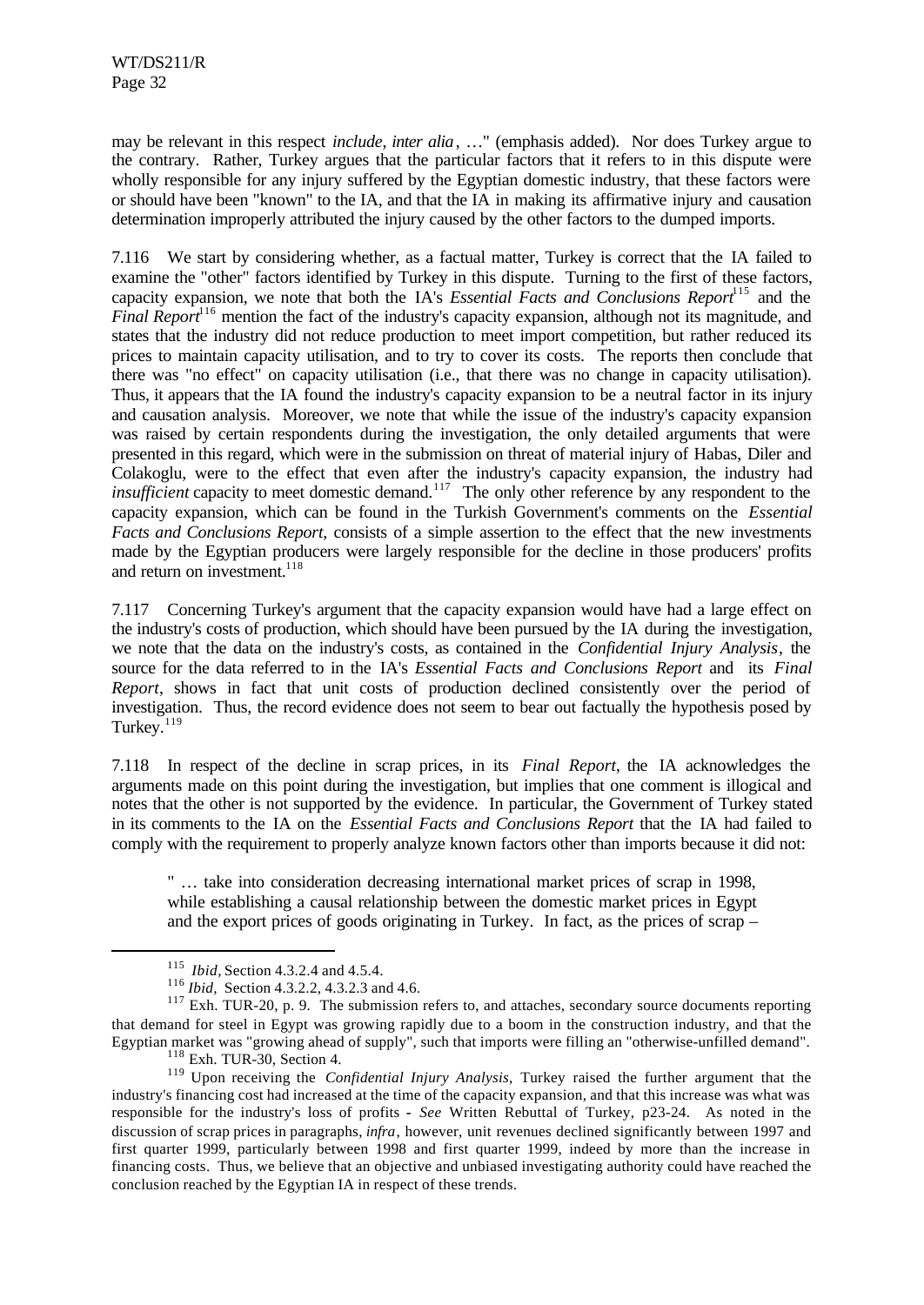may be relevant in this respect *include*, *inter alia*, …" (emphasis added). Nor does Turkey argue to the contrary. Rather, Turkey argues that the particular factors that it refers to in this dispute were wholly responsible for any injury suffered by the Egyptian domestic industry, that these factors were or should have been "known" to the IA, and that the IA in making its affirmative injury and causation determination improperly attributed the injury caused by the other factors to the dumped imports.

7.116 We start by considering whether, as a factual matter, Turkey is correct that the IA failed to examine the "other" factors identified by Turkey in this dispute. Turning to the first of these factors, capacity expansion, we note that both the IA's *Essential Facts and Conclusions Report*[115] and the *Final Report*[116] mention the fact of the industry's capacity expansion, although not its magnitude, and states that the industry did not reduce production to meet import competition, but rather reduced its prices to maintain capacity utilisation, and to try to cover its costs. The reports then conclude that there was "no effect" on capacity utilisation (i.e., that there was no change in capacity utilisation). Thus, it appears that the IA found the industry's capacity expansion to be a neutral factor in its injury and causation analysis. Moreover, we note that while the issue of the industry's capacity expansion was raised by certain respondents during the investigation, the only detailed arguments that were presented in this regard, which were in the submission on threat of material injury of Habas, Diler and Colakoglu, were to the effect that even after the industry's capacity expansion, the industry had *insufficient* capacity to meet domestic demand.[117] The only other reference by any respondent to the capacity expansion, which can be found in the Turkish Government's comments on the *Essential Facts and Conclusions Report*, consists of a simple assertion to the effect that the new investments made by the Egyptian producers were largely responsible for the decline in those producers' profits and return on investment.[118]

7.117 Concerning Turkey's argument that the capacity expansion would have had a large effect on the industry's costs of production, which should have been pursued by the IA during the investigation, we note that the data on the industry's costs, as contained in the *Confidential Injury Analysis*, the source for the data referred to in the IA's *Essential Facts and Conclusions Report* and its *Final Report*, shows in fact that unit costs of production declined consistently over the period of investigation. Thus, the record evidence does not seem to bear out factually the hypothesis posed by Turkey.[119]

7.118 In respect of the decline in scrap prices, in its *Final Report*, the IA acknowledges the arguments made on this point during the investigation, but implies that one comment is illogical and notes that the other is not supported by the evidence. In particular, the Government of Turkey stated in its comments to the IA on the *Essential Facts and Conclusions Report* that the IA had failed to comply with the requirement to properly analyze known factors other than imports because it did not:

> " … take into consideration decreasing international market prices of scrap in 1998, while establishing a causal relationship between the domestic market prices in Egypt and the export prices of goods originating in Turkey. In fact, as the prices of scrap –

---

[115] *Ibid*, Section 4.3.2.4 and 4.5.4.

[116] *Ibid*, Section 4.3.2.2, 4.3.2.3 and 4.6.

[117] Exh. TUR-20, p. 9. The submission refers to, and attaches, secondary source documents reporting that demand for steel in Egypt was growing rapidly due to a boom in the construction industry, and that the Egyptian market was "growing ahead of supply", such that imports were filling an "otherwise-unfilled demand".

[118] Exh. TUR-30, Section 4.

[119] Upon receiving the *Confidential Injury Analysis*, Turkey raised the further argument that the industry's financing cost had increased at the time of the capacity expansion, and that this increase was what was responsible for the industry's loss of profits - *See* Written Rebuttal of Turkey, p23-24. As noted in the discussion of scrap prices in paragraphs, *infra*, however, unit revenues declined significantly between 1997 and first quarter 1999, particularly between 1998 and first quarter 1999, indeed by more than the increase in financing costs. Thus, we believe that an objective and unbiased investigating authority could have reached the conclusion reached by the Egyptian IA in respect of these trends.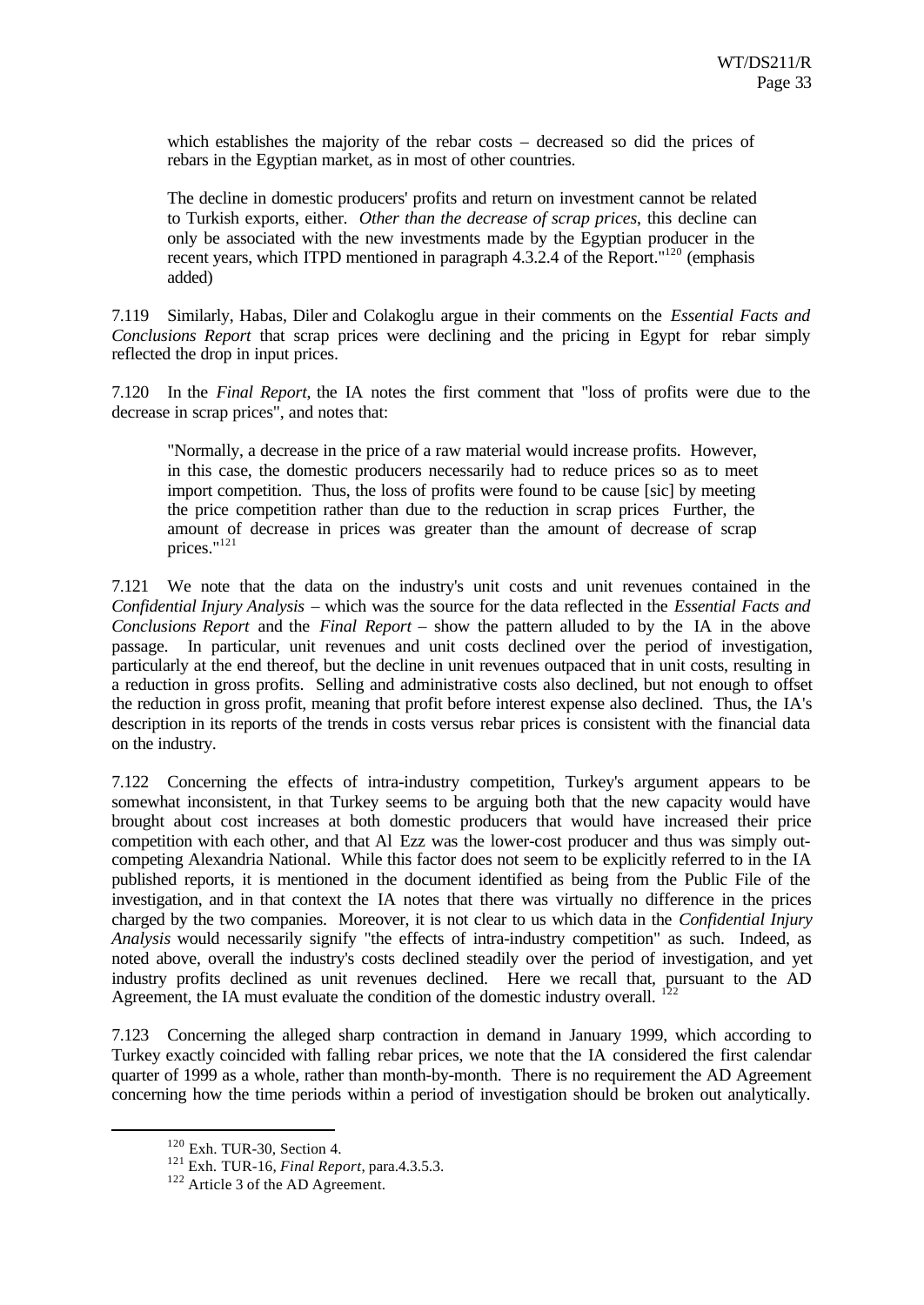which establishes the majority of the rebar costs – decreased so did the prices of rebars in the Egyptian market, as in most of other countries.

> The decline in domestic producers' profits and return on investment cannot be related to Turkish exports, either. *Other than the decrease of scrap prices*, this decline can only be associated with the new investments made by the Egyptian producer in the recent years, which ITPD mentioned in paragraph 4.3.2.4 of the Report."[120] (emphasis added)

7.119 Similarly, Habas, Diler and Colakoglu argue in their comments on the *Essential Facts and Conclusions Report* that scrap prices were declining and the pricing in Egypt for rebar simply reflected the drop in input prices.

7.120 In the *Final Report*, the IA notes the first comment that "loss of profits were due to the decrease in scrap prices", and notes that:

> "Normally, a decrease in the price of a raw material would increase profits. However, in this case, the domestic producers necessarily had to reduce prices so as to meet import competition. Thus, the loss of profits were found to be cause [sic] by meeting the price competition rather than due to the reduction in scrap prices Further, the amount of decrease in prices was greater than the amount of decrease of scrap prices."[121]

7.121 We note that the data on the industry's unit costs and unit revenues contained in the *Confidential Injury Analysis* – which was the source for the data reflected in the *Essential Facts and Conclusions Report* and the *Final Report* – show the pattern alluded to by the IA in the above passage. In particular, unit revenues and unit costs declined over the period of investigation, particularly at the end thereof, but the decline in unit revenues outpaced that in unit costs, resulting in a reduction in gross profits. Selling and administrative costs also declined, but not enough to offset the reduction in gross profit, meaning that profit before interest expense also declined. Thus, the IA's description in its reports of the trends in costs versus rebar prices is consistent with the financial data on the industry.

7.122 Concerning the effects of intra-industry competition, Turkey's argument appears to be somewhat inconsistent, in that Turkey seems to be arguing both that the new capacity would have brought about cost increases at both domestic producers that would have increased their price competition with each other, and that Al Ezz was the lower-cost producer and thus was simply out-competing Alexandria National. While this factor does not seem to be explicitly referred to in the IA published reports, it is mentioned in the document identified as being from the Public File of the investigation, and in that context the IA notes that there was virtually no difference in the prices charged by the two companies. Moreover, it is not clear to us which data in the *Confidential Injury Analysis* would necessarily signify "the effects of intra-industry competition" as such. Indeed, as noted above, overall the industry's costs declined steadily over the period of investigation, and yet industry profits declined as unit revenues declined. Here we recall that, pursuant to the AD Agreement, the IA must evaluate the condition of the domestic industry overall. [122]

7.123 Concerning the alleged sharp contraction in demand in January 1999, which according to Turkey exactly coincided with falling rebar prices, we note that the IA considered the first calendar quarter of 1999 as a whole, rather than month-by-month. There is no requirement the AD Agreement concerning how the time periods within a period of investigation should be broken out analytically.

---

[120] Exh. TUR-30, Section 4.

[121] Exh. TUR-16, *Final Report*, para.4.3.5.3.

[122] Article 3 of the AD Agreement.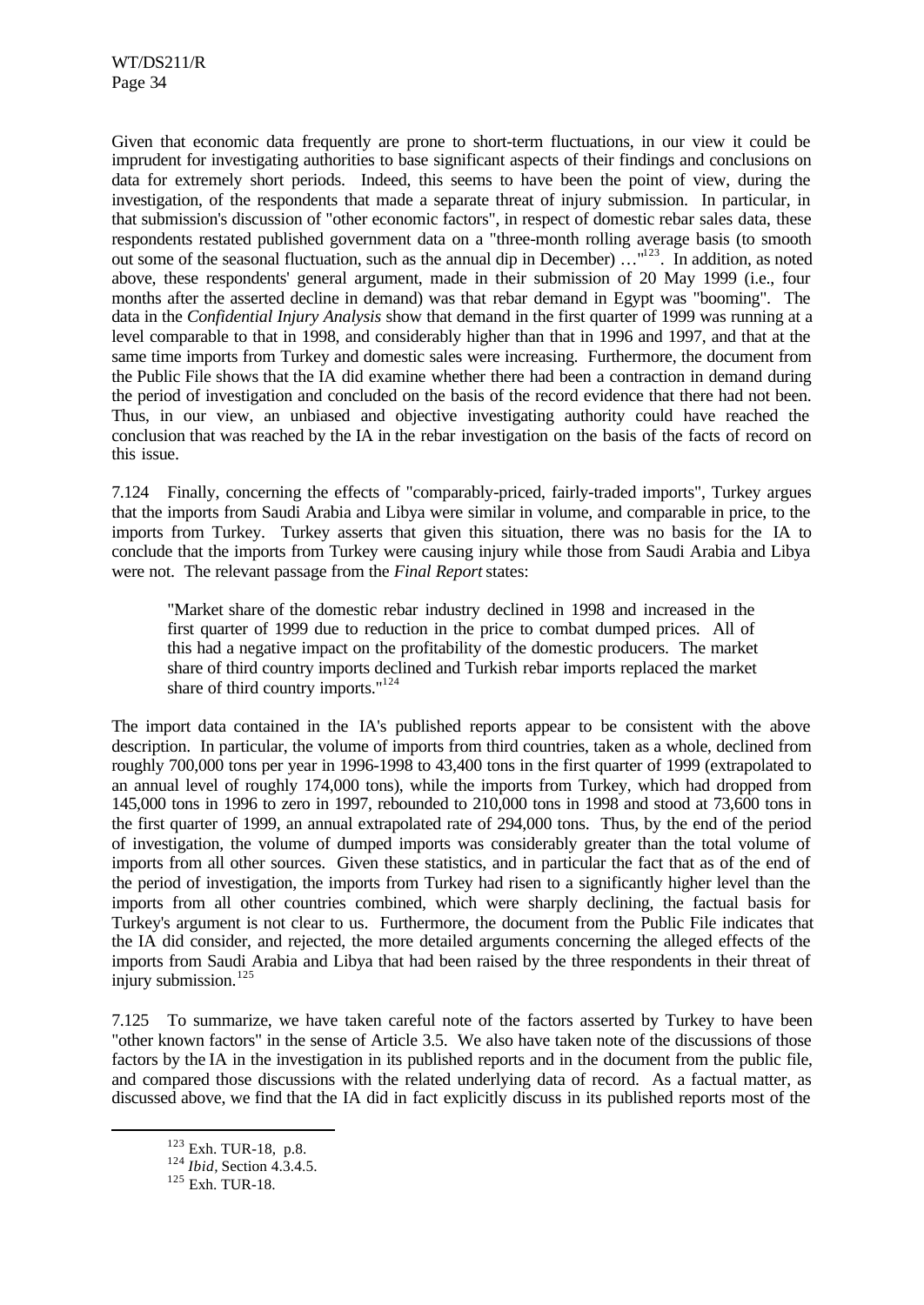Given that economic data frequently are prone to short-term fluctuations, in our view it could be imprudent for investigating authorities to base significant aspects of their findings and conclusions on data for extremely short periods. Indeed, this seems to have been the point of view, during the investigation, of the respondents that made a separate threat of injury submission. In particular, in that submission's discussion of "other economic factors", in respect of domestic rebar sales data, these respondents restated published government data on a "three-month rolling average basis (to smooth out some of the seasonal fluctuation, such as the annual dip in December) …"[123]. In addition, as noted above, these respondents' general argument, made in their submission of 20 May 1999 (i.e., four months after the asserted decline in demand) was that rebar demand in Egypt was "booming". The data in the *Confidential Injury Analysis* show that demand in the first quarter of 1999 was running at a level comparable to that in 1998, and considerably higher than that in 1996 and 1997, and that at the same time imports from Turkey and domestic sales were increasing. Furthermore, the document from the Public File shows that the IA did examine whether there had been a contraction in demand during the period of investigation and concluded on the basis of the record evidence that there had not been. Thus, in our view, an unbiased and objective investigating authority could have reached the conclusion that was reached by the IA in the rebar investigation on the basis of the facts of record on this issue.

7.124 Finally, concerning the effects of "comparably-priced, fairly-traded imports", Turkey argues that the imports from Saudi Arabia and Libya were similar in volume, and comparable in price, to the imports from Turkey. Turkey asserts that given this situation, there was no basis for the IA to conclude that the imports from Turkey were causing injury while those from Saudi Arabia and Libya were not. The relevant passage from the *Final Report* states:

> "Market share of the domestic rebar industry declined in 1998 and increased in the first quarter of 1999 due to reduction in the price to combat dumped prices. All of this had a negative impact on the profitability of the domestic producers. The market share of third country imports declined and Turkish rebar imports replaced the market share of third country imports."[124]

The import data contained in the IA's published reports appear to be consistent with the above description. In particular, the volume of imports from third countries, taken as a whole, declined from roughly 700,000 tons per year in 1996-1998 to 43,400 tons in the first quarter of 1999 (extrapolated to an annual level of roughly 174,000 tons), while the imports from Turkey, which had dropped from 145,000 tons in 1996 to zero in 1997, rebounded to 210,000 tons in 1998 and stood at 73,600 tons in the first quarter of 1999, an annual extrapolated rate of 294,000 tons. Thus, by the end of the period of investigation, the volume of dumped imports was considerably greater than the total volume of imports from all other sources. Given these statistics, and in particular the fact that as of the end of the period of investigation, the imports from Turkey had risen to a significantly higher level than the imports from all other countries combined, which were sharply declining, the factual basis for Turkey's argument is not clear to us. Furthermore, the document from the Public File indicates that the IA did consider, and rejected, the more detailed arguments concerning the alleged effects of the imports from Saudi Arabia and Libya that had been raised by the three respondents in their threat of injury submission.[125]

7.125 To summarize, we have taken careful note of the factors asserted by Turkey to have been "other known factors" in the sense of Article 3.5. We also have taken note of the discussions of those factors by the IA in the investigation in its published reports and in the document from the public file, and compared those discussions with the related underlying data of record. As a factual matter, as discussed above, we find that the IA did in fact explicitly discuss in its published reports most of the

---

[123] Exh. TUR-18, p.8.

[124] *Ibid*, Section 4.3.4.5.

[125] Exh. TUR-18.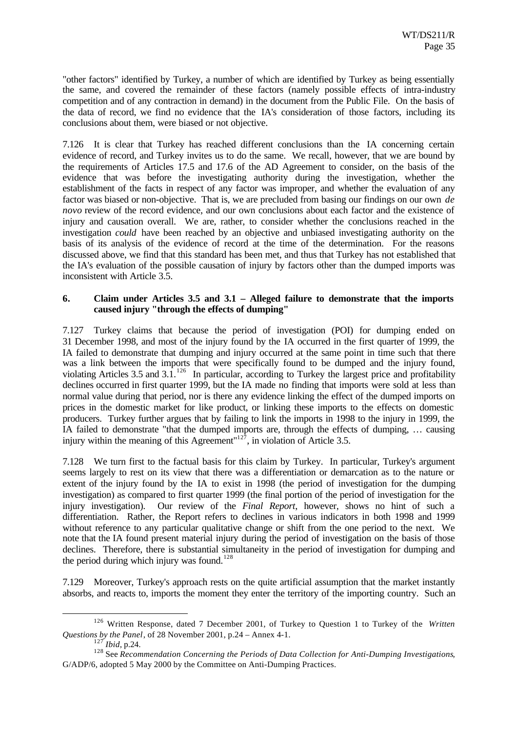"other factors" identified by Turkey, a number of which are identified by Turkey as being essentially the same, and covered the remainder of these factors (namely possible effects of intra-industry competition and of any contraction in demand) in the document from the Public File. On the basis of the data of record, we find no evidence that the IA's consideration of those factors, including its conclusions about them, were biased or not objective.

7.126 It is clear that Turkey has reached different conclusions than the IA concerning certain evidence of record, and Turkey invites us to do the same. We recall, however, that we are bound by the requirements of Articles 17.5 and 17.6 of the AD Agreement to consider, on the basis of the evidence that was before the investigating authority during the investigation, whether the establishment of the facts in respect of any factor was improper, and whether the evaluation of any factor was biased or non-objective. That is, we are precluded from basing our findings on our own *de novo* review of the record evidence, and our own conclusions about each factor and the existence of injury and causation overall. We are, rather, to consider whether the conclusions reached in the investigation *could* have been reached by an objective and unbiased investigating authority on the basis of its analysis of the evidence of record at the time of the determination. For the reasons discussed above, we find that this standard has been met, and thus that Turkey has not established that the IA's evaluation of the possible causation of injury by factors other than the dumped imports was inconsistent with Article 3.5.

### 6. Claim under Articles 3.5 and 3.1 – Alleged failure to demonstrate that the imports caused injury "through the effects of dumping"

7.127 Turkey claims that because the period of investigation (POI) for dumping ended on 31 December 1998, and most of the injury found by the IA occurred in the first quarter of 1999, the IA failed to demonstrate that dumping and injury occurred at the same point in time such that there was a link between the imports that were specifically found to be dumped and the injury found, violating Articles 3.5 and 3.1.[126] In particular, according to Turkey the largest price and profitability declines occurred in first quarter 1999, but the IA made no finding that imports were sold at less than normal value during that period, nor is there any evidence linking the effect of the dumped imports on prices in the domestic market for like product, or linking these imports to the effects on domestic producers. Turkey further argues that by failing to link the imports in 1998 to the injury in 1999, the IA failed to demonstrate "that the dumped imports are, through the effects of dumping, … causing injury within the meaning of this Agreement"[127], in violation of Article 3.5.

7.128 We turn first to the factual basis for this claim by Turkey. In particular, Turkey's argument seems largely to rest on its view that there was a differentiation or demarcation as to the nature or extent of the injury found by the IA to exist in 1998 (the period of investigation for the dumping investigation) as compared to first quarter 1999 (the final portion of the period of investigation for the injury investigation). Our review of the *Final Report*, however, shows no hint of such a differentiation. Rather, the Report refers to declines in various indicators in both 1998 and 1999 without reference to any particular qualitative change or shift from the one period to the next. We note that the IA found present material injury during the period of investigation on the basis of those declines. Therefore, there is substantial simultaneity in the period of investigation for dumping and the period during which injury was found.[128]

7.129 Moreover, Turkey's approach rests on the quite artificial assumption that the market instantly absorbs, and reacts to, imports the moment they enter the territory of the importing country. Such an

---

[126] Written Response, dated 7 December 2001, of Turkey to Question 1 to Turkey of the *Written Questions by the Panel*, of 28 November 2001, p.24 – Annex 4-1.

[127] *Ibid*, p.24.

[128] See *Recommendation Concerning the Periods of Data Collection for Anti-Dumping Investigations*, G/ADP/6, adopted 5 May 2000 by the Committee on Anti-Dumping Practices.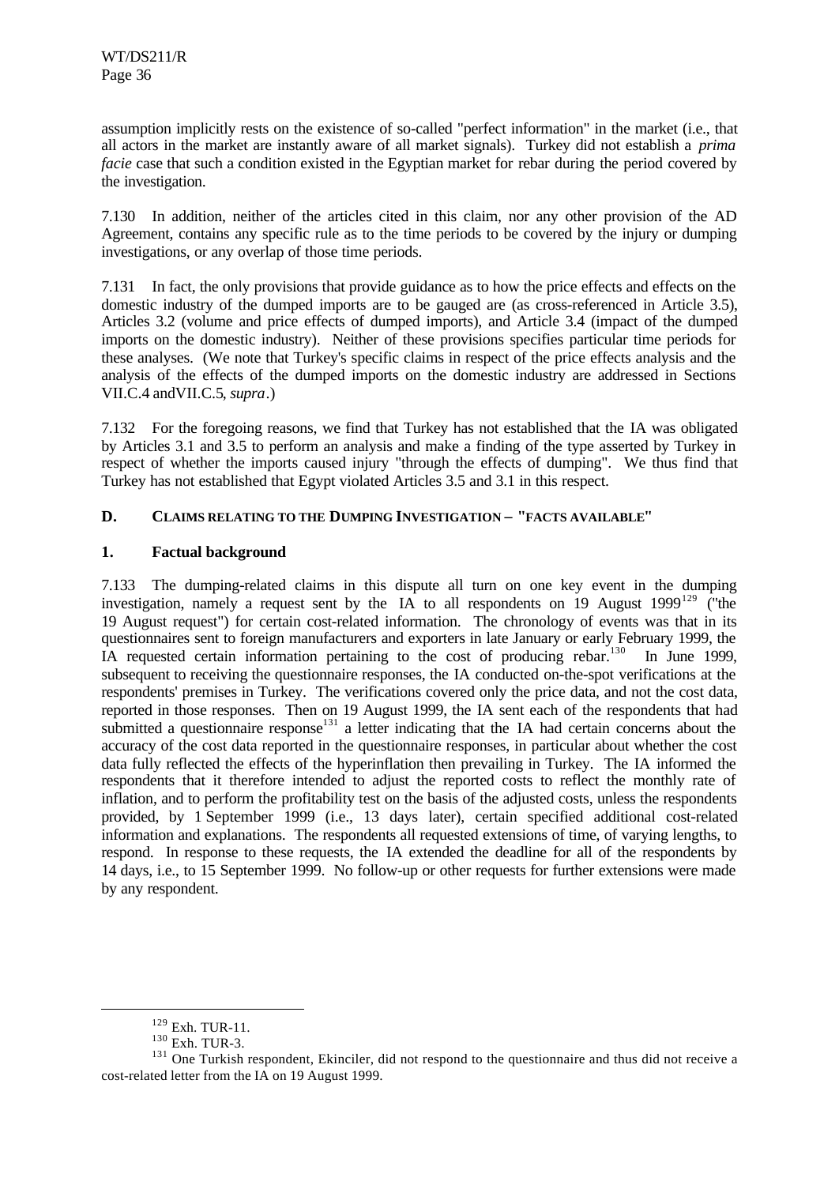assumption implicitly rests on the existence of so-called "perfect information" in the market (i.e., that all actors in the market are instantly aware of all market signals). Turkey did not establish a *prima facie* case that such a condition existed in the Egyptian market for rebar during the period covered by the investigation.

7.130 In addition, neither of the articles cited in this claim, nor any other provision of the AD Agreement, contains any specific rule as to the time periods to be covered by the injury or dumping investigations, or any overlap of those time periods.

7.131 In fact, the only provisions that provide guidance as to how the price effects and effects on the domestic industry of the dumped imports are to be gauged are (as cross-referenced in Article 3.5), Articles 3.2 (volume and price effects of dumped imports), and Article 3.4 (impact of the dumped imports on the domestic industry). Neither of these provisions specifies particular time periods for these analyses. (We note that Turkey's specific claims in respect of the price effects analysis and the analysis of the effects of the dumped imports on the domestic industry are addressed in Sections VII.C.4 andVII.C.5, *supra*.)

7.132 For the foregoing reasons, we find that Turkey has not established that the IA was obligated by Articles 3.1 and 3.5 to perform an analysis and make a finding of the type asserted by Turkey in respect of whether the imports caused injury "through the effects of dumping". We thus find that Turkey has not established that Egypt violated Articles 3.5 and 3.1 in this respect.

## D. CLAIMS RELATING TO THE DUMPING INVESTIGATION – "FACTS AVAILABLE"

### 1. Factual background

7.133 The dumping-related claims in this dispute all turn on one key event in the dumping investigation, namely a request sent by the IA to all respondents on 19 August 1999[129] ("the 19 August request") for certain cost-related information. The chronology of events was that in its questionnaires sent to foreign manufacturers and exporters in late January or early February 1999, the IA requested certain information pertaining to the cost of producing rebar.[130] In June 1999, subsequent to receiving the questionnaire responses, the IA conducted on-the-spot verifications at the respondents' premises in Turkey. The verifications covered only the price data, and not the cost data, reported in those responses. Then on 19 August 1999, the IA sent each of the respondents that had submitted a questionnaire response[131] a letter indicating that the IA had certain concerns about the accuracy of the cost data reported in the questionnaire responses, in particular about whether the cost data fully reflected the effects of the hyperinflation then prevailing in Turkey. The IA informed the respondents that it therefore intended to adjust the reported costs to reflect the monthly rate of inflation, and to perform the profitability test on the basis of the adjusted costs, unless the respondents provided, by 1 September 1999 (i.e., 13 days later), certain specified additional cost-related information and explanations. The respondents all requested extensions of time, of varying lengths, to respond. In response to these requests, the IA extended the deadline for all of the respondents by 14 days, i.e., to 15 September 1999. No follow-up or other requests for further extensions were made by any respondent.

---

[129] Exh. TUR-11.

[130] Exh. TUR-3.

[131] One Turkish respondent, Ekinciler, did not respond to the questionnaire and thus did not receive a cost-related letter from the IA on 19 August 1999.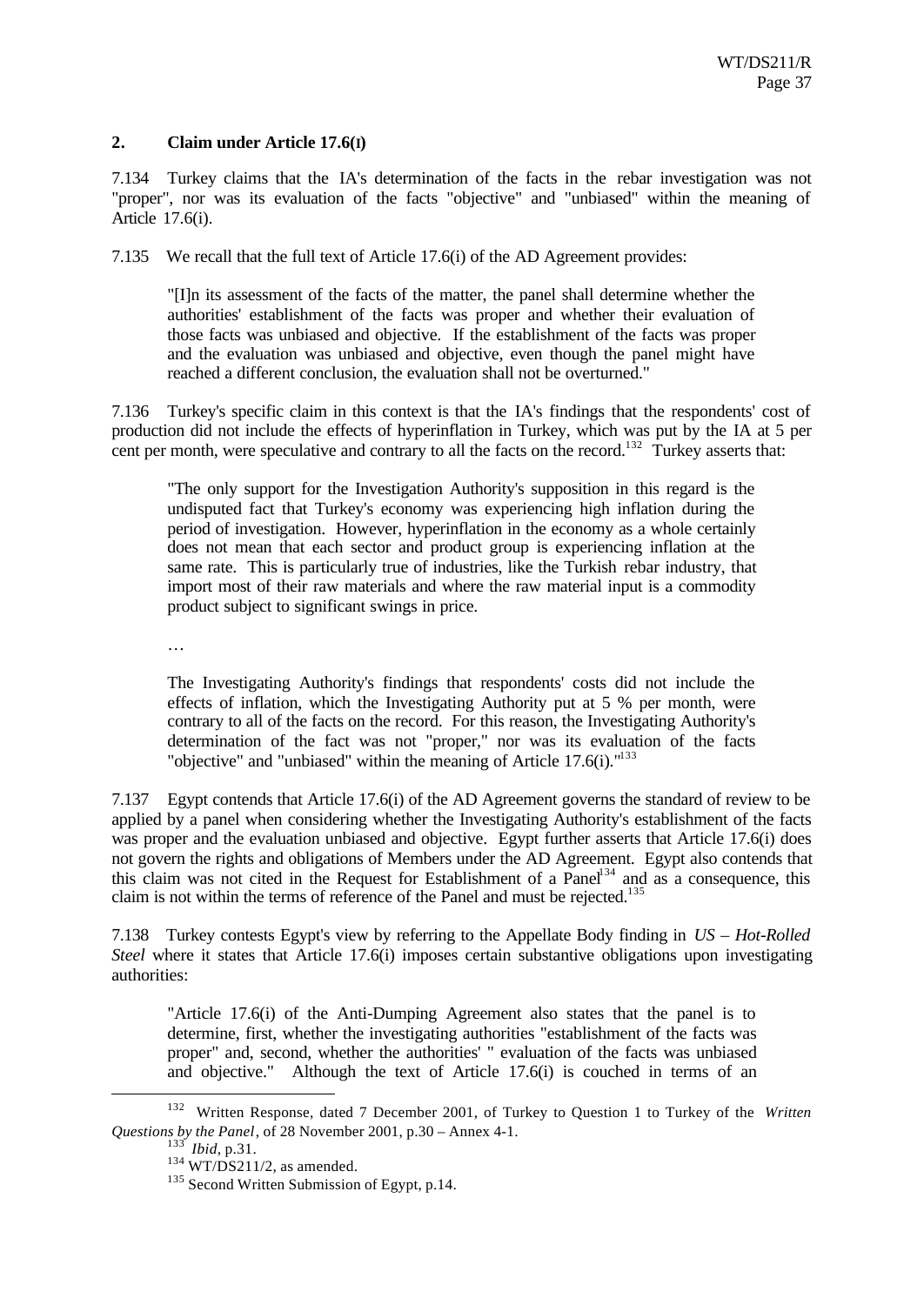## 2. Claim under Article 17.6(I)

7.134 Turkey claims that the IA's determination of the facts in the rebar investigation was not "proper", nor was its evaluation of the facts "objective" and "unbiased" within the meaning of Article 17.6(i).

7.135 We recall that the full text of Article 17.6(i) of the AD Agreement provides:

> "[I]n its assessment of the facts of the matter, the panel shall determine whether the authorities' establishment of the facts was proper and whether their evaluation of those facts was unbiased and objective. If the establishment of the facts was proper and the evaluation was unbiased and objective, even though the panel might have reached a different conclusion, the evaluation shall not be overturned."

7.136 Turkey's specific claim in this context is that the IA's findings that the respondents' cost of production did not include the effects of hyperinflation in Turkey, which was put by the IA at 5 per cent per month, were speculative and contrary to all the facts on the record.[132] Turkey asserts that:

> "The only support for the Investigation Authority's supposition in this regard is the undisputed fact that Turkey's economy was experiencing high inflation during the period of investigation. However, hyperinflation in the economy as a whole certainly does not mean that each sector and product group is experiencing inflation at the same rate. This is particularly true of industries, like the Turkish rebar industry, that import most of their raw materials and where the raw material input is a commodity product subject to significant swings in price.
>
> …
>
> The Investigating Authority's findings that respondents' costs did not include the effects of inflation, which the Investigating Authority put at 5 % per month, were contrary to all of the facts on the record. For this reason, the Investigating Authority's determination of the fact was not "proper," nor was its evaluation of the facts "objective" and "unbiased" within the meaning of Article 17.6(i)."[133]

7.137 Egypt contends that Article 17.6(i) of the AD Agreement governs the standard of review to be applied by a panel when considering whether the Investigating Authority's establishment of the facts was proper and the evaluation unbiased and objective. Egypt further asserts that Article 17.6(i) does not govern the rights and obligations of Members under the AD Agreement. Egypt also contends that this claim was not cited in the Request for Establishment of a Panel[134] and as a consequence, this claim is not within the terms of reference of the Panel and must be rejected.[135]

7.138 Turkey contests Egypt's view by referring to the Appellate Body finding in *US – Hot-Rolled Steel* where it states that Article 17.6(i) imposes certain substantive obligations upon investigating authorities:

> "Article 17.6(i) of the Anti-Dumping Agreement also states that the panel is to determine, first, whether the investigating authorities "establishment of the facts was proper" and, second, whether the authorities' " evaluation of the facts was unbiased and objective." Although the text of Article 17.6(i) is couched in terms of an

---

[132] Written Response, dated 7 December 2001, of Turkey to Question 1 to Turkey of the *Written Questions by the Panel*, of 28 November 2001, p.30 – Annex 4-1.

[133] *Ibid*, p.31.

[134] WT/DS211/2, as amended.

[135] Second Written Submission of Egypt, p.14.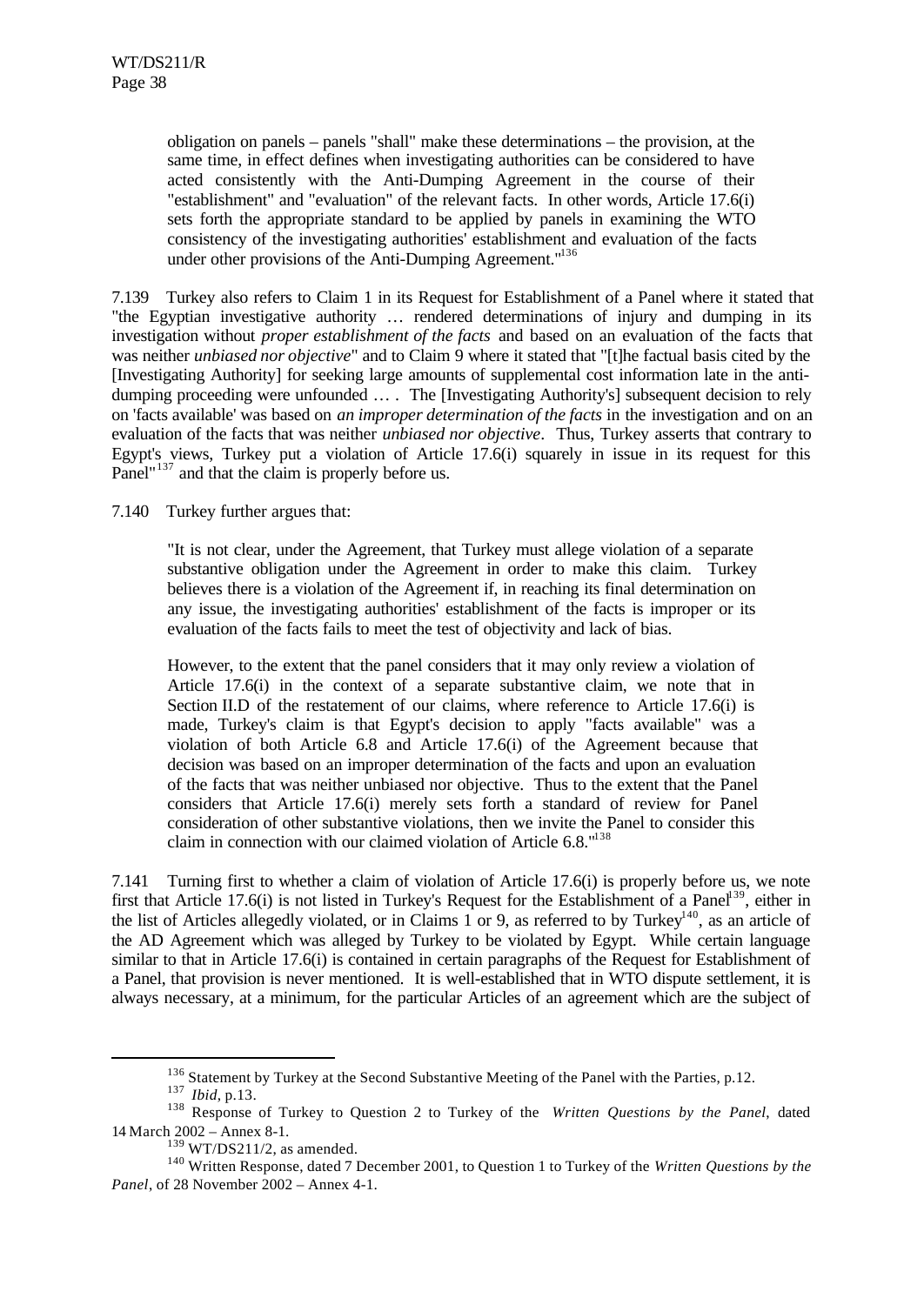obligation on panels – panels "shall" make these determinations – the provision, at the same time, in effect defines when investigating authorities can be considered to have acted consistently with the Anti-Dumping Agreement in the course of their "establishment" and "evaluation" of the relevant facts. In other words, Article 17.6(i) sets forth the appropriate standard to be applied by panels in examining the WTO consistency of the investigating authorities' establishment and evaluation of the facts under other provisions of the Anti-Dumping Agreement."[136]

7.139 Turkey also refers to Claim 1 in its Request for Establishment of a Panel where it stated that "the Egyptian investigative authority … rendered determinations of injury and dumping in its investigation without *proper establishment of the facts* and based on an evaluation of the facts that was neither *unbiased nor objective*" and to Claim 9 where it stated that "[t]he factual basis cited by the [Investigating Authority] for seeking large amounts of supplemental cost information late in the anti-dumping proceeding were unfounded … . The [Investigating Authority's] subsequent decision to rely on 'facts available' was based on *an improper determination of the facts* in the investigation and on an evaluation of the facts that was neither *unbiased nor objective*. Thus, Turkey asserts that contrary to Egypt's views, Turkey put a violation of Article 17.6(i) squarely in issue in its request for this Panel"[137] and that the claim is properly before us.

7.140 Turkey further argues that:

> "It is not clear, under the Agreement, that Turkey must allege violation of a separate substantive obligation under the Agreement in order to make this claim. Turkey believes there is a violation of the Agreement if, in reaching its final determination on any issue, the investigating authorities' establishment of the facts is improper or its evaluation of the facts fails to meet the test of objectivity and lack of bias.
>
> However, to the extent that the panel considers that it may only review a violation of Article 17.6(i) in the context of a separate substantive claim, we note that in Section II.D of the restatement of our claims, where reference to Article 17.6(i) is made, Turkey's claim is that Egypt's decision to apply "facts available" was a violation of both Article 6.8 and Article 17.6(i) of the Agreement because that decision was based on an improper determination of the facts and upon an evaluation of the facts that was neither unbiased nor objective. Thus to the extent that the Panel considers that Article 17.6(i) merely sets forth a standard of review for Panel consideration of other substantive violations, then we invite the Panel to consider this claim in connection with our claimed violation of Article 6.8."[138]

7.141 Turning first to whether a claim of violation of Article 17.6(i) is properly before us, we note first that Article 17.6(i) is not listed in Turkey's Request for the Establishment of a Panel[139], either in the list of Articles allegedly violated, or in Claims 1 or 9, as referred to by Turkey[140], as an article of the AD Agreement which was alleged by Turkey to be violated by Egypt. While certain language similar to that in Article 17.6(i) is contained in certain paragraphs of the Request for Establishment of a Panel, that provision is never mentioned. It is well-established that in WTO dispute settlement, it is always necessary, at a minimum, for the particular Articles of an agreement which are the subject of

---

[136] Statement by Turkey at the Second Substantive Meeting of the Panel with the Parties, p.12.

[137] *Ibid*, p.13.

[138] Response of Turkey to Question 2 to Turkey of the *Written Questions by the Panel*, dated 14 March 2002 – Annex 8-1.

[139] WT/DS211/2, as amended.

[140] Written Response, dated 7 December 2001, to Question 1 to Turkey of the *Written Questions by the Panel*, of 28 November 2002 – Annex 4-1.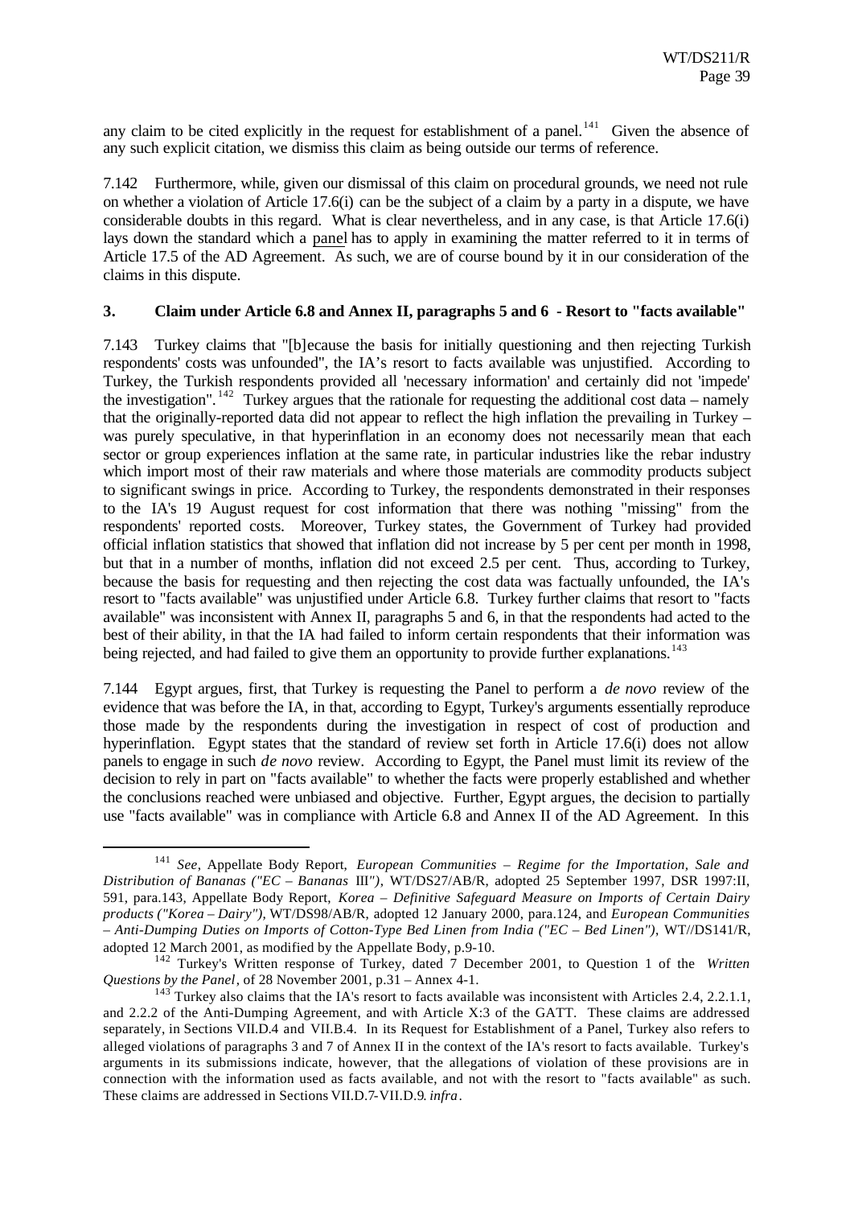any claim to be cited explicitly in the request for establishment of a panel.[141] Given the absence of any such explicit citation, we dismiss this claim as being outside our terms of reference.

7.142 Furthermore, while, given our dismissal of this claim on procedural grounds, we need not rule on whether a violation of Article 17.6(i) can be the subject of a claim by a party in a dispute, we have considerable doubts in this regard. What is clear nevertheless, and in any case, is that Article 17.6(i) lays down the standard which a panel has to apply in examining the matter referred to it in terms of Article 17.5 of the AD Agreement. As such, we are of course bound by it in our consideration of the claims in this dispute.

### 3. Claim under Article 6.8 and Annex II, paragraphs 5 and 6 - Resort to "facts available"

7.143 Turkey claims that "[b]ecause the basis for initially questioning and then rejecting Turkish respondents' costs was unfounded", the IA's resort to facts available was unjustified. According to Turkey, the Turkish respondents provided all 'necessary information' and certainly did not 'impede' the investigation".[142] Turkey argues that the rationale for requesting the additional cost data – namely that the originally-reported data did not appear to reflect the high inflation the prevailing in Turkey – was purely speculative, in that hyperinflation in an economy does not necessarily mean that each sector or group experiences inflation at the same rate, in particular industries like the rebar industry which import most of their raw materials and where those materials are commodity products subject to significant swings in price. According to Turkey, the respondents demonstrated in their responses to the IA's 19 August request for cost information that there was nothing "missing" from the respondents' reported costs. Moreover, Turkey states, the Government of Turkey had provided official inflation statistics that showed that inflation did not increase by 5 per cent per month in 1998, but that in a number of months, inflation did not exceed 2.5 per cent. Thus, according to Turkey, because the basis for requesting and then rejecting the cost data was factually unfounded, the IA's resort to "facts available" was unjustified under Article 6.8. Turkey further claims that resort to "facts available" was inconsistent with Annex II, paragraphs 5 and 6, in that the respondents had acted to the best of their ability, in that the IA had failed to inform certain respondents that their information was being rejected, and had failed to give them an opportunity to provide further explanations.[143]

7.144 Egypt argues, first, that Turkey is requesting the Panel to perform a *de novo* review of the evidence that was before the IA, in that, according to Egypt, Turkey's arguments essentially reproduce those made by the respondents during the investigation in respect of cost of production and hyperinflation. Egypt states that the standard of review set forth in Article 17.6(i) does not allow panels to engage in such *de novo* review. According to Egypt, the Panel must limit its review of the decision to rely in part on "facts available" to whether the facts were properly established and whether the conclusions reached were unbiased and objective. Further, Egypt argues, the decision to partially use "facts available" was in compliance with Article 6.8 and Annex II of the AD Agreement. In this

---

[141] *See*, Appellate Body Report, *European Communities – Regime for the Importation, Sale and Distribution of Bananas ("EC – Bananas* III*")*, WT/DS27/AB/R, adopted 25 September 1997, DSR 1997:II, 591, para.143, Appellate Body Report, *Korea – Definitive Safeguard Measure on Imports of Certain Dairy products ("Korea – Dairy")*, WT/DS98/AB/R, adopted 12 January 2000, para.124, and *European Communities – Anti-Dumping Duties on Imports of Cotton-Type Bed Linen from India ("EC – Bed Linen")*, WT//DS141/R, adopted 12 March 2001, as modified by the Appellate Body, p.9-10.

[142] Turkey's Written response of Turkey, dated 7 December 2001, to Question 1 of the *Written Questions by the Panel*, of 28 November 2001, p.31 – Annex 4-1.

[143] Turkey also claims that the IA's resort to facts available was inconsistent with Articles 2.4, 2.2.1.1, and 2.2.2 of the Anti-Dumping Agreement, and with Article X:3 of the GATT. These claims are addressed separately, in Sections VII.D.4 and VII.B.4. In its Request for Establishment of a Panel, Turkey also refers to alleged violations of paragraphs 3 and 7 of Annex II in the context of the IA's resort to facts available. Turkey's arguments in its submissions indicate, however, that the allegations of violation of these provisions are in connection with the information used as facts available, and not with the resort to "facts available" as such. These claims are addressed in Sections VII.D.7-VII.D.9. *infra*.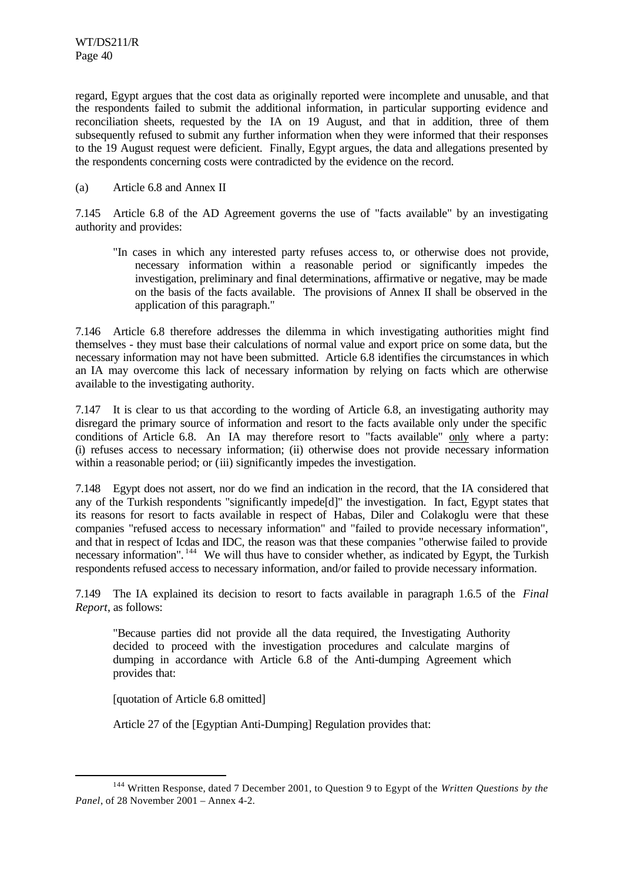regard, Egypt argues that the cost data as originally reported were incomplete and unusable, and that the respondents failed to submit the additional information, in particular supporting evidence and reconciliation sheets, requested by the IA on 19 August, and that in addition, three of them subsequently refused to submit any further information when they were informed that their responses to the 19 August request were deficient. Finally, Egypt argues, the data and allegations presented by the respondents concerning costs were contradicted by the evidence on the record.

(a) Article 6.8 and Annex II

7.145 Article 6.8 of the AD Agreement governs the use of "facts available" by an investigating authority and provides:

> "In cases in which any interested party refuses access to, or otherwise does not provide, necessary information within a reasonable period or significantly impedes the investigation, preliminary and final determinations, affirmative or negative, may be made on the basis of the facts available. The provisions of Annex II shall be observed in the application of this paragraph."

7.146 Article 6.8 therefore addresses the dilemma in which investigating authorities might find themselves - they must base their calculations of normal value and export price on some data, but the necessary information may not have been submitted. Article 6.8 identifies the circumstances in which an IA may overcome this lack of necessary information by relying on facts which are otherwise available to the investigating authority.

7.147 It is clear to us that according to the wording of Article 6.8, an investigating authority may disregard the primary source of information and resort to the facts available only under the specific conditions of Article 6.8. An IA may therefore resort to "facts available" only where a party: (i) refuses access to necessary information; (ii) otherwise does not provide necessary information within a reasonable period; or (iii) significantly impedes the investigation.

7.148 Egypt does not assert, nor do we find an indication in the record, that the IA considered that any of the Turkish respondents "significantly impede[d]" the investigation. In fact, Egypt states that its reasons for resort to facts available in respect of Habas, Diler and Colakoglu were that these companies "refused access to necessary information" and "failed to provide necessary information", and that in respect of Icdas and IDC, the reason was that these companies "otherwise failed to provide necessary information".[144] We will thus have to consider whether, as indicated by Egypt, the Turkish respondents refused access to necessary information, and/or failed to provide necessary information.

7.149 The IA explained its decision to resort to facts available in paragraph 1.6.5 of the *Final Report*, as follows:

> "Because parties did not provide all the data required, the Investigating Authority decided to proceed with the investigation procedures and calculate margins of dumping in accordance with Article 6.8 of the Anti-dumping Agreement which provides that:
>
> [quotation of Article 6.8 omitted]
>
> Article 27 of the [Egyptian Anti-Dumping] Regulation provides that:

---

[144] Written Response, dated 7 December 2001, to Question 9 to Egypt of the *Written Questions by the Panel*, of 28 November 2001 – Annex 4-2.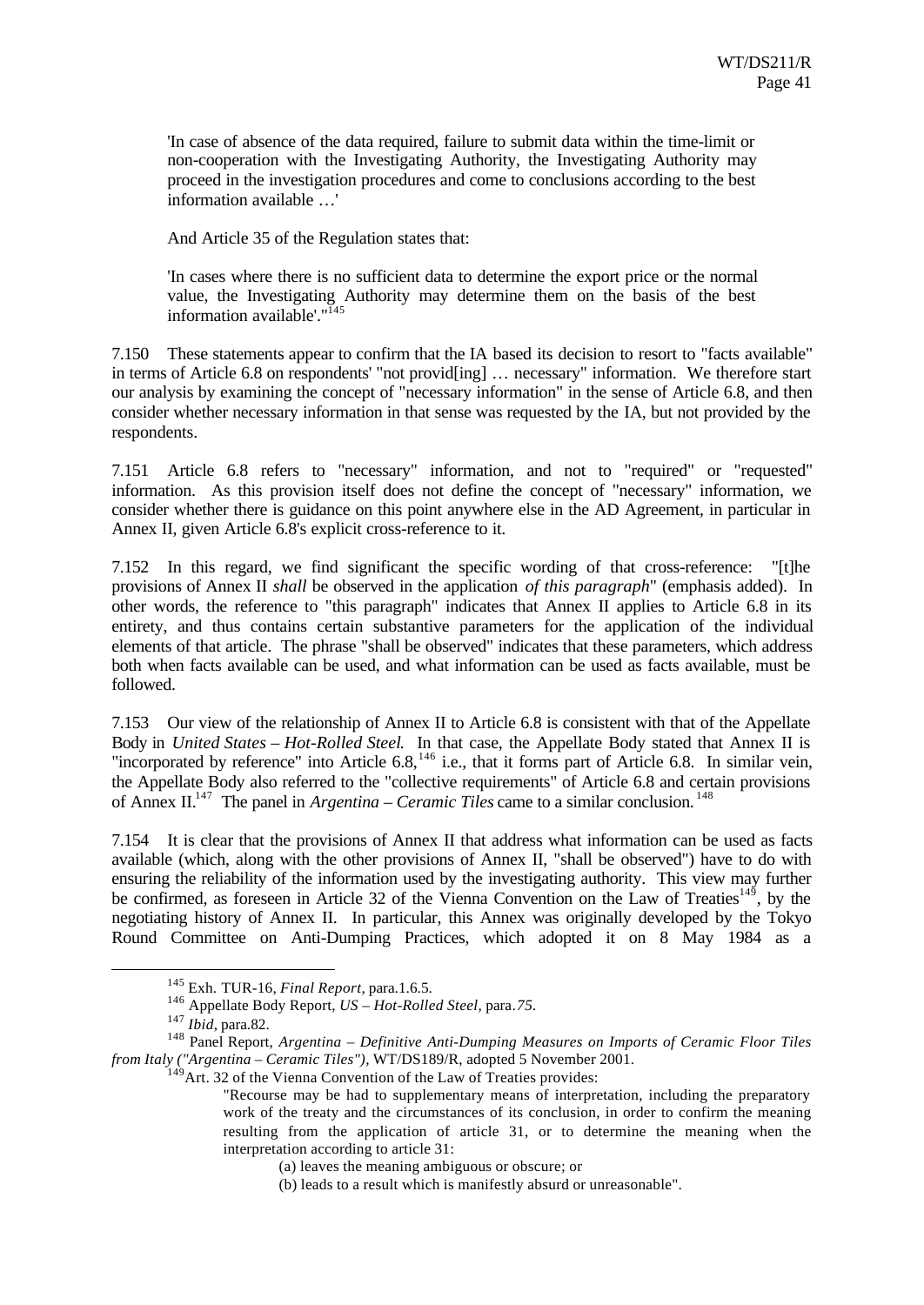> 'In case of absence of the data required, failure to submit data within the time-limit or non-cooperation with the Investigating Authority, the Investigating Authority may proceed in the investigation procedures and come to conclusions according to the best information available …'
>
> And Article 35 of the Regulation states that:
>
> 'In cases where there is no sufficient data to determine the export price or the normal value, the Investigating Authority may determine them on the basis of the best information available'."[145]

7.150 These statements appear to confirm that the IA based its decision to resort to "facts available" in terms of Article 6.8 on respondents' "not provid[ing] … necessary" information. We therefore start our analysis by examining the concept of "necessary information" in the sense of Article 6.8, and then consider whether necessary information in that sense was requested by the IA, but not provided by the respondents.

7.151 Article 6.8 refers to "necessary" information, and not to "required" or "requested" information. As this provision itself does not define the concept of "necessary" information, we consider whether there is guidance on this point anywhere else in the AD Agreement, in particular in Annex II, given Article 6.8's explicit cross-reference to it.

7.152 In this regard, we find significant the specific wording of that cross-reference: "[t]he provisions of Annex II *shall* be observed in the application *of this paragraph*" (emphasis added). In other words, the reference to "this paragraph" indicates that Annex II applies to Article 6.8 in its entirety, and thus contains certain substantive parameters for the application of the individual elements of that article. The phrase "shall be observed" indicates that these parameters, which address both when facts available can be used, and what information can be used as facts available, must be followed.

7.153 Our view of the relationship of Annex II to Article 6.8 is consistent with that of the Appellate Body in *United States – Hot-Rolled Steel*. In that case, the Appellate Body stated that Annex II is "incorporated by reference" into Article 6.8,[146] i.e., that it forms part of Article 6.8. In similar vein, the Appellate Body also referred to the "collective requirements" of Article 6.8 and certain provisions of Annex II.[147] The panel in *Argentina – Ceramic Tiles* came to a similar conclusion.[148]

7.154 It is clear that the provisions of Annex II that address what information can be used as facts available (which, along with the other provisions of Annex II, "shall be observed") have to do with ensuring the reliability of the information used by the investigating authority. This view may further be confirmed, as foreseen in Article 32 of the Vienna Convention on the Law of Treaties[149], by the negotiating history of Annex II. In particular, this Annex was originally developed by the Tokyo Round Committee on Anti-Dumping Practices, which adopted it on 8 May 1984 as a

---

[145] Exh. TUR-16, *Final Report*, para.1.6.5.

[146] Appellate Body Report, *US – Hot-Rolled Steel*, para.*75*.

[147] *Ibid*, para.82.

[148] Panel Report, *Argentina – Definitive Anti-Dumping Measures on Imports of Ceramic Floor Tiles from Italy ("Argentina – Ceramic Tiles")*, WT/DS189/R, adopted 5 November 2001.

[149] Art. 32 of the Vienna Convention of the Law of Treaties provides:

> "Recourse may be had to supplementary means of interpretation, including the preparatory work of the treaty and the circumstances of its conclusion, in order to confirm the meaning resulting from the application of article 31, or to determine the meaning when the interpretation according to article 31:
>
> (a) leaves the meaning ambiguous or obscure; or
>
> (b) leads to a result which is manifestly absurd or unreasonable".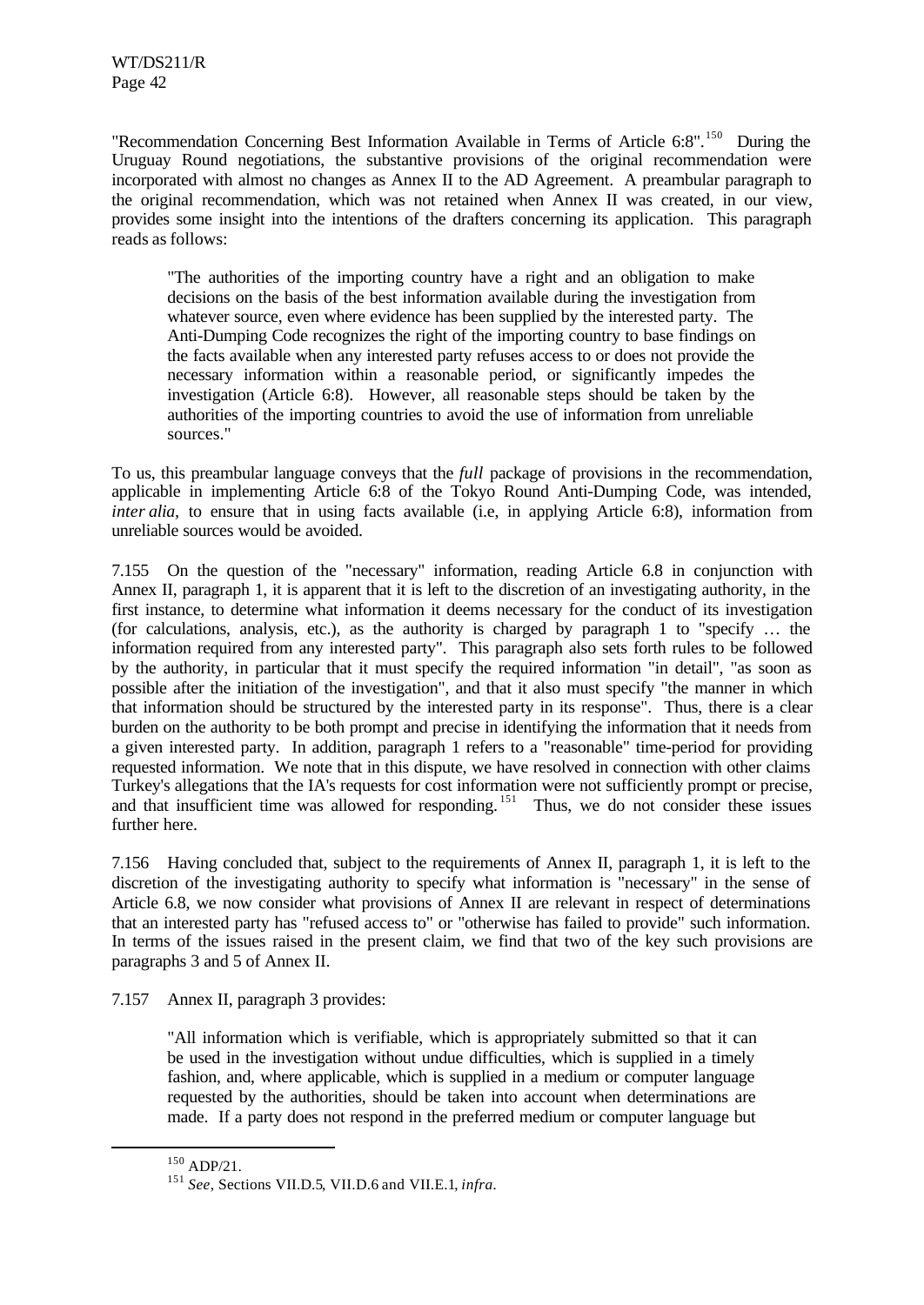"Recommendation Concerning Best Information Available in Terms of Article 6:8".[150] During the Uruguay Round negotiations, the substantive provisions of the original recommendation were incorporated with almost no changes as Annex II to the AD Agreement. A preambular paragraph to the original recommendation, which was not retained when Annex II was created, in our view, provides some insight into the intentions of the drafters concerning its application. This paragraph reads as follows:

> "The authorities of the importing country have a right and an obligation to make decisions on the basis of the best information available during the investigation from whatever source, even where evidence has been supplied by the interested party. The Anti-Dumping Code recognizes the right of the importing country to base findings on the facts available when any interested party refuses access to or does not provide the necessary information within a reasonable period, or significantly impedes the investigation (Article 6:8). However, all reasonable steps should be taken by the authorities of the importing countries to avoid the use of information from unreliable sources."

To us, this preambular language conveys that the *full* package of provisions in the recommendation, applicable in implementing Article 6:8 of the Tokyo Round Anti-Dumping Code, was intended, *inter alia,* to ensure that in using facts available (i.e, in applying Article 6:8), information from unreliable sources would be avoided.

7.155 On the question of the "necessary" information, reading Article 6.8 in conjunction with Annex II, paragraph 1, it is apparent that it is left to the discretion of an investigating authority, in the first instance, to determine what information it deems necessary for the conduct of its investigation (for calculations, analysis, etc.), as the authority is charged by paragraph 1 to "specify … the information required from any interested party". This paragraph also sets forth rules to be followed by the authority, in particular that it must specify the required information "in detail", "as soon as possible after the initiation of the investigation", and that it also must specify "the manner in which that information should be structured by the interested party in its response". Thus, there is a clear burden on the authority to be both prompt and precise in identifying the information that it needs from a given interested party. In addition, paragraph 1 refers to a "reasonable" time-period for providing requested information. We note that in this dispute, we have resolved in connection with other claims Turkey's allegations that the IA's requests for cost information were not sufficiently prompt or precise, and that insufficient time was allowed for responding.[151] Thus, we do not consider these issues further here.

7.156 Having concluded that, subject to the requirements of Annex II, paragraph 1, it is left to the discretion of the investigating authority to specify what information is "necessary" in the sense of Article 6.8, we now consider what provisions of Annex II are relevant in respect of determinations that an interested party has "refused access to" or "otherwise has failed to provide" such information. In terms of the issues raised in the present claim, we find that two of the key such provisions are paragraphs 3 and 5 of Annex II.

7.157 Annex II, paragraph 3 provides:

> "All information which is verifiable, which is appropriately submitted so that it can be used in the investigation without undue difficulties, which is supplied in a timely fashion, and, where applicable, which is supplied in a medium or computer language requested by the authorities, should be taken into account when determinations are made. If a party does not respond in the preferred medium or computer language but

---

[150] ADP/21.

[151] *See,* Sections VII.D.5, VII.D.6 and VII.E.1, *infra*.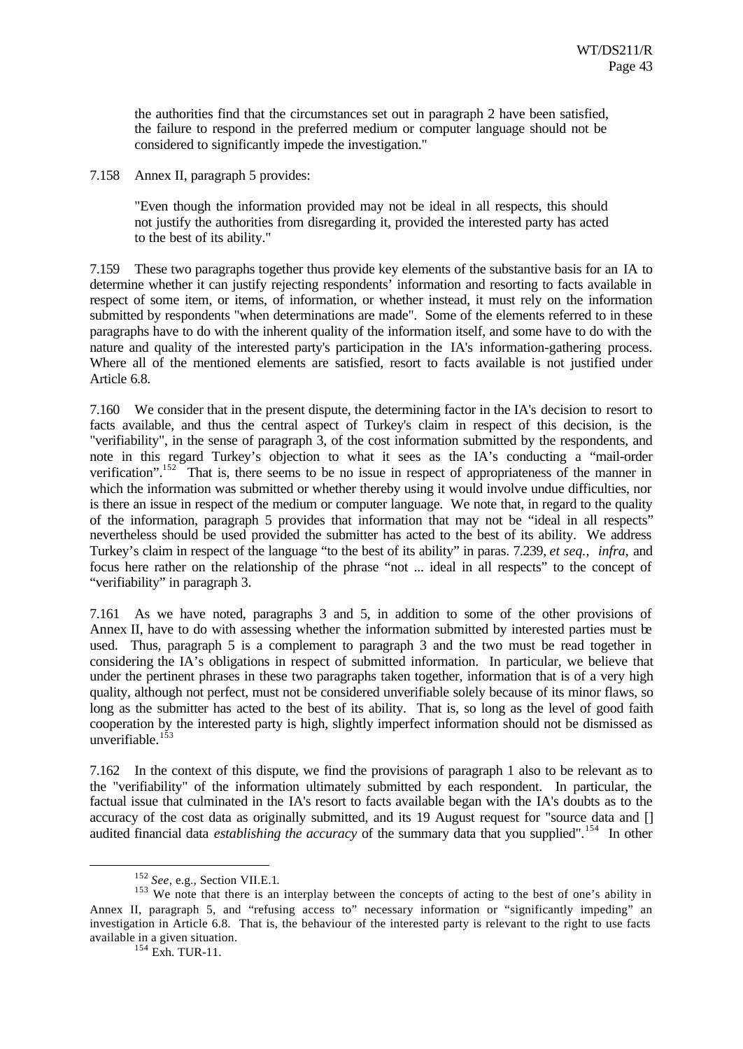the authorities find that the circumstances set out in paragraph 2 have been satisfied, the failure to respond in the preferred medium or computer language should not be considered to significantly impede the investigation."

7.158 Annex II, paragraph 5 provides:

> "Even though the information provided may not be ideal in all respects, this should not justify the authorities from disregarding it, provided the interested party has acted to the best of its ability."

7.159 These two paragraphs together thus provide key elements of the substantive basis for an IA to determine whether it can justify rejecting respondents' information and resorting to facts available in respect of some item, or items, of information, or whether instead, it must rely on the information submitted by respondents "when determinations are made". Some of the elements referred to in these paragraphs have to do with the inherent quality of the information itself, and some have to do with the nature and quality of the interested party's participation in the IA's information-gathering process. Where all of the mentioned elements are satisfied, resort to facts available is not justified under Article 6.8.

7.160 We consider that in the present dispute, the determining factor in the IA's decision to resort to facts available, and thus the central aspect of Turkey's claim in respect of this decision, is the "verifiability", in the sense of paragraph 3, of the cost information submitted by the respondents, and note in this regard Turkey's objection to what it sees as the IA's conducting a "mail-order verification".[152] That is, there seems to be no issue in respect of appropriateness of the manner in which the information was submitted or whether thereby using it would involve undue difficulties, nor is there an issue in respect of the medium or computer language. We note that, in regard to the quality of the information, paragraph 5 provides that information that may not be "ideal in all respects" nevertheless should be used provided the submitter has acted to the best of its ability. We address Turkey's claim in respect of the language "to the best of its ability" in paras. 7.239, *et seq.*, *infra*, and focus here rather on the relationship of the phrase "not ... ideal in all respects" to the concept of "verifiability" in paragraph 3.

7.161 As we have noted, paragraphs 3 and 5, in addition to some of the other provisions of Annex II, have to do with assessing whether the information submitted by interested parties must be used. Thus, paragraph 5 is a complement to paragraph 3 and the two must be read together in considering the IA's obligations in respect of submitted information. In particular, we believe that under the pertinent phrases in these two paragraphs taken together, information that is of a very high quality, although not perfect, must not be considered unverifiable solely because of its minor flaws, so long as the submitter has acted to the best of its ability. That is, so long as the level of good faith cooperation by the interested party is high, slightly imperfect information should not be dismissed as unverifiable.[153]

7.162 In the context of this dispute, we find the provisions of paragraph 1 also to be relevant as to the "verifiability" of the information ultimately submitted by each respondent. In particular, the factual issue that culminated in the IA's resort to facts available began with the IA's doubts as to the accuracy of the cost data as originally submitted, and its 19 August request for "source data and [] audited financial data *establishing the accuracy* of the summary data that you supplied".[154] In other

---

[152] *See*, e.g., Section VII.E.1.

[153] We note that there is an interplay between the concepts of acting to the best of one's ability in Annex II, paragraph 5, and "refusing access to" necessary information or "significantly impeding" an investigation in Article 6.8. That is, the behaviour of the interested party is relevant to the right to use facts available in a given situation.

[154] Exh. TUR-11.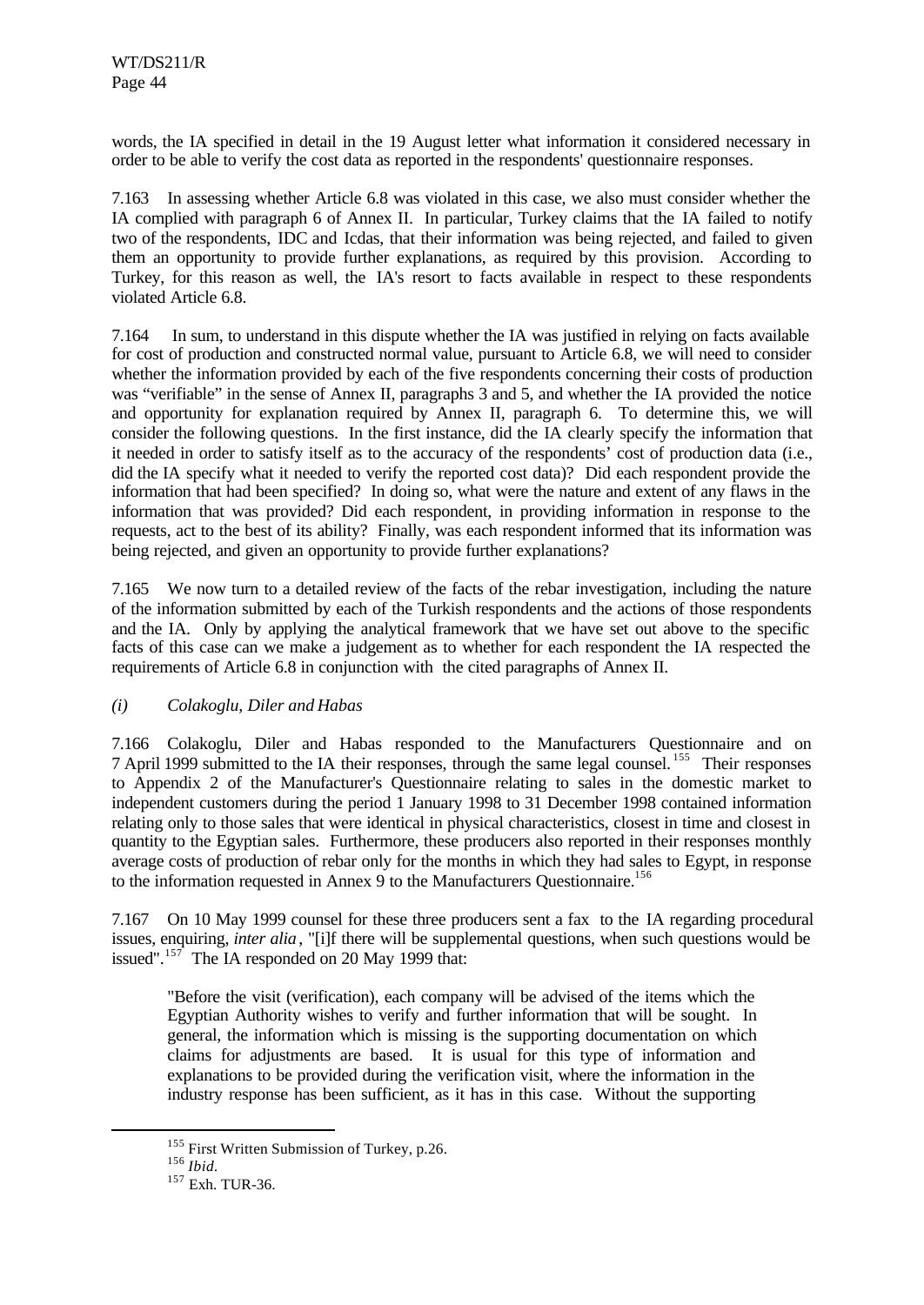words, the IA specified in detail in the 19 August letter what information it considered necessary in order to be able to verify the cost data as reported in the respondents' questionnaire responses.

7.163 In assessing whether Article 6.8 was violated in this case, we also must consider whether the IA complied with paragraph 6 of Annex II. In particular, Turkey claims that the IA failed to notify two of the respondents, IDC and Icdas, that their information was being rejected, and failed to given them an opportunity to provide further explanations, as required by this provision. According to Turkey, for this reason as well, the IA's resort to facts available in respect to these respondents violated Article 6.8.

7.164 In sum, to understand in this dispute whether the IA was justified in relying on facts available for cost of production and constructed normal value, pursuant to Article 6.8, we will need to consider whether the information provided by each of the five respondents concerning their costs of production was "verifiable" in the sense of Annex II, paragraphs 3 and 5, and whether the IA provided the notice and opportunity for explanation required by Annex II, paragraph 6. To determine this, we will consider the following questions. In the first instance, did the IA clearly specify the information that it needed in order to satisfy itself as to the accuracy of the respondents' cost of production data (i.e., did the IA specify what it needed to verify the reported cost data)? Did each respondent provide the information that had been specified? In doing so, what were the nature and extent of any flaws in the information that was provided? Did each respondent, in providing information in response to the requests, act to the best of its ability? Finally, was each respondent informed that its information was being rejected, and given an opportunity to provide further explanations?

7.165 We now turn to a detailed review of the facts of the rebar investigation, including the nature of the information submitted by each of the Turkish respondents and the actions of those respondents and the IA. Only by applying the analytical framework that we have set out above to the specific facts of this case can we make a judgement as to whether for each respondent the IA respected the requirements of Article 6.8 in conjunction with the cited paragraphs of Annex II.

*(i) Colakoglu, Diler and Habas*

7.166 Colakoglu, Diler and Habas responded to the Manufacturers Questionnaire and on 7 April 1999 submitted to the IA their responses, through the same legal counsel.[155] Their responses to Appendix 2 of the Manufacturer's Questionnaire relating to sales in the domestic market to independent customers during the period 1 January 1998 to 31 December 1998 contained information relating only to those sales that were identical in physical characteristics, closest in time and closest in quantity to the Egyptian sales. Furthermore, these producers also reported in their responses monthly average costs of production of rebar only for the months in which they had sales to Egypt, in response to the information requested in Annex 9 to the Manufacturers Questionnaire.[156]

7.167 On 10 May 1999 counsel for these three producers sent a fax to the IA regarding procedural issues, enquiring, *inter alia*, "[i]f there will be supplemental questions, when such questions would be issued".[157] The IA responded on 20 May 1999 that:

> "Before the visit (verification), each company will be advised of the items which the Egyptian Authority wishes to verify and further information that will be sought. In general, the information which is missing is the supporting documentation on which claims for adjustments are based. It is usual for this type of information and explanations to be provided during the verification visit, where the information in the industry response has been sufficient, as it has in this case. Without the supporting

---

[155] First Written Submission of Turkey, p.26.

[156] *Ibid.*

[157] Exh. TUR-36.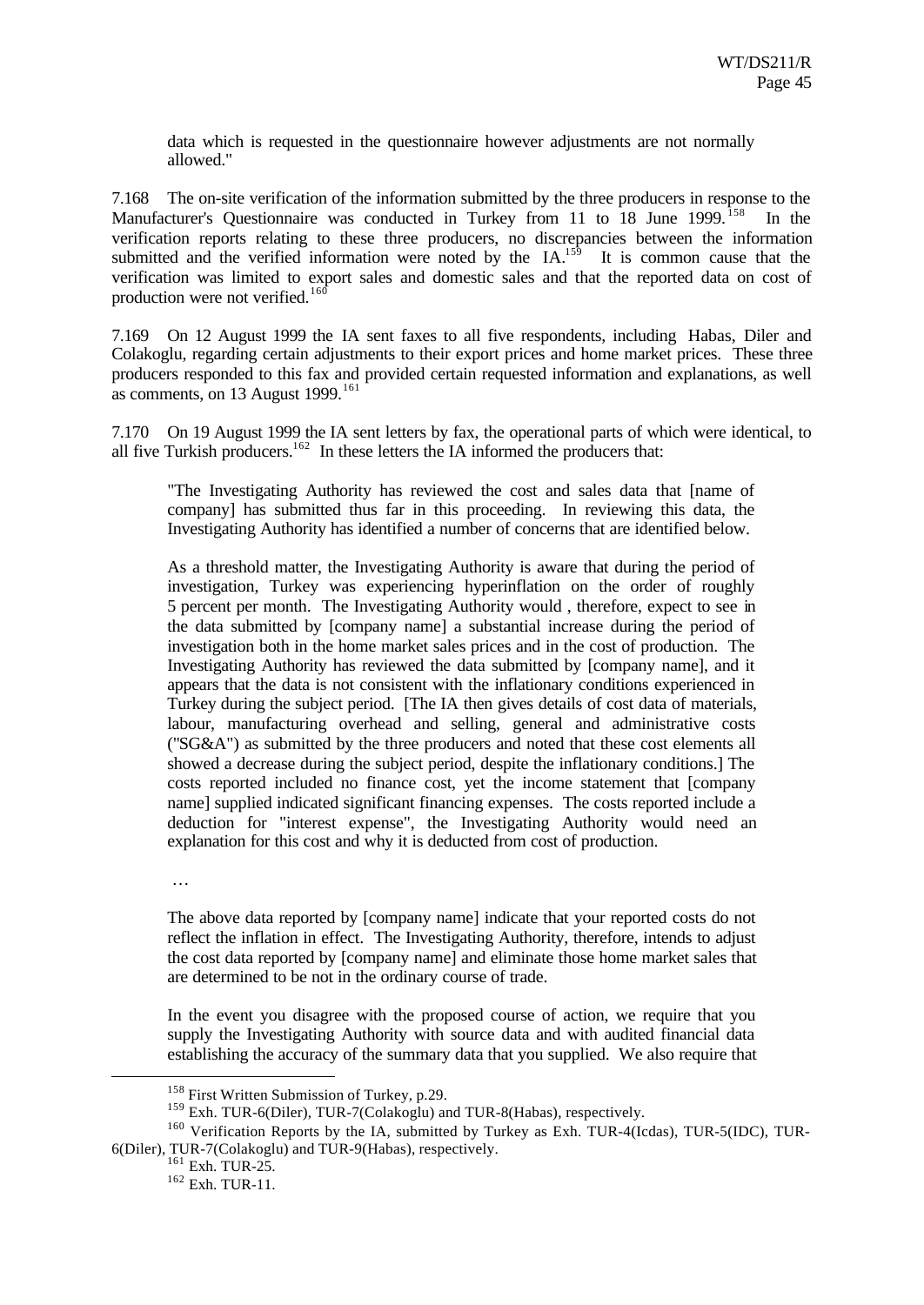data which is requested in the questionnaire however adjustments are not normally allowed."

7.168 The on-site verification of the information submitted by the three producers in response to the Manufacturer's Questionnaire was conducted in Turkey from 11 to 18 June 1999.[158] In the verification reports relating to these three producers, no discrepancies between the information submitted and the verified information were noted by the IA.[159] It is common cause that the verification was limited to export sales and domestic sales and that the reported data on cost of production were not verified.[160]

7.169 On 12 August 1999 the IA sent faxes to all five respondents, including Habas, Diler and Colakoglu, regarding certain adjustments to their export prices and home market prices. These three producers responded to this fax and provided certain requested information and explanations, as well as comments, on 13 August 1999.[161]

7.170 On 19 August 1999 the IA sent letters by fax, the operational parts of which were identical, to all five Turkish producers.[162] In these letters the IA informed the producers that:

> "The Investigating Authority has reviewed the cost and sales data that [name of company] has submitted thus far in this proceeding. In reviewing this data, the Investigating Authority has identified a number of concerns that are identified below.
>
> As a threshold matter, the Investigating Authority is aware that during the period of investigation, Turkey was experiencing hyperinflation on the order of roughly 5 percent per month. The Investigating Authority would , therefore, expect to see in the data submitted by [company name] a substantial increase during the period of investigation both in the home market sales prices and in the cost of production. The Investigating Authority has reviewed the data submitted by [company name], and it appears that the data is not consistent with the inflationary conditions experienced in Turkey during the subject period. [The IA then gives details of cost data of materials, labour, manufacturing overhead and selling, general and administrative costs ("SG&A") as submitted by the three producers and noted that these cost elements all showed a decrease during the subject period, despite the inflationary conditions.] The costs reported included no finance cost, yet the income statement that [company name] supplied indicated significant financing expenses. The costs reported include a deduction for "interest expense", the Investigating Authority would need an explanation for this cost and why it is deducted from cost of production.
>
> …
>
> The above data reported by [company name] indicate that your reported costs do not reflect the inflation in effect. The Investigating Authority, therefore, intends to adjust the cost data reported by [company name] and eliminate those home market sales that are determined to be not in the ordinary course of trade.
>
> In the event you disagree with the proposed course of action, we require that you supply the Investigating Authority with source data and with audited financial data establishing the accuracy of the summary data that you supplied. We also require that

---

[158] First Written Submission of Turkey, p.29.

[159] Exh. TUR-6(Diler), TUR-7(Colakoglu) and TUR-8(Habas), respectively.

[160] Verification Reports by the IA, submitted by Turkey as Exh. TUR-4(Icdas), TUR-5(IDC), TUR-6(Diler), TUR-7(Colakoglu) and TUR-9(Habas), respectively.

[161] Exh. TUR-25.

[162] Exh. TUR-11.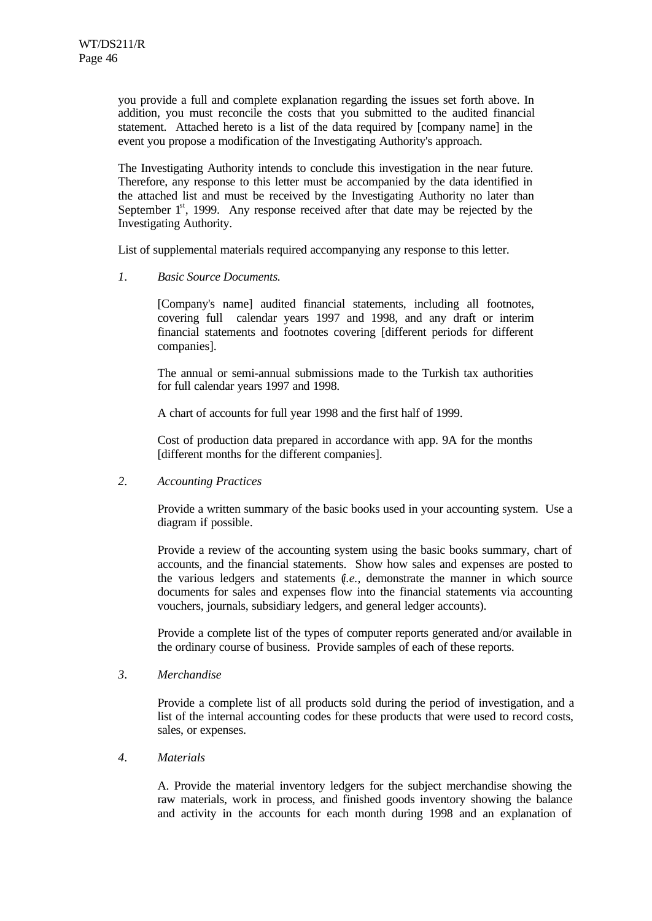you provide a full and complete explanation regarding the issues set forth above. In addition, you must reconcile the costs that you submitted to the audited financial statement. Attached hereto is a list of the data required by [company name] in the event you propose a modification of the Investigating Authority's approach.

The Investigating Authority intends to conclude this investigation in the near future. Therefore, any response to this letter must be accompanied by the data identified in the attached list and must be received by the Investigating Authority no later than September 1st, 1999. Any response received after that date may be rejected by the Investigating Authority.

List of supplemental materials required accompanying any response to this letter.

*1. Basic Source Documents.*

[Company's name] audited financial statements, including all footnotes, covering full calendar years 1997 and 1998, and any draft or interim financial statements and footnotes covering [different periods for different companies].

The annual or semi-annual submissions made to the Turkish tax authorities for full calendar years 1997 and 1998.

A chart of accounts for full year 1998 and the first half of 1999.

Cost of production data prepared in accordance with app. 9A for the months [different months for the different companies].

*2. Accounting Practices*

Provide a written summary of the basic books used in your accounting system. Use a diagram if possible.

Provide a review of the accounting system using the basic books summary, chart of accounts, and the financial statements. Show how sales and expenses are posted to the various ledgers and statements (*i.e.*, demonstrate the manner in which source documents for sales and expenses flow into the financial statements via accounting vouchers, journals, subsidiary ledgers, and general ledger accounts).

Provide a complete list of the types of computer reports generated and/or available in the ordinary course of business. Provide samples of each of these reports.

*3. Merchandise*

Provide a complete list of all products sold during the period of investigation, and a list of the internal accounting codes for these products that were used to record costs, sales, or expenses.

*4. Materials*

A. Provide the material inventory ledgers for the subject merchandise showing the raw materials, work in process, and finished goods inventory showing the balance and activity in the accounts for each month during 1998 and an explanation of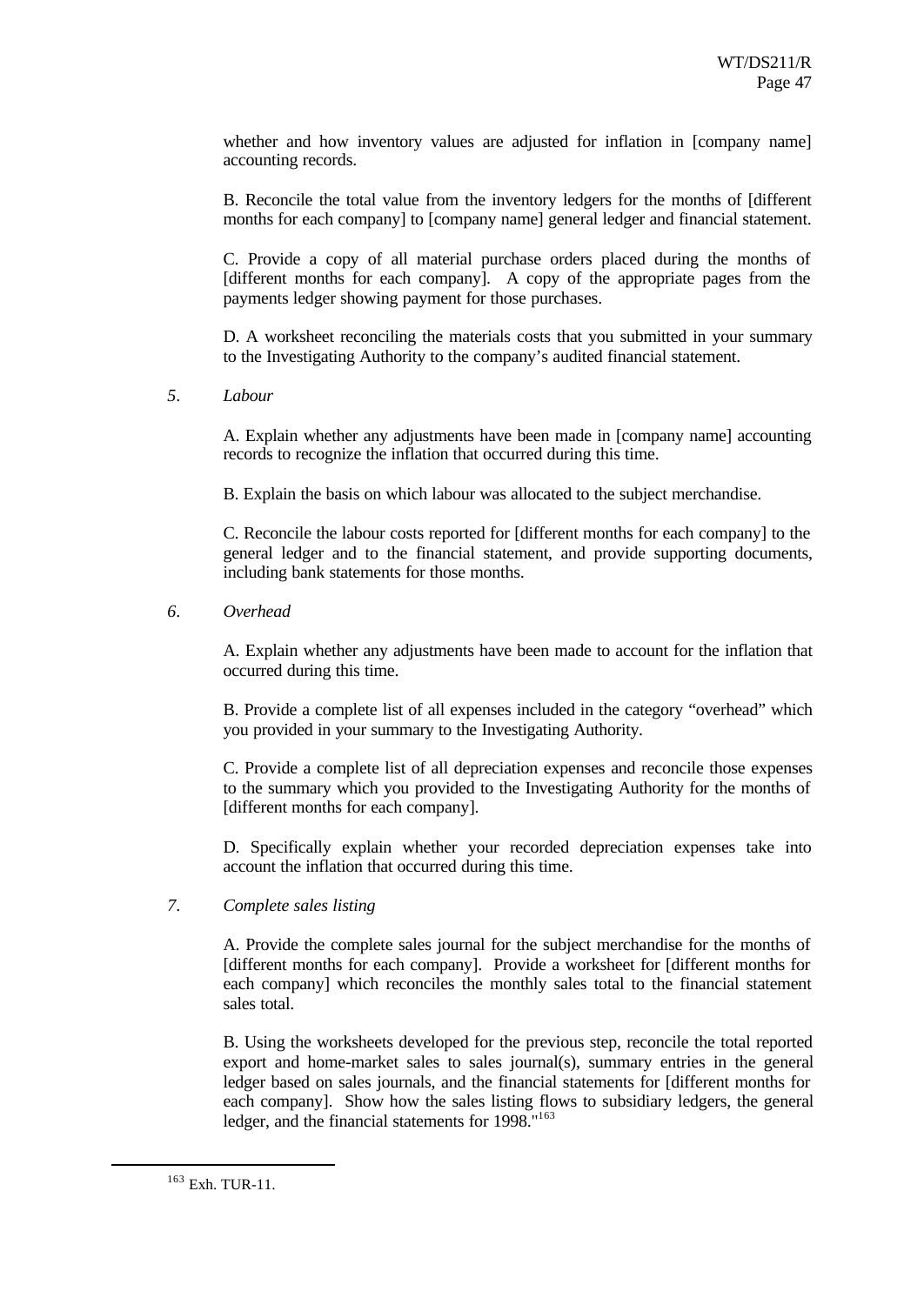whether and how inventory values are adjusted for inflation in [company name] accounting records.

B. Reconcile the total value from the inventory ledgers for the months of [different months for each company] to [company name] general ledger and financial statement.

C. Provide a copy of all material purchase orders placed during the months of [different months for each company]. A copy of the appropriate pages from the payments ledger showing payment for those purchases.

D. A worksheet reconciling the materials costs that you submitted in your summary to the Investigating Authority to the company's audited financial statement.

*5. Labour*

A. Explain whether any adjustments have been made in [company name] accounting records to recognize the inflation that occurred during this time.

B. Explain the basis on which labour was allocated to the subject merchandise.

C. Reconcile the labour costs reported for [different months for each company] to the general ledger and to the financial statement, and provide supporting documents, including bank statements for those months.

*6. Overhead*

A. Explain whether any adjustments have been made to account for the inflation that occurred during this time.

B. Provide a complete list of all expenses included in the category "overhead" which you provided in your summary to the Investigating Authority.

C. Provide a complete list of all depreciation expenses and reconcile those expenses to the summary which you provided to the Investigating Authority for the months of [different months for each company].

D. Specifically explain whether your recorded depreciation expenses take into account the inflation that occurred during this time.

*7. Complete sales listing*

A. Provide the complete sales journal for the subject merchandise for the months of [different months for each company]. Provide a worksheet for [different months for each company] which reconciles the monthly sales total to the financial statement sales total.

B. Using the worksheets developed for the previous step, reconcile the total reported export and home-market sales to sales journal(s), summary entries in the general ledger based on sales journals, and the financial statements for [different months for each company]. Show how the sales listing flows to subsidiary ledgers, the general ledger, and the financial statements for 1998."[163]

[163] Exh. TUR-11.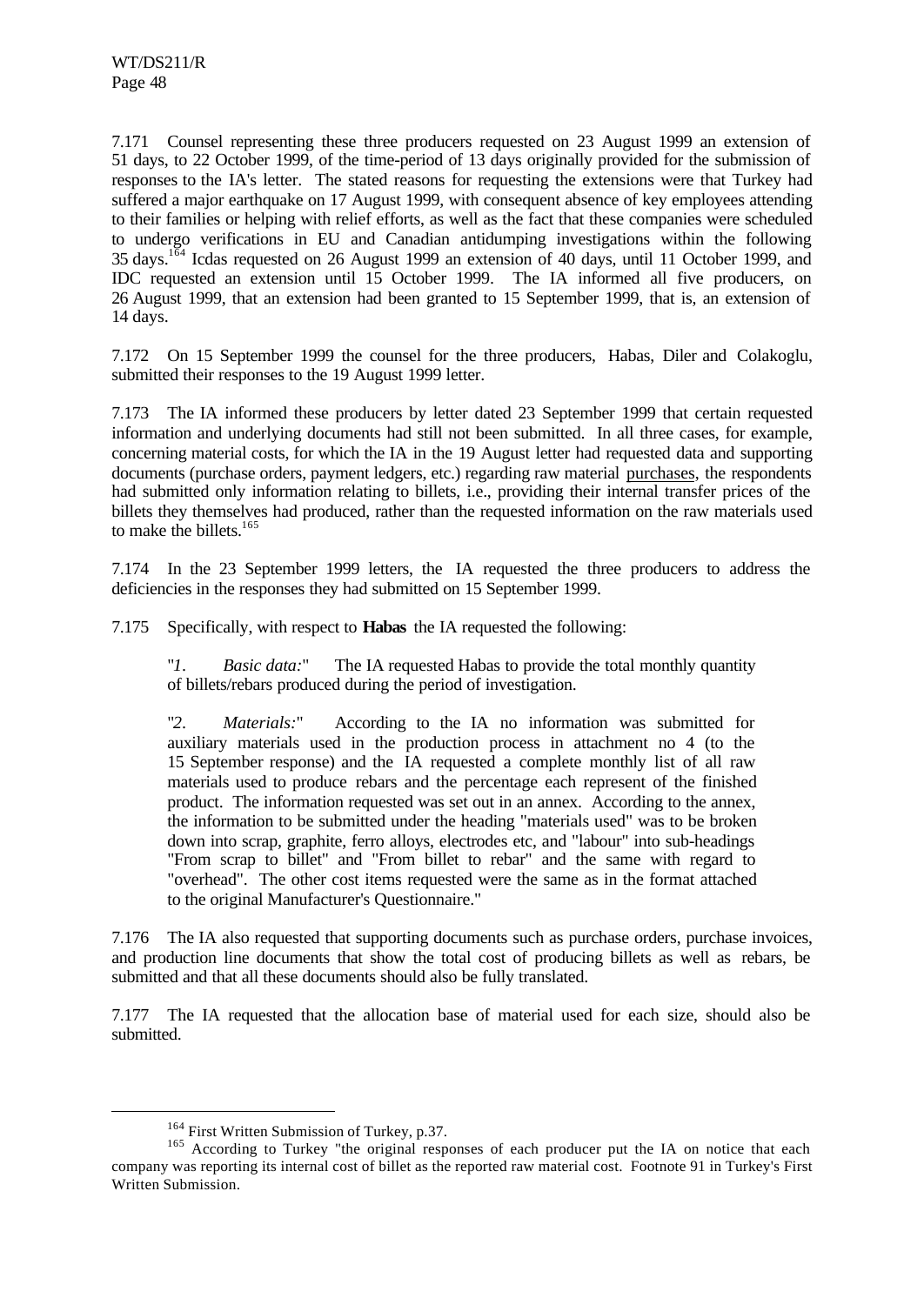7.171 Counsel representing these three producers requested on 23 August 1999 an extension of 51 days, to 22 October 1999, of the time-period of 13 days originally provided for the submission of responses to the IA's letter. The stated reasons for requesting the extensions were that Turkey had suffered a major earthquake on 17 August 1999, with consequent absence of key employees attending to their families or helping with relief efforts, as well as the fact that these companies were scheduled to undergo verifications in EU and Canadian antidumping investigations within the following 35 days.[164] Icdas requested on 26 August 1999 an extension of 40 days, until 11 October 1999, and IDC requested an extension until 15 October 1999. The IA informed all five producers, on 26 August 1999, that an extension had been granted to 15 September 1999, that is, an extension of 14 days.

7.172 On 15 September 1999 the counsel for the three producers, Habas, Diler and Colakoglu, submitted their responses to the 19 August 1999 letter.

7.173 The IA informed these producers by letter dated 23 September 1999 that certain requested information and underlying documents had still not been submitted. In all three cases, for example, concerning material costs, for which the IA in the 19 August letter had requested data and supporting documents (purchase orders, payment ledgers, etc.) regarding raw material purchases, the respondents had submitted only information relating to billets, i.e., providing their internal transfer prices of the billets they themselves had produced, rather than the requested information on the raw materials used to make the billets.[165]

7.174 In the 23 September 1999 letters, the IA requested the three producers to address the deficiencies in the responses they had submitted on 15 September 1999.

7.175 Specifically, with respect to **Habas** the IA requested the following:

> "*1. Basic data:*" The IA requested Habas to provide the total monthly quantity of billets/rebars produced during the period of investigation.
>
> "*2. Materials:*" According to the IA no information was submitted for auxiliary materials used in the production process in attachment no 4 (to the 15 September response) and the IA requested a complete monthly list of all raw materials used to produce rebars and the percentage each represent of the finished product. The information requested was set out in an annex. According to the annex, the information to be submitted under the heading "materials used" was to be broken down into scrap, graphite, ferro alloys, electrodes etc, and "labour" into sub-headings "From scrap to billet" and "From billet to rebar" and the same with regard to "overhead". The other cost items requested were the same as in the format attached to the original Manufacturer's Questionnaire."

7.176 The IA also requested that supporting documents such as purchase orders, purchase invoices, and production line documents that show the total cost of producing billets as well as rebars, be submitted and that all these documents should also be fully translated.

7.177 The IA requested that the allocation base of material used for each size, should also be submitted.

---

[164] First Written Submission of Turkey, p.37.

[165] According to Turkey "the original responses of each producer put the IA on notice that each company was reporting its internal cost of billet as the reported raw material cost. Footnote 91 in Turkey's First Written Submission.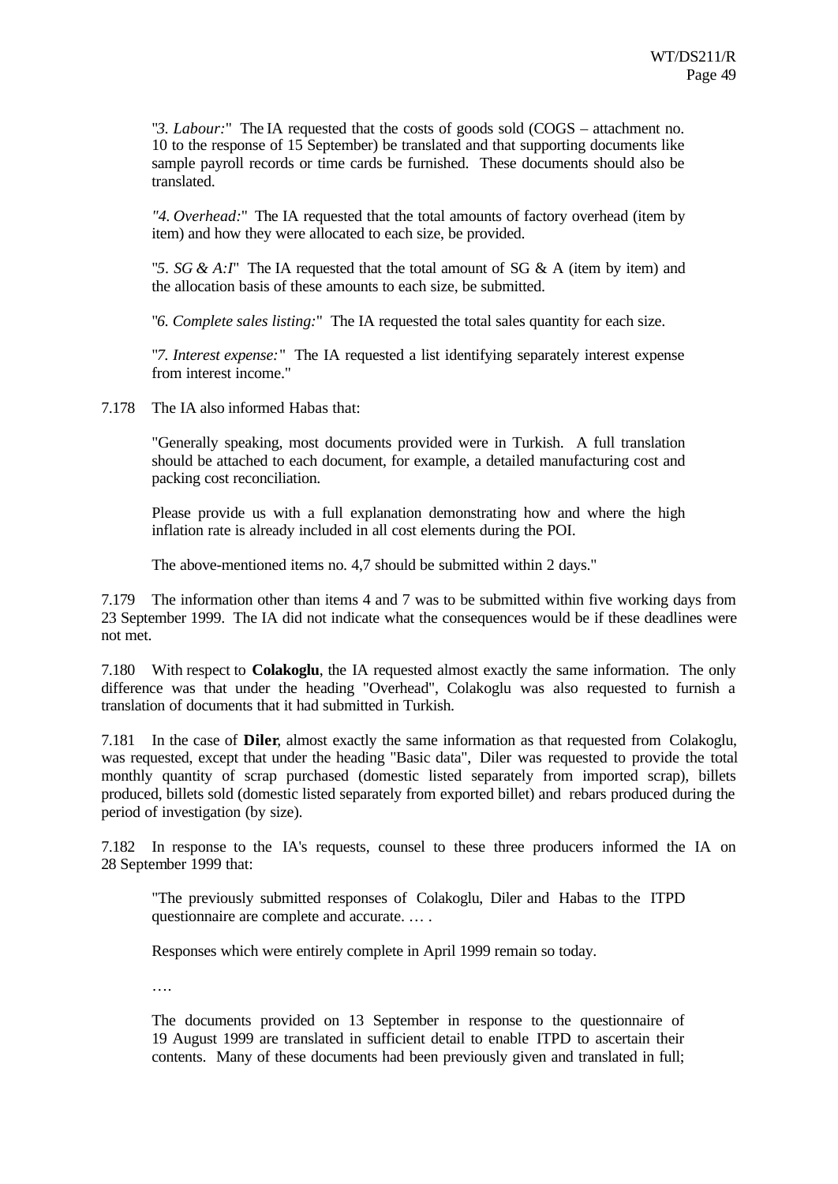"*3. Labour:*" The IA requested that the costs of goods sold (COGS – attachment no. 10 to the response of 15 September) be translated and that supporting documents like sample payroll records or time cards be furnished. These documents should also be translated.

*"4. Overhead:*" The IA requested that the total amounts of factory overhead (item by item) and how they were allocated to each size, be provided.

"*5. SG & A:I*" The IA requested that the total amount of SG & A (item by item) and the allocation basis of these amounts to each size, be submitted.

"*6. Complete sales listing:*" The IA requested the total sales quantity for each size.

"*7. Interest expense:*" The IA requested a list identifying separately interest expense from interest income."

7.178 The IA also informed Habas that:

> "Generally speaking, most documents provided were in Turkish. A full translation should be attached to each document, for example, a detailed manufacturing cost and packing cost reconciliation.
>
> Please provide us with a full explanation demonstrating how and where the high inflation rate is already included in all cost elements during the POI.
>
> The above-mentioned items no. 4,7 should be submitted within 2 days."

7.179 The information other than items 4 and 7 was to be submitted within five working days from 23 September 1999. The IA did not indicate what the consequences would be if these deadlines were not met.

7.180 With respect to **Colakoglu**, the IA requested almost exactly the same information. The only difference was that under the heading "Overhead", Colakoglu was also requested to furnish a translation of documents that it had submitted in Turkish.

7.181 In the case of **Diler**, almost exactly the same information as that requested from Colakoglu, was requested, except that under the heading "Basic data", Diler was requested to provide the total monthly quantity of scrap purchased (domestic listed separately from imported scrap), billets produced, billets sold (domestic listed separately from exported billet) and rebars produced during the period of investigation (by size).

7.182 In response to the IA's requests, counsel to these three producers informed the IA on 28 September 1999 that:

> "The previously submitted responses of Colakoglu, Diler and Habas to the ITPD questionnaire are complete and accurate. … .
>
> Responses which were entirely complete in April 1999 remain so today.
>
> ….
>
> The documents provided on 13 September in response to the questionnaire of 19 August 1999 are translated in sufficient detail to enable ITPD to ascertain their contents. Many of these documents had been previously given and translated in full;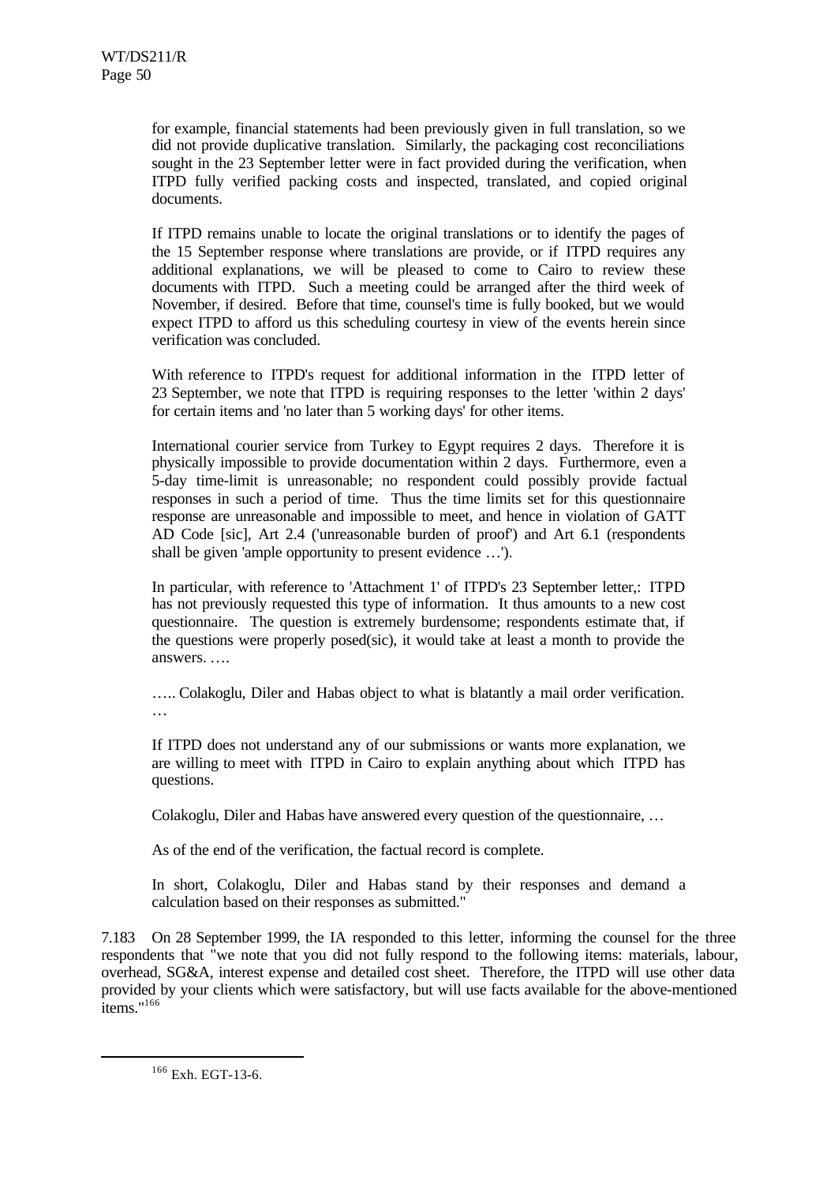for example, financial statements had been previously given in full translation, so we did not provide duplicative translation. Similarly, the packaging cost reconciliations sought in the 23 September letter were in fact provided during the verification, when ITPD fully verified packing costs and inspected, translated, and copied original documents.

> If ITPD remains unable to locate the original translations or to identify the pages of the 15 September response where translations are provide, or if ITPD requires any additional explanations, we will be pleased to come to Cairo to review these documents with ITPD. Such a meeting could be arranged after the third week of November, if desired. Before that time, counsel's time is fully booked, but we would expect ITPD to afford us this scheduling courtesy in view of the events herein since verification was concluded.
>
> With reference to ITPD's request for additional information in the ITPD letter of 23 September, we note that ITPD is requiring responses to the letter 'within 2 days' for certain items and 'no later than 5 working days' for other items.
>
> International courier service from Turkey to Egypt requires 2 days. Therefore it is physically impossible to provide documentation within 2 days. Furthermore, even a 5-day time-limit is unreasonable; no respondent could possibly provide factual responses in such a period of time. Thus the time limits set for this questionnaire response are unreasonable and impossible to meet, and hence in violation of GATT AD Code [sic], Art 2.4 ('unreasonable burden of proof') and Art 6.1 (respondents shall be given 'ample opportunity to present evidence …').
>
> In particular, with reference to 'Attachment 1' of ITPD's 23 September letter,: ITPD has not previously requested this type of information. It thus amounts to a new cost questionnaire. The question is extremely burdensome; respondents estimate that, if the questions were properly posed(sic), it would take at least a month to provide the answers. ….
>
> ….. Colakoglu, Diler and Habas object to what is blatantly a mail order verification. …
>
> If ITPD does not understand any of our submissions or wants more explanation, we are willing to meet with ITPD in Cairo to explain anything about which ITPD has questions.
>
> Colakoglu, Diler and Habas have answered every question of the questionnaire, …
>
> As of the end of the verification, the factual record is complete.
>
> In short, Colakoglu, Diler and Habas stand by their responses and demand a calculation based on their responses as submitted."

7.183 On 28 September 1999, the IA responded to this letter, informing the counsel for the three respondents that "we note that you did not fully respond to the following items: materials, labour, overhead, SG&A, interest expense and detailed cost sheet. Therefore, the ITPD will use other data provided by your clients which were satisfactory, but will use facts available for the above-mentioned items."[166]

[166] Exh. EGT-13-6.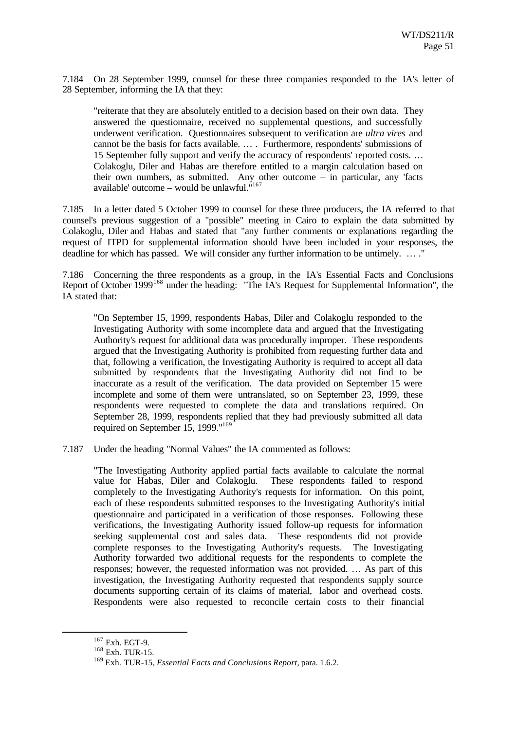7.184 On 28 September 1999, counsel for these three companies responded to the IA's letter of 28 September, informing the IA that they:

> "reiterate that they are absolutely entitled to a decision based on their own data. They answered the questionnaire, received no supplemental questions, and successfully underwent verification. Questionnaires subsequent to verification are *ultra vires* and cannot be the basis for facts available. … . Furthermore, respondents' submissions of 15 September fully support and verify the accuracy of respondents' reported costs. … Colakoglu, Diler and Habas are therefore entitled to a margin calculation based on their own numbers, as submitted. Any other outcome – in particular, any 'facts available' outcome – would be unlawful."[167]

7.185 In a letter dated 5 October 1999 to counsel for these three producers, the IA referred to that counsel's previous suggestion of a "possible" meeting in Cairo to explain the data submitted by Colakoglu, Diler and Habas and stated that "any further comments or explanations regarding the request of ITPD for supplemental information should have been included in your responses, the deadline for which has passed. We will consider any further information to be untimely. … ."

7.186 Concerning the three respondents as a group, in the IA's Essential Facts and Conclusions Report of October 1999[168] under the heading: "The IA's Request for Supplemental Information", the IA stated that:

> "On September 15, 1999, respondents Habas, Diler and Colakoglu responded to the Investigating Authority with some incomplete data and argued that the Investigating Authority's request for additional data was procedurally improper. These respondents argued that the Investigating Authority is prohibited from requesting further data and that, following a verification, the Investigating Authority is required to accept all data submitted by respondents that the Investigating Authority did not find to be inaccurate as a result of the verification. The data provided on September 15 were incomplete and some of them were untranslated, so on September 23, 1999, these respondents were requested to complete the data and translations required. On September 28, 1999, respondents replied that they had previously submitted all data required on September 15, 1999."[169]

7.187 Under the heading "Normal Values" the IA commented as follows:

> "The Investigating Authority applied partial facts available to calculate the normal value for Habas, Diler and Colakoglu. These respondents failed to respond completely to the Investigating Authority's requests for information. On this point, each of these respondents submitted responses to the Investigating Authority's initial questionnaire and participated in a verification of those responses. Following these verifications, the Investigating Authority issued follow-up requests for information seeking supplemental cost and sales data. These respondents did not provide complete responses to the Investigating Authority's requests. The Investigating Authority forwarded two additional requests for the respondents to complete the responses; however, the requested information was not provided. … As part of this investigation, the Investigating Authority requested that respondents supply source documents supporting certain of its claims of material, labor and overhead costs. Respondents were also requested to reconcile certain costs to their financial

---

[167] Exh. EGT-9.

[168] Exh. TUR-15.

[169] Exh. TUR-15, *Essential Facts and Conclusions Report*, para. 1.6.2.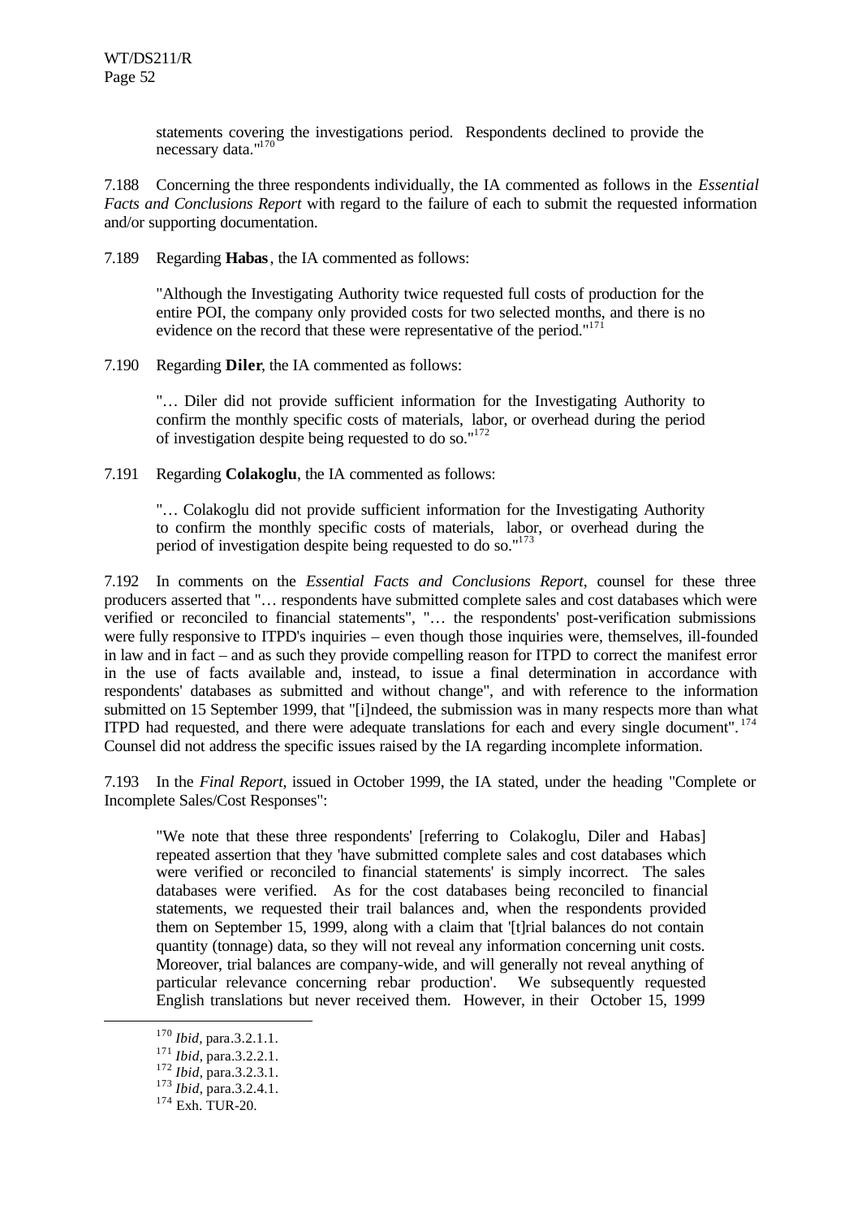> statements covering the investigations period. Respondents declined to provide the necessary data."[170]

7.188 Concerning the three respondents individually, the IA commented as follows in the *Essential Facts and Conclusions Report* with regard to the failure of each to submit the requested information and/or supporting documentation.

7.189 Regarding **Habas**, the IA commented as follows:

> "Although the Investigating Authority twice requested full costs of production for the entire POI, the company only provided costs for two selected months, and there is no evidence on the record that these were representative of the period."[171]

7.190 Regarding **Diler**, the IA commented as follows:

> "… Diler did not provide sufficient information for the Investigating Authority to confirm the monthly specific costs of materials, labor, or overhead during the period of investigation despite being requested to do so."[172]

7.191 Regarding **Colakoglu**, the IA commented as follows:

> "… Colakoglu did not provide sufficient information for the Investigating Authority to confirm the monthly specific costs of materials, labor, or overhead during the period of investigation despite being requested to do so."[173]

7.192 In comments on the *Essential Facts and Conclusions Report*, counsel for these three producers asserted that "… respondents have submitted complete sales and cost databases which were verified or reconciled to financial statements", "… the respondents' post-verification submissions were fully responsive to ITPD's inquiries – even though those inquiries were, themselves, ill-founded in law and in fact – and as such they provide compelling reason for ITPD to correct the manifest error in the use of facts available and, instead, to issue a final determination in accordance with respondents' databases as submitted and without change", and with reference to the information submitted on 15 September 1999, that "[i]ndeed, the submission was in many respects more than what ITPD had requested, and there were adequate translations for each and every single document".[174] Counsel did not address the specific issues raised by the IA regarding incomplete information.

7.193 In the *Final Report*, issued in October 1999, the IA stated, under the heading "Complete or Incomplete Sales/Cost Responses":

> "We note that these three respondents' [referring to Colakoglu, Diler and Habas] repeated assertion that they 'have submitted complete sales and cost databases which were verified or reconciled to financial statements' is simply incorrect. The sales databases were verified. As for the cost databases being reconciled to financial statements, we requested their trail balances and, when the respondents provided them on September 15, 1999, along with a claim that '[t]rial balances do not contain quantity (tonnage) data, so they will not reveal any information concerning unit costs. Moreover, trial balances are company-wide, and will generally not reveal anything of particular relevance concerning rebar production'. We subsequently requested English translations but never received them. However, in their October 15, 1999

---

[170] *Ibid*, para.3.2.1.1.

[171] *Ibid*, para.3.2.2.1.

[172] *Ibid*, para.3.2.3.1.

[173] *Ibid*, para.3.2.4.1.

[174] Exh. TUR-20.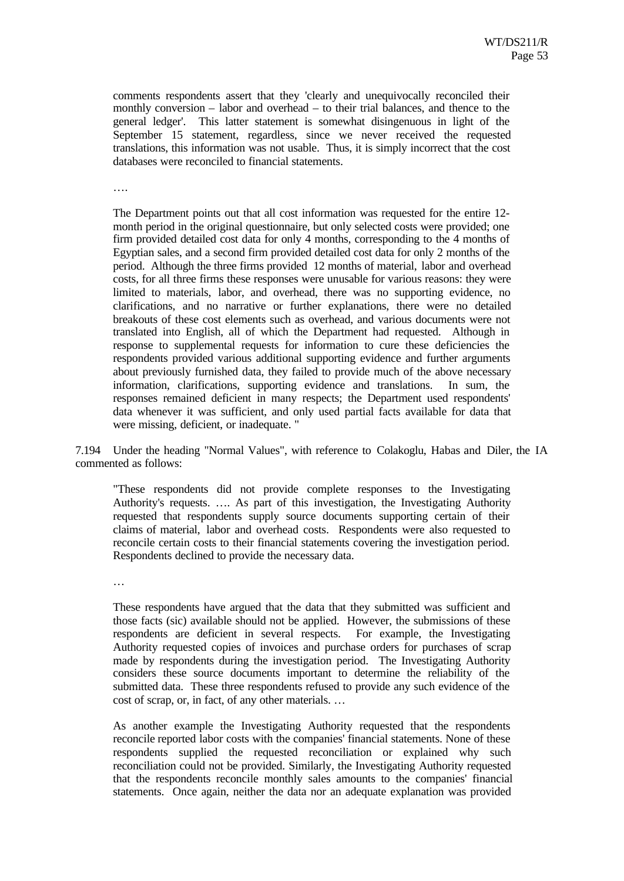comments respondents assert that they 'clearly and unequivocally reconciled their monthly conversion – labor and overhead – to their trial balances, and thence to the general ledger'. This latter statement is somewhat disingenuous in light of the September 15 statement, regardless, since we never received the requested translations, this information was not usable. Thus, it is simply incorrect that the cost databases were reconciled to financial statements.

….

The Department points out that all cost information was requested for the entire 12-month period in the original questionnaire, but only selected costs were provided; one firm provided detailed cost data for only 4 months, corresponding to the 4 months of Egyptian sales, and a second firm provided detailed cost data for only 2 months of the period. Although the three firms provided 12 months of material, labor and overhead costs, for all three firms these responses were unusable for various reasons: they were limited to materials, labor, and overhead, there was no supporting evidence, no clarifications, and no narrative or further explanations, there were no detailed breakouts of these cost elements such as overhead, and various documents were not translated into English, all of which the Department had requested. Although in response to supplemental requests for information to cure these deficiencies the respondents provided various additional supporting evidence and further arguments about previously furnished data, they failed to provide much of the above necessary information, clarifications, supporting evidence and translations. In sum, the responses remained deficient in many respects; the Department used respondents' data whenever it was sufficient, and only used partial facts available for data that were missing, deficient, or inadequate. "

7.194 Under the heading "Normal Values", with reference to Colakoglu, Habas and Diler, the IA commented as follows:

"These respondents did not provide complete responses to the Investigating Authority's requests. …. As part of this investigation, the Investigating Authority requested that respondents supply source documents supporting certain of their claims of material, labor and overhead costs. Respondents were also requested to reconcile certain costs to their financial statements covering the investigation period. Respondents declined to provide the necessary data.

…

These respondents have argued that the data that they submitted was sufficient and those facts (sic) available should not be applied. However, the submissions of these respondents are deficient in several respects. For example, the Investigating Authority requested copies of invoices and purchase orders for purchases of scrap made by respondents during the investigation period. The Investigating Authority considers these source documents important to determine the reliability of the submitted data. These three respondents refused to provide any such evidence of the cost of scrap, or, in fact, of any other materials. …

As another example the Investigating Authority requested that the respondents reconcile reported labor costs with the companies' financial statements. None of these respondents supplied the requested reconciliation or explained why such reconciliation could not be provided. Similarly, the Investigating Authority requested that the respondents reconcile monthly sales amounts to the companies' financial statements. Once again, neither the data nor an adequate explanation was provided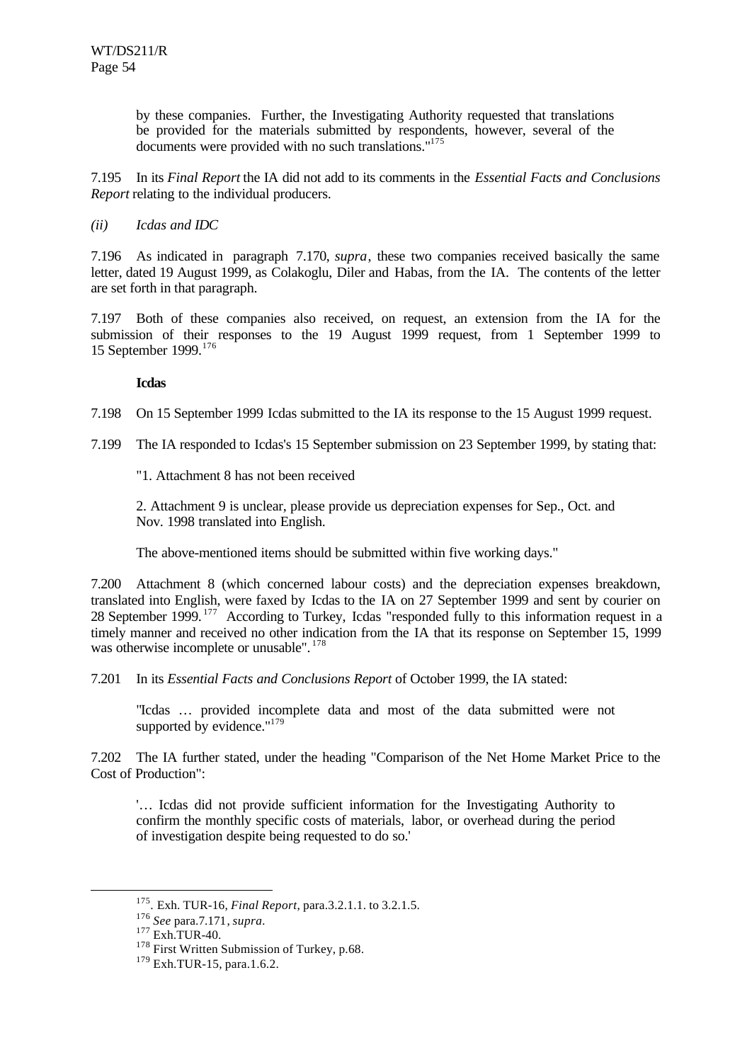by these companies. Further, the Investigating Authority requested that translations be provided for the materials submitted by respondents, however, several of the documents were provided with no such translations."[175]

7.195 In its *Final Report* the IA did not add to its comments in the *Essential Facts and Conclusions Report* relating to the individual producers.

*(ii) Icdas and IDC*

7.196 As indicated in paragraph 7.170, *supra*, these two companies received basically the same letter, dated 19 August 1999, as Colakoglu, Diler and Habas, from the IA. The contents of the letter are set forth in that paragraph.

7.197 Both of these companies also received, on request, an extension from the IA for the submission of their responses to the 19 August 1999 request, from 1 September 1999 to 15 September 1999.[176]

**Icdas**

7.198 On 15 September 1999 Icdas submitted to the IA its response to the 15 August 1999 request.

7.199 The IA responded to Icdas's 15 September submission on 23 September 1999, by stating that:

> "1. Attachment 8 has not been received
>
> 2. Attachment 9 is unclear, please provide us depreciation expenses for Sep., Oct. and Nov. 1998 translated into English.
>
> The above-mentioned items should be submitted within five working days."

7.200 Attachment 8 (which concerned labour costs) and the depreciation expenses breakdown, translated into English, were faxed by Icdas to the IA on 27 September 1999 and sent by courier on 28 September 1999.[177] According to Turkey, Icdas "responded fully to this information request in a timely manner and received no other indication from the IA that its response on September 15, 1999 was otherwise incomplete or unusable".[178]

7.201 In its *Essential Facts and Conclusions Report* of October 1999, the IA stated:

> "Icdas … provided incomplete data and most of the data submitted were not supported by evidence."[179]

7.202 The IA further stated, under the heading "Comparison of the Net Home Market Price to the Cost of Production":

> '… Icdas did not provide sufficient information for the Investigating Authority to confirm the monthly specific costs of materials, labor, or overhead during the period of investigation despite being requested to do so.'

---

[175]. Exh. TUR-16, *Final Report*, para.3.2.1.1. to 3.2.1.5.

[176] *See* para.7.171, *supra*.

[177] Exh.TUR-40.

[178] First Written Submission of Turkey, p.68.

[179] Exh.TUR-15, para.1.6.2.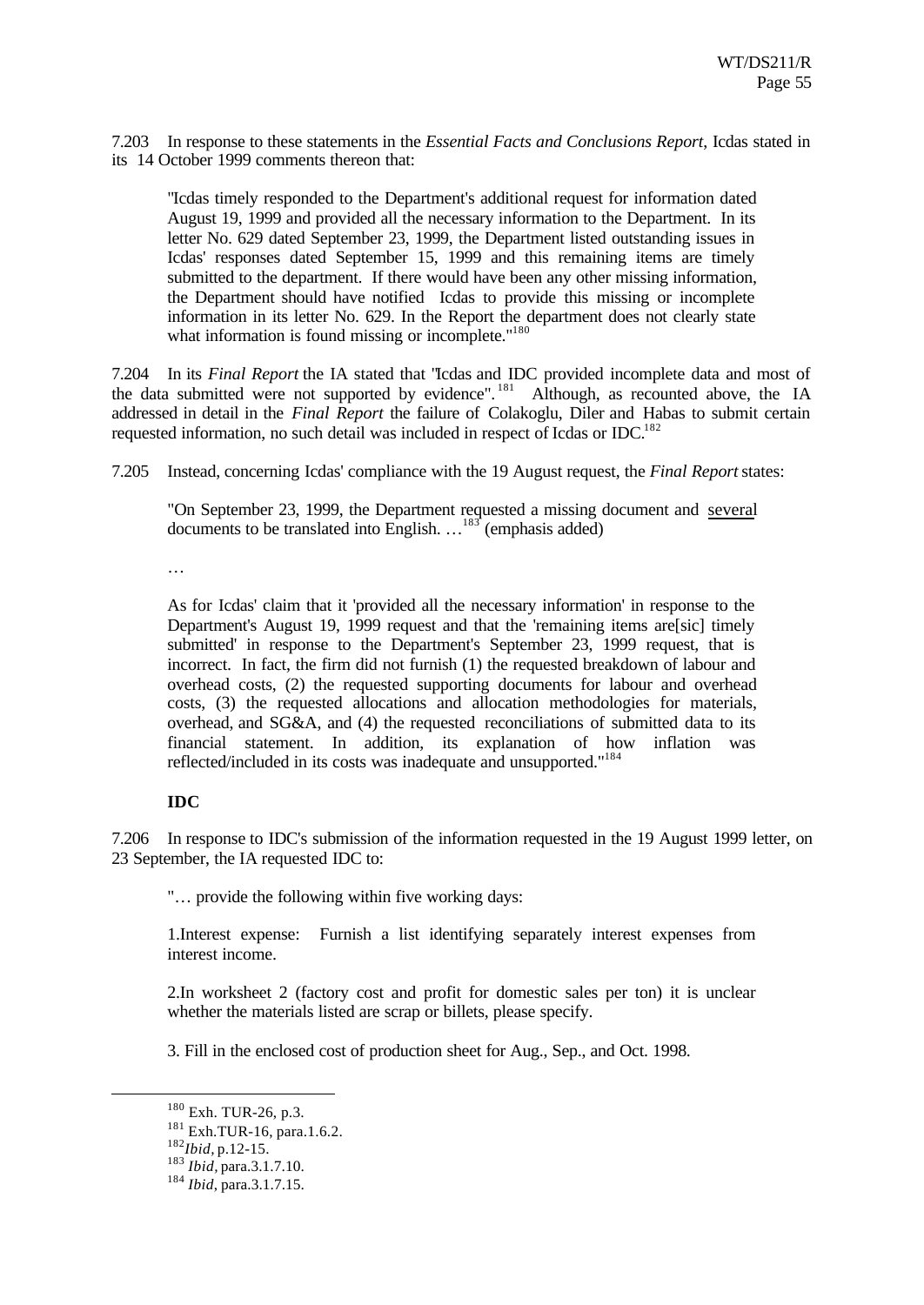7.203 In response to these statements in the *Essential Facts and Conclusions Report*, Icdas stated in its 14 October 1999 comments thereon that:

> "Icdas timely responded to the Department's additional request for information dated August 19, 1999 and provided all the necessary information to the Department. In its letter No. 629 dated September 23, 1999, the Department listed outstanding issues in Icdas' responses dated September 15, 1999 and this remaining items are timely submitted to the department. If there would have been any other missing information, the Department should have notified Icdas to provide this missing or incomplete information in its letter No. 629. In the Report the department does not clearly state what information is found missing or incomplete."[180]

7.204 In its *Final Report* the IA stated that "Icdas and IDC provided incomplete data and most of the data submitted were not supported by evidence".[181] Although, as recounted above, the IA addressed in detail in the *Final Report* the failure of Colakoglu, Diler and Habas to submit certain requested information, no such detail was included in respect of Icdas or IDC.[182]

7.205 Instead, concerning Icdas' compliance with the 19 August request, the *Final Report* states:

> "On September 23, 1999, the Department requested a missing document and <u>several</u> documents to be translated into English. …[183] (emphasis added)
>
> …
>
> As for Icdas' claim that it 'provided all the necessary information' in response to the Department's August 19, 1999 request and that the 'remaining items are[sic] timely submitted' in response to the Department's September 23, 1999 request, that is incorrect. In fact, the firm did not furnish (1) the requested breakdown of labour and overhead costs, (2) the requested supporting documents for labour and overhead costs, (3) the requested allocations and allocation methodologies for materials, overhead, and SG&A, and (4) the requested reconciliations of submitted data to its financial statement. In addition, its explanation of how inflation was reflected/included in its costs was inadequate and unsupported."[184]

**IDC**

7.206 In response to IDC's submission of the information requested in the 19 August 1999 letter, on 23 September, the IA requested IDC to:

> "… provide the following within five working days:
>
> 1.Interest expense: Furnish a list identifying separately interest expenses from interest income.
>
> 2.In worksheet 2 (factory cost and profit for domestic sales per ton) it is unclear whether the materials listed are scrap or billets, please specify.
>
> 3. Fill in the enclosed cost of production sheet for Aug., Sep., and Oct. 1998.

---

[180] Exh. TUR-26, p.3.

[181] Exh.TUR-16, para.1.6.2.

[182] *Ibid*, p.12-15.

[183] *Ibid*, para.3.1.7.10.

[184] *Ibid*, para.3.1.7.15.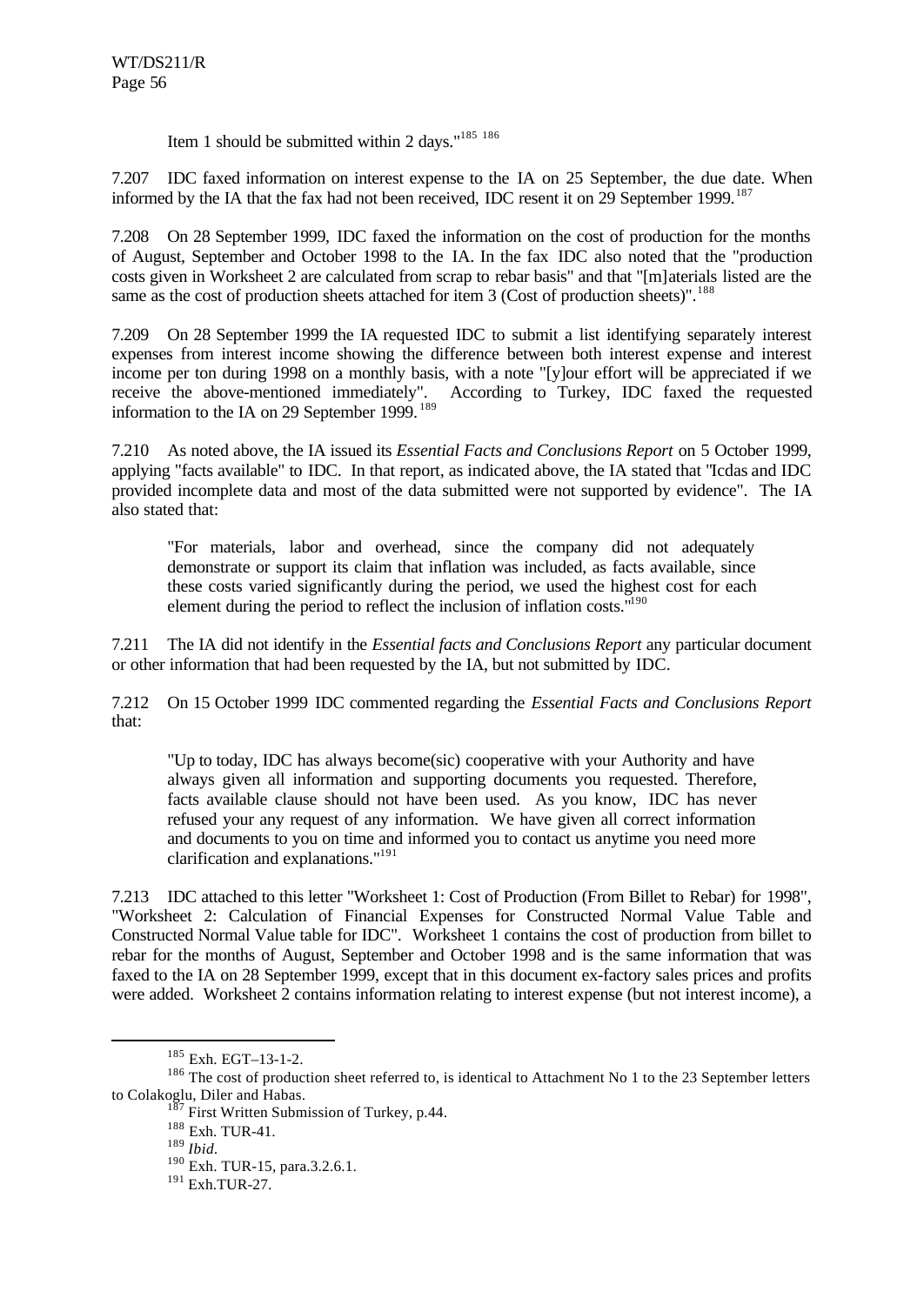Item 1 should be submitted within 2 days."[185] [186]

7.207 IDC faxed information on interest expense to the IA on 25 September, the due date. When informed by the IA that the fax had not been received, IDC resent it on 29 September 1999.[187]

7.208 On 28 September 1999, IDC faxed the information on the cost of production for the months of August, September and October 1998 to the IA. In the fax IDC also noted that the "production costs given in Worksheet 2 are calculated from scrap to rebar basis" and that "[m]aterials listed are the same as the cost of production sheets attached for item 3 (Cost of production sheets)".[188]

7.209 On 28 September 1999 the IA requested IDC to submit a list identifying separately interest expenses from interest income showing the difference between both interest expense and interest income per ton during 1998 on a monthly basis, with a note "[y]our effort will be appreciated if we receive the above-mentioned immediately". According to Turkey, IDC faxed the requested information to the IA on 29 September 1999.[189]

7.210 As noted above, the IA issued its *Essential Facts and Conclusions Report* on 5 October 1999, applying "facts available" to IDC. In that report, as indicated above, the IA stated that "Icdas and IDC provided incomplete data and most of the data submitted were not supported by evidence". The IA also stated that:

> "For materials, labor and overhead, since the company did not adequately demonstrate or support its claim that inflation was included, as facts available, since these costs varied significantly during the period, we used the highest cost for each element during the period to reflect the inclusion of inflation costs."[190]

7.211 The IA did not identify in the *Essential facts and Conclusions Report* any particular document or other information that had been requested by the IA, but not submitted by IDC.

7.212 On 15 October 1999 IDC commented regarding the *Essential Facts and Conclusions Report* that:

> "Up to today, IDC has always become(sic) cooperative with your Authority and have always given all information and supporting documents you requested. Therefore, facts available clause should not have been used. As you know, IDC has never refused your any request of any information. We have given all correct information and documents to you on time and informed you to contact us anytime you need more clarification and explanations."[191]

7.213 IDC attached to this letter "Worksheet 1: Cost of Production (From Billet to Rebar) for 1998", "Worksheet 2: Calculation of Financial Expenses for Constructed Normal Value Table and Constructed Normal Value table for IDC". Worksheet 1 contains the cost of production from billet to rebar for the months of August, September and October 1998 and is the same information that was faxed to the IA on 28 September 1999, except that in this document ex-factory sales prices and profits were added. Worksheet 2 contains information relating to interest expense (but not interest income), a

---

[185] Exh. EGT–13-1-2.

[186] The cost of production sheet referred to, is identical to Attachment No 1 to the 23 September letters to Colakoglu, Diler and Habas.

[187] First Written Submission of Turkey, p.44.

[188] Exh. TUR-41.

[189] *Ibid.*

[190] Exh. TUR-15, para.3.2.6.1.

[191] Exh.TUR-27.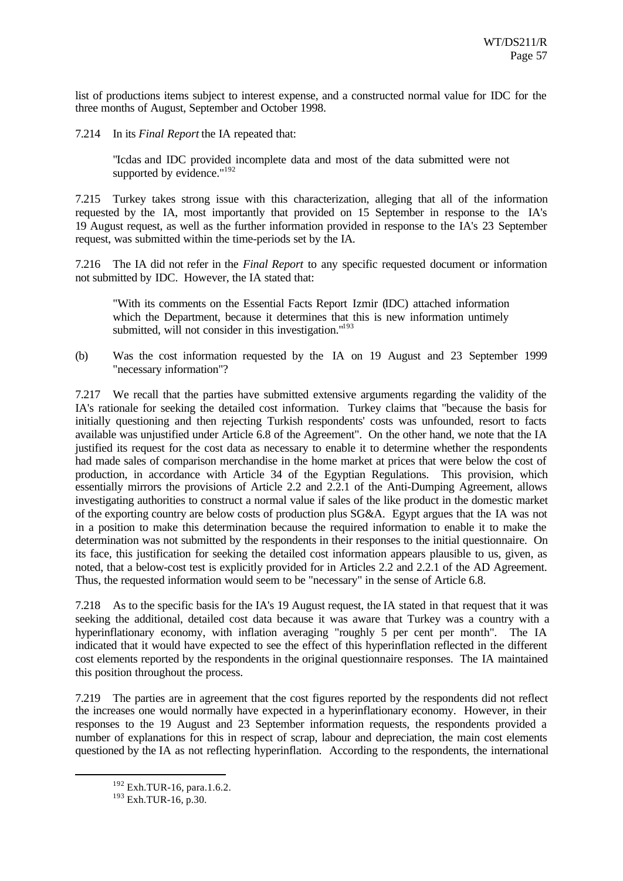list of productions items subject to interest expense, and a constructed normal value for IDC for the three months of August, September and October 1998.

7.214 In its *Final Report* the IA repeated that:

> "Icdas and IDC provided incomplete data and most of the data submitted were not supported by evidence."[192]

7.215 Turkey takes strong issue with this characterization, alleging that all of the information requested by the IA, most importantly that provided on 15 September in response to the IA's 19 August request, as well as the further information provided in response to the IA's 23 September request, was submitted within the time-periods set by the IA.

7.216 The IA did not refer in the *Final Report* to any specific requested document or information not submitted by IDC. However, the IA stated that:

> "With its comments on the Essential Facts Report Izmir (IDC) attached information which the Department, because it determines that this is new information untimely submitted, will not consider in this investigation."[193]

(b) Was the cost information requested by the IA on 19 August and 23 September 1999 "necessary information"?

7.217 We recall that the parties have submitted extensive arguments regarding the validity of the IA's rationale for seeking the detailed cost information. Turkey claims that "because the basis for initially questioning and then rejecting Turkish respondents' costs was unfounded, resort to facts available was unjustified under Article 6.8 of the Agreement". On the other hand, we note that the IA justified its request for the cost data as necessary to enable it to determine whether the respondents had made sales of comparison merchandise in the home market at prices that were below the cost of production, in accordance with Article 34 of the Egyptian Regulations. This provision, which essentially mirrors the provisions of Article 2.2 and 2.2.1 of the Anti-Dumping Agreement, allows investigating authorities to construct a normal value if sales of the like product in the domestic market of the exporting country are below costs of production plus SG&A. Egypt argues that the IA was not in a position to make this determination because the required information to enable it to make the determination was not submitted by the respondents in their responses to the initial questionnaire. On its face, this justification for seeking the detailed cost information appears plausible to us, given, as noted, that a below-cost test is explicitly provided for in Articles 2.2 and 2.2.1 of the AD Agreement. Thus, the requested information would seem to be "necessary" in the sense of Article 6.8.

7.218 As to the specific basis for the IA's 19 August request, the IA stated in that request that it was seeking the additional, detailed cost data because it was aware that Turkey was a country with a hyperinflationary economy, with inflation averaging "roughly 5 per cent per month". The IA indicated that it would have expected to see the effect of this hyperinflation reflected in the different cost elements reported by the respondents in the original questionnaire responses. The IA maintained this position throughout the process.

7.219 The parties are in agreement that the cost figures reported by the respondents did not reflect the increases one would normally have expected in a hyperinflationary economy. However, in their responses to the 19 August and 23 September information requests, the respondents provided a number of explanations for this in respect of scrap, labour and depreciation, the main cost elements questioned by the IA as not reflecting hyperinflation. According to the respondents, the international

---

[192] Exh.TUR-16, para.1.6.2.

[193] Exh.TUR-16, p.30.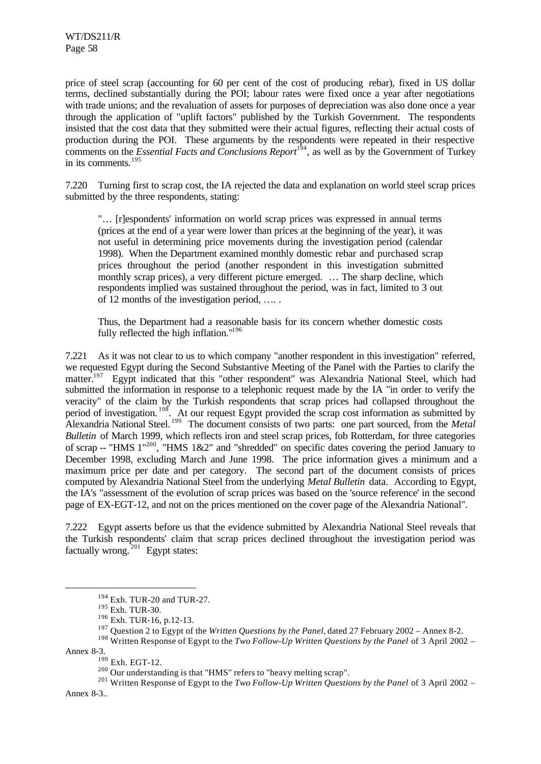price of steel scrap (accounting for 60 per cent of the cost of producing rebar), fixed in US dollar terms, declined substantially during the POI; labour rates were fixed once a year after negotiations with trade unions; and the revaluation of assets for purposes of depreciation was also done once a year through the application of "uplift factors" published by the Turkish Government. The respondents insisted that the cost data that they submitted were their actual figures, reflecting their actual costs of production during the POI. These arguments by the respondents were repeated in their respective comments on the *Essential Facts and Conclusions Report*[194], as well as by the Government of Turkey in its comments.[195]

7.220 Turning first to scrap cost, the IA rejected the data and explanation on world steel scrap prices submitted by the three respondents, stating:

> "… [r]espondents' information on world scrap prices was expressed in annual terms (prices at the end of a year were lower than prices at the beginning of the year), it was not useful in determining price movements during the investigation period (calendar 1998). When the Department examined monthly domestic rebar and purchased scrap prices throughout the period (another respondent in this investigation submitted monthly scrap prices), a very different picture emerged. … The sharp decline, which respondents implied was sustained throughout the period, was in fact, limited to 3 out of 12 months of the investigation period, …. .
>
> Thus, the Department had a reasonable basis for its concern whether domestic costs fully reflected the high inflation."[196]

7.221 As it was not clear to us to which company "another respondent in this investigation" referred, we requested Egypt during the Second Substantive Meeting of the Panel with the Parties to clarify the matter.[197] Egypt indicated that this "other respondent" was Alexandria National Steel, which had submitted the information in response to a telephonic request made by the IA "in order to verify the veracity" of the claim by the Turkish respondents that scrap prices had collapsed throughout the period of investigation.[198]. At our request Egypt provided the scrap cost information as submitted by Alexandria National Steel.[199] The document consists of two parts: one part sourced, from the *Metal Bulletin* of March 1999, which reflects iron and steel scrap prices, fob Rotterdam, for three categories of scrap -- "HMS 1"[200], "HMS 1&2" and "shredded" on specific dates covering the period January to December 1998, excluding March and June 1998. The price information gives a minimum and a maximum price per date and per category. The second part of the document consists of prices computed by Alexandria National Steel from the underlying *Metal Bulletin* data. According to Egypt, the IA's "assessment of the evolution of scrap prices was based on the 'source reference' in the second page of EX-EGT-12, and not on the prices mentioned on the cover page of the Alexandria National".

7.222 Egypt asserts before us that the evidence submitted by Alexandria National Steel reveals that the Turkish respondents' claim that scrap prices declined throughout the investigation period was factually wrong.[201] Egypt states:

---

[194] Exh. TUR-20 and TUR-27.

[195] Exh. TUR-30.

[196] Exh. TUR-16, p.12-13.

[197] Question 2 to Egypt of the *Written Questions by the Panel*, dated 27 February 2002 – Annex 8-2.

[198] Written Response of Egypt to the *Two Follow-Up Written Questions by the Panel* of 3 April 2002 – Annex 8-3.

[199] Exh. EGT-12.

[200] Our understanding is that "HMS" refers to "heavy melting scrap".

[201] Written Response of Egypt to the *Two Follow-Up Written Questions by the Panel* of 3 April 2002 – Annex 8-3..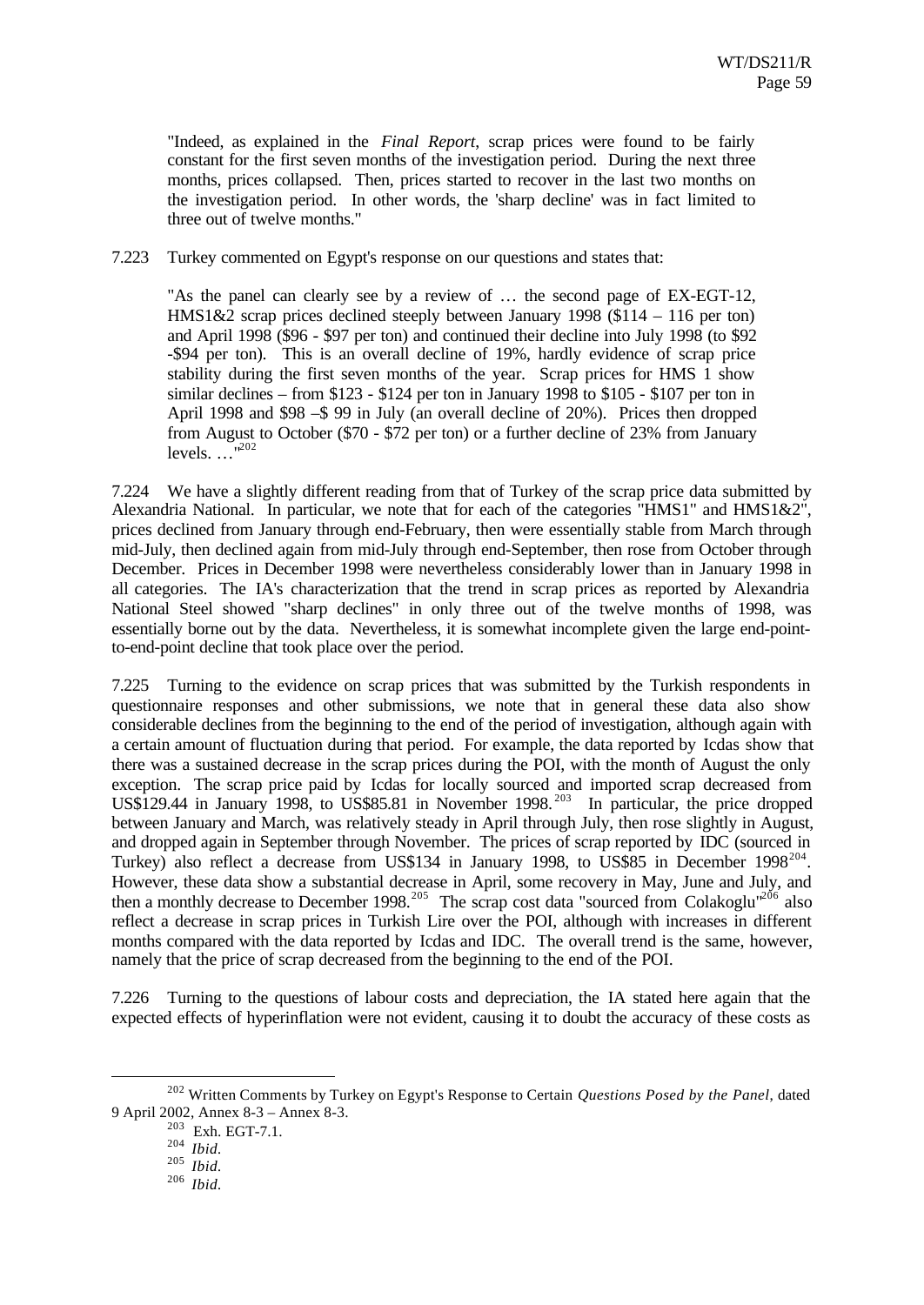"Indeed, as explained in the *Final Report*, scrap prices were found to be fairly constant for the first seven months of the investigation period. During the next three months, prices collapsed. Then, prices started to recover in the last two months on the investigation period. In other words, the 'sharp decline' was in fact limited to three out of twelve months."

7.223 Turkey commented on Egypt's response on our questions and states that:

"As the panel can clearly see by a review of … the second page of EX-EGT-12, HMS1&2 scrap prices declined steeply between January 1998 ($114 – 116 per ton) and April 1998 ($96 - $97 per ton) and continued their decline into July 1998 (to $92 -$94 per ton). This is an overall decline of 19%, hardly evidence of scrap price stability during the first seven months of the year. Scrap prices for HMS 1 show similar declines – from $123 - $124 per ton in January 1998 to $105 - $107 per ton in April 1998 and $98 –$ 99 in July (an overall decline of 20%). Prices then dropped from August to October ($70 - $72 per ton) or a further decline of 23% from January levels. …"[202]

7.224 We have a slightly different reading from that of Turkey of the scrap price data submitted by Alexandria National. In particular, we note that for each of the categories "HMS1" and HMS1&2", prices declined from January through end-February, then were essentially stable from March through mid-July, then declined again from mid-July through end-September, then rose from October through December. Prices in December 1998 were nevertheless considerably lower than in January 1998 in all categories. The IA's characterization that the trend in scrap prices as reported by Alexandria National Steel showed "sharp declines" in only three out of the twelve months of 1998, was essentially borne out by the data. Nevertheless, it is somewhat incomplete given the large end-point-to-end-point decline that took place over the period.

7.225 Turning to the evidence on scrap prices that was submitted by the Turkish respondents in questionnaire responses and other submissions, we note that in general these data also show considerable declines from the beginning to the end of the period of investigation, although again with a certain amount of fluctuation during that period. For example, the data reported by Icdas show that there was a sustained decrease in the scrap prices during the POI, with the month of August the only exception. The scrap price paid by Icdas for locally sourced and imported scrap decreased from US$129.44 in January 1998, to US$85.81 in November 1998.[203] In particular, the price dropped between January and March, was relatively steady in April through July, then rose slightly in August, and dropped again in September through November. The prices of scrap reported by IDC (sourced in Turkey) also reflect a decrease from US$134 in January 1998, to US$85 in December 1998[204]. However, these data show a substantial decrease in April, some recovery in May, June and July, and then a monthly decrease to December 1998.[205] The scrap cost data "sourced from Colakoglu"[206] also reflect a decrease in scrap prices in Turkish Lire over the POI, although with increases in different months compared with the data reported by Icdas and IDC. The overall trend is the same, however, namely that the price of scrap decreased from the beginning to the end of the POI.

7.226 Turning to the questions of labour costs and depreciation, the IA stated here again that the expected effects of hyperinflation were not evident, causing it to doubt the accuracy of these costs as

---

[202] Written Comments by Turkey on Egypt's Response to Certain *Questions Posed by the Panel*, dated 9 April 2002, Annex 8-3 – Annex 8-3.

[203] Exh. EGT-7.1.

[204] *Ibid.*

[205] *Ibid.*

[206] *Ibid.*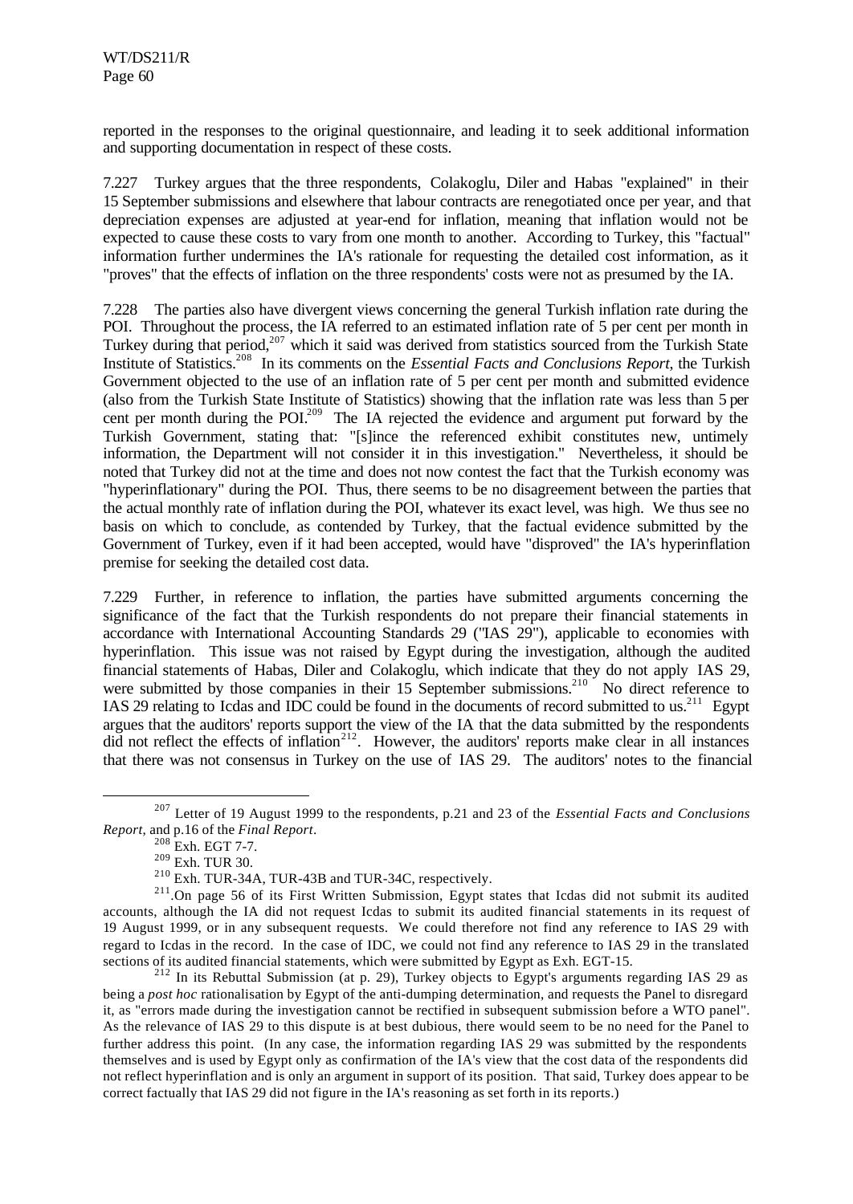reported in the responses to the original questionnaire, and leading it to seek additional information and supporting documentation in respect of these costs.

7.227 Turkey argues that the three respondents, Colakoglu, Diler and Habas "explained" in their 15 September submissions and elsewhere that labour contracts are renegotiated once per year, and that depreciation expenses are adjusted at year-end for inflation, meaning that inflation would not be expected to cause these costs to vary from one month to another. According to Turkey, this "factual" information further undermines the IA's rationale for requesting the detailed cost information, as it "proves" that the effects of inflation on the three respondents' costs were not as presumed by the IA.

7.228 The parties also have divergent views concerning the general Turkish inflation rate during the POI. Throughout the process, the IA referred to an estimated inflation rate of 5 per cent per month in Turkey during that period,[207] which it said was derived from statistics sourced from the Turkish State Institute of Statistics.[208] In its comments on the *Essential Facts and Conclusions Report*, the Turkish Government objected to the use of an inflation rate of 5 per cent per month and submitted evidence (also from the Turkish State Institute of Statistics) showing that the inflation rate was less than 5 per cent per month during the POI.[209] The IA rejected the evidence and argument put forward by the Turkish Government, stating that: "[s]ince the referenced exhibit constitutes new, untimely information, the Department will not consider it in this investigation." Nevertheless, it should be noted that Turkey did not at the time and does not now contest the fact that the Turkish economy was "hyperinflationary" during the POI. Thus, there seems to be no disagreement between the parties that the actual monthly rate of inflation during the POI, whatever its exact level, was high. We thus see no basis on which to conclude, as contended by Turkey, that the factual evidence submitted by the Government of Turkey, even if it had been accepted, would have "disproved" the IA's hyperinflation premise for seeking the detailed cost data.

7.229 Further, in reference to inflation, the parties have submitted arguments concerning the significance of the fact that the Turkish respondents do not prepare their financial statements in accordance with International Accounting Standards 29 ("IAS 29"), applicable to economies with hyperinflation. This issue was not raised by Egypt during the investigation, although the audited financial statements of Habas, Diler and Colakoglu, which indicate that they do not apply IAS 29, were submitted by those companies in their 15 September submissions.[210] No direct reference to IAS 29 relating to Icdas and IDC could be found in the documents of record submitted to us.[211] Egypt argues that the auditors' reports support the view of the IA that the data submitted by the respondents did not reflect the effects of inflation[212]. However, the auditors' reports make clear in all instances that there was not consensus in Turkey on the use of IAS 29. The auditors' notes to the financial

---

[207] Letter of 19 August 1999 to the respondents, p.21 and 23 of the *Essential Facts and Conclusions Report*, and p.16 of the *Final Report*.

[208] Exh. EGT 7-7.

[209] Exh. TUR 30.

[210] Exh. TUR-34A, TUR-43B and TUR-34C, respectively.

[211] On page 56 of its First Written Submission, Egypt states that Icdas did not submit its audited accounts, although the IA did not request Icdas to submit its audited financial statements in its request of 19 August 1999, or in any subsequent requests. We could therefore not find any reference to IAS 29 with regard to Icdas in the record. In the case of IDC, we could not find any reference to IAS 29 in the translated sections of its audited financial statements, which were submitted by Egypt as Exh. EGT-15.

[212] In its Rebuttal Submission (at p. 29), Turkey objects to Egypt's arguments regarding IAS 29 as being a *post hoc* rationalisation by Egypt of the anti-dumping determination, and requests the Panel to disregard it, as "errors made during the investigation cannot be rectified in subsequent submission before a WTO panel". As the relevance of IAS 29 to this dispute is at best dubious, there would seem to be no need for the Panel to further address this point. (In any case, the information regarding IAS 29 was submitted by the respondents themselves and is used by Egypt only as confirmation of the IA's view that the cost data of the respondents did not reflect hyperinflation and is only an argument in support of its position. That said, Turkey does appear to be correct factually that IAS 29 did not figure in the IA's reasoning as set forth in its reports.)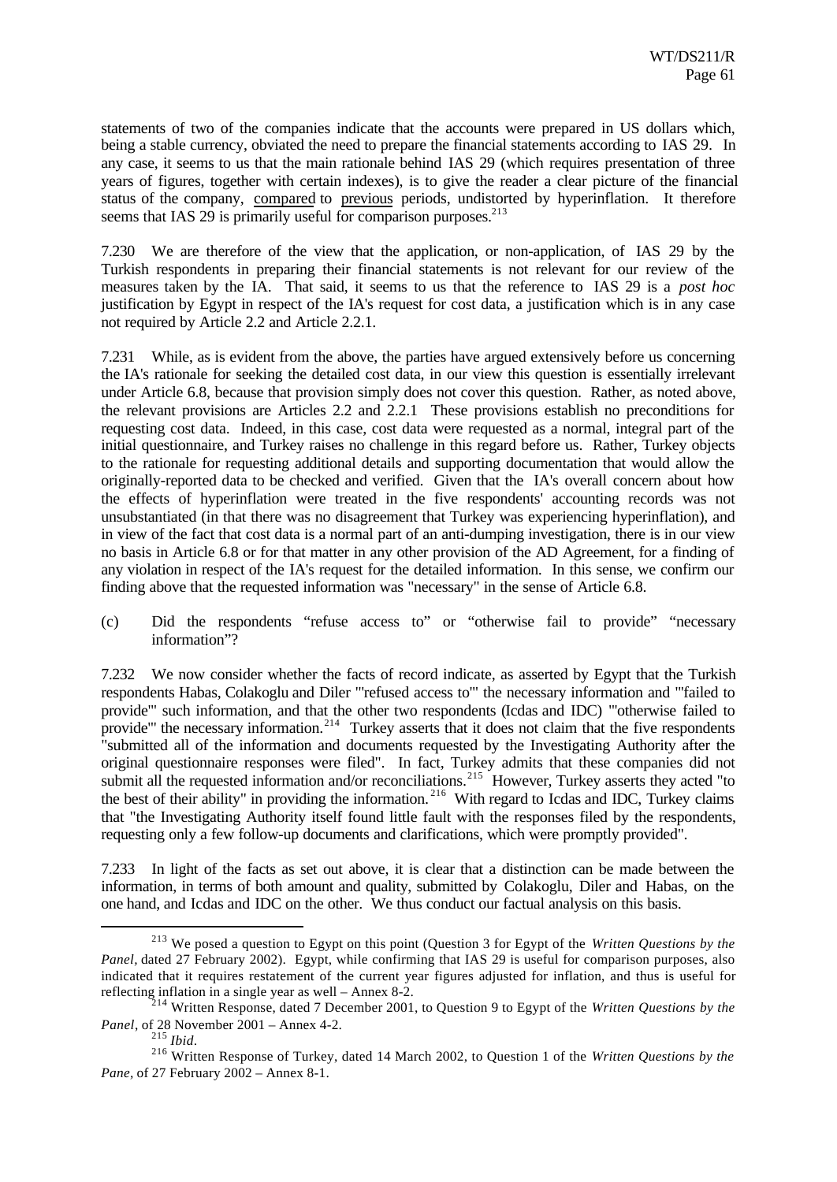statements of two of the companies indicate that the accounts were prepared in US dollars which, being a stable currency, obviated the need to prepare the financial statements according to IAS 29. In any case, it seems to us that the main rationale behind IAS 29 (which requires presentation of three years of figures, together with certain indexes), is to give the reader a clear picture of the financial status of the company, compared to previous periods, undistorted by hyperinflation. It therefore seems that IAS 29 is primarily useful for comparison purposes.[213]

7.230 We are therefore of the view that the application, or non-application, of IAS 29 by the Turkish respondents in preparing their financial statements is not relevant for our review of the measures taken by the IA. That said, it seems to us that the reference to IAS 29 is a *post hoc* justification by Egypt in respect of the IA's request for cost data, a justification which is in any case not required by Article 2.2 and Article 2.2.1.

7.231 While, as is evident from the above, the parties have argued extensively before us concerning the IA's rationale for seeking the detailed cost data, in our view this question is essentially irrelevant under Article 6.8, because that provision simply does not cover this question. Rather, as noted above, the relevant provisions are Articles 2.2 and 2.2.1 These provisions establish no preconditions for requesting cost data. Indeed, in this case, cost data were requested as a normal, integral part of the initial questionnaire, and Turkey raises no challenge in this regard before us. Rather, Turkey objects to the rationale for requesting additional details and supporting documentation that would allow the originally-reported data to be checked and verified. Given that the IA's overall concern about how the effects of hyperinflation were treated in the five respondents' accounting records was not unsubstantiated (in that there was no disagreement that Turkey was experiencing hyperinflation), and in view of the fact that cost data is a normal part of an anti-dumping investigation, there is in our view no basis in Article 6.8 or for that matter in any other provision of the AD Agreement, for a finding of any violation in respect of the IA's request for the detailed information. In this sense, we confirm our finding above that the requested information was "necessary" in the sense of Article 6.8.

(c) Did the respondents "refuse access to" or "otherwise fail to provide" "necessary information"?

7.232 We now consider whether the facts of record indicate, as asserted by Egypt that the Turkish respondents Habas, Colakoglu and Diler "'refused access to'" the necessary information and "'failed to provide'" such information, and that the other two respondents (Icdas and IDC) "'otherwise failed to provide'" the necessary information.[214] Turkey asserts that it does not claim that the five respondents "submitted all of the information and documents requested by the Investigating Authority after the original questionnaire responses were filed". In fact, Turkey admits that these companies did not submit all the requested information and/or reconciliations.[215] However, Turkey asserts they acted "to the best of their ability" in providing the information.[216] With regard to Icdas and IDC, Turkey claims that "the Investigating Authority itself found little fault with the responses filed by the respondents, requesting only a few follow-up documents and clarifications, which were promptly provided".

7.233 In light of the facts as set out above, it is clear that a distinction can be made between the information, in terms of both amount and quality, submitted by Colakoglu, Diler and Habas, on the one hand, and Icdas and IDC on the other. We thus conduct our factual analysis on this basis.

---

[213] We posed a question to Egypt on this point (Question 3 for Egypt of the *Written Questions by the Panel*, dated 27 February 2002). Egypt, while confirming that IAS 29 is useful for comparison purposes, also indicated that it requires restatement of the current year figures adjusted for inflation, and thus is useful for reflecting inflation in a single year as well – Annex 8-2.

[214] Written Response, dated 7 December 2001, to Question 9 to Egypt of the *Written Questions by the Panel*, of 28 November 2001 – Annex 4-2.

[215] *Ibid*.

[216] Written Response of Turkey, dated 14 March 2002, to Question 1 of the *Written Questions by the Pane*, of 27 February 2002 – Annex 8-1.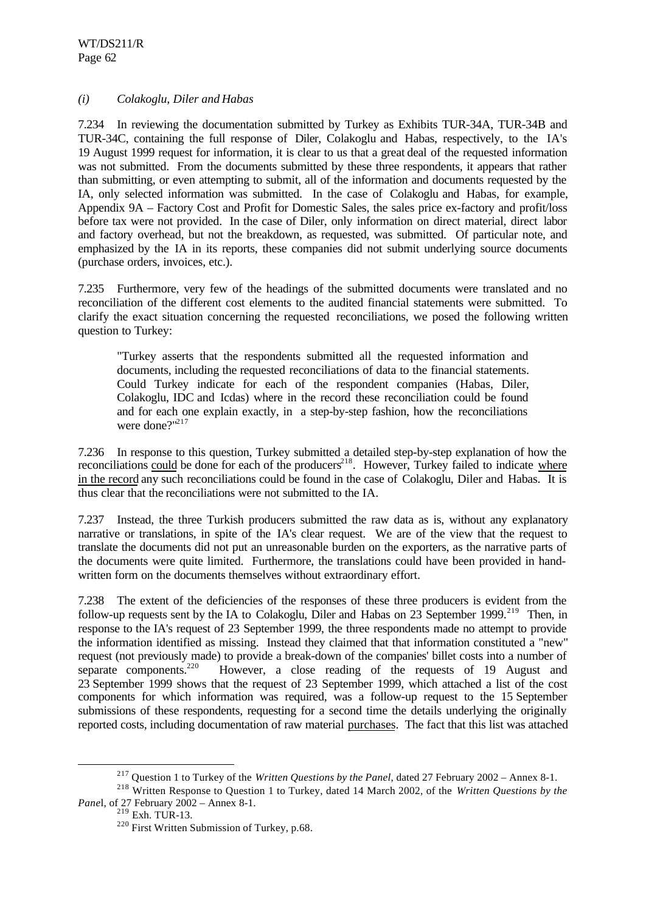*(i) Colakoglu, Diler and Habas*

7.234 In reviewing the documentation submitted by Turkey as Exhibits TUR-34A, TUR-34B and TUR-34C, containing the full response of Diler, Colakoglu and Habas, respectively, to the IA's 19 August 1999 request for information, it is clear to us that a great deal of the requested information was not submitted. From the documents submitted by these three respondents, it appears that rather than submitting, or even attempting to submit, all of the information and documents requested by the IA, only selected information was submitted. In the case of Colakoglu and Habas, for example, Appendix 9A – Factory Cost and Profit for Domestic Sales, the sales price ex-factory and profit/loss before tax were not provided. In the case of Diler, only information on direct material, direct labor and factory overhead, but not the breakdown, as requested, was submitted. Of particular note, and emphasized by the IA in its reports, these companies did not submit underlying source documents (purchase orders, invoices, etc.).

7.235 Furthermore, very few of the headings of the submitted documents were translated and no reconciliation of the different cost elements to the audited financial statements were submitted. To clarify the exact situation concerning the requested reconciliations, we posed the following written question to Turkey:

> "Turkey asserts that the respondents submitted all the requested information and documents, including the requested reconciliations of data to the financial statements. Could Turkey indicate for each of the respondent companies (Habas, Diler, Colakoglu, IDC and Icdas) where in the record these reconciliation could be found and for each one explain exactly, in a step-by-step fashion, how the reconciliations were done?"[217]

7.236 In response to this question, Turkey submitted a detailed step-by-step explanation of how the reconciliations <u>could</u> be done for each of the producers[218]. However, Turkey failed to indicate <u>where in the record</u> any such reconciliations could be found in the case of Colakoglu, Diler and Habas. It is thus clear that the reconciliations were not submitted to the IA.

7.237 Instead, the three Turkish producers submitted the raw data as is, without any explanatory narrative or translations, in spite of the IA's clear request. We are of the view that the request to translate the documents did not put an unreasonable burden on the exporters, as the narrative parts of the documents were quite limited. Furthermore, the translations could have been provided in hand-written form on the documents themselves without extraordinary effort.

7.238 The extent of the deficiencies of the responses of these three producers is evident from the follow-up requests sent by the IA to Colakoglu, Diler and Habas on 23 September 1999.[219] Then, in response to the IA's request of 23 September 1999, the three respondents made no attempt to provide the information identified as missing. Instead they claimed that that information constituted a "new" request (not previously made) to provide a break-down of the companies' billet costs into a number of separate components.[220] However, a close reading of the requests of 19 August and 23 September 1999 shows that the request of 23 September 1999, which attached a list of the cost components for which information was required, was a follow-up request to the 15 September submissions of these respondents, requesting for a second time the details underlying the originally reported costs, including documentation of raw material <u>purchases</u>. The fact that this list was attached

---

[217] Question 1 to Turkey of the *Written Questions by the Panel*, dated 27 February 2002 – Annex 8-1.

[218] Written Response to Question 1 to Turkey, dated 14 March 2002, of the *Written Questions by the Panel*, of 27 February 2002 – Annex 8-1.

[219] Exh. TUR-13.

[220] First Written Submission of Turkey, p.68.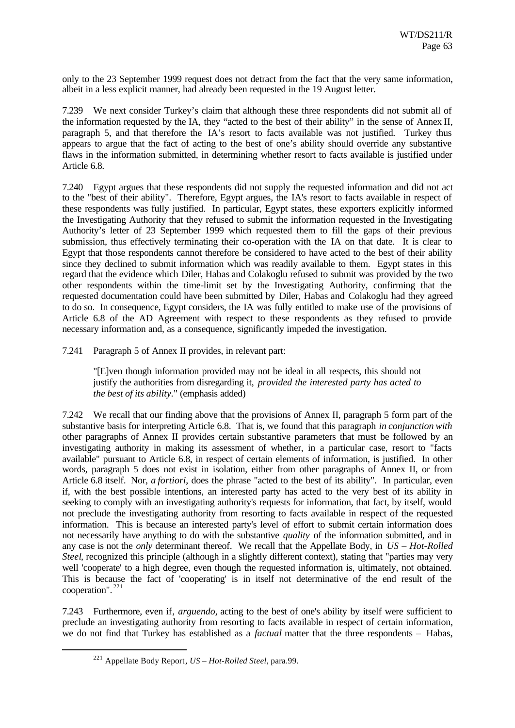only to the 23 September 1999 request does not detract from the fact that the very same information, albeit in a less explicit manner, had already been requested in the 19 August letter.

7.239 We next consider Turkey's claim that although these three respondents did not submit all of the information requested by the IA, they "acted to the best of their ability" in the sense of Annex II, paragraph 5, and that therefore the IA's resort to facts available was not justified. Turkey thus appears to argue that the fact of acting to the best of one's ability should override any substantive flaws in the information submitted, in determining whether resort to facts available is justified under Article 6.8.

7.240 Egypt argues that these respondents did not supply the requested information and did not act to the "best of their ability". Therefore, Egypt argues, the IA's resort to facts available in respect of these respondents was fully justified. In particular, Egypt states, these exporters explicitly informed the Investigating Authority that they refused to submit the information requested in the Investigating Authority's letter of 23 September 1999 which requested them to fill the gaps of their previous submission, thus effectively terminating their co-operation with the IA on that date. It is clear to Egypt that those respondents cannot therefore be considered to have acted to the best of their ability since they declined to submit information which was readily available to them. Egypt states in this regard that the evidence which Diler, Habas and Colakoglu refused to submit was provided by the two other respondents within the time-limit set by the Investigating Authority, confirming that the requested documentation could have been submitted by Diler, Habas and Colakoglu had they agreed to do so. In consequence, Egypt considers, the IA was fully entitled to make use of the provisions of Article 6.8 of the AD Agreement with respect to these respondents as they refused to provide necessary information and, as a consequence, significantly impeded the investigation.

7.241 Paragraph 5 of Annex II provides, in relevant part:

> "[E]ven though information provided may not be ideal in all respects, this should not justify the authorities from disregarding it, *provided the interested party has acted to the best of its ability*." (emphasis added)

7.242 We recall that our finding above that the provisions of Annex II, paragraph 5 form part of the substantive basis for interpreting Article 6.8. That is, we found that this paragraph *in conjunction with* other paragraphs of Annex II provides certain substantive parameters that must be followed by an investigating authority in making its assessment of whether, in a particular case, resort to "facts available" pursuant to Article 6.8, in respect of certain elements of information, is justified. In other words, paragraph 5 does not exist in isolation, either from other paragraphs of Annex II, or from Article 6.8 itself. Nor, *a fortiori*, does the phrase "acted to the best of its ability". In particular, even if, with the best possible intentions, an interested party has acted to the very best of its ability in seeking to comply with an investigating authority's requests for information, that fact, by itself, would not preclude the investigating authority from resorting to facts available in respect of the requested information. This is because an interested party's level of effort to submit certain information does not necessarily have anything to do with the substantive *quality* of the information submitted, and in any case is not the *only* determinant thereof. We recall that the Appellate Body, in *US – Hot-Rolled Steel*, recognized this principle (although in a slightly different context), stating that "parties may very well 'cooperate' to a high degree, even though the requested information is, ultimately, not obtained. This is because the fact of 'cooperating' is in itself not determinative of the end result of the cooperation".[221]

7.243 Furthermore, even if, *arguendo,* acting to the best of one's ability by itself were sufficient to preclude an investigating authority from resorting to facts available in respect of certain information, we do not find that Turkey has established as a *factual* matter that the three respondents – Habas,

[221] Appellate Body Report, *US – Hot-Rolled Steel,* para.99.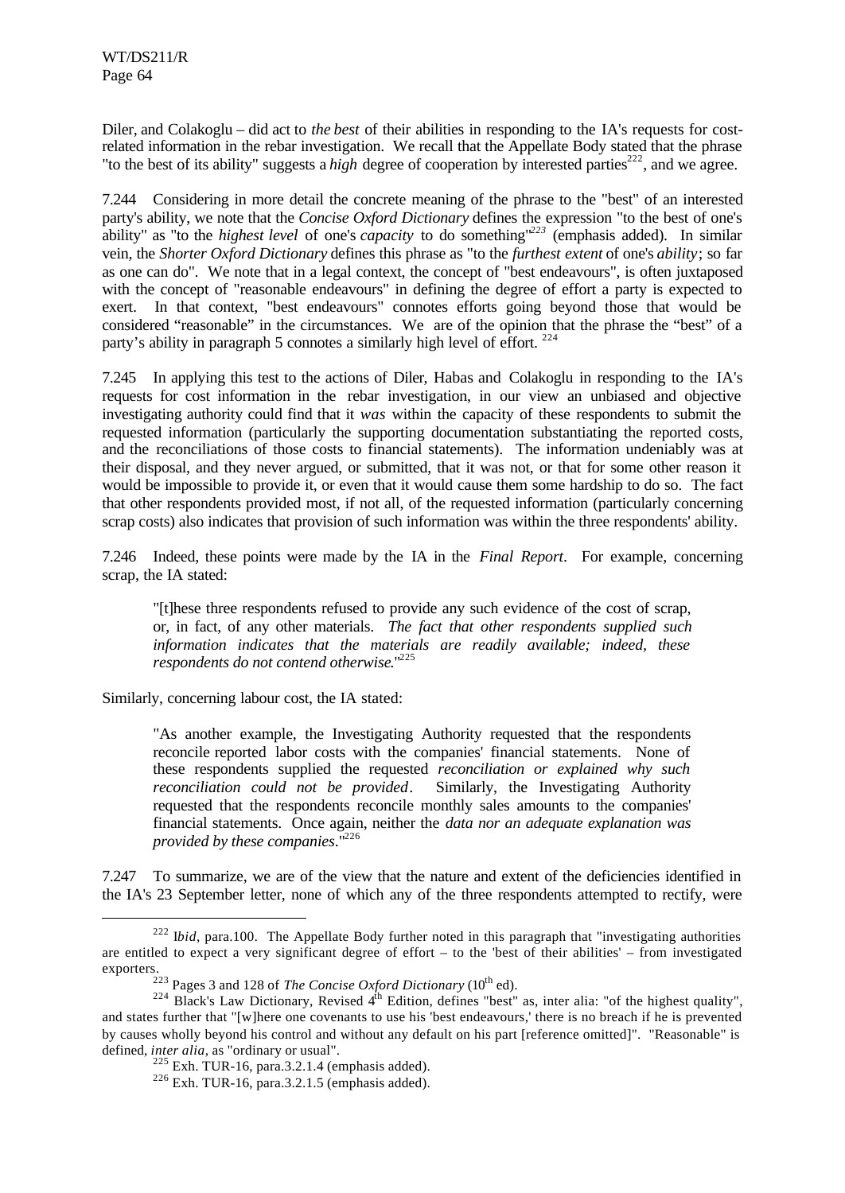Diler, and Colakoglu – did act to *the best* of their abilities in responding to the IA's requests for cost-related information in the rebar investigation. We recall that the Appellate Body stated that the phrase "to the best of its ability" suggests a *high* degree of cooperation by interested parties[222], and we agree.

7.244 Considering in more detail the concrete meaning of the phrase to the "best" of an interested party's ability, we note that the *Concise Oxford Dictionary* defines the expression "to the best of one's ability" as "to the *highest level* of one's *capacity* to do something"[223] (emphasis added). In similar vein, the *Shorter Oxford Dictionary* defines this phrase as "to the *furthest extent* of one's *ability*; so far as one can do". We note that in a legal context, the concept of "best endeavours", is often juxtaposed with the concept of "reasonable endeavours" in defining the degree of effort a party is expected to exert. In that context, "best endeavours" connotes efforts going beyond those that would be considered "reasonable" in the circumstances. We are of the opinion that the phrase the "best" of a party's ability in paragraph 5 connotes a similarly high level of effort.[224]

7.245 In applying this test to the actions of Diler, Habas and Colakoglu in responding to the IA's requests for cost information in the rebar investigation, in our view an unbiased and objective investigating authority could find that it *was* within the capacity of these respondents to submit the requested information (particularly the supporting documentation substantiating the reported costs, and the reconciliations of those costs to financial statements). The information undeniably was at their disposal, and they never argued, or submitted, that it was not, or that for some other reason it would be impossible to provide it, or even that it would cause them some hardship to do so. The fact that other respondents provided most, if not all, of the requested information (particularly concerning scrap costs) also indicates that provision of such information was within the three respondents' ability.

7.246 Indeed, these points were made by the IA in the *Final Report*. For example, concerning scrap, the IA stated:

> "[t]hese three respondents refused to provide any such evidence of the cost of scrap, or, in fact, of any other materials. *The fact that other respondents supplied such information indicates that the materials are readily available; indeed, these respondents do not contend otherwise.*"[225]

Similarly, concerning labour cost, the IA stated:

> "As another example, the Investigating Authority requested that the respondents reconcile reported labor costs with the companies' financial statements. None of these respondents supplied the requested *reconciliation or explained why such reconciliation could not be provided*. Similarly, the Investigating Authority requested that the respondents reconcile monthly sales amounts to the companies' financial statements. Once again, neither the *data nor an adequate explanation was provided by these companies*."[226]

7.247 To summarize, we are of the view that the nature and extent of the deficiencies identified in the IA's 23 September letter, none of which any of the three respondents attempted to rectify, were

---

[222] *Ibid*, para.100. The Appellate Body further noted in this paragraph that "investigating authorities are entitled to expect a very significant degree of effort – to the 'best of their abilities' – from investigated exporters.

[223] Pages 3 and 128 of *The Concise Oxford Dictionary* (10[th] ed).

[224] Black's Law Dictionary, Revised 4[th] Edition, defines "best" as, inter alia: "of the highest quality", and states further that "[w]here one covenants to use his 'best endeavours,' there is no breach if he is prevented by causes wholly beyond his control and without any default on his part [reference omitted]". "Reasonable" is defined, *inter alia*, as "ordinary or usual".

[225] Exh. TUR-16, para.3.2.1.4 (emphasis added).

[226] Exh. TUR-16, para.3.2.1.5 (emphasis added).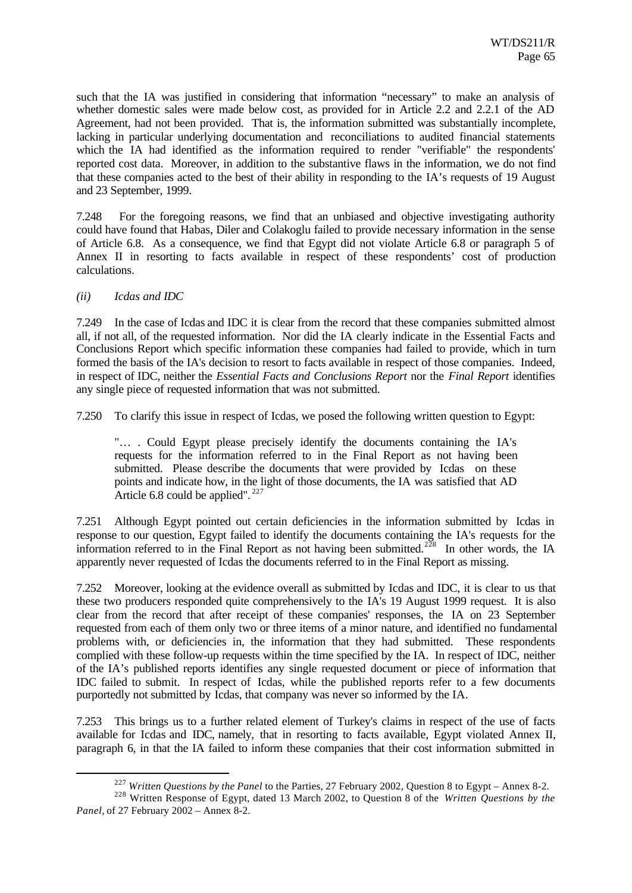such that the IA was justified in considering that information "necessary" to make an analysis of whether domestic sales were made below cost, as provided for in Article 2.2 and 2.2.1 of the AD Agreement, had not been provided. That is, the information submitted was substantially incomplete, lacking in particular underlying documentation and reconciliations to audited financial statements which the IA had identified as the information required to render "verifiable" the respondents' reported cost data. Moreover, in addition to the substantive flaws in the information, we do not find that these companies acted to the best of their ability in responding to the IA's requests of 19 August and 23 September, 1999.

7.248 For the foregoing reasons, we find that an unbiased and objective investigating authority could have found that Habas, Diler and Colakoglu failed to provide necessary information in the sense of Article 6.8. As a consequence, we find that Egypt did not violate Article 6.8 or paragraph 5 of Annex II in resorting to facts available in respect of these respondents' cost of production calculations.

*(ii) Icdas and IDC*

7.249 In the case of Icdas and IDC it is clear from the record that these companies submitted almost all, if not all, of the requested information. Nor did the IA clearly indicate in the Essential Facts and Conclusions Report which specific information these companies had failed to provide, which in turn formed the basis of the IA's decision to resort to facts available in respect of those companies. Indeed, in respect of IDC, neither the *Essential Facts and Conclusions Report* nor the *Final Report* identifies any single piece of requested information that was not submitted.

7.250 To clarify this issue in respect of Icdas, we posed the following written question to Egypt:

> "… . Could Egypt please precisely identify the documents containing the IA's requests for the information referred to in the Final Report as not having been submitted. Please describe the documents that were provided by Icdas on these points and indicate how, in the light of those documents, the IA was satisfied that AD Article 6.8 could be applied".[227]

7.251 Although Egypt pointed out certain deficiencies in the information submitted by Icdas in response to our question, Egypt failed to identify the documents containing the IA's requests for the information referred to in the Final Report as not having been submitted.[228] In other words, the IA apparently never requested of Icdas the documents referred to in the Final Report as missing.

7.252 Moreover, looking at the evidence overall as submitted by Icdas and IDC, it is clear to us that these two producers responded quite comprehensively to the IA's 19 August 1999 request. It is also clear from the record that after receipt of these companies' responses, the IA on 23 September requested from each of them only two or three items of a minor nature, and identified no fundamental problems with, or deficiencies in, the information that they had submitted. These respondents complied with these follow-up requests within the time specified by the IA. In respect of IDC, neither of the IA's published reports identifies any single requested document or piece of information that IDC failed to submit. In respect of Icdas, while the published reports refer to a few documents purportedly not submitted by Icdas, that company was never so informed by the IA.

7.253 This brings us to a further related element of Turkey's claims in respect of the use of facts available for Icdas and IDC, namely, that in resorting to facts available, Egypt violated Annex II, paragraph 6, in that the IA failed to inform these companies that their cost information submitted in

---

[227] *Written Questions by the Panel* to the Parties, 27 February 2002, Question 8 to Egypt – Annex 8-2.

[228] Written Response of Egypt, dated 13 March 2002, to Question 8 of the *Written Questions by the Panel*, of 27 February 2002 – Annex 8-2.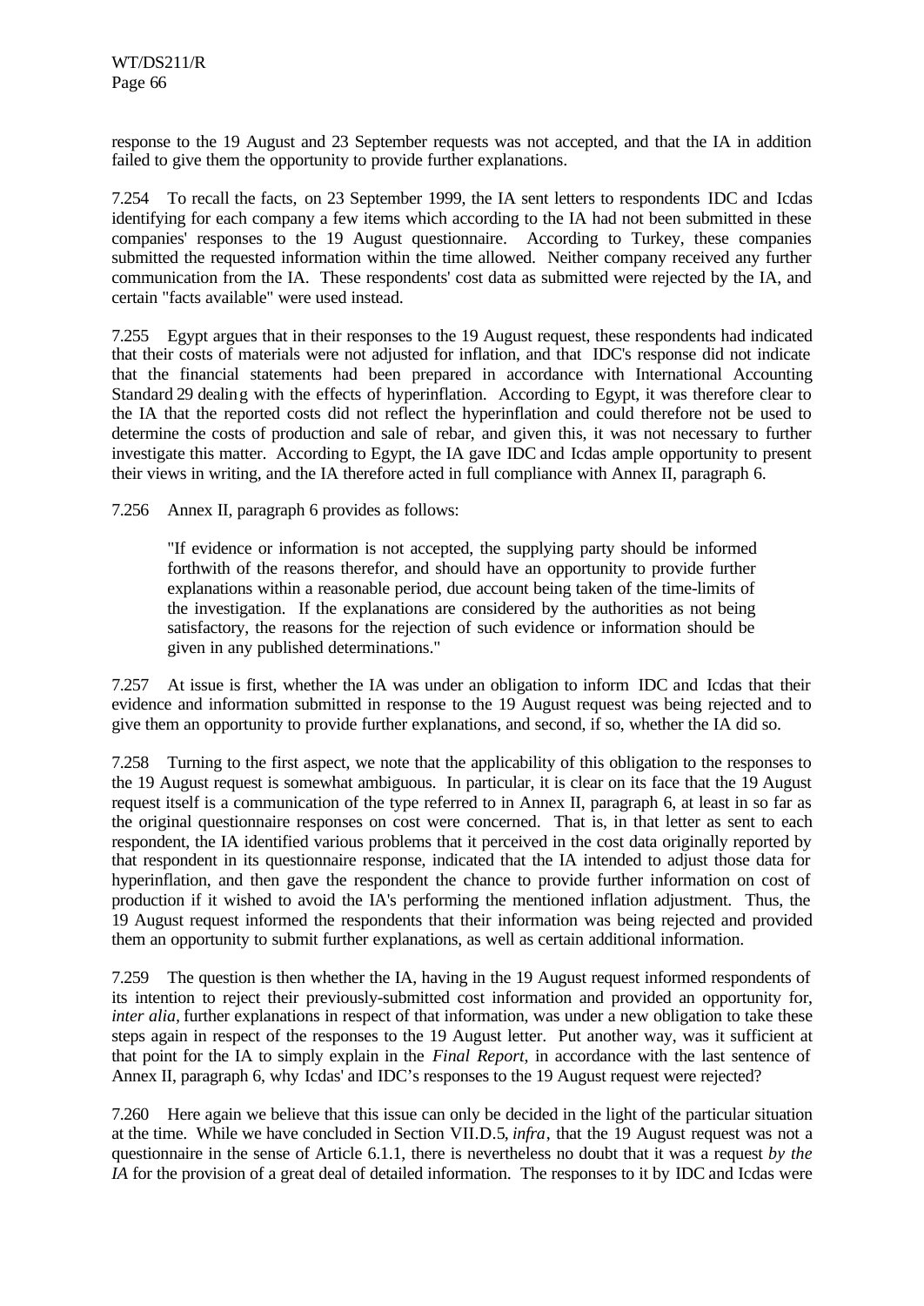response to the 19 August and 23 September requests was not accepted, and that the IA in addition failed to give them the opportunity to provide further explanations.

7.254 To recall the facts, on 23 September 1999, the IA sent letters to respondents IDC and Icdas identifying for each company a few items which according to the IA had not been submitted in these companies' responses to the 19 August questionnaire. According to Turkey, these companies submitted the requested information within the time allowed. Neither company received any further communication from the IA. These respondents' cost data as submitted were rejected by the IA, and certain "facts available" were used instead.

7.255 Egypt argues that in their responses to the 19 August request, these respondents had indicated that their costs of materials were not adjusted for inflation, and that IDC's response did not indicate that the financial statements had been prepared in accordance with International Accounting Standard 29 dealing with the effects of hyperinflation. According to Egypt, it was therefore clear to the IA that the reported costs did not reflect the hyperinflation and could therefore not be used to determine the costs of production and sale of rebar, and given this, it was not necessary to further investigate this matter. According to Egypt, the IA gave IDC and Icdas ample opportunity to present their views in writing, and the IA therefore acted in full compliance with Annex II, paragraph 6.

7.256 Annex II, paragraph 6 provides as follows:

> "If evidence or information is not accepted, the supplying party should be informed forthwith of the reasons therefor, and should have an opportunity to provide further explanations within a reasonable period, due account being taken of the time-limits of the investigation. If the explanations are considered by the authorities as not being satisfactory, the reasons for the rejection of such evidence or information should be given in any published determinations."

7.257 At issue is first, whether the IA was under an obligation to inform IDC and Icdas that their evidence and information submitted in response to the 19 August request was being rejected and to give them an opportunity to provide further explanations, and second, if so, whether the IA did so.

7.258 Turning to the first aspect, we note that the applicability of this obligation to the responses to the 19 August request is somewhat ambiguous. In particular, it is clear on its face that the 19 August request itself is a communication of the type referred to in Annex II, paragraph 6, at least in so far as the original questionnaire responses on cost were concerned. That is, in that letter as sent to each respondent, the IA identified various problems that it perceived in the cost data originally reported by that respondent in its questionnaire response, indicated that the IA intended to adjust those data for hyperinflation, and then gave the respondent the chance to provide further information on cost of production if it wished to avoid the IA's performing the mentioned inflation adjustment. Thus, the 19 August request informed the respondents that their information was being rejected and provided them an opportunity to submit further explanations, as well as certain additional information.

7.259 The question is then whether the IA, having in the 19 August request informed respondents of its intention to reject their previously-submitted cost information and provided an opportunity for, *inter alia*, further explanations in respect of that information, was under a new obligation to take these steps again in respect of the responses to the 19 August letter. Put another way, was it sufficient at that point for the IA to simply explain in the *Final Report*, in accordance with the last sentence of Annex II, paragraph 6, why Icdas' and IDC's responses to the 19 August request were rejected?

7.260 Here again we believe that this issue can only be decided in the light of the particular situation at the time. While we have concluded in Section VII.D.5, *infra*, that the 19 August request was not a questionnaire in the sense of Article 6.1.1, there is nevertheless no doubt that it was a request *by the IA* for the provision of a great deal of detailed information. The responses to it by IDC and Icdas were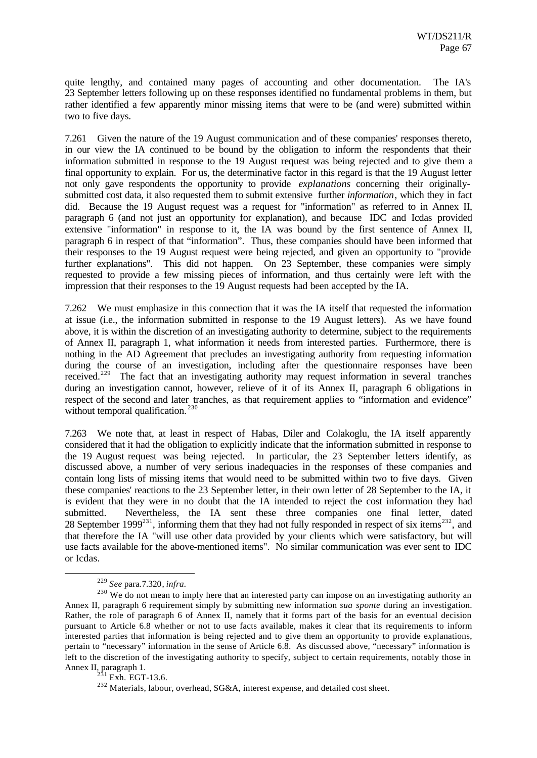quite lengthy, and contained many pages of accounting and other documentation. The IA's 23 September letters following up on these responses identified no fundamental problems in them, but rather identified a few apparently minor missing items that were to be (and were) submitted within two to five days.

7.261 Given the nature of the 19 August communication and of these companies' responses thereto, in our view the IA continued to be bound by the obligation to inform the respondents that their information submitted in response to the 19 August request was being rejected and to give them a final opportunity to explain. For us, the determinative factor in this regard is that the 19 August letter not only gave respondents the opportunity to provide *explanations* concerning their originally-submitted cost data, it also requested them to submit extensive further *information*, which they in fact did. Because the 19 August request was a request for "information" as referred to in Annex II, paragraph 6 (and not just an opportunity for explanation), and because IDC and Icdas provided extensive "information" in response to it, the IA was bound by the first sentence of Annex II, paragraph 6 in respect of that "information". Thus, these companies should have been informed that their responses to the 19 August request were being rejected, and given an opportunity to "provide further explanations". This did not happen. On 23 September, these companies were simply requested to provide a few missing pieces of information, and thus certainly were left with the impression that their responses to the 19 August requests had been accepted by the IA.

7.262 We must emphasize in this connection that it was the IA itself that requested the information at issue (i.e., the information submitted in response to the 19 August letters). As we have found above, it is within the discretion of an investigating authority to determine, subject to the requirements of Annex II, paragraph 1, what information it needs from interested parties. Furthermore, there is nothing in the AD Agreement that precludes an investigating authority from requesting information during the course of an investigation, including after the questionnaire responses have been received.[229] The fact that an investigating authority may request information in several tranches during an investigation cannot, however, relieve of it of its Annex II, paragraph 6 obligations in respect of the second and later tranches, as that requirement applies to "information and evidence" without temporal qualification.[230]

7.263 We note that, at least in respect of Habas, Diler and Colakoglu, the IA itself apparently considered that it had the obligation to explicitly indicate that the information submitted in response to the 19 August request was being rejected. In particular, the 23 September letters identify, as discussed above, a number of very serious inadequacies in the responses of these companies and contain long lists of missing items that would need to be submitted within two to five days. Given these companies' reactions to the 23 September letter, in their own letter of 28 September to the IA, it is evident that they were in no doubt that the IA intended to reject the cost information they had submitted. Nevertheless, the IA sent these three companies one final letter, dated 28 September 1999[231], informing them that they had not fully responded in respect of six items[232], and that therefore the IA "will use other data provided by your clients which were satisfactory, but will use facts available for the above-mentioned items". No similar communication was ever sent to IDC or Icdas.

---

[229] *See* para.7.320, *infra.*

[230] We do not mean to imply here that an interested party can impose on an investigating authority an Annex II, paragraph 6 requirement simply by submitting new information *sua sponte* during an investigation. Rather, the role of paragraph 6 of Annex II, namely that it forms part of the basis for an eventual decision pursuant to Article 6.8 whether or not to use facts available, makes it clear that its requirements to inform interested parties that information is being rejected and to give them an opportunity to provide explanations, pertain to "necessary" information in the sense of Article 6.8. As discussed above, "necessary" information is left to the discretion of the investigating authority to specify, subject to certain requirements, notably those in Annex II, paragraph 1.

[231] Exh. EGT-13.6.

[232] Materials, labour, overhead, SG&A, interest expense, and detailed cost sheet.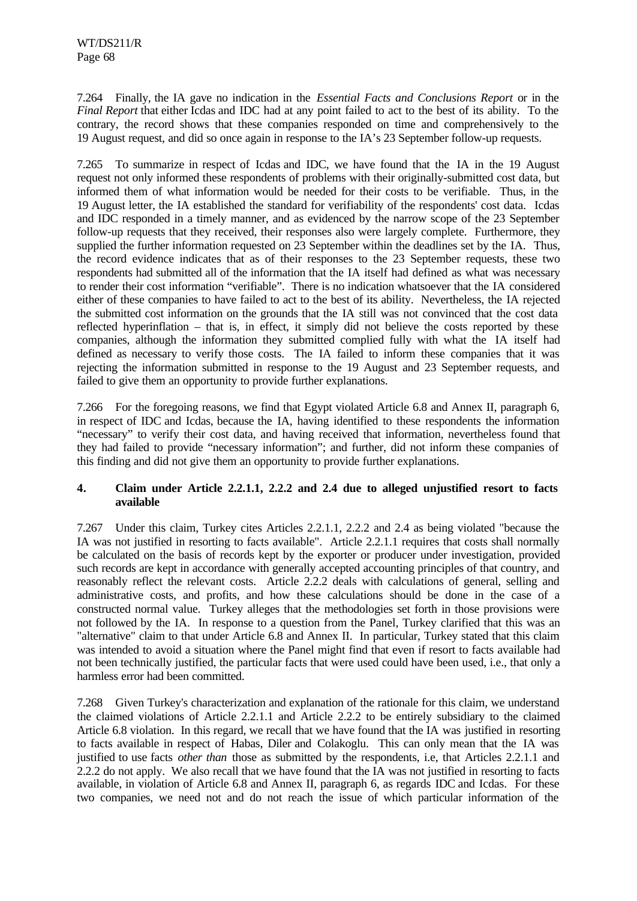7.264 Finally, the IA gave no indication in the *Essential Facts and Conclusions Report* or in the *Final Report* that either Icdas and IDC had at any point failed to act to the best of its ability. To the contrary, the record shows that these companies responded on time and comprehensively to the 19 August request, and did so once again in response to the IA's 23 September follow-up requests.

7.265 To summarize in respect of Icdas and IDC, we have found that the IA in the 19 August request not only informed these respondents of problems with their originally-submitted cost data, but informed them of what information would be needed for their costs to be verifiable. Thus, in the 19 August letter, the IA established the standard for verifiability of the respondents' cost data. Icdas and IDC responded in a timely manner, and as evidenced by the narrow scope of the 23 September follow-up requests that they received, their responses also were largely complete. Furthermore, they supplied the further information requested on 23 September within the deadlines set by the IA. Thus, the record evidence indicates that as of their responses to the 23 September requests, these two respondents had submitted all of the information that the IA itself had defined as what was necessary to render their cost information "verifiable". There is no indication whatsoever that the IA considered either of these companies to have failed to act to the best of its ability. Nevertheless, the IA rejected the submitted cost information on the grounds that the IA still was not convinced that the cost data reflected hyperinflation – that is, in effect, it simply did not believe the costs reported by these companies, although the information they submitted complied fully with what the IA itself had defined as necessary to verify those costs. The IA failed to inform these companies that it was rejecting the information submitted in response to the 19 August and 23 September requests, and failed to give them an opportunity to provide further explanations.

7.266 For the foregoing reasons, we find that Egypt violated Article 6.8 and Annex II, paragraph 6, in respect of IDC and Icdas, because the IA, having identified to these respondents the information "necessary" to verify their cost data, and having received that information, nevertheless found that they had failed to provide "necessary information"; and further, did not inform these companies of this finding and did not give them an opportunity to provide further explanations.

### 4. Claim under Article 2.2.1.1, 2.2.2 and 2.4 due to alleged unjustified resort to facts available

7.267 Under this claim, Turkey cites Articles 2.2.1.1, 2.2.2 and 2.4 as being violated "because the IA was not justified in resorting to facts available". Article 2.2.1.1 requires that costs shall normally be calculated on the basis of records kept by the exporter or producer under investigation, provided such records are kept in accordance with generally accepted accounting principles of that country, and reasonably reflect the relevant costs. Article 2.2.2 deals with calculations of general, selling and administrative costs, and profits, and how these calculations should be done in the case of a constructed normal value. Turkey alleges that the methodologies set forth in those provisions were not followed by the IA. In response to a question from the Panel, Turkey clarified that this was an "alternative" claim to that under Article 6.8 and Annex II. In particular, Turkey stated that this claim was intended to avoid a situation where the Panel might find that even if resort to facts available had not been technically justified, the particular facts that were used could have been used, i.e., that only a harmless error had been committed.

7.268 Given Turkey's characterization and explanation of the rationale for this claim, we understand the claimed violations of Article 2.2.1.1 and Article 2.2.2 to be entirely subsidiary to the claimed Article 6.8 violation. In this regard, we recall that we have found that the IA was justified in resorting to facts available in respect of Habas, Diler and Colakoglu. This can only mean that the IA was justified to use facts *other than* those as submitted by the respondents, i.e, that Articles 2.2.1.1 and 2.2.2 do not apply. We also recall that we have found that the IA was not justified in resorting to facts available, in violation of Article 6.8 and Annex II, paragraph 6, as regards IDC and Icdas. For these two companies, we need not and do not reach the issue of which particular information of the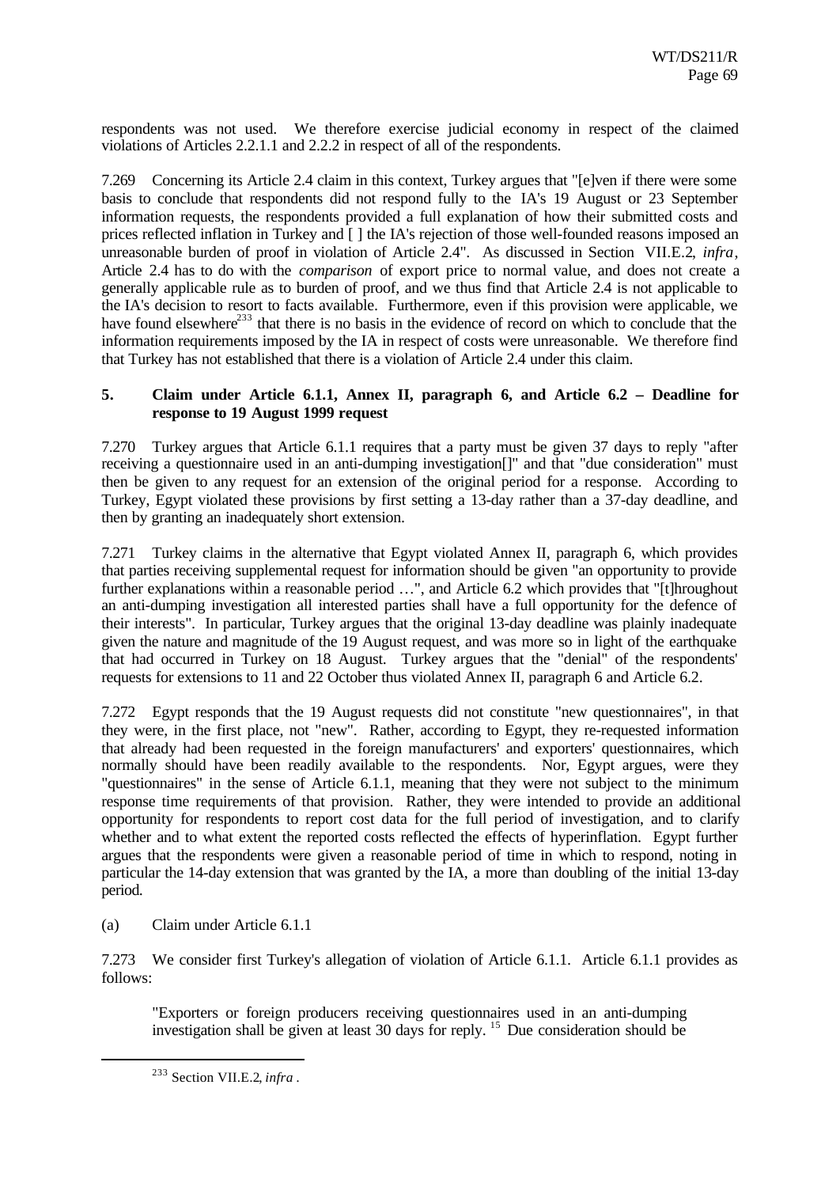respondents was not used. We therefore exercise judicial economy in respect of the claimed violations of Articles 2.2.1.1 and 2.2.2 in respect of all of the respondents.

7.269 Concerning its Article 2.4 claim in this context, Turkey argues that "[e]ven if there were some basis to conclude that respondents did not respond fully to the IA's 19 August or 23 September information requests, the respondents provided a full explanation of how their submitted costs and prices reflected inflation in Turkey and [ ] the IA's rejection of those well-founded reasons imposed an unreasonable burden of proof in violation of Article 2.4". As discussed in Section VII.E.2, *infra*, Article 2.4 has to do with the *comparison* of export price to normal value, and does not create a generally applicable rule as to burden of proof, and we thus find that Article 2.4 is not applicable to the IA's decision to resort to facts available. Furthermore, even if this provision were applicable, we have found elsewhere[233] that there is no basis in the evidence of record on which to conclude that the information requirements imposed by the IA in respect of costs were unreasonable. We therefore find that Turkey has not established that there is a violation of Article 2.4 under this claim.

### 5. Claim under Article 6.1.1, Annex II, paragraph 6, and Article 6.2 – Deadline for response to 19 August 1999 request

7.270 Turkey argues that Article 6.1.1 requires that a party must be given 37 days to reply "after receiving a questionnaire used in an anti-dumping investigation[]" and that "due consideration" must then be given to any request for an extension of the original period for a response. According to Turkey, Egypt violated these provisions by first setting a 13-day rather than a 37-day deadline, and then by granting an inadequately short extension.

7.271 Turkey claims in the alternative that Egypt violated Annex II, paragraph 6, which provides that parties receiving supplemental request for information should be given "an opportunity to provide further explanations within a reasonable period …", and Article 6.2 which provides that "[t]hroughout an anti-dumping investigation all interested parties shall have a full opportunity for the defence of their interests". In particular, Turkey argues that the original 13-day deadline was plainly inadequate given the nature and magnitude of the 19 August request, and was more so in light of the earthquake that had occurred in Turkey on 18 August. Turkey argues that the "denial" of the respondents' requests for extensions to 11 and 22 October thus violated Annex II, paragraph 6 and Article 6.2.

7.272 Egypt responds that the 19 August requests did not constitute "new questionnaires", in that they were, in the first place, not "new". Rather, according to Egypt, they re-requested information that already had been requested in the foreign manufacturers' and exporters' questionnaires, which normally should have been readily available to the respondents. Nor, Egypt argues, were they "questionnaires" in the sense of Article 6.1.1, meaning that they were not subject to the minimum response time requirements of that provision. Rather, they were intended to provide an additional opportunity for respondents to report cost data for the full period of investigation, and to clarify whether and to what extent the reported costs reflected the effects of hyperinflation. Egypt further argues that the respondents were given a reasonable period of time in which to respond, noting in particular the 14-day extension that was granted by the IA, a more than doubling of the initial 13-day period.

(a) Claim under Article 6.1.1

7.273 We consider first Turkey's allegation of violation of Article 6.1.1. Article 6.1.1 provides as follows:

> "Exporters or foreign producers receiving questionnaires used in an anti-dumping investigation shall be given at least 30 days for reply. [15] Due consideration should be

[233] Section VII.E.2, *infra* .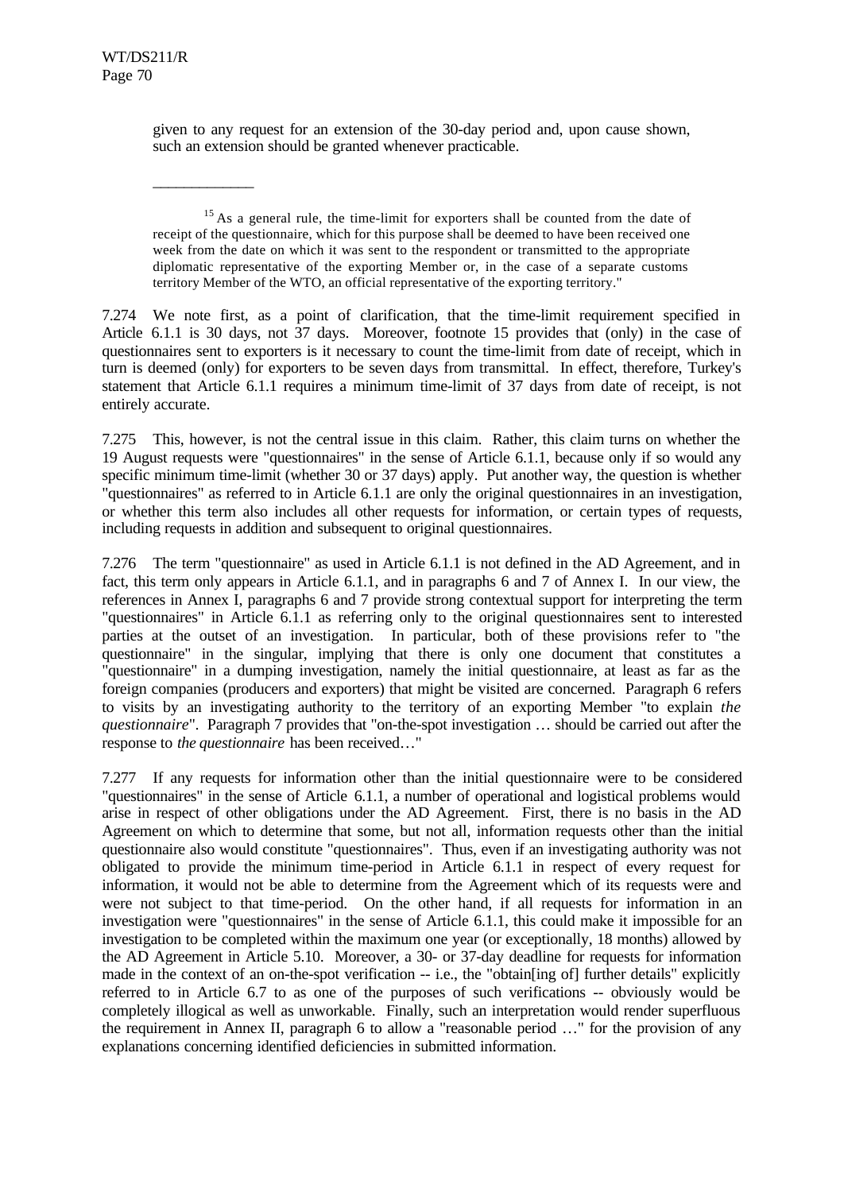given to any request for an extension of the 30-day period and, upon cause shown, such an extension should be granted whenever practicable.

______________

[15] As a general rule, the time-limit for exporters shall be counted from the date of receipt of the questionnaire, which for this purpose shall be deemed to have been received one week from the date on which it was sent to the respondent or transmitted to the appropriate diplomatic representative of the exporting Member or, in the case of a separate customs territory Member of the WTO, an official representative of the exporting territory."

7.274 We note first, as a point of clarification, that the time-limit requirement specified in Article 6.1.1 is 30 days, not 37 days. Moreover, footnote 15 provides that (only) in the case of questionnaires sent to exporters is it necessary to count the time-limit from date of receipt, which in turn is deemed (only) for exporters to be seven days from transmittal. In effect, therefore, Turkey's statement that Article 6.1.1 requires a minimum time-limit of 37 days from date of receipt, is not entirely accurate.

7.275 This, however, is not the central issue in this claim. Rather, this claim turns on whether the 19 August requests were "questionnaires" in the sense of Article 6.1.1, because only if so would any specific minimum time-limit (whether 30 or 37 days) apply. Put another way, the question is whether "questionnaires" as referred to in Article 6.1.1 are only the original questionnaires in an investigation, or whether this term also includes all other requests for information, or certain types of requests, including requests in addition and subsequent to original questionnaires.

7.276 The term "questionnaire" as used in Article 6.1.1 is not defined in the AD Agreement, and in fact, this term only appears in Article 6.1.1, and in paragraphs 6 and 7 of Annex I. In our view, the references in Annex I, paragraphs 6 and 7 provide strong contextual support for interpreting the term "questionnaires" in Article 6.1.1 as referring only to the original questionnaires sent to interested parties at the outset of an investigation. In particular, both of these provisions refer to "the questionnaire" in the singular, implying that there is only one document that constitutes a "questionnaire" in a dumping investigation, namely the initial questionnaire, at least as far as the foreign companies (producers and exporters) that might be visited are concerned. Paragraph 6 refers to visits by an investigating authority to the territory of an exporting Member "to explain *the questionnaire*". Paragraph 7 provides that "on-the-spot investigation … should be carried out after the response to *the questionnaire* has been received…"

7.277 If any requests for information other than the initial questionnaire were to be considered "questionnaires" in the sense of Article 6.1.1, a number of operational and logistical problems would arise in respect of other obligations under the AD Agreement. First, there is no basis in the AD Agreement on which to determine that some, but not all, information requests other than the initial questionnaire also would constitute "questionnaires". Thus, even if an investigating authority was not obligated to provide the minimum time-period in Article 6.1.1 in respect of every request for information, it would not be able to determine from the Agreement which of its requests were and were not subject to that time-period. On the other hand, if all requests for information in an investigation were "questionnaires" in the sense of Article 6.1.1, this could make it impossible for an investigation to be completed within the maximum one year (or exceptionally, 18 months) allowed by the AD Agreement in Article 5.10. Moreover, a 30- or 37-day deadline for requests for information made in the context of an on-the-spot verification -- i.e., the "obtain[ing of] further details" explicitly referred to in Article 6.7 as one of the purposes of such verifications -- obviously would be completely illogical as well as unworkable. Finally, such an interpretation would render superfluous the requirement in Annex II, paragraph 6 to allow a "reasonable period …" for the provision of any explanations concerning identified deficiencies in submitted information.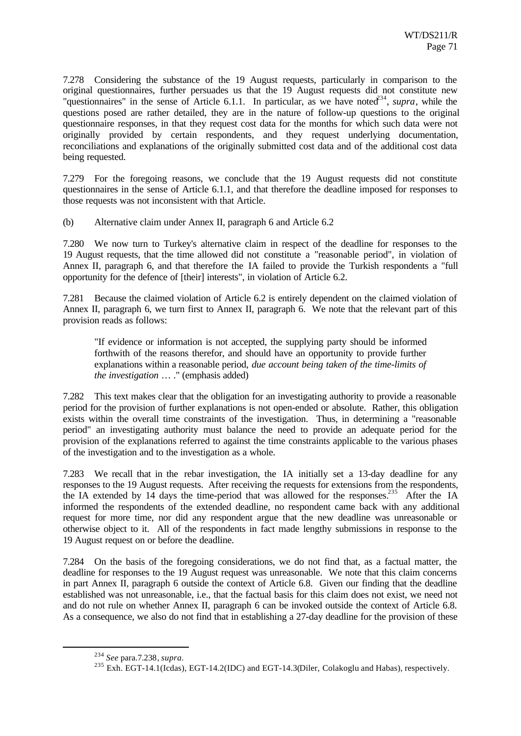7.278 Considering the substance of the 19 August requests, particularly in comparison to the original questionnaires, further persuades us that the 19 August requests did not constitute new "questionnaires" in the sense of Article 6.1.1. In particular, as we have noted[234], *supra*, while the questions posed are rather detailed, they are in the nature of follow-up questions to the original questionnaire responses, in that they request cost data for the months for which such data were not originally provided by certain respondents, and they request underlying documentation, reconciliations and explanations of the originally submitted cost data and of the additional cost data being requested.

7.279 For the foregoing reasons, we conclude that the 19 August requests did not constitute questionnaires in the sense of Article 6.1.1, and that therefore the deadline imposed for responses to those requests was not inconsistent with that Article.

(b) Alternative claim under Annex II, paragraph 6 and Article 6.2

7.280 We now turn to Turkey's alternative claim in respect of the deadline for responses to the 19 August requests, that the time allowed did not constitute a "reasonable period", in violation of Annex II, paragraph 6, and that therefore the IA failed to provide the Turkish respondents a "full opportunity for the defence of [their] interests", in violation of Article 6.2.

7.281 Because the claimed violation of Article 6.2 is entirely dependent on the claimed violation of Annex II, paragraph 6, we turn first to Annex II, paragraph 6. We note that the relevant part of this provision reads as follows:

> "If evidence or information is not accepted, the supplying party should be informed forthwith of the reasons therefor, and should have an opportunity to provide further explanations within a reasonable period, *due account being taken of the time-limits of the investigation* … ." (emphasis added)

7.282 This text makes clear that the obligation for an investigating authority to provide a reasonable period for the provision of further explanations is not open-ended or absolute. Rather, this obligation exists within the overall time constraints of the investigation. Thus, in determining a "reasonable period" an investigating authority must balance the need to provide an adequate period for the provision of the explanations referred to against the time constraints applicable to the various phases of the investigation and to the investigation as a whole.

7.283 We recall that in the rebar investigation, the IA initially set a 13-day deadline for any responses to the 19 August requests. After receiving the requests for extensions from the respondents, the IA extended by 14 days the time-period that was allowed for the responses.[235] After the IA informed the respondents of the extended deadline, no respondent came back with any additional request for more time, nor did any respondent argue that the new deadline was unreasonable or otherwise object to it. All of the respondents in fact made lengthy submissions in response to the 19 August request on or before the deadline.

7.284 On the basis of the foregoing considerations, we do not find that, as a factual matter, the deadline for responses to the 19 August request was unreasonable. We note that this claim concerns in part Annex II, paragraph 6 outside the context of Article 6.8. Given our finding that the deadline established was not unreasonable, i.e., that the factual basis for this claim does not exist, we need not and do not rule on whether Annex II, paragraph 6 can be invoked outside the context of Article 6.8. As a consequence, we also do not find that in establishing a 27-day deadline for the provision of these

---

[234] *See* para.7.238, *supra*.

[235] Exh. EGT-14.1(Icdas), EGT-14.2(IDC) and EGT-14.3(Diler, Colakoglu and Habas), respectively.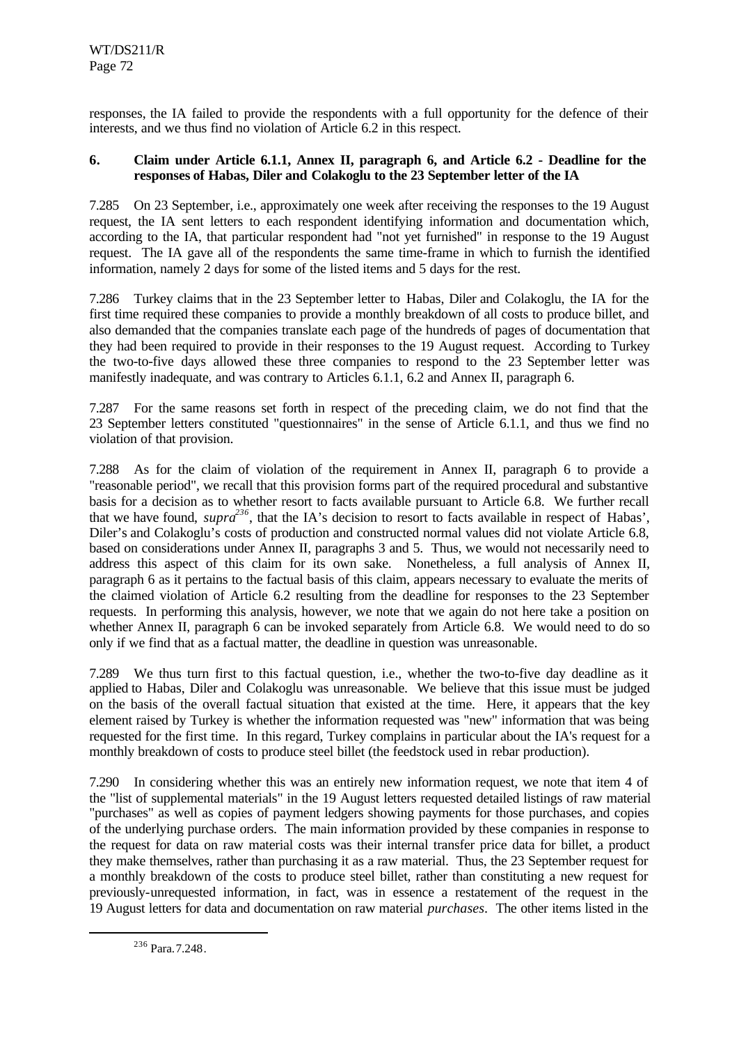responses, the IA failed to provide the respondents with a full opportunity for the defence of their interests, and we thus find no violation of Article 6.2 in this respect.

### 6. Claim under Article 6.1.1, Annex II, paragraph 6, and Article 6.2 - Deadline for the responses of Habas, Diler and Colakoglu to the 23 September letter of the IA

7.285 On 23 September, i.e., approximately one week after receiving the responses to the 19 August request, the IA sent letters to each respondent identifying information and documentation which, according to the IA, that particular respondent had "not yet furnished" in response to the 19 August request. The IA gave all of the respondents the same time-frame in which to furnish the identified information, namely 2 days for some of the listed items and 5 days for the rest.

7.286 Turkey claims that in the 23 September letter to Habas, Diler and Colakoglu, the IA for the first time required these companies to provide a monthly breakdown of all costs to produce billet, and also demanded that the companies translate each page of the hundreds of pages of documentation that they had been required to provide in their responses to the 19 August request. According to Turkey the two-to-five days allowed these three companies to respond to the 23 September letter was manifestly inadequate, and was contrary to Articles 6.1.1, 6.2 and Annex II, paragraph 6.

7.287 For the same reasons set forth in respect of the preceding claim, we do not find that the 23 September letters constituted "questionnaires" in the sense of Article 6.1.1, and thus we find no violation of that provision.

7.288 As for the claim of violation of the requirement in Annex II, paragraph 6 to provide a "reasonable period", we recall that this provision forms part of the required procedural and substantive basis for a decision as to whether resort to facts available pursuant to Article 6.8. We further recall that we have found, *supra*[236], that the IA's decision to resort to facts available in respect of Habas', Diler's and Colakoglu's costs of production and constructed normal values did not violate Article 6.8, based on considerations under Annex II, paragraphs 3 and 5. Thus, we would not necessarily need to address this aspect of this claim for its own sake. Nonetheless, a full analysis of Annex II, paragraph 6 as it pertains to the factual basis of this claim, appears necessary to evaluate the merits of the claimed violation of Article 6.2 resulting from the deadline for responses to the 23 September requests. In performing this analysis, however, we note that we again do not here take a position on whether Annex II, paragraph 6 can be invoked separately from Article 6.8. We would need to do so only if we find that as a factual matter, the deadline in question was unreasonable.

7.289 We thus turn first to this factual question, i.e., whether the two-to-five day deadline as it applied to Habas, Diler and Colakoglu was unreasonable. We believe that this issue must be judged on the basis of the overall factual situation that existed at the time. Here, it appears that the key element raised by Turkey is whether the information requested was "new" information that was being requested for the first time. In this regard, Turkey complains in particular about the IA's request for a monthly breakdown of costs to produce steel billet (the feedstock used in rebar production).

7.290 In considering whether this was an entirely new information request, we note that item 4 of the "list of supplemental materials" in the 19 August letters requested detailed listings of raw material "purchases" as well as copies of payment ledgers showing payments for those purchases, and copies of the underlying purchase orders. The main information provided by these companies in response to the request for data on raw material costs was their internal transfer price data for billet, a product they make themselves, rather than purchasing it as a raw material. Thus, the 23 September request for a monthly breakdown of the costs to produce steel billet, rather than constituting a new request for previously-unrequested information, in fact, was in essence a restatement of the request in the 19 August letters for data and documentation on raw material *purchases*. The other items listed in the

[236] Para. 7.248.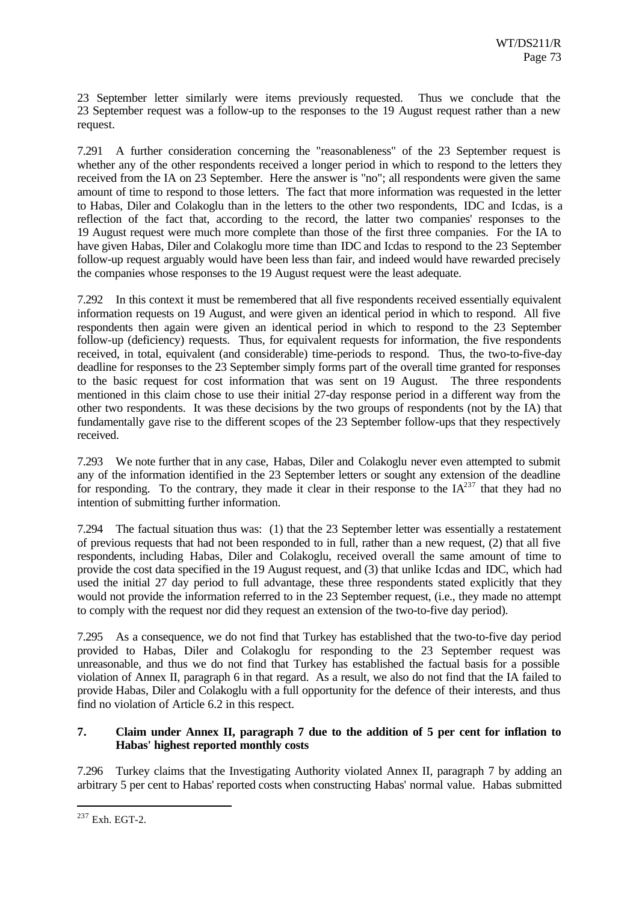23 September letter similarly were items previously requested. Thus we conclude that the 23 September request was a follow-up to the responses to the 19 August request rather than a new request.

7.291 A further consideration concerning the "reasonableness" of the 23 September request is whether any of the other respondents received a longer period in which to respond to the letters they received from the IA on 23 September. Here the answer is "no"; all respondents were given the same amount of time to respond to those letters. The fact that more information was requested in the letter to Habas, Diler and Colakoglu than in the letters to the other two respondents, IDC and Icdas, is a reflection of the fact that, according to the record, the latter two companies' responses to the 19 August request were much more complete than those of the first three companies. For the IA to have given Habas, Diler and Colakoglu more time than IDC and Icdas to respond to the 23 September follow-up request arguably would have been less than fair, and indeed would have rewarded precisely the companies whose responses to the 19 August request were the least adequate.

7.292 In this context it must be remembered that all five respondents received essentially equivalent information requests on 19 August, and were given an identical period in which to respond. All five respondents then again were given an identical period in which to respond to the 23 September follow-up (deficiency) requests. Thus, for equivalent requests for information, the five respondents received, in total, equivalent (and considerable) time-periods to respond. Thus, the two-to-five-day deadline for responses to the 23 September simply forms part of the overall time granted for responses to the basic request for cost information that was sent on 19 August. The three respondents mentioned in this claim chose to use their initial 27-day response period in a different way from the other two respondents. It was these decisions by the two groups of respondents (not by the IA) that fundamentally gave rise to the different scopes of the 23 September follow-ups that they respectively received.

7.293 We note further that in any case, Habas, Diler and Colakoglu never even attempted to submit any of the information identified in the 23 September letters or sought any extension of the deadline for responding. To the contrary, they made it clear in their response to the IA[237] that they had no intention of submitting further information.

7.294 The factual situation thus was: (1) that the 23 September letter was essentially a restatement of previous requests that had not been responded to in full, rather than a new request, (2) that all five respondents, including Habas, Diler and Colakoglu, received overall the same amount of time to provide the cost data specified in the 19 August request, and (3) that unlike Icdas and IDC, which had used the initial 27 day period to full advantage, these three respondents stated explicitly that they would not provide the information referred to in the 23 September request, (i.e., they made no attempt to comply with the request nor did they request an extension of the two-to-five day period).

7.295 As a consequence, we do not find that Turkey has established that the two-to-five day period provided to Habas, Diler and Colakoglu for responding to the 23 September request was unreasonable, and thus we do not find that Turkey has established the factual basis for a possible violation of Annex II, paragraph 6 in that regard. As a result, we also do not find that the IA failed to provide Habas, Diler and Colakoglu with a full opportunity for the defence of their interests, and thus find no violation of Article 6.2 in this respect.

### 7. Claim under Annex II, paragraph 7 due to the addition of 5 per cent for inflation to Habas' highest reported monthly costs

7.296 Turkey claims that the Investigating Authority violated Annex II, paragraph 7 by adding an arbitrary 5 per cent to Habas' reported costs when constructing Habas' normal value. Habas submitted

[237] Exh. EGT-2.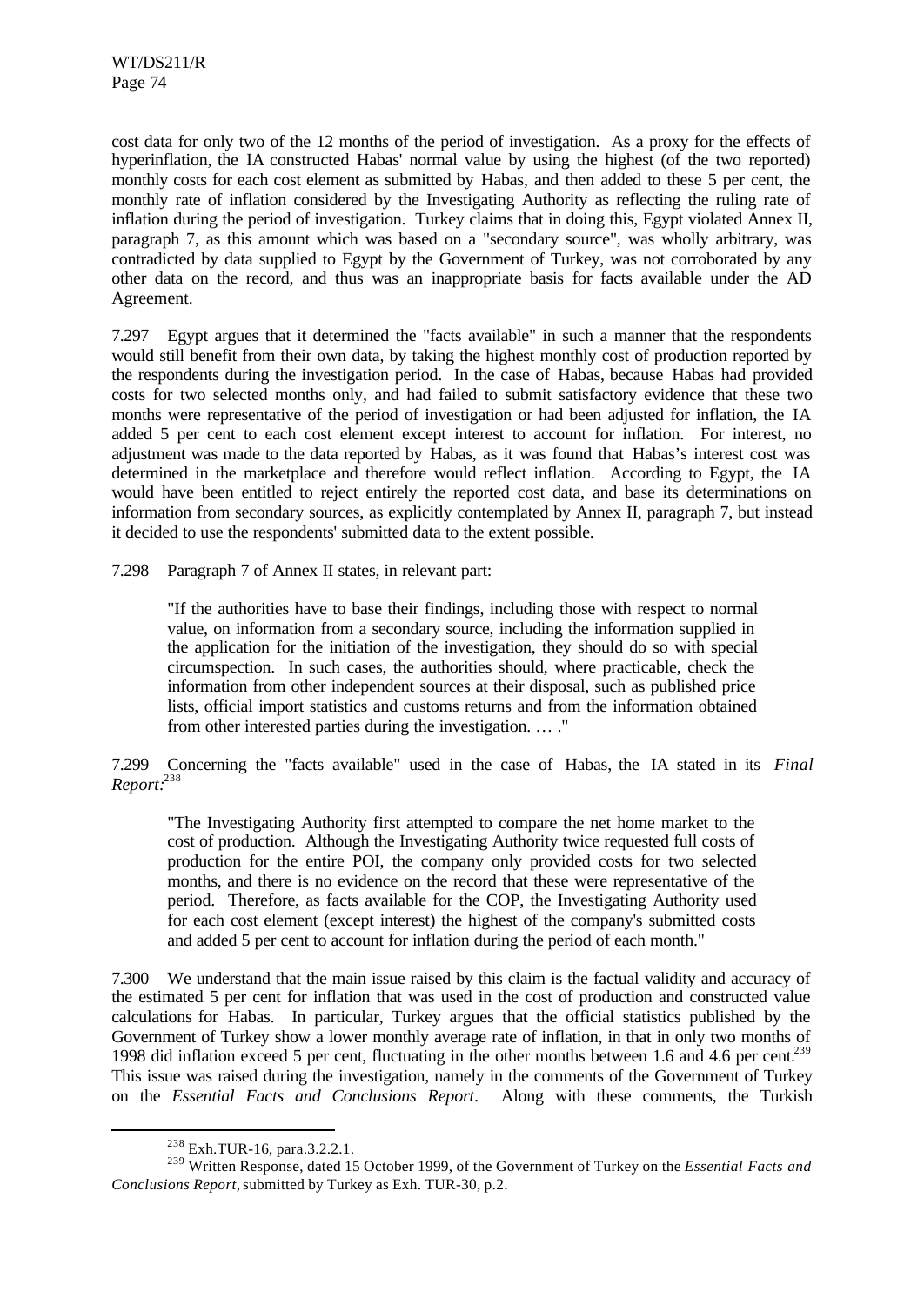cost data for only two of the 12 months of the period of investigation. As a proxy for the effects of hyperinflation, the IA constructed Habas' normal value by using the highest (of the two reported) monthly costs for each cost element as submitted by Habas, and then added to these 5 per cent, the monthly rate of inflation considered by the Investigating Authority as reflecting the ruling rate of inflation during the period of investigation. Turkey claims that in doing this, Egypt violated Annex II, paragraph 7, as this amount which was based on a "secondary source", was wholly arbitrary, was contradicted by data supplied to Egypt by the Government of Turkey, was not corroborated by any other data on the record, and thus was an inappropriate basis for facts available under the AD Agreement.

7.297 Egypt argues that it determined the "facts available" in such a manner that the respondents would still benefit from their own data, by taking the highest monthly cost of production reported by the respondents during the investigation period. In the case of Habas, because Habas had provided costs for two selected months only, and had failed to submit satisfactory evidence that these two months were representative of the period of investigation or had been adjusted for inflation, the IA added 5 per cent to each cost element except interest to account for inflation. For interest, no adjustment was made to the data reported by Habas, as it was found that Habas's interest cost was determined in the marketplace and therefore would reflect inflation. According to Egypt, the IA would have been entitled to reject entirely the reported cost data, and base its determinations on information from secondary sources, as explicitly contemplated by Annex II, paragraph 7, but instead it decided to use the respondents' submitted data to the extent possible.

7.298 Paragraph 7 of Annex II states, in relevant part:

> "If the authorities have to base their findings, including those with respect to normal value, on information from a secondary source, including the information supplied in the application for the initiation of the investigation, they should do so with special circumspection. In such cases, the authorities should, where practicable, check the information from other independent sources at their disposal, such as published price lists, official import statistics and customs returns and from the information obtained from other interested parties during the investigation. … ."

7.299 Concerning the "facts available" used in the case of Habas, the IA stated in its *Final Report*:[238]

> "The Investigating Authority first attempted to compare the net home market to the cost of production. Although the Investigating Authority twice requested full costs of production for the entire POI, the company only provided costs for two selected months, and there is no evidence on the record that these were representative of the period. Therefore, as facts available for the COP, the Investigating Authority used for each cost element (except interest) the highest of the company's submitted costs and added 5 per cent to account for inflation during the period of each month."

7.300 We understand that the main issue raised by this claim is the factual validity and accuracy of the estimated 5 per cent for inflation that was used in the cost of production and constructed value calculations for Habas. In particular, Turkey argues that the official statistics published by the Government of Turkey show a lower monthly average rate of inflation, in that in only two months of 1998 did inflation exceed 5 per cent, fluctuating in the other months between 1.6 and 4.6 per cent.[239] This issue was raised during the investigation, namely in the comments of the Government of Turkey on the *Essential Facts and Conclusions Report*. Along with these comments, the Turkish

---

[238] Exh.TUR-16, para.3.2.2.1.

[239] Written Response, dated 15 October 1999, of the Government of Turkey on the *Essential Facts and Conclusions Report*, submitted by Turkey as Exh. TUR-30, p.2.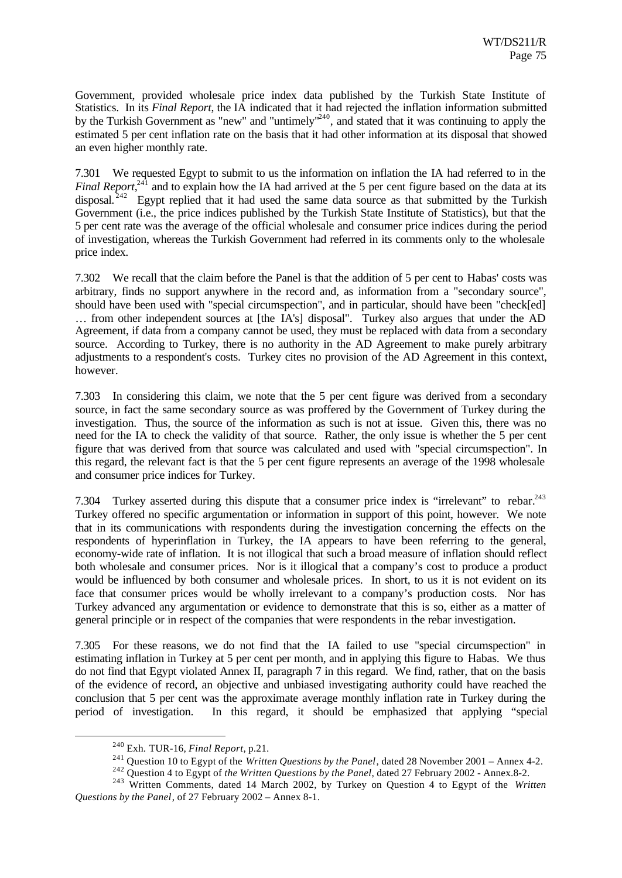Government, provided wholesale price index data published by the Turkish State Institute of Statistics. In its *Final Report*, the IA indicated that it had rejected the inflation information submitted by the Turkish Government as "new" and "untimely"[240], and stated that it was continuing to apply the estimated 5 per cent inflation rate on the basis that it had other information at its disposal that showed an even higher monthly rate.

7.301 We requested Egypt to submit to us the information on inflation the IA had referred to in the *Final Report*,[241] and to explain how the IA had arrived at the 5 per cent figure based on the data at its disposal.[242] Egypt replied that it had used the same data source as that submitted by the Turkish Government (i.e., the price indices published by the Turkish State Institute of Statistics), but that the 5 per cent rate was the average of the official wholesale and consumer price indices during the period of investigation, whereas the Turkish Government had referred in its comments only to the wholesale price index.

7.302 We recall that the claim before the Panel is that the addition of 5 per cent to Habas' costs was arbitrary, finds no support anywhere in the record and, as information from a "secondary source", should have been used with "special circumspection", and in particular, should have been "check[ed] … from other independent sources at [the IA's] disposal". Turkey also argues that under the AD Agreement, if data from a company cannot be used, they must be replaced with data from a secondary source. According to Turkey, there is no authority in the AD Agreement to make purely arbitrary adjustments to a respondent's costs. Turkey cites no provision of the AD Agreement in this context, however.

7.303 In considering this claim, we note that the 5 per cent figure was derived from a secondary source, in fact the same secondary source as was proffered by the Government of Turkey during the investigation. Thus, the source of the information as such is not at issue. Given this, there was no need for the IA to check the validity of that source. Rather, the only issue is whether the 5 per cent figure that was derived from that source was calculated and used with "special circumspection". In this regard, the relevant fact is that the 5 per cent figure represents an average of the 1998 wholesale and consumer price indices for Turkey.

7.304 Turkey asserted during this dispute that a consumer price index is "irrelevant" to rebar.[243] Turkey offered no specific argumentation or information in support of this point, however. We note that in its communications with respondents during the investigation concerning the effects on the respondents of hyperinflation in Turkey, the IA appears to have been referring to the general, economy-wide rate of inflation. It is not illogical that such a broad measure of inflation should reflect both wholesale and consumer prices. Nor is it illogical that a company's cost to produce a product would be influenced by both consumer and wholesale prices. In short, to us it is not evident on its face that consumer prices would be wholly irrelevant to a company's production costs. Nor has Turkey advanced any argumentation or evidence to demonstrate that this is so, either as a matter of general principle or in respect of the companies that were respondents in the rebar investigation.

7.305 For these reasons, we do not find that the IA failed to use "special circumspection" in estimating inflation in Turkey at 5 per cent per month, and in applying this figure to Habas. We thus do not find that Egypt violated Annex II, paragraph 7 in this regard. We find, rather, that on the basis of the evidence of record, an objective and unbiased investigating authority could have reached the conclusion that 5 per cent was the approximate average monthly inflation rate in Turkey during the period of investigation. In this regard, it should be emphasized that applying "special

---

[240] Exh. TUR-16, *Final Report*, p.21.

[241] Question 10 to Egypt of the *Written Questions by the Panel*, dated 28 November 2001 – Annex 4-2.

[242] Question 4 to Egypt of *the Written Questions by the Panel*, dated 27 February 2002 - Annex.8-2.

[243] Written Comments, dated 14 March 2002, by Turkey on Question 4 to Egypt of the *Written Questions by the Panel*, of 27 February 2002 – Annex 8-1.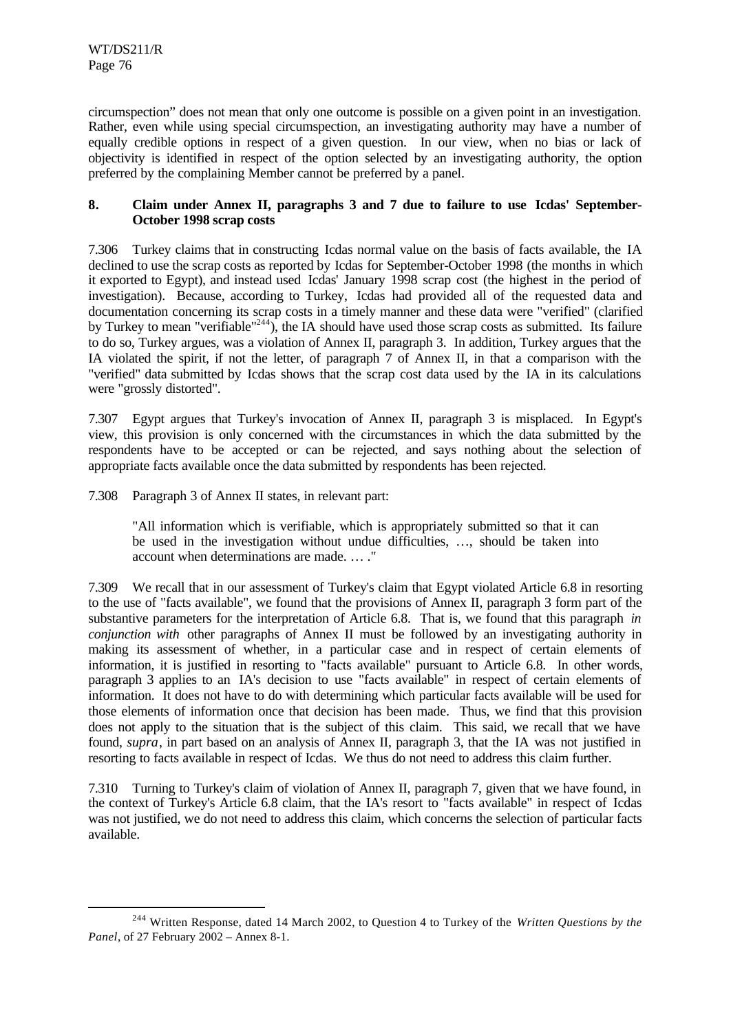circumspection" does not mean that only one outcome is possible on a given point in an investigation. Rather, even while using special circumspection, an investigating authority may have a number of equally credible options in respect of a given question. In our view, when no bias or lack of objectivity is identified in respect of the option selected by an investigating authority, the option preferred by the complaining Member cannot be preferred by a panel.

### 8. Claim under Annex II, paragraphs 3 and 7 due to failure to use Icdas' September-October 1998 scrap costs

7.306 Turkey claims that in constructing Icdas normal value on the basis of facts available, the IA declined to use the scrap costs as reported by Icdas for September-October 1998 (the months in which it exported to Egypt), and instead used Icdas' January 1998 scrap cost (the highest in the period of investigation). Because, according to Turkey, Icdas had provided all of the requested data and documentation concerning its scrap costs in a timely manner and these data were "verified" (clarified by Turkey to mean "verifiable"[244]), the IA should have used those scrap costs as submitted. Its failure to do so, Turkey argues, was a violation of Annex II, paragraph 3. In addition, Turkey argues that the IA violated the spirit, if not the letter, of paragraph 7 of Annex II, in that a comparison with the "verified" data submitted by Icdas shows that the scrap cost data used by the IA in its calculations were "grossly distorted".

7.307 Egypt argues that Turkey's invocation of Annex II, paragraph 3 is misplaced. In Egypt's view, this provision is only concerned with the circumstances in which the data submitted by the respondents have to be accepted or can be rejected, and says nothing about the selection of appropriate facts available once the data submitted by respondents has been rejected.

7.308 Paragraph 3 of Annex II states, in relevant part:

> "All information which is verifiable, which is appropriately submitted so that it can be used in the investigation without undue difficulties, …, should be taken into account when determinations are made. … ."

7.309 We recall that in our assessment of Turkey's claim that Egypt violated Article 6.8 in resorting to the use of "facts available", we found that the provisions of Annex II, paragraph 3 form part of the substantive parameters for the interpretation of Article 6.8. That is, we found that this paragraph *in conjunction with* other paragraphs of Annex II must be followed by an investigating authority in making its assessment of whether, in a particular case and in respect of certain elements of information, it is justified in resorting to "facts available" pursuant to Article 6.8. In other words, paragraph 3 applies to an IA's decision to use "facts available" in respect of certain elements of information. It does not have to do with determining which particular facts available will be used for those elements of information once that decision has been made. Thus, we find that this provision does not apply to the situation that is the subject of this claim. This said, we recall that we have found, *supra*, in part based on an analysis of Annex II, paragraph 3, that the IA was not justified in resorting to facts available in respect of Icdas. We thus do not need to address this claim further.

7.310 Turning to Turkey's claim of violation of Annex II, paragraph 7, given that we have found, in the context of Turkey's Article 6.8 claim, that the IA's resort to "facts available" in respect of Icdas was not justified, we do not need to address this claim, which concerns the selection of particular facts available.

[244] Written Response, dated 14 March 2002, to Question 4 to Turkey of the *Written Questions by the Panel*, of 27 February 2002 – Annex 8-1.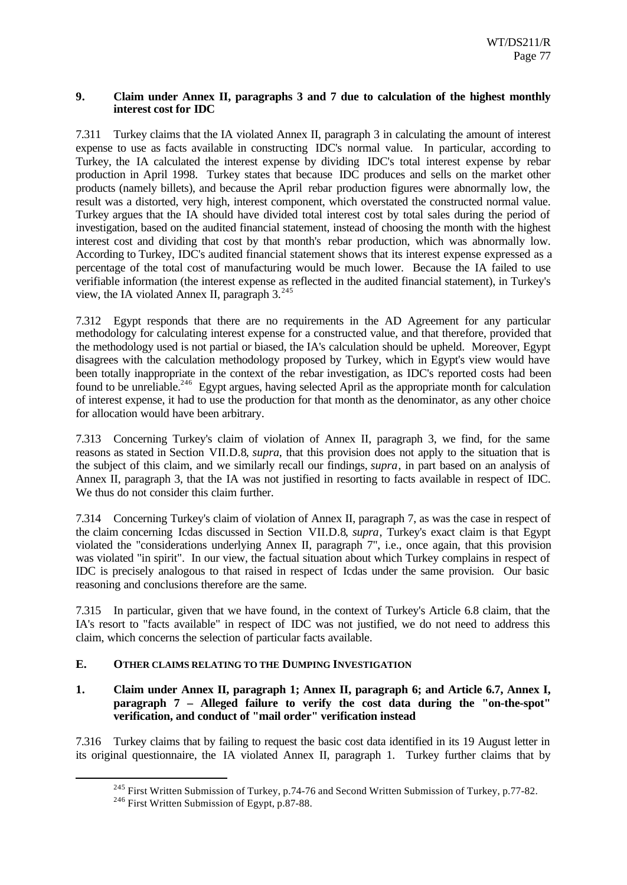### 9. Claim under Annex II, paragraphs 3 and 7 due to calculation of the highest monthly interest cost for IDC

7.311 Turkey claims that the IA violated Annex II, paragraph 3 in calculating the amount of interest expense to use as facts available in constructing IDC's normal value. In particular, according to Turkey, the IA calculated the interest expense by dividing IDC's total interest expense by rebar production in April 1998. Turkey states that because IDC produces and sells on the market other products (namely billets), and because the April rebar production figures were abnormally low, the result was a distorted, very high, interest component, which overstated the constructed normal value. Turkey argues that the IA should have divided total interest cost by total sales during the period of investigation, based on the audited financial statement, instead of choosing the month with the highest interest cost and dividing that cost by that month's rebar production, which was abnormally low. According to Turkey, IDC's audited financial statement shows that its interest expense expressed as a percentage of the total cost of manufacturing would be much lower. Because the IA failed to use verifiable information (the interest expense as reflected in the audited financial statement), in Turkey's view, the IA violated Annex II, paragraph 3.[245]

7.312 Egypt responds that there are no requirements in the AD Agreement for any particular methodology for calculating interest expense for a constructed value, and that therefore, provided that the methodology used is not partial or biased, the IA's calculation should be upheld. Moreover, Egypt disagrees with the calculation methodology proposed by Turkey, which in Egypt's view would have been totally inappropriate in the context of the rebar investigation, as IDC's reported costs had been found to be unreliable.[246] Egypt argues, having selected April as the appropriate month for calculation of interest expense, it had to use the production for that month as the denominator, as any other choice for allocation would have been arbitrary.

7.313 Concerning Turkey's claim of violation of Annex II, paragraph 3, we find, for the same reasons as stated in Section VII.D.8, *supra*, that this provision does not apply to the situation that is the subject of this claim, and we similarly recall our findings, *supra*, in part based on an analysis of Annex II, paragraph 3, that the IA was not justified in resorting to facts available in respect of IDC. We thus do not consider this claim further.

7.314 Concerning Turkey's claim of violation of Annex II, paragraph 7, as was the case in respect of the claim concerning Icdas discussed in Section VII.D.8, *supra*, Turkey's exact claim is that Egypt violated the "considerations underlying Annex II, paragraph 7", i.e., once again, that this provision was violated "in spirit". In our view, the factual situation about which Turkey complains in respect of IDC is precisely analogous to that raised in respect of Icdas under the same provision. Our basic reasoning and conclusions therefore are the same.

7.315 In particular, given that we have found, in the context of Turkey's Article 6.8 claim, that the IA's resort to "facts available" in respect of IDC was not justified, we do not need to address this claim, which concerns the selection of particular facts available.

## E. OTHER CLAIMS RELATING TO THE DUMPING INVESTIGATION

### 1. Claim under Annex II, paragraph 1; Annex II, paragraph 6; and Article 6.7, Annex I, paragraph 7 – Alleged failure to verify the cost data during the "on-the-spot" verification, and conduct of "mail order" verification instead

7.316 Turkey claims that by failing to request the basic cost data identified in its 19 August letter in its original questionnaire, the IA violated Annex II, paragraph 1. Turkey further claims that by

[245] First Written Submission of Turkey, p.74-76 and Second Written Submission of Turkey, p.77-82.

[246] First Written Submission of Egypt, p.87-88.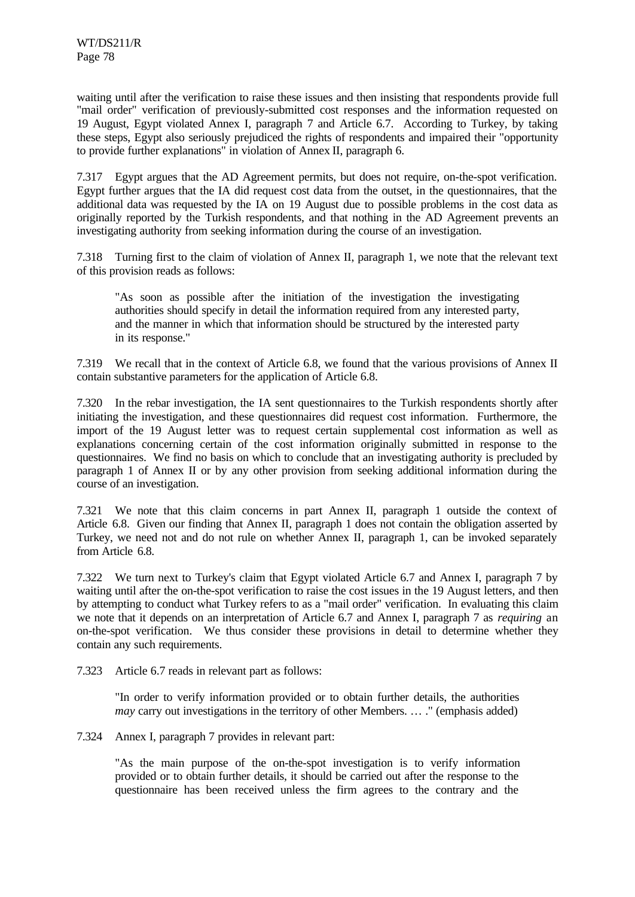waiting until after the verification to raise these issues and then insisting that respondents provide full "mail order" verification of previously-submitted cost responses and the information requested on 19 August, Egypt violated Annex I, paragraph 7 and Article 6.7. According to Turkey, by taking these steps, Egypt also seriously prejudiced the rights of respondents and impaired their "opportunity to provide further explanations" in violation of Annex II, paragraph 6.

7.317 Egypt argues that the AD Agreement permits, but does not require, on-the-spot verification. Egypt further argues that the IA did request cost data from the outset, in the questionnaires, that the additional data was requested by the IA on 19 August due to possible problems in the cost data as originally reported by the Turkish respondents, and that nothing in the AD Agreement prevents an investigating authority from seeking information during the course of an investigation.

7.318 Turning first to the claim of violation of Annex II, paragraph 1, we note that the relevant text of this provision reads as follows:

> "As soon as possible after the initiation of the investigation the investigating authorities should specify in detail the information required from any interested party, and the manner in which that information should be structured by the interested party in its response."

7.319 We recall that in the context of Article 6.8, we found that the various provisions of Annex II contain substantive parameters for the application of Article 6.8.

7.320 In the rebar investigation, the IA sent questionnaires to the Turkish respondents shortly after initiating the investigation, and these questionnaires did request cost information. Furthermore, the import of the 19 August letter was to request certain supplemental cost information as well as explanations concerning certain of the cost information originally submitted in response to the questionnaires. We find no basis on which to conclude that an investigating authority is precluded by paragraph 1 of Annex II or by any other provision from seeking additional information during the course of an investigation.

7.321 We note that this claim concerns in part Annex II, paragraph 1 outside the context of Article 6.8. Given our finding that Annex II, paragraph 1 does not contain the obligation asserted by Turkey, we need not and do not rule on whether Annex II, paragraph 1, can be invoked separately from Article 6.8.

7.322 We turn next to Turkey's claim that Egypt violated Article 6.7 and Annex I, paragraph 7 by waiting until after the on-the-spot verification to raise the cost issues in the 19 August letters, and then by attempting to conduct what Turkey refers to as a "mail order" verification. In evaluating this claim we note that it depends on an interpretation of Article 6.7 and Annex I, paragraph 7 as *requiring* an on-the-spot verification. We thus consider these provisions in detail to determine whether they contain any such requirements.

7.323 Article 6.7 reads in relevant part as follows:

> "In order to verify information provided or to obtain further details, the authorities *may* carry out investigations in the territory of other Members. … ." (emphasis added)

7.324 Annex I, paragraph 7 provides in relevant part:

> "As the main purpose of the on-the-spot investigation is to verify information provided or to obtain further details, it should be carried out after the response to the questionnaire has been received unless the firm agrees to the contrary and the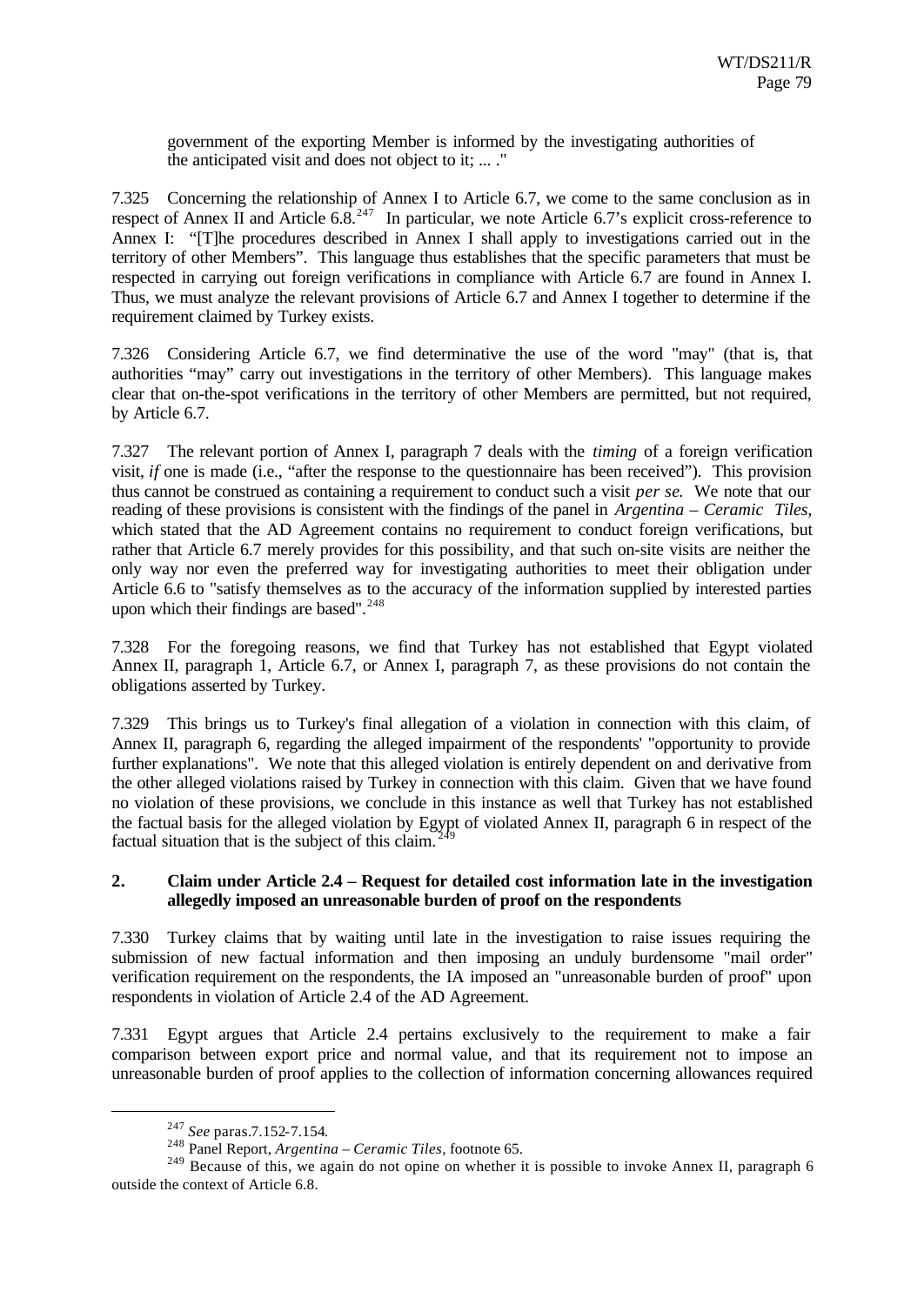government of the exporting Member is informed by the investigating authorities of the anticipated visit and does not object to it; ... ."

7.325 Concerning the relationship of Annex I to Article 6.7, we come to the same conclusion as in respect of Annex II and Article 6.8.[247] In particular, we note Article 6.7's explicit cross-reference to Annex I: "[T]he procedures described in Annex I shall apply to investigations carried out in the territory of other Members". This language thus establishes that the specific parameters that must be respected in carrying out foreign verifications in compliance with Article 6.7 are found in Annex I. Thus, we must analyze the relevant provisions of Article 6.7 and Annex I together to determine if the requirement claimed by Turkey exists.

7.326 Considering Article 6.7, we find determinative the use of the word "may" (that is, that authorities "may" carry out investigations in the territory of other Members). This language makes clear that on-the-spot verifications in the territory of other Members are permitted, but not required, by Article 6.7.

7.327 The relevant portion of Annex I, paragraph 7 deals with the *timing* of a foreign verification visit, *if* one is made (i.e., "after the response to the questionnaire has been received"). This provision thus cannot be construed as containing a requirement to conduct such a visit *per se*. We note that our reading of these provisions is consistent with the findings of the panel in *Argentina – Ceramic Tiles*, which stated that the AD Agreement contains no requirement to conduct foreign verifications, but rather that Article 6.7 merely provides for this possibility, and that such on-site visits are neither the only way nor even the preferred way for investigating authorities to meet their obligation under Article 6.6 to "satisfy themselves as to the accuracy of the information supplied by interested parties upon which their findings are based".[248]

7.328 For the foregoing reasons, we find that Turkey has not established that Egypt violated Annex II, paragraph 1, Article 6.7, or Annex I, paragraph 7, as these provisions do not contain the obligations asserted by Turkey.

7.329 This brings us to Turkey's final allegation of a violation in connection with this claim, of Annex II, paragraph 6, regarding the alleged impairment of the respondents' "opportunity to provide further explanations". We note that this alleged violation is entirely dependent on and derivative from the other alleged violations raised by Turkey in connection with this claim. Given that we have found no violation of these provisions, we conclude in this instance as well that Turkey has not established the factual basis for the alleged violation by Egypt of violated Annex II, paragraph 6 in respect of the factual situation that is the subject of this claim.[249]

### 2. Claim under Article 2.4 – Request for detailed cost information late in the investigation allegedly imposed an unreasonable burden of proof on the respondents

7.330 Turkey claims that by waiting until late in the investigation to raise issues requiring the submission of new factual information and then imposing an unduly burdensome "mail order" verification requirement on the respondents, the IA imposed an "unreasonable burden of proof" upon respondents in violation of Article 2.4 of the AD Agreement.

7.331 Egypt argues that Article 2.4 pertains exclusively to the requirement to make a fair comparison between export price and normal value, and that its requirement not to impose an unreasonable burden of proof applies to the collection of information concerning allowances required

---

[247] *See* paras.7.152-7.154.

[248] Panel Report, *Argentina – Ceramic Tiles*, footnote 65.

[249] Because of this, we again do not opine on whether it is possible to invoke Annex II, paragraph 6 outside the context of Article 6.8.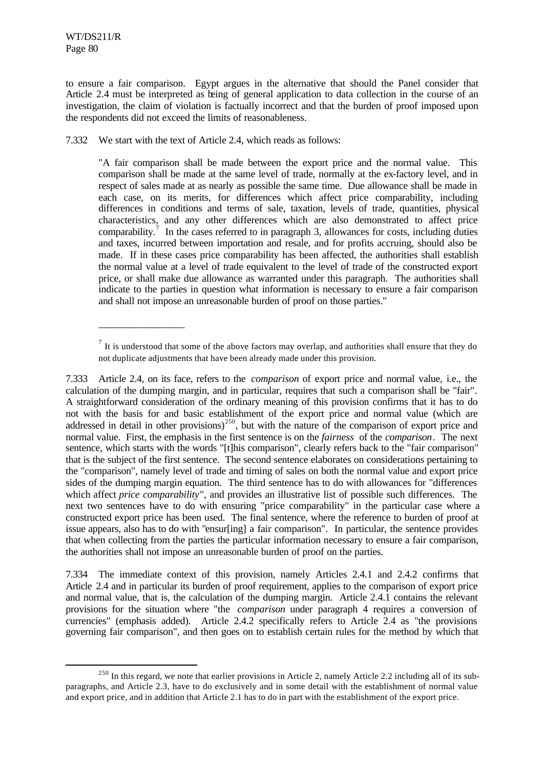to ensure a fair comparison. Egypt argues in the alternative that should the Panel consider that Article 2.4 must be interpreted as being of general application to data collection in the course of an investigation, the claim of violation is factually incorrect and that the burden of proof imposed upon the respondents did not exceed the limits of reasonableness.

7.332 We start with the text of Article 2.4, which reads as follows:

> "A fair comparison shall be made between the export price and the normal value. This comparison shall be made at the same level of trade, normally at the ex-factory level, and in respect of sales made at as nearly as possible the same time. Due allowance shall be made in each case, on its merits, for differences which affect price comparability, including differences in conditions and terms of sale, taxation, levels of trade, quantities, physical characteristics, and any other differences which are also demonstrated to affect price comparability.[7] In the cases referred to in paragraph 3, allowances for costs, including duties and taxes, incurred between importation and resale, and for profits accruing, should also be made. If in these cases price comparability has been affected, the authorities shall establish the normal value at a level of trade equivalent to the level of trade of the constructed export price, or shall make due allowance as warranted under this paragraph. The authorities shall indicate to the parties in question what information is necessary to ensure a fair comparison and shall not impose an unreasonable burden of proof on those parties."
>
> ---
>
> [7] It is understood that some of the above factors may overlap, and authorities shall ensure that they do not duplicate adjustments that have been already made under this provision.

7.333 Article 2.4, on its face, refers to the *comparison* of export price and normal value, i.e., the calculation of the dumping margin, and in particular, requires that such a comparison shall be "fair". A straightforward consideration of the ordinary meaning of this provision confirms that it has to do not with the basis for and basic establishment of the export price and normal value (which are addressed in detail in other provisions)[250], but with the nature of the comparison of export price and normal value. First, the emphasis in the first sentence is on the *fairness* of the *comparison*. The next sentence, which starts with the words "[t]his comparison", clearly refers back to the "fair comparison" that is the subject of the first sentence. The second sentence elaborates on considerations pertaining to the "comparison", namely level of trade and timing of sales on both the normal value and export price sides of the dumping margin equation. The third sentence has to do with allowances for "differences which affect *price comparability*", and provides an illustrative list of possible such differences. The next two sentences have to do with ensuring "price comparability" in the particular case where a constructed export price has been used. The final sentence, where the reference to burden of proof at issue appears, also has to do with "ensur[ing] a fair comparison". In particular, the sentence provides that when collecting from the parties the particular information necessary to ensure a fair comparison, the authorities shall not impose an unreasonable burden of proof on the parties.

7.334 The immediate context of this provision, namely Articles 2.4.1 and 2.4.2 confirms that Article 2.4 and in particular its burden of proof requirement, applies to the comparison of export price and normal value, that is, the calculation of the dumping margin. Article 2.4.1 contains the relevant provisions for the situation where "the *comparison* under paragraph 4 requires a conversion of currencies" (emphasis added). Article 2.4.2 specifically refers to Article 2.4 as "the provisions governing fair comparison", and then goes on to establish certain rules for the method by which that

---

[250] In this regard, we note that earlier provisions in Article 2, namely Article 2.2 including all of its sub-paragraphs, and Article 2.3, have to do exclusively and in some detail with the establishment of normal value and export price, and in addition that Article 2.1 has to do in part with the establishment of the export price.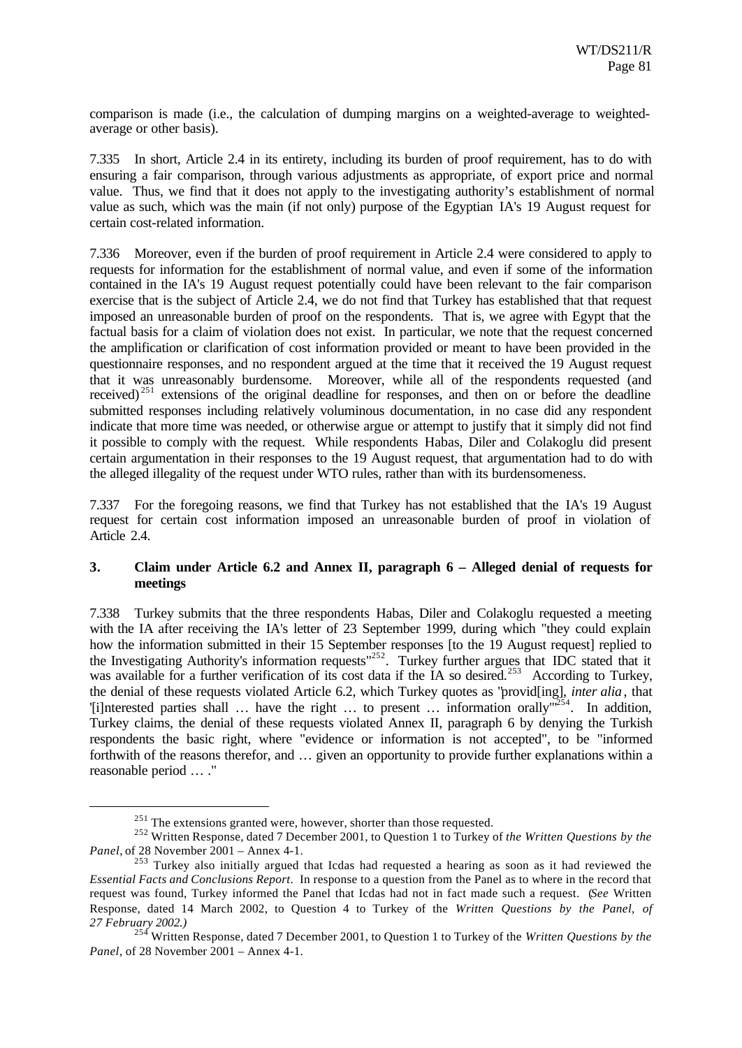comparison is made (i.e., the calculation of dumping margins on a weighted-average to weighted-average or other basis).

7.335 In short, Article 2.4 in its entirety, including its burden of proof requirement, has to do with ensuring a fair comparison, through various adjustments as appropriate, of export price and normal value. Thus, we find that it does not apply to the investigating authority's establishment of normal value as such, which was the main (if not only) purpose of the Egyptian IA's 19 August request for certain cost-related information.

7.336 Moreover, even if the burden of proof requirement in Article 2.4 were considered to apply to requests for information for the establishment of normal value, and even if some of the information contained in the IA's 19 August request potentially could have been relevant to the fair comparison exercise that is the subject of Article 2.4, we do not find that Turkey has established that that request imposed an unreasonable burden of proof on the respondents. That is, we agree with Egypt that the factual basis for a claim of violation does not exist. In particular, we note that the request concerned the amplification or clarification of cost information provided or meant to have been provided in the questionnaire responses, and no respondent argued at the time that it received the 19 August request that it was unreasonably burdensome. Moreover, while all of the respondents requested (and received)[251] extensions of the original deadline for responses, and then on or before the deadline submitted responses including relatively voluminous documentation, in no case did any respondent indicate that more time was needed, or otherwise argue or attempt to justify that it simply did not find it possible to comply with the request. While respondents Habas, Diler and Colakoglu did present certain argumentation in their responses to the 19 August request, that argumentation had to do with the alleged illegality of the request under WTO rules, rather than with its burdensomeness.

7.337 For the foregoing reasons, we find that Turkey has not established that the IA's 19 August request for certain cost information imposed an unreasonable burden of proof in violation of Article 2.4.

### 3. Claim under Article 6.2 and Annex II, paragraph 6 – Alleged denial of requests for meetings

7.338 Turkey submits that the three respondents Habas, Diler and Colakoglu requested a meeting with the IA after receiving the IA's letter of 23 September 1999, during which "they could explain how the information submitted in their 15 September responses [to the 19 August request] replied to the Investigating Authority's information requests"[252]. Turkey further argues that IDC stated that it was available for a further verification of its cost data if the IA so desired.[253] According to Turkey, the denial of these requests violated Article 6.2, which Turkey quotes as "provid[ing], *inter alia*, that '[i]nterested parties shall … have the right … to present … information orally'"[254]. In addition, Turkey claims, the denial of these requests violated Annex II, paragraph 6 by denying the Turkish respondents the basic right, where "evidence or information is not accepted", to be "informed forthwith of the reasons therefor, and … given an opportunity to provide further explanations within a reasonable period … ."

---

[251] The extensions granted were, however, shorter than those requested.

[252] Written Response, dated 7 December 2001, to Question 1 to Turkey of *the Written Questions by the Panel*, of 28 November 2001 – Annex 4-1.

[253] Turkey also initially argued that Icdas had requested a hearing as soon as it had reviewed the *Essential Facts and Conclusions Report*. In response to a question from the Panel as to where in the record that request was found, Turkey informed the Panel that Icdas had not in fact made such a request. (*See* Written Response, dated 14 March 2002, to Question 4 to Turkey of the *Written Questions by the Panel, of 27 February 2002.)*

[254] Written Response, dated 7 December 2001, to Question 1 to Turkey of the *Written Questions by the Panel*, of 28 November 2001 – Annex 4-1.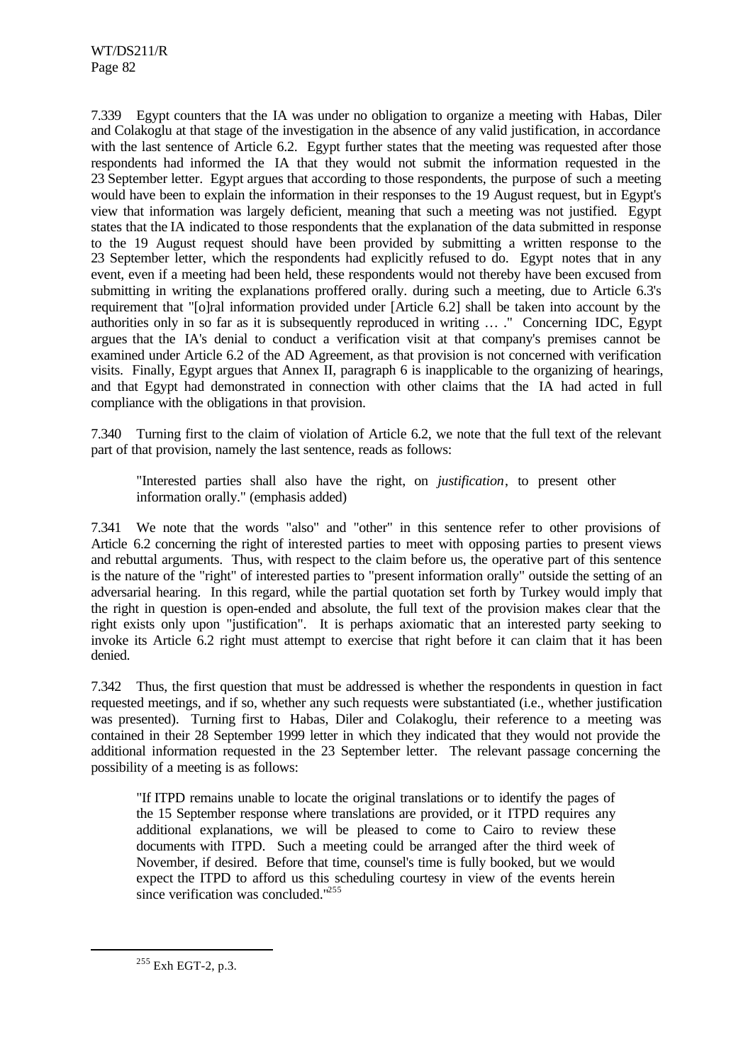7.339 Egypt counters that the IA was under no obligation to organize a meeting with Habas, Diler and Colakoglu at that stage of the investigation in the absence of any valid justification, in accordance with the last sentence of Article 6.2. Egypt further states that the meeting was requested after those respondents had informed the IA that they would not submit the information requested in the 23 September letter. Egypt argues that according to those respondents, the purpose of such a meeting would have been to explain the information in their responses to the 19 August request, but in Egypt's view that information was largely deficient, meaning that such a meeting was not justified. Egypt states that the IA indicated to those respondents that the explanation of the data submitted in response to the 19 August request should have been provided by submitting a written response to the 23 September letter, which the respondents had explicitly refused to do. Egypt notes that in any event, even if a meeting had been held, these respondents would not thereby have been excused from submitting in writing the explanations proffered orally. during such a meeting, due to Article 6.3's requirement that "[o]ral information provided under [Article 6.2] shall be taken into account by the authorities only in so far as it is subsequently reproduced in writing … ." Concerning IDC, Egypt argues that the IA's denial to conduct a verification visit at that company's premises cannot be examined under Article 6.2 of the AD Agreement, as that provision is not concerned with verification visits. Finally, Egypt argues that Annex II, paragraph 6 is inapplicable to the organizing of hearings, and that Egypt had demonstrated in connection with other claims that the IA had acted in full compliance with the obligations in that provision.

7.340 Turning first to the claim of violation of Article 6.2, we note that the full text of the relevant part of that provision, namely the last sentence, reads as follows:

> "Interested parties shall also have the right, on *justification*, to present other information orally." (emphasis added)

7.341 We note that the words "also" and "other" in this sentence refer to other provisions of Article 6.2 concerning the right of interested parties to meet with opposing parties to present views and rebuttal arguments. Thus, with respect to the claim before us, the operative part of this sentence is the nature of the "right" of interested parties to "present information orally" outside the setting of an adversarial hearing. In this regard, while the partial quotation set forth by Turkey would imply that the right in question is open-ended and absolute, the full text of the provision makes clear that the right exists only upon "justification". It is perhaps axiomatic that an interested party seeking to invoke its Article 6.2 right must attempt to exercise that right before it can claim that it has been denied.

7.342 Thus, the first question that must be addressed is whether the respondents in question in fact requested meetings, and if so, whether any such requests were substantiated (i.e., whether justification was presented). Turning first to Habas, Diler and Colakoglu, their reference to a meeting was contained in their 28 September 1999 letter in which they indicated that they would not provide the additional information requested in the 23 September letter. The relevant passage concerning the possibility of a meeting is as follows:

> "If ITPD remains unable to locate the original translations or to identify the pages of the 15 September response where translations are provided, or it ITPD requires any additional explanations, we will be pleased to come to Cairo to review these documents with ITPD. Such a meeting could be arranged after the third week of November, if desired. Before that time, counsel's time is fully booked, but we would expect the ITPD to afford us this scheduling courtesy in view of the events herein since verification was concluded."[255]

---

[255] Exh EGT-2, p.3.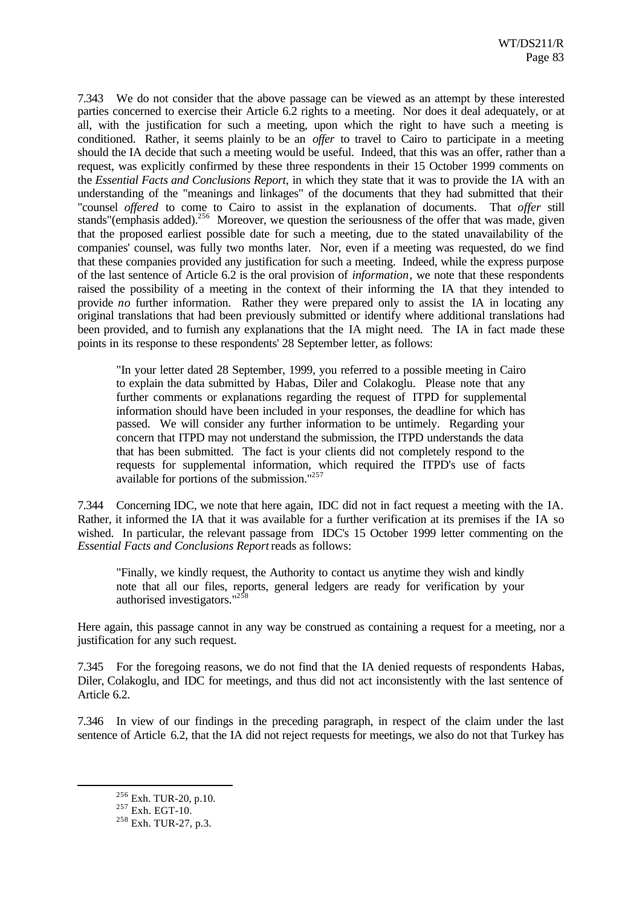7.343 We do not consider that the above passage can be viewed as an attempt by these interested parties concerned to exercise their Article 6.2 rights to a meeting. Nor does it deal adequately, or at all, with the justification for such a meeting, upon which the right to have such a meeting is conditioned. Rather, it seems plainly to be an *offer* to travel to Cairo to participate in a meeting should the IA decide that such a meeting would be useful. Indeed, that this was an offer, rather than a request, was explicitly confirmed by these three respondents in their 15 October 1999 comments on the *Essential Facts and Conclusions Report*, in which they state that it was to provide the IA with an understanding of the "meanings and linkages" of the documents that they had submitted that their "counsel *offered* to come to Cairo to assist in the explanation of documents. That *offer* still stands"(emphasis added).[256] Moreover, we question the seriousness of the offer that was made, given that the proposed earliest possible date for such a meeting, due to the stated unavailability of the companies' counsel, was fully two months later. Nor, even if a meeting was requested, do we find that these companies provided any justification for such a meeting. Indeed, while the express purpose of the last sentence of Article 6.2 is the oral provision of *information*, we note that these respondents raised the possibility of a meeting in the context of their informing the IA that they intended to provide *no* further information. Rather they were prepared only to assist the IA in locating any original translations that had been previously submitted or identify where additional translations had been provided, and to furnish any explanations that the IA might need. The IA in fact made these points in its response to these respondents' 28 September letter, as follows:

> "In your letter dated 28 September, 1999, you referred to a possible meeting in Cairo to explain the data submitted by Habas, Diler and Colakoglu. Please note that any further comments or explanations regarding the request of ITPD for supplemental information should have been included in your responses, the deadline for which has passed. We will consider any further information to be untimely. Regarding your concern that ITPD may not understand the submission, the ITPD understands the data that has been submitted. The fact is your clients did not completely respond to the requests for supplemental information, which required the ITPD's use of facts available for portions of the submission."[257]

7.344 Concerning IDC, we note that here again, IDC did not in fact request a meeting with the IA. Rather, it informed the IA that it was available for a further verification at its premises if the IA so wished. In particular, the relevant passage from IDC's 15 October 1999 letter commenting on the *Essential Facts and Conclusions Report* reads as follows:

> "Finally, we kindly request, the Authority to contact us anytime they wish and kindly note that all our files, reports, general ledgers are ready for verification by your authorised investigators."[258]

Here again, this passage cannot in any way be construed as containing a request for a meeting, nor a justification for any such request.

7.345 For the foregoing reasons, we do not find that the IA denied requests of respondents Habas, Diler, Colakoglu, and IDC for meetings, and thus did not act inconsistently with the last sentence of Article 6.2.

7.346 In view of our findings in the preceding paragraph, in respect of the claim under the last sentence of Article 6.2, that the IA did not reject requests for meetings, we also do not that Turkey has

---

[256] Exh. TUR-20, p.10.

[257] Exh. EGT-10.

[258] Exh. TUR-27, p.3.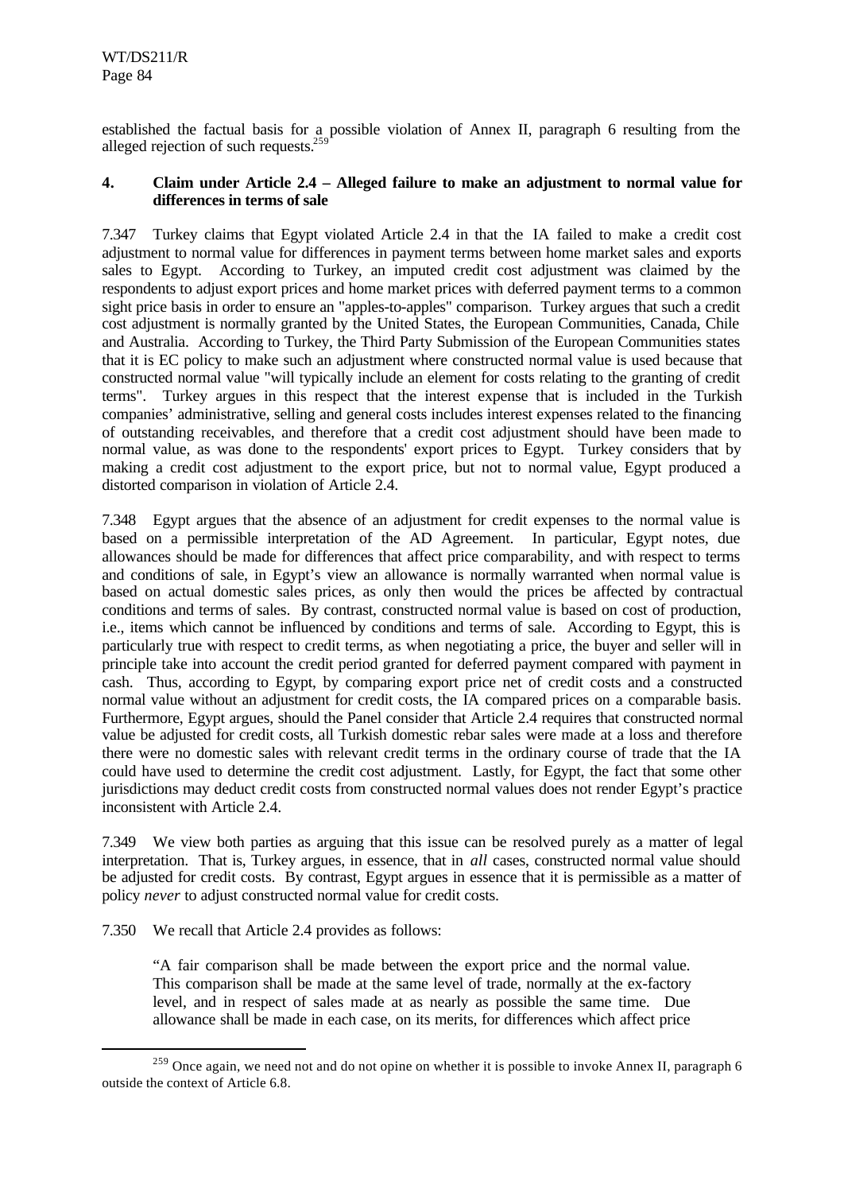established the factual basis for a possible violation of Annex II, paragraph 6 resulting from the alleged rejection of such requests.[259]

#### 4. Claim under Article 2.4 – Alleged failure to make an adjustment to normal value for differences in terms of sale

7.347 Turkey claims that Egypt violated Article 2.4 in that the IA failed to make a credit cost adjustment to normal value for differences in payment terms between home market sales and exports sales to Egypt. According to Turkey, an imputed credit cost adjustment was claimed by the respondents to adjust export prices and home market prices with deferred payment terms to a common sight price basis in order to ensure an "apples-to-apples" comparison. Turkey argues that such a credit cost adjustment is normally granted by the United States, the European Communities, Canada, Chile and Australia. According to Turkey, the Third Party Submission of the European Communities states that it is EC policy to make such an adjustment where constructed normal value is used because that constructed normal value "will typically include an element for costs relating to the granting of credit terms". Turkey argues in this respect that the interest expense that is included in the Turkish companies' administrative, selling and general costs includes interest expenses related to the financing of outstanding receivables, and therefore that a credit cost adjustment should have been made to normal value, as was done to the respondents' export prices to Egypt. Turkey considers that by making a credit cost adjustment to the export price, but not to normal value, Egypt produced a distorted comparison in violation of Article 2.4.

7.348 Egypt argues that the absence of an adjustment for credit expenses to the normal value is based on a permissible interpretation of the AD Agreement. In particular, Egypt notes, due allowances should be made for differences that affect price comparability, and with respect to terms and conditions of sale, in Egypt's view an allowance is normally warranted when normal value is based on actual domestic sales prices, as only then would the prices be affected by contractual conditions and terms of sales. By contrast, constructed normal value is based on cost of production, i.e., items which cannot be influenced by conditions and terms of sale. According to Egypt, this is particularly true with respect to credit terms, as when negotiating a price, the buyer and seller will in principle take into account the credit period granted for deferred payment compared with payment in cash. Thus, according to Egypt, by comparing export price net of credit costs and a constructed normal value without an adjustment for credit costs, the IA compared prices on a comparable basis. Furthermore, Egypt argues, should the Panel consider that Article 2.4 requires that constructed normal value be adjusted for credit costs, all Turkish domestic rebar sales were made at a loss and therefore there were no domestic sales with relevant credit terms in the ordinary course of trade that the IA could have used to determine the credit cost adjustment. Lastly, for Egypt, the fact that some other jurisdictions may deduct credit costs from constructed normal values does not render Egypt's practice inconsistent with Article 2.4.

7.349 We view both parties as arguing that this issue can be resolved purely as a matter of legal interpretation. That is, Turkey argues, in essence, that in *all* cases, constructed normal value should be adjusted for credit costs. By contrast, Egypt argues in essence that it is permissible as a matter of policy *never* to adjust constructed normal value for credit costs.

7.350 We recall that Article 2.4 provides as follows:

> "A fair comparison shall be made between the export price and the normal value. This comparison shall be made at the same level of trade, normally at the ex-factory level, and in respect of sales made at as nearly as possible the same time. Due allowance shall be made in each case, on its merits, for differences which affect price

[259] Once again, we need not and do not opine on whether it is possible to invoke Annex II, paragraph 6 outside the context of Article 6.8.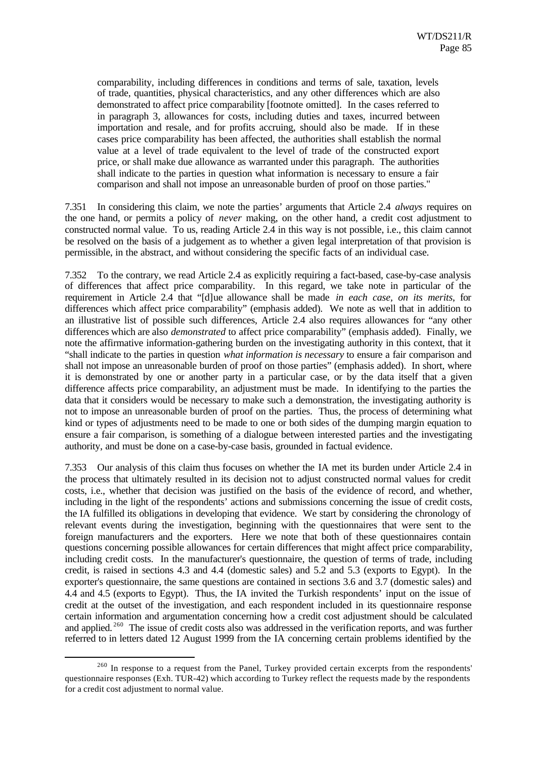> comparability, including differences in conditions and terms of sale, taxation, levels of trade, quantities, physical characteristics, and any other differences which are also demonstrated to affect price comparability [footnote omitted]. In the cases referred to in paragraph 3, allowances for costs, including duties and taxes, incurred between importation and resale, and for profits accruing, should also be made. If in these cases price comparability has been affected, the authorities shall establish the normal value at a level of trade equivalent to the level of trade of the constructed export price, or shall make due allowance as warranted under this paragraph. The authorities shall indicate to the parties in question what information is necessary to ensure a fair comparison and shall not impose an unreasonable burden of proof on those parties."

7.351 In considering this claim, we note the parties' arguments that Article 2.4 *always* requires on the one hand, or permits a policy of *never* making, on the other hand, a credit cost adjustment to constructed normal value. To us, reading Article 2.4 in this way is not possible, i.e., this claim cannot be resolved on the basis of a judgement as to whether a given legal interpretation of that provision is permissible, in the abstract, and without considering the specific facts of an individual case.

7.352 To the contrary, we read Article 2.4 as explicitly requiring a fact-based, case-by-case analysis of differences that affect price comparability. In this regard, we take note in particular of the requirement in Article 2.4 that "[d]ue allowance shall be made *in each case, on its merits*, for differences which affect price comparability" (emphasis added). We note as well that in addition to an illustrative list of possible such differences, Article 2.4 also requires allowances for "any other differences which are also *demonstrated* to affect price comparability" (emphasis added). Finally, we note the affirmative information-gathering burden on the investigating authority in this context, that it "shall indicate to the parties in question *what information is necessary* to ensure a fair comparison and shall not impose an unreasonable burden of proof on those parties" (emphasis added). In short, where it is demonstrated by one or another party in a particular case, or by the data itself that a given difference affects price comparability, an adjustment must be made. In identifying to the parties the data that it considers would be necessary to make such a demonstration, the investigating authority is not to impose an unreasonable burden of proof on the parties. Thus, the process of determining what kind or types of adjustments need to be made to one or both sides of the dumping margin equation to ensure a fair comparison, is something of a dialogue between interested parties and the investigating authority, and must be done on a case-by-case basis, grounded in factual evidence.

7.353 Our analysis of this claim thus focuses on whether the IA met its burden under Article 2.4 in the process that ultimately resulted in its decision not to adjust constructed normal values for credit costs, i.e., whether that decision was justified on the basis of the evidence of record, and whether, including in the light of the respondents' actions and submissions concerning the issue of credit costs, the IA fulfilled its obligations in developing that evidence. We start by considering the chronology of relevant events during the investigation, beginning with the questionnaires that were sent to the foreign manufacturers and the exporters. Here we note that both of these questionnaires contain questions concerning possible allowances for certain differences that might affect price comparability, including credit costs. In the manufacturer's questionnaire, the question of terms of trade, including credit, is raised in sections 4.3 and 4.4 (domestic sales) and 5.2 and 5.3 (exports to Egypt). In the exporter's questionnaire, the same questions are contained in sections 3.6 and 3.7 (domestic sales) and 4.4 and 4.5 (exports to Egypt). Thus, the IA invited the Turkish respondents' input on the issue of credit at the outset of the investigation, and each respondent included in its questionnaire response certain information and argumentation concerning how a credit cost adjustment should be calculated and applied.[260] The issue of credit costs also was addressed in the verification reports, and was further referred to in letters dated 12 August 1999 from the IA concerning certain problems identified by the

[260] In response to a request from the Panel, Turkey provided certain excerpts from the respondents' questionnaire responses (Exh. TUR-42) which according to Turkey reflect the requests made by the respondents for a credit cost adjustment to normal value.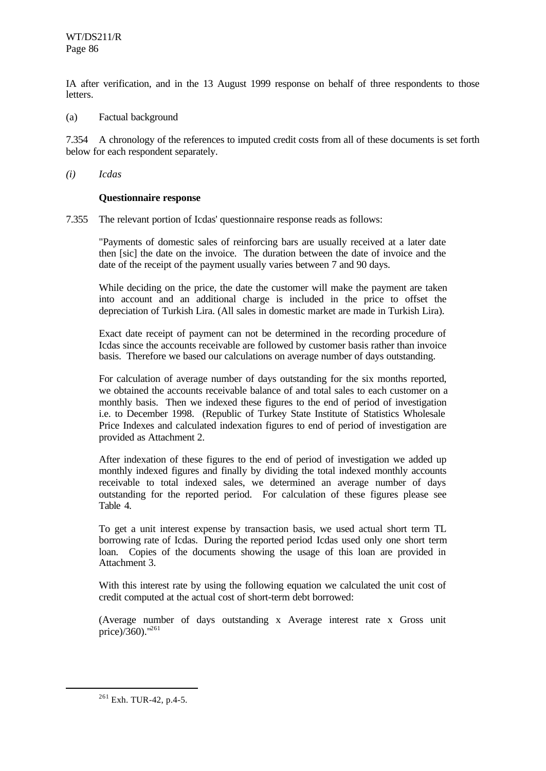IA after verification, and in the 13 August 1999 response on behalf of three respondents to those letters.

(a) Factual background

7.354 A chronology of the references to imputed credit costs from all of these documents is set forth below for each respondent separately.

*(i) Icdas*

**Questionnaire response**

7.355 The relevant portion of Icdas' questionnaire response reads as follows:

> "Payments of domestic sales of reinforcing bars are usually received at a later date then [sic] the date on the invoice. The duration between the date of invoice and the date of the receipt of the payment usually varies between 7 and 90 days.
>
> While deciding on the price, the date the customer will make the payment are taken into account and an additional charge is included in the price to offset the depreciation of Turkish Lira. (All sales in domestic market are made in Turkish Lira).
>
> Exact date receipt of payment can not be determined in the recording procedure of Icdas since the accounts receivable are followed by customer basis rather than invoice basis. Therefore we based our calculations on average number of days outstanding.
>
> For calculation of average number of days outstanding for the six months reported, we obtained the accounts receivable balance of and total sales to each customer on a monthly basis. Then we indexed these figures to the end of period of investigation i.e. to December 1998. (Republic of Turkey State Institute of Statistics Wholesale Price Indexes and calculated indexation figures to end of period of investigation are provided as Attachment 2.
>
> After indexation of these figures to the end of period of investigation we added up monthly indexed figures and finally by dividing the total indexed monthly accounts receivable to total indexed sales, we determined an average number of days outstanding for the reported period. For calculation of these figures please see Table 4.
>
> To get a unit interest expense by transaction basis, we used actual short term TL borrowing rate of Icdas. During the reported period Icdas used only one short term loan. Copies of the documents showing the usage of this loan are provided in Attachment 3.
>
> With this interest rate by using the following equation we calculated the unit cost of credit computed at the actual cost of short-term debt borrowed:
>
> (Average number of days outstanding x Average interest rate x Gross unit price)/360)."[261]

[261] Exh. TUR-42, p.4-5.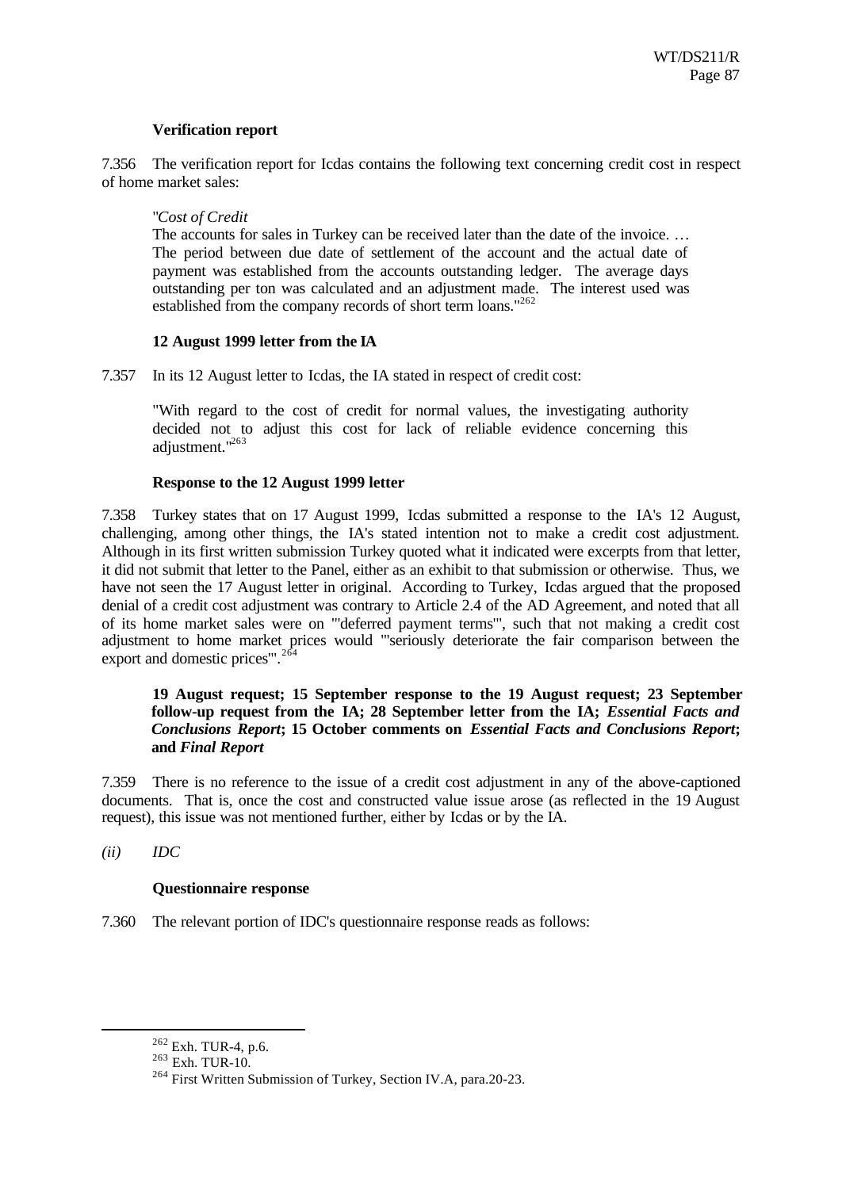**Verification report**

7.356 The verification report for Icdas contains the following text concerning credit cost in respect of home market sales:

> "*Cost of Credit*
> The accounts for sales in Turkey can be received later than the date of the invoice. … The period between due date of settlement of the account and the actual date of payment was established from the accounts outstanding ledger. The average days outstanding per ton was calculated and an adjustment made. The interest used was established from the company records of short term loans."[262]

**12 August 1999 letter from the IA**

7.357 In its 12 August letter to Icdas, the IA stated in respect of credit cost:

> "With regard to the cost of credit for normal values, the investigating authority decided not to adjust this cost for lack of reliable evidence concerning this adjustment."[263]

**Response to the 12 August 1999 letter**

7.358 Turkey states that on 17 August 1999, Icdas submitted a response to the IA's 12 August, challenging, among other things, the IA's stated intention not to make a credit cost adjustment. Although in its first written submission Turkey quoted what it indicated were excerpts from that letter, it did not submit that letter to the Panel, either as an exhibit to that submission or otherwise. Thus, we have not seen the 17 August letter in original. According to Turkey, Icdas argued that the proposed denial of a credit cost adjustment was contrary to Article 2.4 of the AD Agreement, and noted that all of its home market sales were on "'deferred payment terms'", such that not making a credit cost adjustment to home market prices would "'seriously deteriorate the fair comparison between the export and domestic prices'".[264]

**19 August request; 15 September response to the 19 August request; 23 September follow-up request from the IA; 28 September letter from the IA; *Essential Facts and Conclusions Report*; 15 October comments on *Essential Facts and Conclusions Report*; and *Final Report***

7.359 There is no reference to the issue of a credit cost adjustment in any of the above-captioned documents. That is, once the cost and constructed value issue arose (as reflected in the 19 August request), this issue was not mentioned further, either by Icdas or by the IA.

*(ii) IDC*

**Questionnaire response**

7.360 The relevant portion of IDC's questionnaire response reads as follows:

---

[262] Exh. TUR-4, p.6.

[263] Exh. TUR-10.

[264] First Written Submission of Turkey, Section IV.A, para.20-23.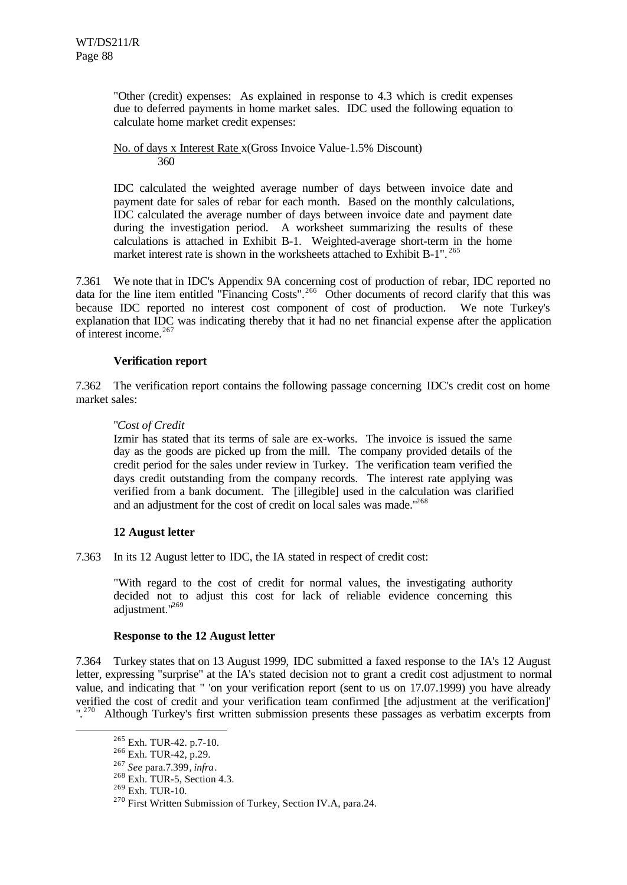"Other (credit) expenses: As explained in response to 4.3 which is credit expenses due to deferred payments in home market sales. IDC used the following equation to calculate home market credit expenses:

$$\frac{\text{No. of days x Interest Rate}}{360} \text{x(Gross Invoice Value-1.5\% Discount)}$$

IDC calculated the weighted average number of days between invoice date and payment date for sales of rebar for each month. Based on the monthly calculations, IDC calculated the average number of days between invoice date and payment date during the investigation period. A worksheet summarizing the results of these calculations is attached in Exhibit B-1. Weighted-average short-term in the home market interest rate is shown in the worksheets attached to Exhibit B-1".[265]

7.361 We note that in IDC's Appendix 9A concerning cost of production of rebar, IDC reported no data for the line item entitled "Financing Costs".[266] Other documents of record clarify that this was because IDC reported no interest cost component of cost of production. We note Turkey's explanation that IDC was indicating thereby that it had no net financial expense after the application of interest income.[267]

**Verification report**

7.362 The verification report contains the following passage concerning IDC's credit cost on home market sales:

"*Cost of Credit*
Izmir has stated that its terms of sale are ex-works. The invoice is issued the same day as the goods are picked up from the mill. The company provided details of the credit period for the sales under review in Turkey. The verification team verified the days credit outstanding from the company records. The interest rate applying was verified from a bank document. The [illegible] used in the calculation was clarified and an adjustment for the cost of credit on local sales was made."[268]

**12 August letter**

7.363 In its 12 August letter to IDC, the IA stated in respect of credit cost:

"With regard to the cost of credit for normal values, the investigating authority decided not to adjust this cost for lack of reliable evidence concerning this adjustment."[269]

**Response to the 12 August letter**

7.364 Turkey states that on 13 August 1999, IDC submitted a faxed response to the IA's 12 August letter, expressing "surprise" at the IA's stated decision not to grant a credit cost adjustment to normal value, and indicating that " 'on your verification report (sent to us on 17.07.1999) you have already verified the cost of credit and your verification team confirmed [the adjustment at the verification]' ".[270] Although Turkey's first written submission presents these passages as verbatim excerpts from

[265] Exh. TUR-42. p.7-10.
[266] Exh. TUR-42, p.29.
[267] *See* para.7.399, *infra*.
[268] Exh. TUR-5, Section 4.3.
[269] Exh. TUR-10.
[270] First Written Submission of Turkey, Section IV.A, para.24.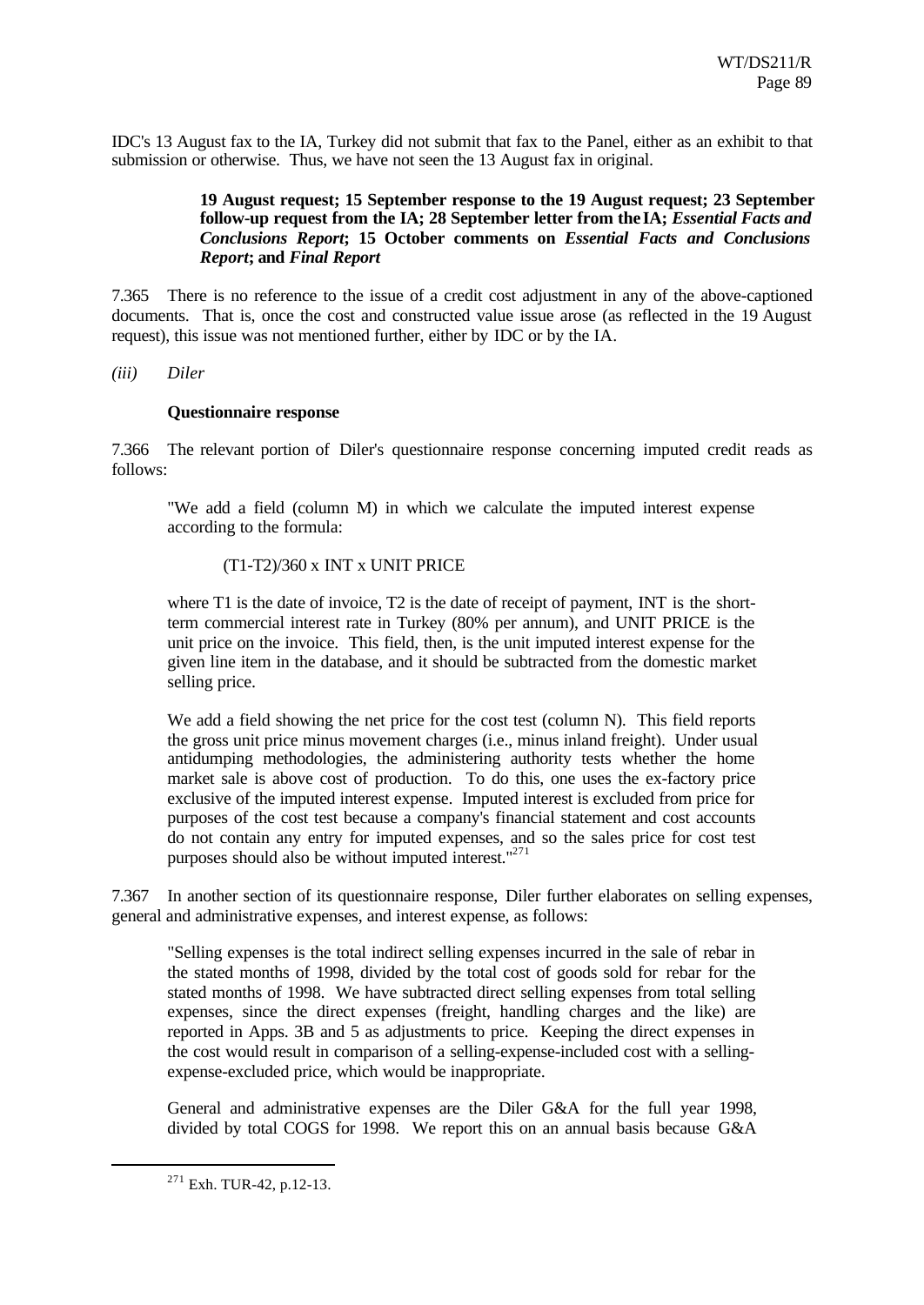IDC's 13 August fax to the IA, Turkey did not submit that fax to the Panel, either as an exhibit to that submission or otherwise. Thus, we have not seen the 13 August fax in original.

**19 August request; 15 September response to the 19 August request; 23 September follow-up request from the IA; 28 September letter from the IA; *Essential Facts and Conclusions Report*; 15 October comments on *Essential Facts and Conclusions Report*; and *Final Report***

7.365 There is no reference to the issue of a credit cost adjustment in any of the above-captioned documents. That is, once the cost and constructed value issue arose (as reflected in the 19 August request), this issue was not mentioned further, either by IDC or by the IA.

*(iii) Diler*

**Questionnaire response**

7.366 The relevant portion of Diler's questionnaire response concerning imputed credit reads as follows:

> "We add a field (column M) in which we calculate the imputed interest expense according to the formula:
>
> (T1-T2)/360 x INT x UNIT PRICE
>
> where T1 is the date of invoice, T2 is the date of receipt of payment, INT is the short-term commercial interest rate in Turkey (80% per annum), and UNIT PRICE is the unit price on the invoice. This field, then, is the unit imputed interest expense for the given line item in the database, and it should be subtracted from the domestic market selling price.
>
> We add a field showing the net price for the cost test (column N). This field reports the gross unit price minus movement charges (i.e., minus inland freight). Under usual antidumping methodologies, the administering authority tests whether the home market sale is above cost of production. To do this, one uses the ex-factory price exclusive of the imputed interest expense. Imputed interest is excluded from price for purposes of the cost test because a company's financial statement and cost accounts do not contain any entry for imputed expenses, and so the sales price for cost test purposes should also be without imputed interest."[271]

7.367 In another section of its questionnaire response, Diler further elaborates on selling expenses, general and administrative expenses, and interest expense, as follows:

> "Selling expenses is the total indirect selling expenses incurred in the sale of rebar in the stated months of 1998, divided by the total cost of goods sold for rebar for the stated months of 1998. We have subtracted direct selling expenses from total selling expenses, since the direct expenses (freight, handling charges and the like) are reported in Apps. 3B and 5 as adjustments to price. Keeping the direct expenses in the cost would result in comparison of a selling-expense-included cost with a selling-expense-excluded price, which would be inappropriate.
>
> General and administrative expenses are the Diler G&A for the full year 1998, divided by total COGS for 1998. We report this on an annual basis because G&A

---

[271] Exh. TUR-42, p.12-13.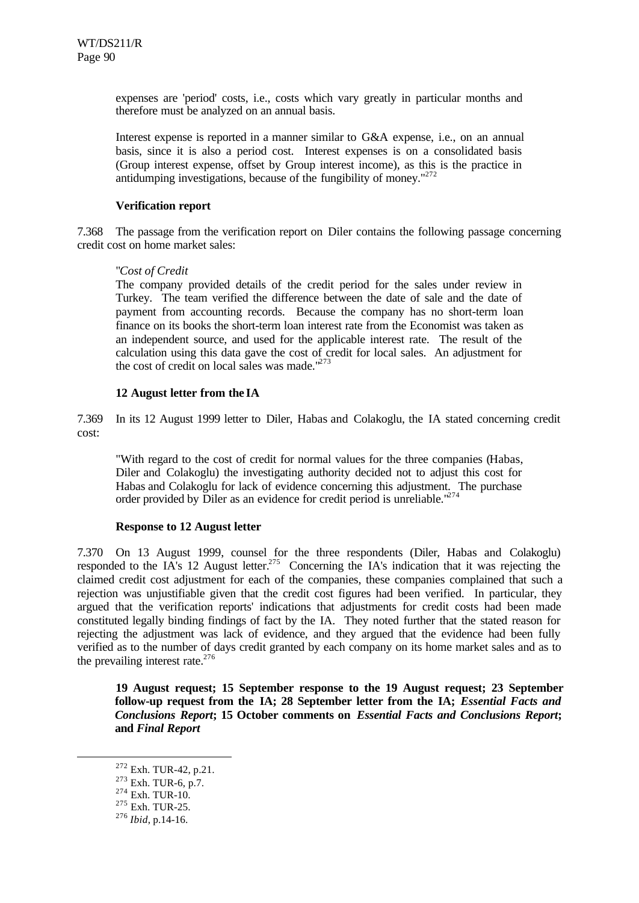expenses are 'period' costs, i.e., costs which vary greatly in particular months and therefore must be analyzed on an annual basis.

Interest expense is reported in a manner similar to G&A expense, i.e., on an annual basis, since it is also a period cost. Interest expenses is on a consolidated basis (Group interest expense, offset by Group interest income), as this is the practice in antidumping investigations, because of the fungibility of money."[272]

**Verification report**

7.368 The passage from the verification report on Diler contains the following passage concerning credit cost on home market sales:

> "*Cost of Credit*
> The company provided details of the credit period for the sales under review in Turkey. The team verified the difference between the date of sale and the date of payment from accounting records. Because the company has no short-term loan finance on its books the short-term loan interest rate from the Economist was taken as an independent source, and used for the applicable interest rate. The result of the calculation using this data gave the cost of credit for local sales. An adjustment for the cost of credit on local sales was made."[273]

**12 August letter from the IA**

7.369 In its 12 August 1999 letter to Diler, Habas and Colakoglu, the IA stated concerning credit cost:

> "With regard to the cost of credit for normal values for the three companies (Habas, Diler and Colakoglu) the investigating authority decided not to adjust this cost for Habas and Colakoglu for lack of evidence concerning this adjustment. The purchase order provided by Diler as an evidence for credit period is unreliable."[274]

**Response to 12 August letter**

7.370 On 13 August 1999, counsel for the three respondents (Diler, Habas and Colakoglu) responded to the IA's 12 August letter.[275] Concerning the IA's indication that it was rejecting the claimed credit cost adjustment for each of the companies, these companies complained that such a rejection was unjustifiable given that the credit cost figures had been verified. In particular, they argued that the verification reports' indications that adjustments for credit costs had been made constituted legally binding findings of fact by the IA. They noted further that the stated reason for rejecting the adjustment was lack of evidence, and they argued that the evidence had been fully verified as to the number of days credit granted by each company on its home market sales and as to the prevailing interest rate.[276]

**19 August request; 15 September response to the 19 August request; 23 September follow-up request from the IA; 28 September letter from the IA; *Essential Facts and Conclusions Report*; 15 October comments on *Essential Facts and Conclusions Report*; and *Final Report***

---

[272] Exh. TUR-42, p.21.
[273] Exh. TUR-6, p.7.
[274] Exh. TUR-10.
[275] Exh. TUR-25.
[276] *Ibid*, p.14-16.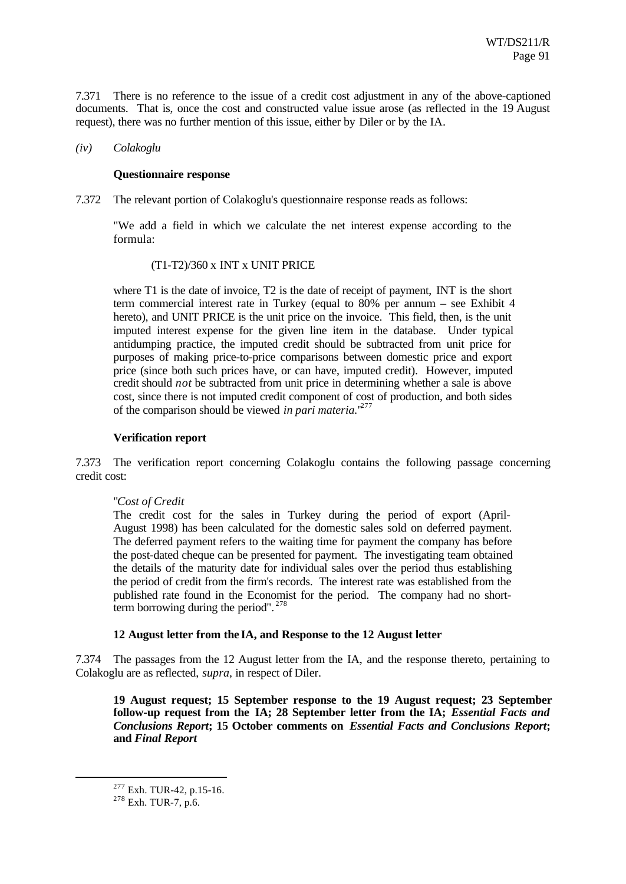7.371 There is no reference to the issue of a credit cost adjustment in any of the above-captioned documents. That is, once the cost and constructed value issue arose (as reflected in the 19 August request), there was no further mention of this issue, either by Diler or by the IA.

*(iv) Colakoglu*

**Questionnaire response**

7.372 The relevant portion of Colakoglu's questionnaire response reads as follows:

> "We add a field in which we calculate the net interest expense according to the formula:
>
> (T1-T2)/360 x INT x UNIT PRICE
>
> where T1 is the date of invoice, T2 is the date of receipt of payment, INT is the short term commercial interest rate in Turkey (equal to 80% per annum – see Exhibit 4 hereto), and UNIT PRICE is the unit price on the invoice. This field, then, is the unit imputed interest expense for the given line item in the database. Under typical antidumping practice, the imputed credit should be subtracted from unit price for purposes of making price-to-price comparisons between domestic price and export price (since both such prices have, or can have, imputed credit). However, imputed credit should *not* be subtracted from unit price in determining whether a sale is above cost, since there is not imputed credit component of cost of production, and both sides of the comparison should be viewed *in pari materia.*"[277]

**Verification report**

7.373 The verification report concerning Colakoglu contains the following passage concerning credit cost:

> "*Cost of Credit*
> The credit cost for the sales in Turkey during the period of export (April-August 1998) has been calculated for the domestic sales sold on deferred payment. The deferred payment refers to the waiting time for payment the company has before the post-dated cheque can be presented for payment. The investigating team obtained the details of the maturity date for individual sales over the period thus establishing the period of credit from the firm's records. The interest rate was established from the published rate found in the Economist for the period. The company had no short-term borrowing during the period".[278]

**12 August letter from the IA, and Response to the 12 August letter**

7.374 The passages from the 12 August letter from the IA, and the response thereto, pertaining to Colakoglu are as reflected, *supra,* in respect of Diler.

**19 August request; 15 September response to the 19 August request; 23 September follow-up request from the IA; 28 September letter from the IA; *Essential Facts and Conclusions Report*; 15 October comments on *Essential Facts and Conclusions Report*; and *Final Report***

---

[277] Exh. TUR-42, p.15-16.

[278] Exh. TUR-7, p.6.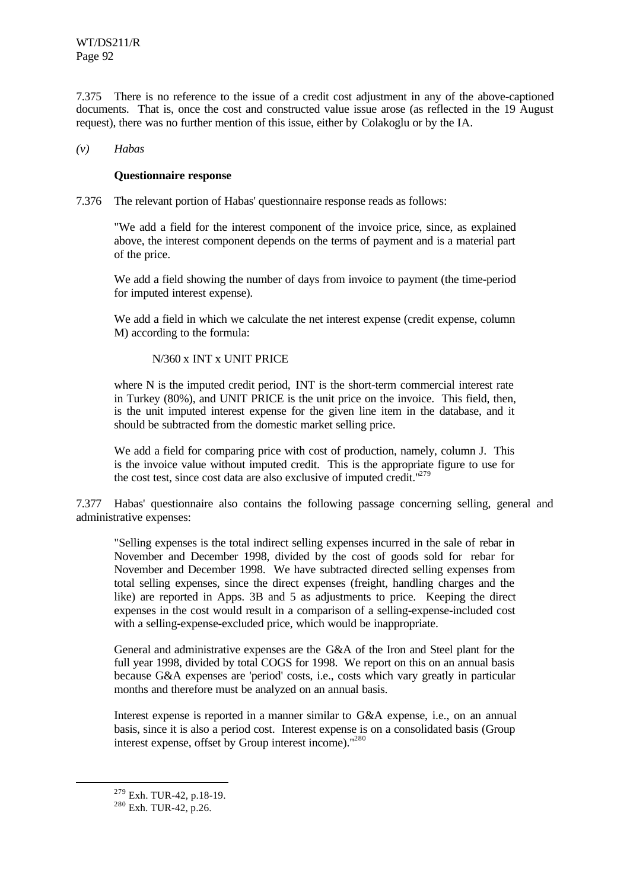7.375 There is no reference to the issue of a credit cost adjustment in any of the above-captioned documents. That is, once the cost and constructed value issue arose (as reflected in the 19 August request), there was no further mention of this issue, either by Colakoglu or by the IA.

*(v) Habas*

**Questionnaire response**

7.376 The relevant portion of Habas' questionnaire response reads as follows:

> "We add a field for the interest component of the invoice price, since, as explained above, the interest component depends on the terms of payment and is a material part of the price.
>
> We add a field showing the number of days from invoice to payment (the time-period for imputed interest expense).
>
> We add a field in which we calculate the net interest expense (credit expense, column M) according to the formula:
>
> N/360 x INT x UNIT PRICE
>
> where N is the imputed credit period, INT is the short-term commercial interest rate in Turkey (80%), and UNIT PRICE is the unit price on the invoice. This field, then, is the unit imputed interest expense for the given line item in the database, and it should be subtracted from the domestic market selling price.
>
> We add a field for comparing price with cost of production, namely, column J. This is the invoice value without imputed credit. This is the appropriate figure to use for the cost test, since cost data are also exclusive of imputed credit."[279]

7.377 Habas' questionnaire also contains the following passage concerning selling, general and administrative expenses:

> "Selling expenses is the total indirect selling expenses incurred in the sale of rebar in November and December 1998, divided by the cost of goods sold for rebar for November and December 1998. We have subtracted directed selling expenses from total selling expenses, since the direct expenses (freight, handling charges and the like) are reported in Apps. 3B and 5 as adjustments to price. Keeping the direct expenses in the cost would result in a comparison of a selling-expense-included cost with a selling-expense-excluded price, which would be inappropriate.
>
> General and administrative expenses are the G&A of the Iron and Steel plant for the full year 1998, divided by total COGS for 1998. We report on this on an annual basis because G&A expenses are 'period' costs, i.e., costs which vary greatly in particular months and therefore must be analyzed on an annual basis.
>
> Interest expense is reported in a manner similar to G&A expense, i.e., on an annual basis, since it is also a period cost. Interest expense is on a consolidated basis (Group interest expense, offset by Group interest income)."[280]

---

[279] Exh. TUR-42, p.18-19.

[280] Exh. TUR-42, p.26.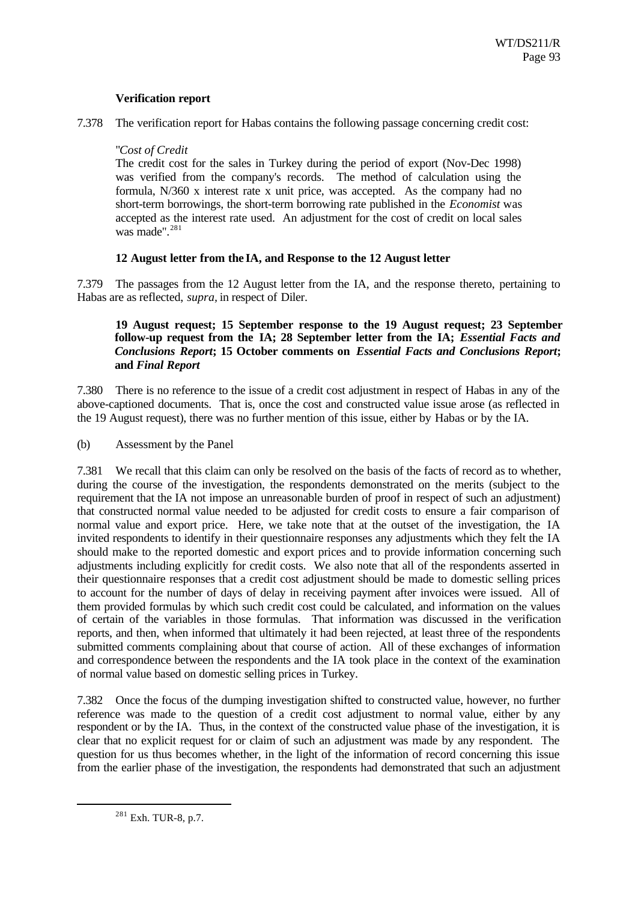**Verification report**

7.378 The verification report for Habas contains the following passage concerning credit cost:

> "*Cost of Credit*
> The credit cost for the sales in Turkey during the period of export (Nov-Dec 1998) was verified from the company's records. The method of calculation using the formula, N/360 x interest rate x unit price, was accepted. As the company had no short-term borrowings, the short-term borrowing rate published in the *Economist* was accepted as the interest rate used. An adjustment for the cost of credit on local sales was made".[281]

**12 August letter from the IA, and Response to the 12 August letter**

7.379 The passages from the 12 August letter from the IA, and the response thereto, pertaining to Habas are as reflected, *supra,* in respect of Diler.

**19 August request; 15 September response to the 19 August request; 23 September follow-up request from the IA; 28 September letter from the IA; *Essential Facts and Conclusions Report*; 15 October comments on *Essential Facts and Conclusions Report*; and *Final Report***

7.380 There is no reference to the issue of a credit cost adjustment in respect of Habas in any of the above-captioned documents. That is, once the cost and constructed value issue arose (as reflected in the 19 August request), there was no further mention of this issue, either by Habas or by the IA.

(b) Assessment by the Panel

7.381 We recall that this claim can only be resolved on the basis of the facts of record as to whether, during the course of the investigation, the respondents demonstrated on the merits (subject to the requirement that the IA not impose an unreasonable burden of proof in respect of such an adjustment) that constructed normal value needed to be adjusted for credit costs to ensure a fair comparison of normal value and export price. Here, we take note that at the outset of the investigation, the IA invited respondents to identify in their questionnaire responses any adjustments which they felt the IA should make to the reported domestic and export prices and to provide information concerning such adjustments including explicitly for credit costs. We also note that all of the respondents asserted in their questionnaire responses that a credit cost adjustment should be made to domestic selling prices to account for the number of days of delay in receiving payment after invoices were issued. All of them provided formulas by which such credit cost could be calculated, and information on the values of certain of the variables in those formulas. That information was discussed in the verification reports, and then, when informed that ultimately it had been rejected, at least three of the respondents submitted comments complaining about that course of action. All of these exchanges of information and correspondence between the respondents and the IA took place in the context of the examination of normal value based on domestic selling prices in Turkey.

7.382 Once the focus of the dumping investigation shifted to constructed value, however, no further reference was made to the question of a credit cost adjustment to normal value, either by any respondent or by the IA. Thus, in the context of the constructed value phase of the investigation, it is clear that no explicit request for or claim of such an adjustment was made by any respondent. The question for us thus becomes whether, in the light of the information of record concerning this issue from the earlier phase of the investigation, the respondents had demonstrated that such an adjustment

---

[281] Exh. TUR-8, p.7.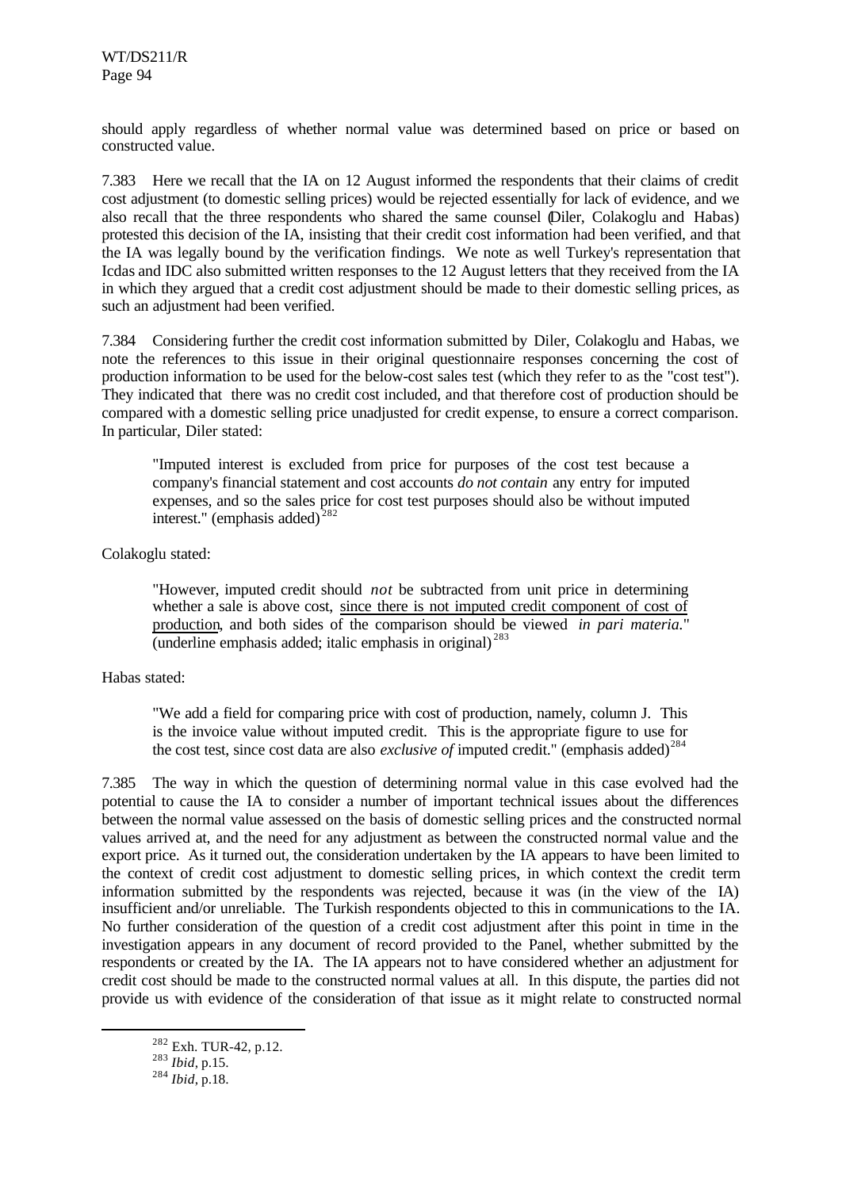should apply regardless of whether normal value was determined based on price or based on constructed value.

7.383 Here we recall that the IA on 12 August informed the respondents that their claims of credit cost adjustment (to domestic selling prices) would be rejected essentially for lack of evidence, and we also recall that the three respondents who shared the same counsel (Diler, Colakoglu and Habas) protested this decision of the IA, insisting that their credit cost information had been verified, and that the IA was legally bound by the verification findings. We note as well Turkey's representation that Icdas and IDC also submitted written responses to the 12 August letters that they received from the IA in which they argued that a credit cost adjustment should be made to their domestic selling prices, as such an adjustment had been verified.

7.384 Considering further the credit cost information submitted by Diler, Colakoglu and Habas, we note the references to this issue in their original questionnaire responses concerning the cost of production information to be used for the below-cost sales test (which they refer to as the "cost test"). They indicated that there was no credit cost included, and that therefore cost of production should be compared with a domestic selling price unadjusted for credit expense, to ensure a correct comparison. In particular, Diler stated:

> "Imputed interest is excluded from price for purposes of the cost test because a company's financial statement and cost accounts *do not contain* any entry for imputed expenses, and so the sales price for cost test purposes should also be without imputed interest." (emphasis added)[282]

Colakoglu stated:

> "However, imputed credit should *not* be subtracted from unit price in determining whether a sale is above cost, <u>since there is not imputed credit component of cost of production</u>, and both sides of the comparison should be viewed *in pari materia*." (underline emphasis added; italic emphasis in original)[283]

Habas stated:

> "We add a field for comparing price with cost of production, namely, column J. This is the invoice value without imputed credit. This is the appropriate figure to use for the cost test, since cost data are also *exclusive of* imputed credit." (emphasis added)[284]

7.385 The way in which the question of determining normal value in this case evolved had the potential to cause the IA to consider a number of important technical issues about the differences between the normal value assessed on the basis of domestic selling prices and the constructed normal values arrived at, and the need for any adjustment as between the constructed normal value and the export price. As it turned out, the consideration undertaken by the IA appears to have been limited to the context of credit cost adjustment to domestic selling prices, in which context the credit term information submitted by the respondents was rejected, because it was (in the view of the IA) insufficient and/or unreliable. The Turkish respondents objected to this in communications to the IA. No further consideration of the question of a credit cost adjustment after this point in time in the investigation appears in any document of record provided to the Panel, whether submitted by the respondents or created by the IA. The IA appears not to have considered whether an adjustment for credit cost should be made to the constructed normal values at all. In this dispute, the parties did not provide us with evidence of the consideration of that issue as it might relate to constructed normal

---

[282] Exh. TUR-42, p.12.

[283] *Ibid*, p.15.

[284] *Ibid*, p.18.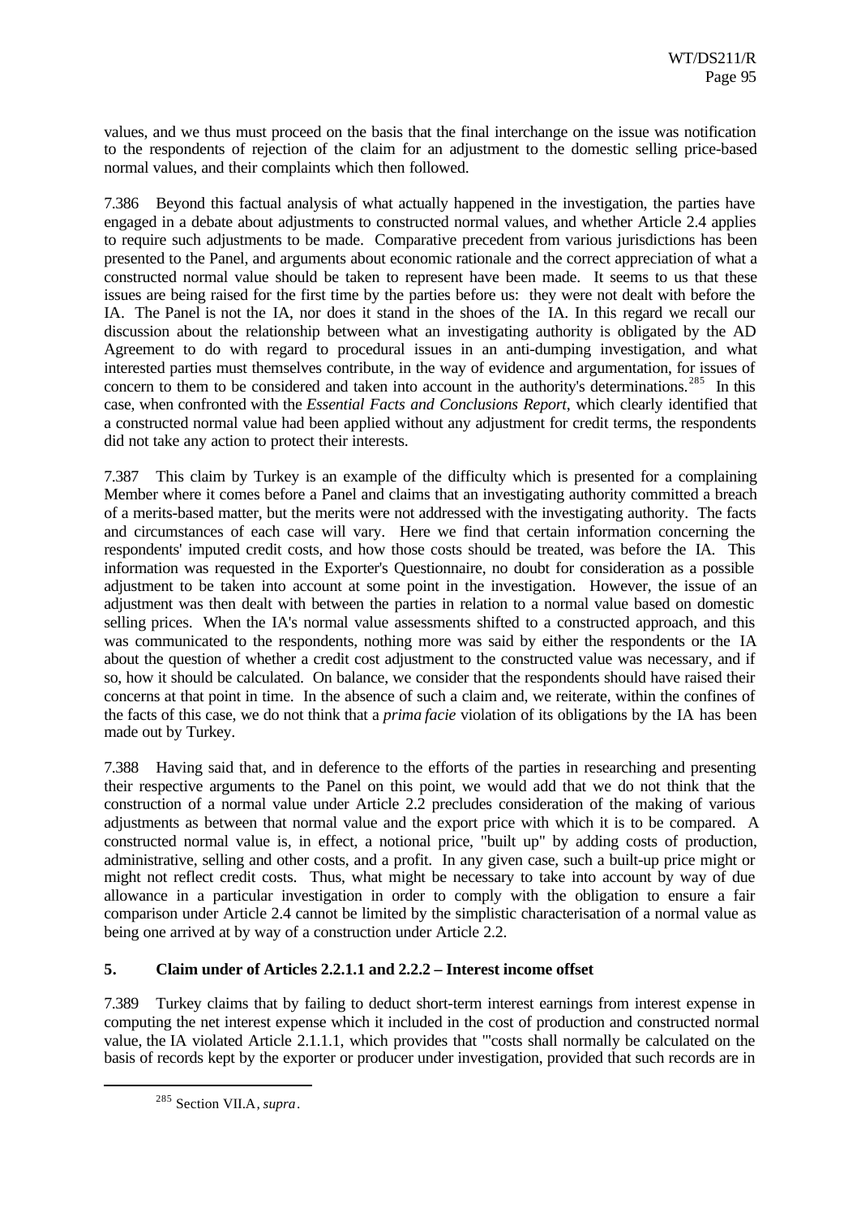values, and we thus must proceed on the basis that the final interchange on the issue was notification to the respondents of rejection of the claim for an adjustment to the domestic selling price-based normal values, and their complaints which then followed.

7.386 Beyond this factual analysis of what actually happened in the investigation, the parties have engaged in a debate about adjustments to constructed normal values, and whether Article 2.4 applies to require such adjustments to be made. Comparative precedent from various jurisdictions has been presented to the Panel, and arguments about economic rationale and the correct appreciation of what a constructed normal value should be taken to represent have been made. It seems to us that these issues are being raised for the first time by the parties before us: they were not dealt with before the IA. The Panel is not the IA, nor does it stand in the shoes of the IA. In this regard we recall our discussion about the relationship between what an investigating authority is obligated by the AD Agreement to do with regard to procedural issues in an anti-dumping investigation, and what interested parties must themselves contribute, in the way of evidence and argumentation, for issues of concern to them to be considered and taken into account in the authority's determinations.[285] In this case, when confronted with the *Essential Facts and Conclusions Report*, which clearly identified that a constructed normal value had been applied without any adjustment for credit terms, the respondents did not take any action to protect their interests.

7.387 This claim by Turkey is an example of the difficulty which is presented for a complaining Member where it comes before a Panel and claims that an investigating authority committed a breach of a merits-based matter, but the merits were not addressed with the investigating authority. The facts and circumstances of each case will vary. Here we find that certain information concerning the respondents' imputed credit costs, and how those costs should be treated, was before the IA. This information was requested in the Exporter's Questionnaire, no doubt for consideration as a possible adjustment to be taken into account at some point in the investigation. However, the issue of an adjustment was then dealt with between the parties in relation to a normal value based on domestic selling prices. When the IA's normal value assessments shifted to a constructed approach, and this was communicated to the respondents, nothing more was said by either the respondents or the IA about the question of whether a credit cost adjustment to the constructed value was necessary, and if so, how it should be calculated. On balance, we consider that the respondents should have raised their concerns at that point in time. In the absence of such a claim and, we reiterate, within the confines of the facts of this case, we do not think that a *prima facie* violation of its obligations by the IA has been made out by Turkey.

7.388 Having said that, and in deference to the efforts of the parties in researching and presenting their respective arguments to the Panel on this point, we would add that we do not think that the construction of a normal value under Article 2.2 precludes consideration of the making of various adjustments as between that normal value and the export price with which it is to be compared. A constructed normal value is, in effect, a notional price, "built up" by adding costs of production, administrative, selling and other costs, and a profit. In any given case, such a built-up price might or might not reflect credit costs. Thus, what might be necessary to take into account by way of due allowance in a particular investigation in order to comply with the obligation to ensure a fair comparison under Article 2.4 cannot be limited by the simplistic characterisation of a normal value as being one arrived at by way of a construction under Article 2.2.

### 5. Claim under of Articles 2.2.1.1 and 2.2.2 – Interest income offset

7.389 Turkey claims that by failing to deduct short-term interest earnings from interest expense in computing the net interest expense which it included in the cost of production and constructed normal value, the IA violated Article 2.1.1.1, which provides that "'costs shall normally be calculated on the basis of records kept by the exporter or producer under investigation, provided that such records are in

[285] Section VII.A, *supra*.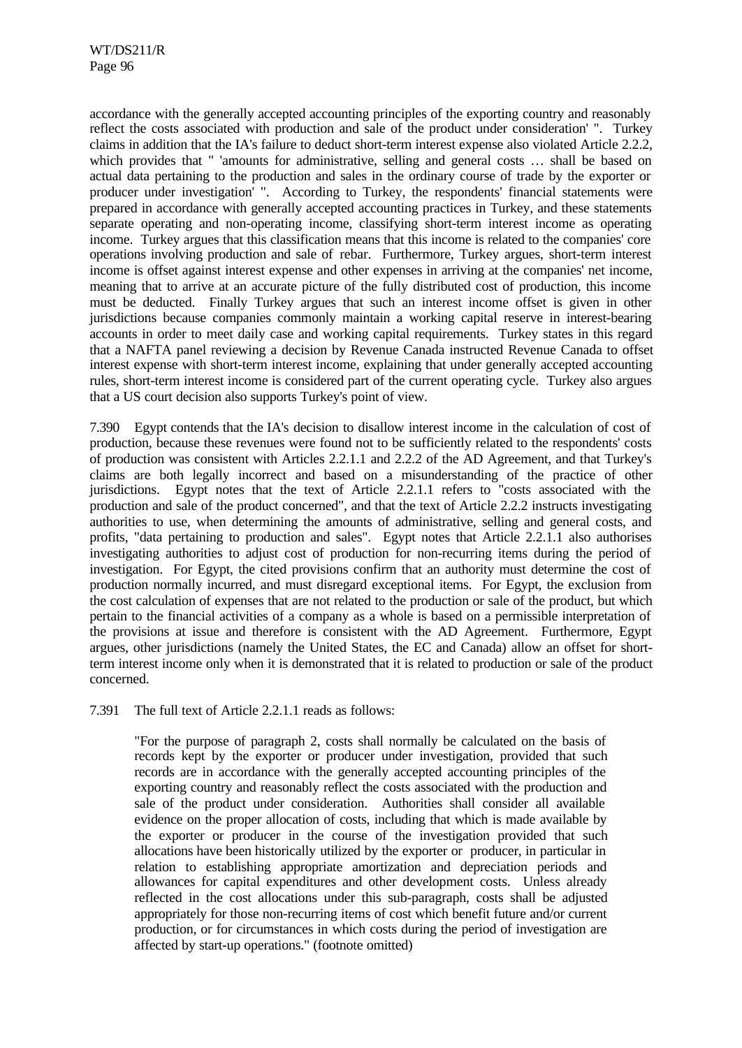accordance with the generally accepted accounting principles of the exporting country and reasonably reflect the costs associated with production and sale of the product under consideration' ". Turkey claims in addition that the IA's failure to deduct short-term interest expense also violated Article 2.2.2, which provides that " 'amounts for administrative, selling and general costs … shall be based on actual data pertaining to the production and sales in the ordinary course of trade by the exporter or producer under investigation' ". According to Turkey, the respondents' financial statements were prepared in accordance with generally accepted accounting practices in Turkey, and these statements separate operating and non-operating income, classifying short-term interest income as operating income. Turkey argues that this classification means that this income is related to the companies' core operations involving production and sale of rebar. Furthermore, Turkey argues, short-term interest income is offset against interest expense and other expenses in arriving at the companies' net income, meaning that to arrive at an accurate picture of the fully distributed cost of production, this income must be deducted. Finally Turkey argues that such an interest income offset is given in other jurisdictions because companies commonly maintain a working capital reserve in interest-bearing accounts in order to meet daily case and working capital requirements. Turkey states in this regard that a NAFTA panel reviewing a decision by Revenue Canada instructed Revenue Canada to offset interest expense with short-term interest income, explaining that under generally accepted accounting rules, short-term interest income is considered part of the current operating cycle. Turkey also argues that a US court decision also supports Turkey's point of view.

7.390 Egypt contends that the IA's decision to disallow interest income in the calculation of cost of production, because these revenues were found not to be sufficiently related to the respondents' costs of production was consistent with Articles 2.2.1.1 and 2.2.2 of the AD Agreement, and that Turkey's claims are both legally incorrect and based on a misunderstanding of the practice of other jurisdictions. Egypt notes that the text of Article 2.2.1.1 refers to "costs associated with the production and sale of the product concerned", and that the text of Article 2.2.2 instructs investigating authorities to use, when determining the amounts of administrative, selling and general costs, and profits, "data pertaining to production and sales". Egypt notes that Article 2.2.1.1 also authorises investigating authorities to adjust cost of production for non-recurring items during the period of investigation. For Egypt, the cited provisions confirm that an authority must determine the cost of production normally incurred, and must disregard exceptional items. For Egypt, the exclusion from the cost calculation of expenses that are not related to the production or sale of the product, but which pertain to the financial activities of a company as a whole is based on a permissible interpretation of the provisions at issue and therefore is consistent with the AD Agreement. Furthermore, Egypt argues, other jurisdictions (namely the United States, the EC and Canada) allow an offset for short-term interest income only when it is demonstrated that it is related to production or sale of the product concerned.

7.391 The full text of Article 2.2.1.1 reads as follows:

> "For the purpose of paragraph 2, costs shall normally be calculated on the basis of records kept by the exporter or producer under investigation, provided that such records are in accordance with the generally accepted accounting principles of the exporting country and reasonably reflect the costs associated with the production and sale of the product under consideration. Authorities shall consider all available evidence on the proper allocation of costs, including that which is made available by the exporter or producer in the course of the investigation provided that such allocations have been historically utilized by the exporter or producer, in particular in relation to establishing appropriate amortization and depreciation periods and allowances for capital expenditures and other development costs. Unless already reflected in the cost allocations under this sub-paragraph, costs shall be adjusted appropriately for those non-recurring items of cost which benefit future and/or current production, or for circumstances in which costs during the period of investigation are affected by start-up operations." (footnote omitted)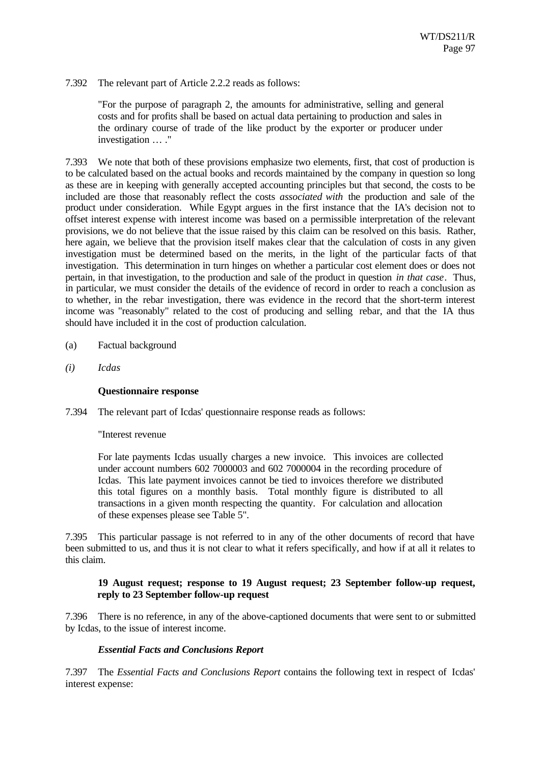7.392 The relevant part of Article 2.2.2 reads as follows:

> "For the purpose of paragraph 2, the amounts for administrative, selling and general costs and for profits shall be based on actual data pertaining to production and sales in the ordinary course of trade of the like product by the exporter or producer under investigation … ."

7.393 We note that both of these provisions emphasize two elements, first, that cost of production is to be calculated based on the actual books and records maintained by the company in question so long as these are in keeping with generally accepted accounting principles but that second, the costs to be included are those that reasonably reflect the costs *associated with* the production and sale of the product under consideration. While Egypt argues in the first instance that the IA's decision not to offset interest expense with interest income was based on a permissible interpretation of the relevant provisions, we do not believe that the issue raised by this claim can be resolved on this basis. Rather, here again, we believe that the provision itself makes clear that the calculation of costs in any given investigation must be determined based on the merits, in the light of the particular facts of that investigation. This determination in turn hinges on whether a particular cost element does or does not pertain, in that investigation, to the production and sale of the product in question *in that case*. Thus, in particular, we must consider the details of the evidence of record in order to reach a conclusion as to whether, in the rebar investigation, there was evidence in the record that the short-term interest income was "reasonably" related to the cost of producing and selling rebar, and that the IA thus should have included it in the cost of production calculation.

(a) Factual background

*(i) Icdas*

**Questionnaire response**

7.394 The relevant part of Icdas' questionnaire response reads as follows:

> "Interest revenue
>
> For late payments Icdas usually charges a new invoice. This invoices are collected under account numbers 602 7000003 and 602 7000004 in the recording procedure of Icdas. This late payment invoices cannot be tied to invoices therefore we distributed this total figures on a monthly basis. Total monthly figure is distributed to all transactions in a given month respecting the quantity. For calculation and allocation of these expenses please see Table 5".

7.395 This particular passage is not referred to in any of the other documents of record that have been submitted to us, and thus it is not clear to what it refers specifically, and how if at all it relates to this claim.

**19 August request; response to 19 August request; 23 September follow-up request, reply to 23 September follow-up request**

7.396 There is no reference, in any of the above-captioned documents that were sent to or submitted by Icdas, to the issue of interest income.

***Essential Facts and Conclusions Report***

7.397 The *Essential Facts and Conclusions Report* contains the following text in respect of Icdas' interest expense: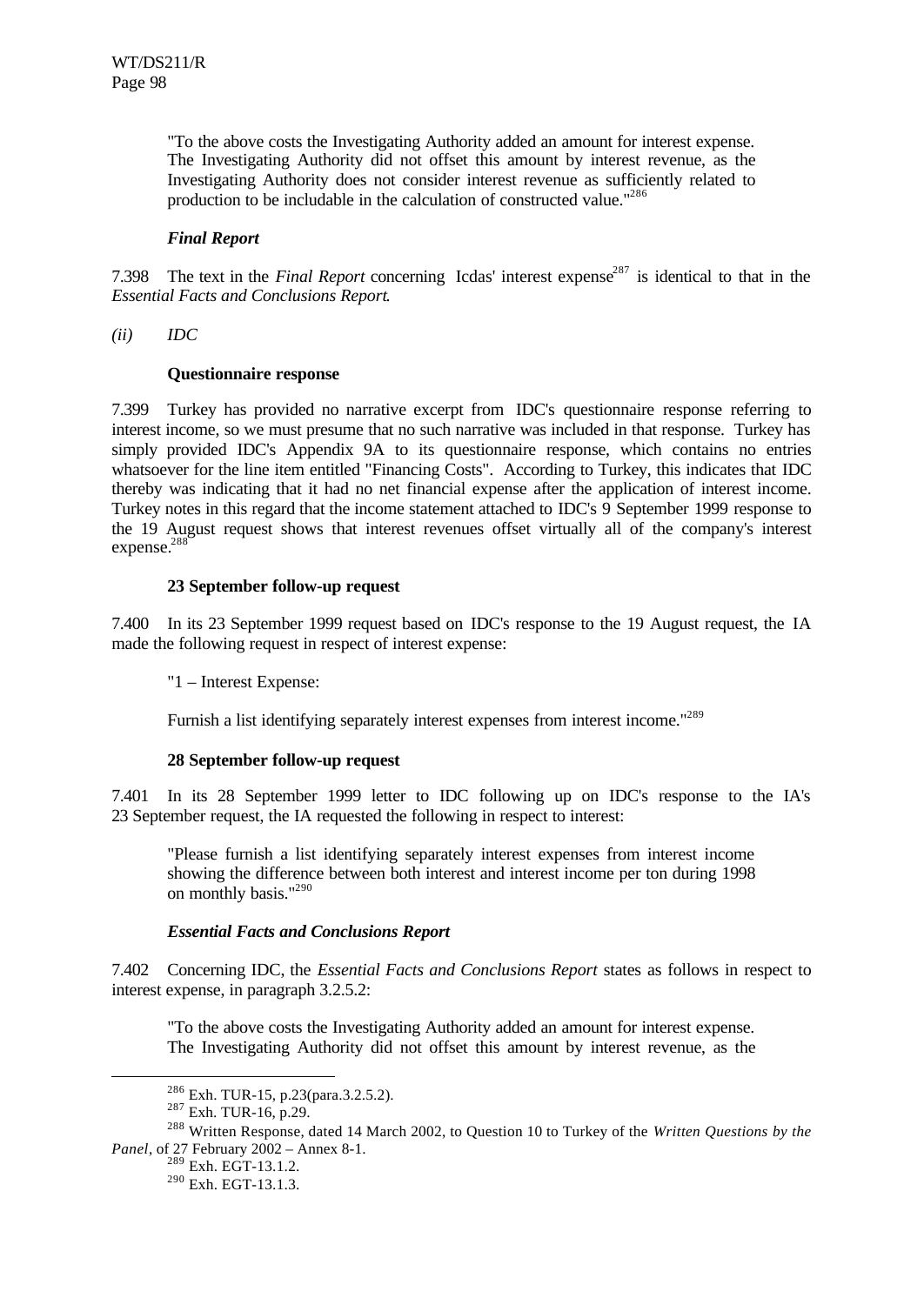"To the above costs the Investigating Authority added an amount for interest expense. The Investigating Authority did not offset this amount by interest revenue, as the Investigating Authority does not consider interest revenue as sufficiently related to production to be includable in the calculation of constructed value."[286]

***Final Report***

7.398 The text in the *Final Report* concerning Icdas' interest expense[287] is identical to that in the *Essential Facts and Conclusions Report*.

*(ii) IDC*

**Questionnaire response**

7.399 Turkey has provided no narrative excerpt from IDC's questionnaire response referring to interest income, so we must presume that no such narrative was included in that response. Turkey has simply provided IDC's Appendix 9A to its questionnaire response, which contains no entries whatsoever for the line item entitled "Financing Costs". According to Turkey, this indicates that IDC thereby was indicating that it had no net financial expense after the application of interest income. Turkey notes in this regard that the income statement attached to IDC's 9 September 1999 response to the 19 August request shows that interest revenues offset virtually all of the company's interest expense.[288]

**23 September follow-up request**

7.400 In its 23 September 1999 request based on IDC's response to the 19 August request, the IA made the following request in respect of interest expense:

"1 – Interest Expense:

Furnish a list identifying separately interest expenses from interest income."[289]

**28 September follow-up request**

7.401 In its 28 September 1999 letter to IDC following up on IDC's response to the IA's 23 September request, the IA requested the following in respect to interest:

"Please furnish a list identifying separately interest expenses from interest income showing the difference between both interest and interest income per ton during 1998 on monthly basis."[290]

***Essential Facts and Conclusions Report***

7.402 Concerning IDC, the *Essential Facts and Conclusions Report* states as follows in respect to interest expense, in paragraph 3.2.5.2:

"To the above costs the Investigating Authority added an amount for interest expense. The Investigating Authority did not offset this amount by interest revenue, as the

---

[286] Exh. TUR-15, p.23(para.3.2.5.2).

[287] Exh. TUR-16, p.29.

[288] Written Response, dated 14 March 2002, to Question 10 to Turkey of the *Written Questions by the Panel*, of 27 February 2002 – Annex 8-1.

[289] Exh. EGT-13.1.2.

[290] Exh. EGT-13.1.3.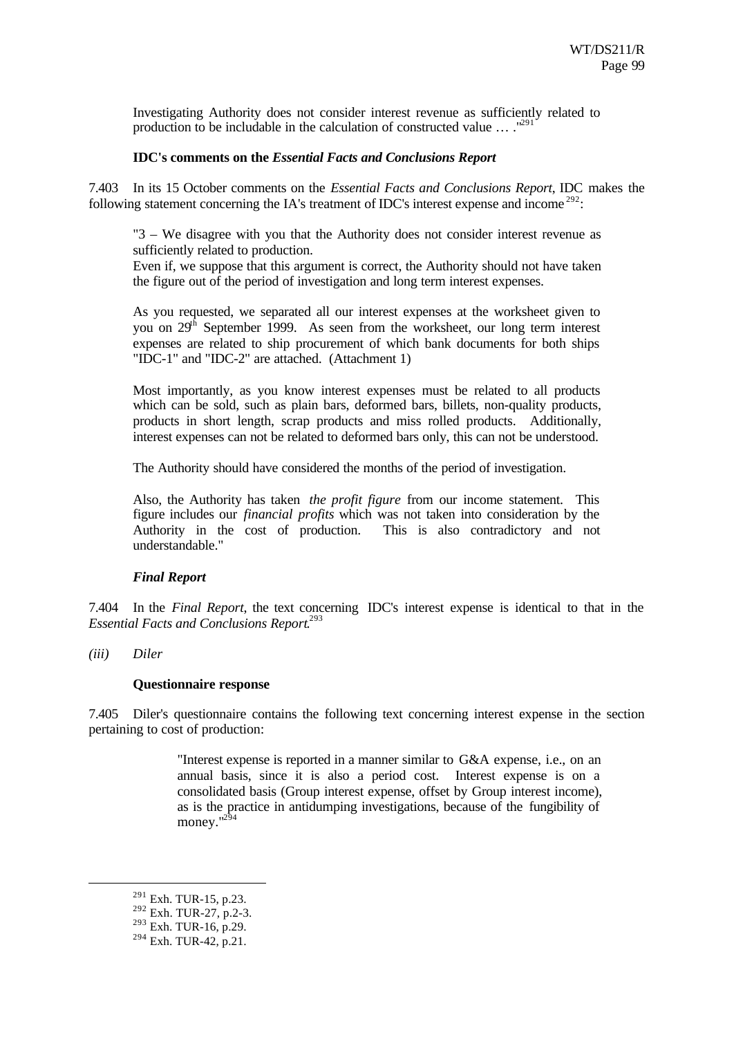Investigating Authority does not consider interest revenue as sufficiently related to production to be includable in the calculation of constructed value … ."[291]

**IDC's comments on the *Essential Facts and Conclusions Report***

7.403 In its 15 October comments on the *Essential Facts and Conclusions Report*, IDC makes the following statement concerning the IA's treatment of IDC's interest expense and income[292]:

> "3 – We disagree with you that the Authority does not consider interest revenue as sufficiently related to production.
> Even if, we suppose that this argument is correct, the Authority should not have taken the figure out of the period of investigation and long term interest expenses.
>
> As you requested, we separated all our interest expenses at the worksheet given to you on 29th September 1999. As seen from the worksheet, our long term interest expenses are related to ship procurement of which bank documents for both ships "IDC-1" and "IDC-2" are attached. (Attachment 1)
>
> Most importantly, as you know interest expenses must be related to all products which can be sold, such as plain bars, deformed bars, billets, non-quality products, products in short length, scrap products and miss rolled products. Additionally, interest expenses can not be related to deformed bars only, this can not be understood.
>
> The Authority should have considered the months of the period of investigation.
>
> Also, the Authority has taken *the profit figure* from our income statement. This figure includes our *financial profits* which was not taken into consideration by the Authority in the cost of production. This is also contradictory and not understandable."

***Final Report***

7.404 In the *Final Report*, the text concerning IDC's interest expense is identical to that in the *Essential Facts and Conclusions Report*.[293]

*(iii) Diler*

**Questionnaire response**

7.405 Diler's questionnaire contains the following text concerning interest expense in the section pertaining to cost of production:

> "Interest expense is reported in a manner similar to G&A expense, i.e., on an annual basis, since it is also a period cost. Interest expense is on a consolidated basis (Group interest expense, offset by Group interest income), as is the practice in antidumping investigations, because of the fungibility of money."[294]

---

[291] Exh. TUR-15, p.23.
[292] Exh. TUR-27, p.2-3.
[293] Exh. TUR-16, p.29.
[294] Exh. TUR-42, p.21.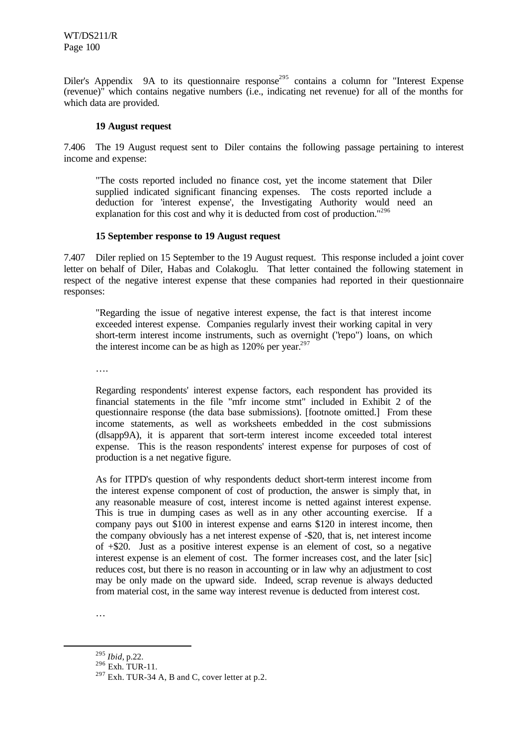Diler's Appendix 9A to its questionnaire response[295] contains a column for "Interest Expense (revenue)" which contains negative numbers (i.e., indicating net revenue) for all of the months for which data are provided.

**19 August request**

7.406 The 19 August request sent to Diler contains the following passage pertaining to interest income and expense:

> "The costs reported included no finance cost, yet the income statement that Diler supplied indicated significant financing expenses. The costs reported include a deduction for 'interest expense', the Investigating Authority would need an explanation for this cost and why it is deducted from cost of production."[296]

**15 September response to 19 August request**

7.407 Diler replied on 15 September to the 19 August request. This response included a joint cover letter on behalf of Diler, Habas and Colakoglu. That letter contained the following statement in respect of the negative interest expense that these companies had reported in their questionnaire responses:

> "Regarding the issue of negative interest expense, the fact is that interest income exceeded interest expense. Companies regularly invest their working capital in very short-term interest income instruments, such as overnight ('repo") loans, on which the interest income can be as high as 120% per year.[297]
>
> ….
>
> Regarding respondents' interest expense factors, each respondent has provided its financial statements in the file "mfr income stmt" included in Exhibit 2 of the questionnaire response (the data base submissions). [footnote omitted.] From these income statements, as well as worksheets embedded in the cost submissions (dlsapp9A), it is apparent that sort-term interest income exceeded total interest expense. This is the reason respondents' interest expense for purposes of cost of production is a net negative figure.
>
> As for ITPD's question of why respondents deduct short-term interest income from the interest expense component of cost of production, the answer is simply that, in any reasonable measure of cost, interest income is netted against interest expense. This is true in dumping cases as well as in any other accounting exercise. If a company pays out \$100 in interest expense and earns \$120 in interest income, then the company obviously has a net interest expense of -\$20, that is, net interest income of +\$20. Just as a positive interest expense is an element of cost, so a negative interest expense is an element of cost. The former increases cost, and the later [sic] reduces cost, but there is no reason in accounting or in law why an adjustment to cost may be only made on the upward side. Indeed, scrap revenue is always deducted from material cost, in the same way interest revenue is deducted from interest cost.
>
> …

---

[295] *Ibid*, p.22.

[296] Exh. TUR-11.

[297] Exh. TUR-34 A, B and C, cover letter at p.2.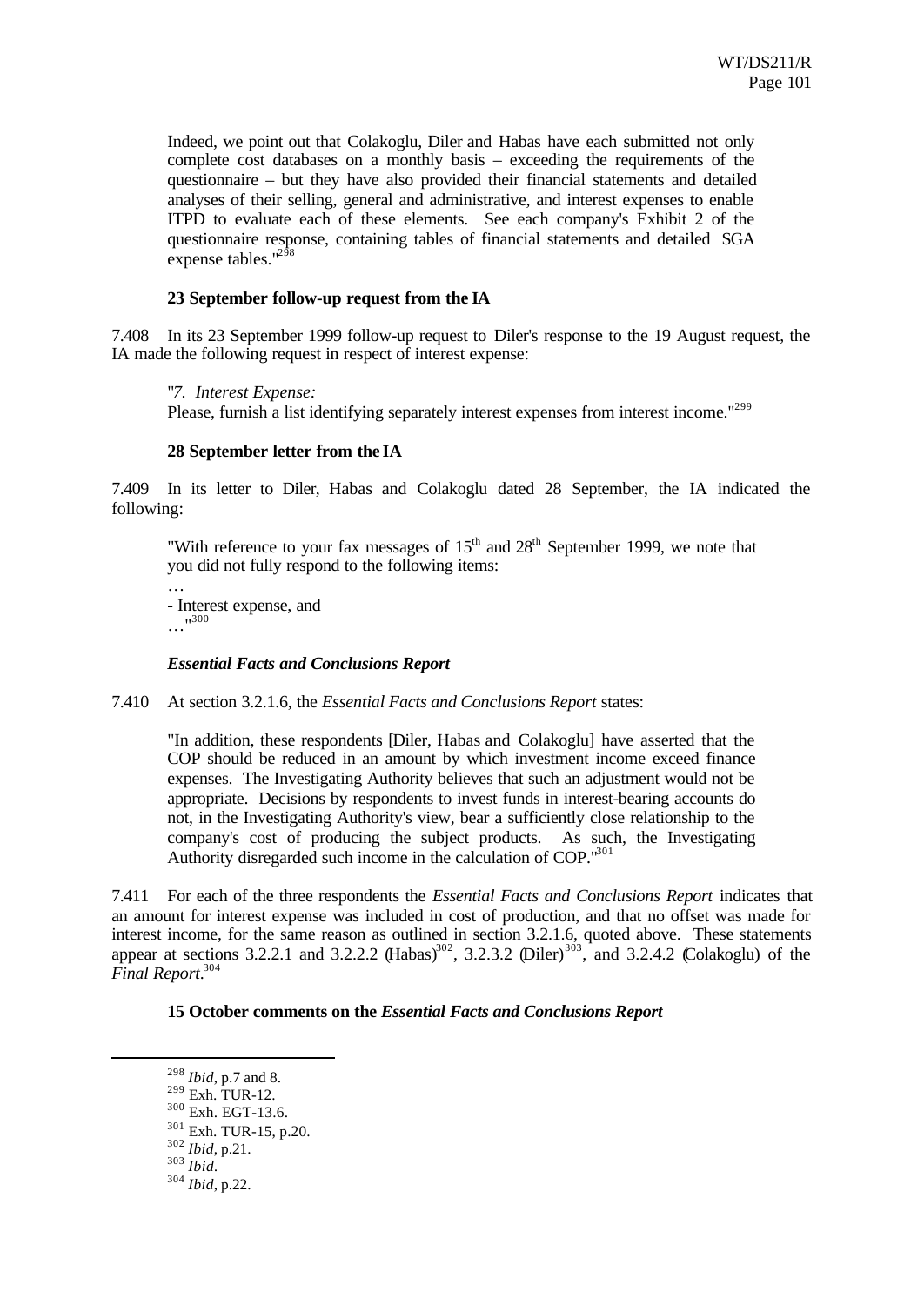Indeed, we point out that Colakoglu, Diler and Habas have each submitted not only complete cost databases on a monthly basis – exceeding the requirements of the questionnaire – but they have also provided their financial statements and detailed analyses of their selling, general and administrative, and interest expenses to enable ITPD to evaluate each of these elements. See each company's Exhibit 2 of the questionnaire response, containing tables of financial statements and detailed SGA expense tables."[298]

**23 September follow-up request from the IA**

7.408 In its 23 September 1999 follow-up request to Diler's response to the 19 August request, the IA made the following request in respect of interest expense:

"*7. Interest Expense:*
Please, furnish a list identifying separately interest expenses from interest income."[299]

**28 September letter from the IA**

7.409 In its letter to Diler, Habas and Colakoglu dated 28 September, the IA indicated the following:

"With reference to your fax messages of 15th and 28th September 1999, we note that you did not fully respond to the following items:

…
- Interest expense, and
…"[300]

***Essential Facts and Conclusions Report***

7.410 At section 3.2.1.6, the *Essential Facts and Conclusions Report* states:

"In addition, these respondents [Diler, Habas and Colakoglu] have asserted that the COP should be reduced in an amount by which investment income exceed finance expenses. The Investigating Authority believes that such an adjustment would not be appropriate. Decisions by respondents to invest funds in interest-bearing accounts do not, in the Investigating Authority's view, bear a sufficiently close relationship to the company's cost of producing the subject products. As such, the Investigating Authority disregarded such income in the calculation of COP."[301]

7.411 For each of the three respondents the *Essential Facts and Conclusions Report* indicates that an amount for interest expense was included in cost of production, and that no offset was made for interest income, for the same reason as outlined in section 3.2.1.6, quoted above. These statements appear at sections 3.2.2.1 and 3.2.2.2 (Habas)[302], 3.2.3.2 (Diler)[303], and 3.2.4.2 (Colakoglu) of the *Final Report*.[304]

**15 October comments on the *Essential Facts and Conclusions Report***

---

[298] *Ibid*, p.7 and 8.
[299] Exh. TUR-12.
[300] Exh. EGT-13.6.
[301] Exh. TUR-15, p.20.
[302] *Ibid*, p.21.
[303] *Ibid*.
[304] *Ibid*, p.22.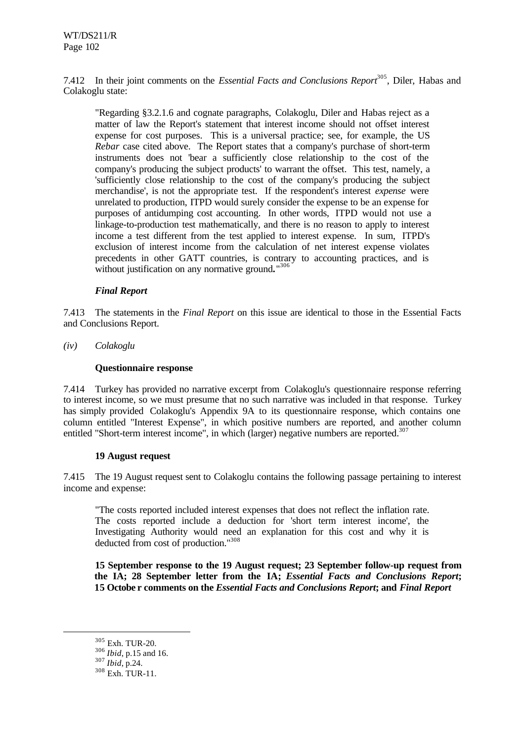7.412 In their joint comments on the *Essential Facts and Conclusions Report*[305], Diler, Habas and Colakoglu state:

> "Regarding §3.2.1.6 and cognate paragraphs, Colakoglu, Diler and Habas reject as a matter of law the Report's statement that interest income should not offset interest expense for cost purposes. This is a universal practice; see, for example, the US *Rebar* case cited above. The Report states that a company's purchase of short-term instruments does not 'bear a sufficiently close relationship to the cost of the company's producing the subject products' to warrant the offset. This test, namely, a 'sufficiently close relationship to the cost of the company's producing the subject merchandise', is not the appropriate test. If the respondent's interest *expense* were unrelated to production, ITPD would surely consider the expense to be an expense for purposes of antidumping cost accounting. In other words, ITPD would not use a linkage-to-production test mathematically, and there is no reason to apply to interest income a test different from the test applied to interest expense. In sum, ITPD's exclusion of interest income from the calculation of net interest expense violates precedents in other GATT countries, is contrary to accounting practices, and is without justification on any normative ground."[306]

***Final Report***

7.413 The statements in the *Final Report* on this issue are identical to those in the Essential Facts and Conclusions Report.

*(iv) Colakoglu*

**Questionnaire response**

7.414 Turkey has provided no narrative excerpt from Colakoglu's questionnaire response referring to interest income, so we must presume that no such narrative was included in that response. Turkey has simply provided Colakoglu's Appendix 9A to its questionnaire response, which contains one column entitled "Interest Expense", in which positive numbers are reported, and another column entitled "Short-term interest income", in which (larger) negative numbers are reported.[307]

**19 August request**

7.415 The 19 August request sent to Colakoglu contains the following passage pertaining to interest income and expense:

> "The costs reported included interest expenses that does not reflect the inflation rate. The costs reported include a deduction for 'short term interest income', the Investigating Authority would need an explanation for this cost and why it is deducted from cost of production."[308]

**15 September response to the 19 August request; 23 September follow-up request from the IA; 28 September letter from the IA; *Essential Facts and Conclusions Report*; 15 October comments on the *Essential Facts and Conclusions Report*; and *Final Report***

---

[305] Exh. TUR-20.

[306] *Ibid*, p.15 and 16.

[307] *Ibid*, p.24.

[308] Exh. TUR-11.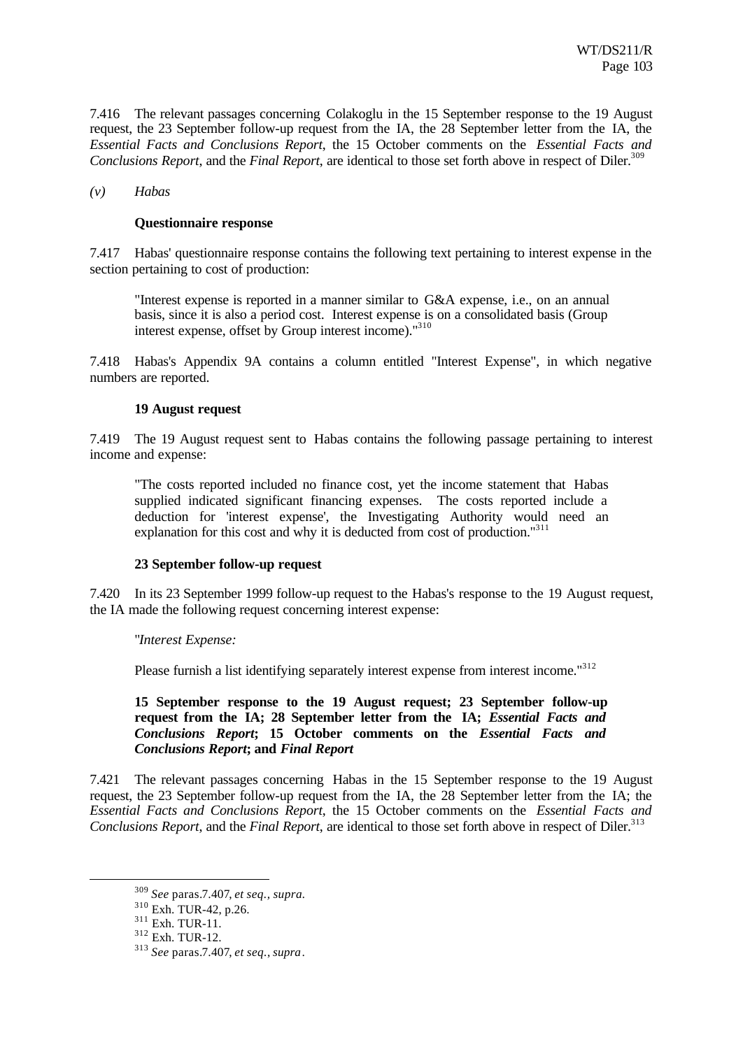7.416 The relevant passages concerning Colakoglu in the 15 September response to the 19 August request, the 23 September follow-up request from the IA, the 28 September letter from the IA, the *Essential Facts and Conclusions Report*, the 15 October comments on the *Essential Facts and Conclusions Report*, and the *Final Report*, are identical to those set forth above in respect of Diler.[309]

*(v) Habas*

**Questionnaire response**

7.417 Habas' questionnaire response contains the following text pertaining to interest expense in the section pertaining to cost of production:

> "Interest expense is reported in a manner similar to G&A expense, i.e., on an annual basis, since it is also a period cost. Interest expense is on a consolidated basis (Group interest expense, offset by Group interest income)."[310]

7.418 Habas's Appendix 9A contains a column entitled "Interest Expense", in which negative numbers are reported.

**19 August request**

7.419 The 19 August request sent to Habas contains the following passage pertaining to interest income and expense:

> "The costs reported included no finance cost, yet the income statement that Habas supplied indicated significant financing expenses. The costs reported include a deduction for 'interest expense', the Investigating Authority would need an explanation for this cost and why it is deducted from cost of production."[311]

**23 September follow-up request**

7.420 In its 23 September 1999 follow-up request to the Habas's response to the 19 August request, the IA made the following request concerning interest expense:

> "*Interest Expense:*
>
> Please furnish a list identifying separately interest expense from interest income."[312]

**15 September response to the 19 August request; 23 September follow-up request from the IA; 28 September letter from the IA; *Essential Facts and Conclusions Report*; 15 October comments on the *Essential Facts and Conclusions Report*; and *Final Report***

7.421 The relevant passages concerning Habas in the 15 September response to the 19 August request, the 23 September follow-up request from the IA, the 28 September letter from the IA; the *Essential Facts and Conclusions Report*, the 15 October comments on the *Essential Facts and Conclusions Report*, and the *Final Report*, are identical to those set forth above in respect of Diler.[313]

---

[309] *See* paras.7.407, *et seq., supra.*

[310] Exh. TUR-42, p.26.

[311] Exh. TUR-11.

[312] Exh. TUR-12.

[313] *See* paras.7.407, *et seq., supra*.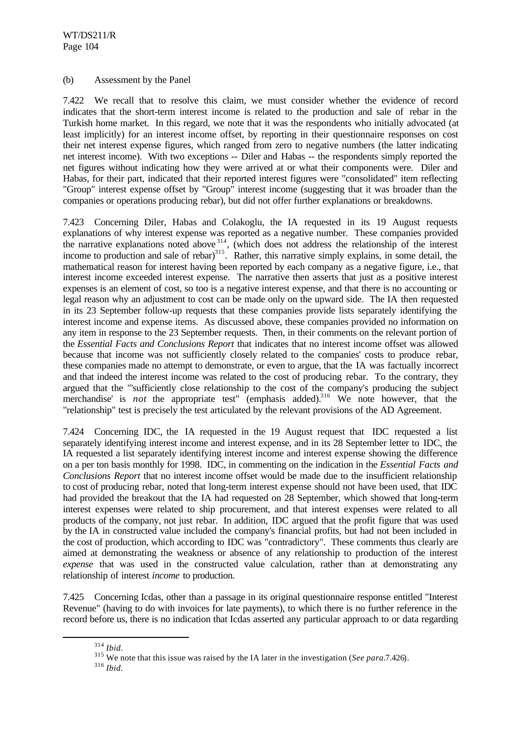(b) Assessment by the Panel

7.422 We recall that to resolve this claim, we must consider whether the evidence of record indicates that the short-term interest income is related to the production and sale of rebar in the Turkish home market. In this regard, we note that it was the respondents who initially advocated (at least implicitly) for an interest income offset, by reporting in their questionnaire responses on cost their net interest expense figures, which ranged from zero to negative numbers (the latter indicating net interest income). With two exceptions -- Diler and Habas -- the respondents simply reported the net figures without indicating how they were arrived at or what their components were. Diler and Habas, for their part, indicated that their reported interest figures were "consolidated" item reflecting "Group" interest expense offset by "Group" interest income (suggesting that it was broader than the companies or operations producing rebar), but did not offer further explanations or breakdowns.

7.423 Concerning Diler, Habas and Colakoglu, the IA requested in its 19 August requests explanations of why interest expense was reported as a negative number. These companies provided the narrative explanations noted above[314], (which does not address the relationship of the interest income to production and sale of rebar)[315]. Rather, this narrative simply explains, in some detail, the mathematical reason for interest having been reported by each company as a negative figure, i.e., that interest income exceeded interest expense. The narrative then asserts that just as a positive interest expenses is an element of cost, so too is a negative interest expense, and that there is no accounting or legal reason why an adjustment to cost can be made only on the upward side. The IA then requested in its 23 September follow-up requests that these companies provide lists separately identifying the interest income and expense items. As discussed above, these companies provided no information on any item in response to the 23 September requests. Then, in their comments on the relevant portion of the *Essential Facts and Conclusions Report* that indicates that no interest income offset was allowed because that income was not sufficiently closely related to the companies' costs to produce rebar, these companies made no attempt to demonstrate, or even to argue, that the IA was factually incorrect and that indeed the interest income was related to the cost of producing rebar. To the contrary, they argued that the "'sufficiently close relationship to the cost of the company's producing the subject merchandise' is *not* the appropriate test" (emphasis added).[316] We note however, that the "relationship" test is precisely the test articulated by the relevant provisions of the AD Agreement.

7.424 Concerning IDC, the IA requested in the 19 August request that IDC requested a list separately identifying interest income and interest expense, and in its 28 September letter to IDC, the IA requested a list separately identifying interest income and interest expense showing the difference on a per ton basis monthly for 1998. IDC, in commenting on the indication in the *Essential Facts and Conclusions Report* that no interest income offset would be made due to the insufficient relationship to cost of producing rebar, noted that long-term interest expense should not have been used, that IDC had provided the breakout that the IA had requested on 28 September, which showed that long-term interest expenses were related to ship procurement, and that interest expenses were related to all products of the company, not just rebar. In addition, IDC argued that the profit figure that was used by the IA in constructed value included the company's financial profits, but had not been included in the cost of production, which according to IDC was "contradictory". These comments thus clearly are aimed at demonstrating the weakness or absence of any relationship to production of the interest *expense* that was used in the constructed value calculation, rather than at demonstrating any relationship of interest *income* to production.

7.425 Concerning Icdas, other than a passage in its original questionnaire response entitled "Interest Revenue" (having to do with invoices for late payments), to which there is no further reference in the record before us, there is no indication that Icdas asserted any particular approach to or data regarding

---

[314] *Ibid.*

[315] We note that this issue was raised by the IA later in the investigation (*See para.*7.426).

[316] *Ibid.*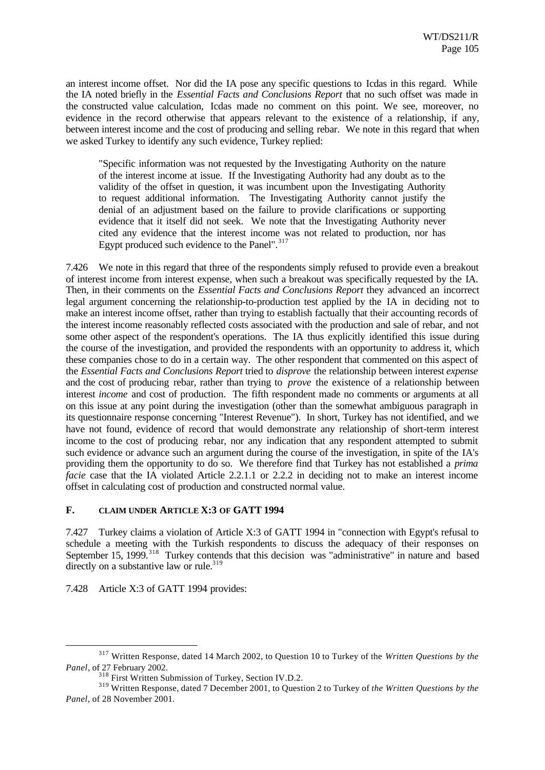an interest income offset. Nor did the IA pose any specific questions to Icdas in this regard. While the IA noted briefly in the *Essential Facts and Conclusions Report* that no such offset was made in the constructed value calculation, Icdas made no comment on this point. We see, moreover, no evidence in the record otherwise that appears relevant to the existence of a relationship, if any, between interest income and the cost of producing and selling rebar. We note in this regard that when we asked Turkey to identify any such evidence, Turkey replied:

> "Specific information was not requested by the Investigating Authority on the nature of the interest income at issue. If the Investigating Authority had any doubt as to the validity of the offset in question, it was incumbent upon the Investigating Authority to request additional information. The Investigating Authority cannot justify the denial of an adjustment based on the failure to provide clarifications or supporting evidence that it itself did not seek. We note that the Investigating Authority never cited any evidence that the interest income was not related to production, nor has Egypt produced such evidence to the Panel".[317]

7.426 We note in this regard that three of the respondents simply refused to provide even a breakout of interest income from interest expense, when such a breakout was specifically requested by the IA. Then, in their comments on the *Essential Facts and Conclusions Report* they advanced an incorrect legal argument concerning the relationship-to-production test applied by the IA in deciding not to make an interest income offset, rather than trying to establish factually that their accounting records of the interest income reasonably reflected costs associated with the production and sale of rebar, and not some other aspect of the respondent's operations. The IA thus explicitly identified this issue during the course of the investigation, and provided the respondents with an opportunity to address it, which these companies chose to do in a certain way. The other respondent that commented on this aspect of the *Essential Facts and Conclusions Report* tried to *disprove* the relationship between interest *expense* and the cost of producing rebar, rather than trying to *prove* the existence of a relationship between interest *income* and cost of production. The fifth respondent made no comments or arguments at all on this issue at any point during the investigation (other than the somewhat ambiguous paragraph in its questionnaire response concerning "Interest Revenue"). In short, Turkey has not identified, and we have not found, evidence of record that would demonstrate any relationship of short-term interest income to the cost of producing rebar, nor any indication that any respondent attempted to submit such evidence or advance such an argument during the course of the investigation, in spite of the IA's providing them the opportunity to do so. We therefore find that Turkey has not established a *prima facie* case that the IA violated Article 2.2.1.1 or 2.2.2 in deciding not to make an interest income offset in calculating cost of production and constructed normal value.

### F. CLAIM UNDER ARTICLE X:3 OF GATT 1994

7.427 Turkey claims a violation of Article X:3 of GATT 1994 in "connection with Egypt's refusal to schedule a meeting with the Turkish respondents to discuss the adequacy of their responses on September 15, 1999.[318] Turkey contends that this decision was "administrative" in nature and based directly on a substantive law or rule.[319]

7.428 Article X:3 of GATT 1994 provides:

---

[317] Written Response, dated 14 March 2002, to Question 10 to Turkey of the *Written Questions by the Panel*, of 27 February 2002.

[318] First Written Submission of Turkey, Section IV.D.2.

[319] Written Response, dated 7 December 2001, to Question 2 to Turkey of *the Written Questions by the Panel*, of 28 November 2001.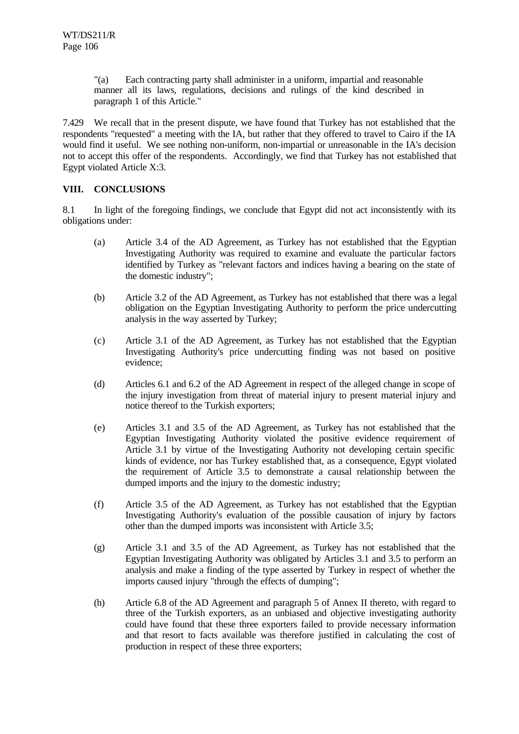> "(a) Each contracting party shall administer in a uniform, impartial and reasonable manner all its laws, regulations, decisions and rulings of the kind described in paragraph 1 of this Article."

7.429 We recall that in the present dispute, we have found that Turkey has not established that the respondents "requested" a meeting with the IA, but rather that they offered to travel to Cairo if the IA would find it useful. We see nothing non-uniform, non-impartial or unreasonable in the IA's decision not to accept this offer of the respondents. Accordingly, we find that Turkey has not established that Egypt violated Article X:3.

## VIII. CONCLUSIONS

8.1 In light of the foregoing findings, we conclude that Egypt did not act inconsistently with its obligations under:

(a) Article 3.4 of the AD Agreement, as Turkey has not established that the Egyptian Investigating Authority was required to examine and evaluate the particular factors identified by Turkey as "relevant factors and indices having a bearing on the state of the domestic industry";

(b) Article 3.2 of the AD Agreement, as Turkey has not established that there was a legal obligation on the Egyptian Investigating Authority to perform the price undercutting analysis in the way asserted by Turkey;

(c) Article 3.1 of the AD Agreement, as Turkey has not established that the Egyptian Investigating Authority's price undercutting finding was not based on positive evidence;

(d) Articles 6.1 and 6.2 of the AD Agreement in respect of the alleged change in scope of the injury investigation from threat of material injury to present material injury and notice thereof to the Turkish exporters;

(e) Articles 3.1 and 3.5 of the AD Agreement, as Turkey has not established that the Egyptian Investigating Authority violated the positive evidence requirement of Article 3.1 by virtue of the Investigating Authority not developing certain specific kinds of evidence, nor has Turkey established that, as a consequence, Egypt violated the requirement of Article 3.5 to demonstrate a causal relationship between the dumped imports and the injury to the domestic industry;

(f) Article 3.5 of the AD Agreement, as Turkey has not established that the Egyptian Investigating Authority's evaluation of the possible causation of injury by factors other than the dumped imports was inconsistent with Article 3.5;

(g) Article 3.1 and 3.5 of the AD Agreement, as Turkey has not established that the Egyptian Investigating Authority was obligated by Articles 3.1 and 3.5 to perform an analysis and make a finding of the type asserted by Turkey in respect of whether the imports caused injury "through the effects of dumping";

(h) Article 6.8 of the AD Agreement and paragraph 5 of Annex II thereto, with regard to three of the Turkish exporters, as an unbiased and objective investigating authority could have found that these three exporters failed to provide necessary information and that resort to facts available was therefore justified in calculating the cost of production in respect of these three exporters;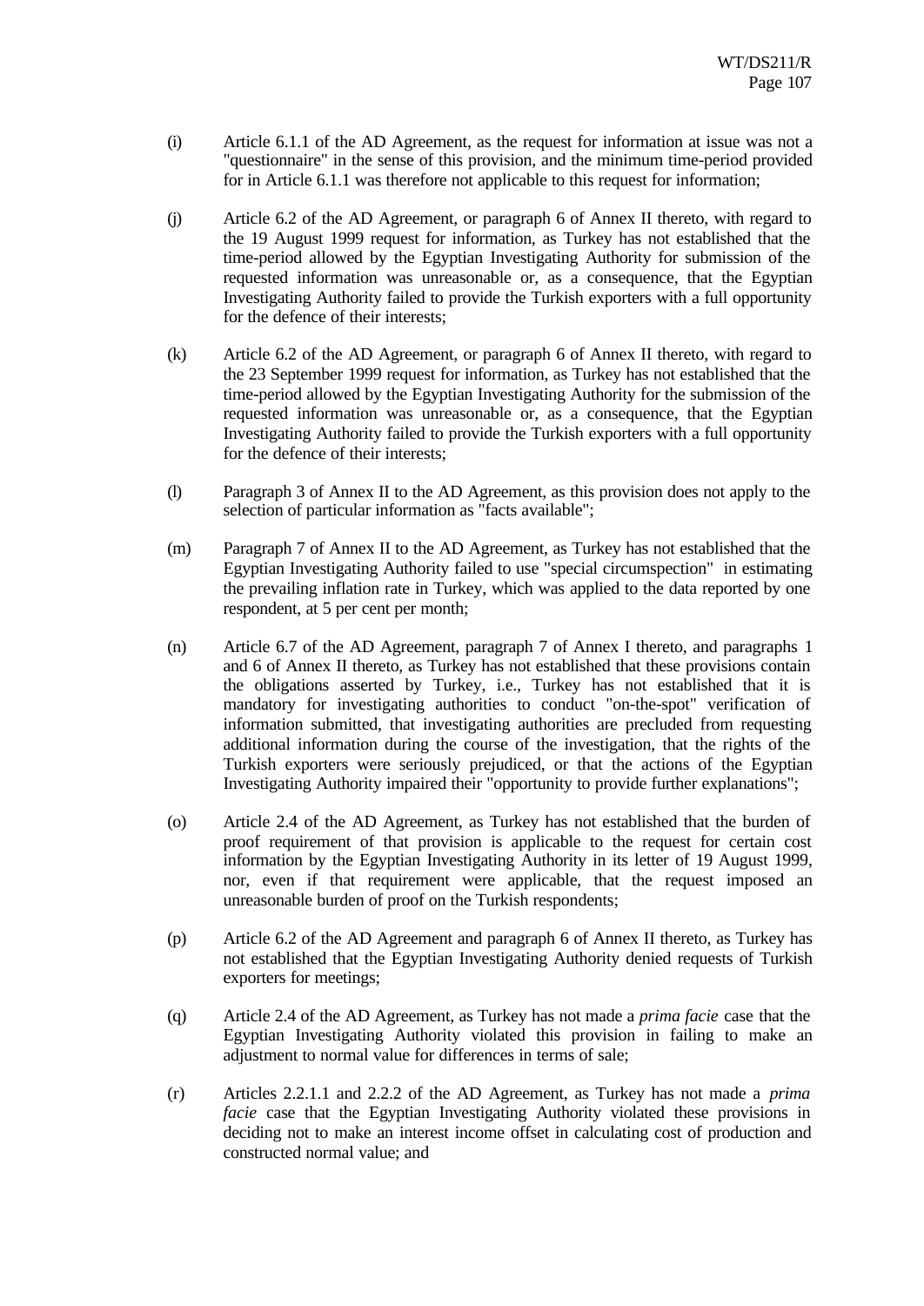(i) Article 6.1.1 of the AD Agreement, as the request for information at issue was not a "questionnaire" in the sense of this provision, and the minimum time-period provided for in Article 6.1.1 was therefore not applicable to this request for information;

(j) Article 6.2 of the AD Agreement, or paragraph 6 of Annex II thereto, with regard to the 19 August 1999 request for information, as Turkey has not established that the time-period allowed by the Egyptian Investigating Authority for submission of the requested information was unreasonable or, as a consequence, that the Egyptian Investigating Authority failed to provide the Turkish exporters with a full opportunity for the defence of their interests;

(k) Article 6.2 of the AD Agreement, or paragraph 6 of Annex II thereto, with regard to the 23 September 1999 request for information, as Turkey has not established that the time-period allowed by the Egyptian Investigating Authority for the submission of the requested information was unreasonable or, as a consequence, that the Egyptian Investigating Authority failed to provide the Turkish exporters with a full opportunity for the defence of their interests;

(l) Paragraph 3 of Annex II to the AD Agreement, as this provision does not apply to the selection of particular information as "facts available";

(m) Paragraph 7 of Annex II to the AD Agreement, as Turkey has not established that the Egyptian Investigating Authority failed to use "special circumspection" in estimating the prevailing inflation rate in Turkey, which was applied to the data reported by one respondent, at 5 per cent per month;

(n) Article 6.7 of the AD Agreement, paragraph 7 of Annex I thereto, and paragraphs 1 and 6 of Annex II thereto, as Turkey has not established that these provisions contain the obligations asserted by Turkey, i.e., Turkey has not established that it is mandatory for investigating authorities to conduct "on-the-spot" verification of information submitted, that investigating authorities are precluded from requesting additional information during the course of the investigation, that the rights of the Turkish exporters were seriously prejudiced, or that the actions of the Egyptian Investigating Authority impaired their "opportunity to provide further explanations";

(o) Article 2.4 of the AD Agreement, as Turkey has not established that the burden of proof requirement of that provision is applicable to the request for certain cost information by the Egyptian Investigating Authority in its letter of 19 August 1999, nor, even if that requirement were applicable, that the request imposed an unreasonable burden of proof on the Turkish respondents;

(p) Article 6.2 of the AD Agreement and paragraph 6 of Annex II thereto, as Turkey has not established that the Egyptian Investigating Authority denied requests of Turkish exporters for meetings;

(q) Article 2.4 of the AD Agreement, as Turkey has not made a *prima facie* case that the Egyptian Investigating Authority violated this provision in failing to make an adjustment to normal value for differences in terms of sale;

(r) Articles 2.2.1.1 and 2.2.2 of the AD Agreement, as Turkey has not made a *prima facie* case that the Egyptian Investigating Authority violated these provisions in deciding not to make an interest income offset in calculating cost of production and constructed normal value; and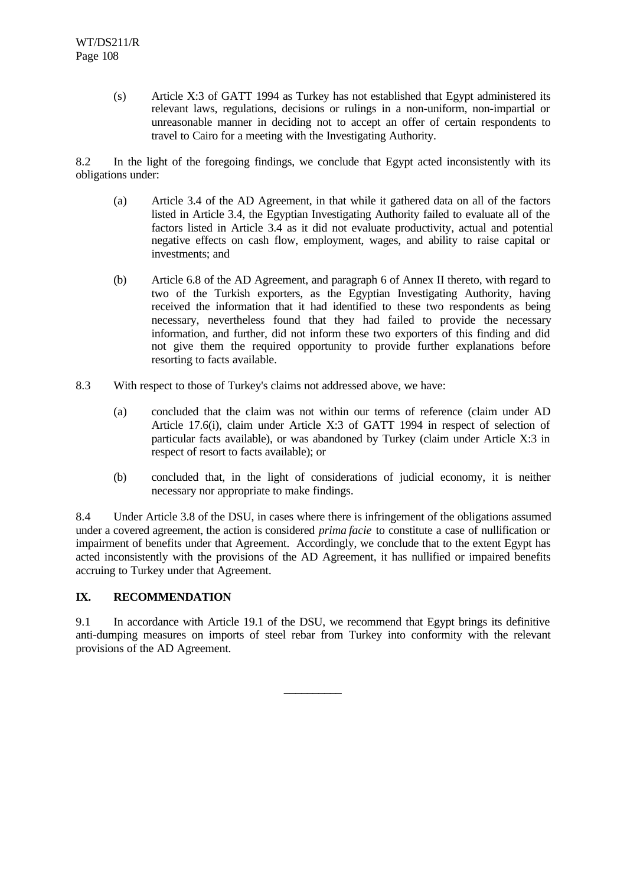(s) Article X:3 of GATT 1994 as Turkey has not established that Egypt administered its relevant laws, regulations, decisions or rulings in a non-uniform, non-impartial or unreasonable manner in deciding not to accept an offer of certain respondents to travel to Cairo for a meeting with the Investigating Authority.

8.2 In the light of the foregoing findings, we conclude that Egypt acted inconsistently with its obligations under:

(a) Article 3.4 of the AD Agreement, in that while it gathered data on all of the factors listed in Article 3.4, the Egyptian Investigating Authority failed to evaluate all of the factors listed in Article 3.4 as it did not evaluate productivity, actual and potential negative effects on cash flow, employment, wages, and ability to raise capital or investments; and

(b) Article 6.8 of the AD Agreement, and paragraph 6 of Annex II thereto, with regard to two of the Turkish exporters, as the Egyptian Investigating Authority, having received the information that it had identified to these two respondents as being necessary, nevertheless found that they had failed to provide the necessary information, and further, did not inform these two exporters of this finding and did not give them the required opportunity to provide further explanations before resorting to facts available.

8.3 With respect to those of Turkey's claims not addressed above, we have:

(a) concluded that the claim was not within our terms of reference (claim under AD Article 17.6(i), claim under Article X:3 of GATT 1994 in respect of selection of particular facts available), or was abandoned by Turkey (claim under Article X:3 in respect of resort to facts available); or

(b) concluded that, in the light of considerations of judicial economy, it is neither necessary nor appropriate to make findings.

8.4 Under Article 3.8 of the DSU, in cases where there is infringement of the obligations assumed under a covered agreement, the action is considered *prima facie* to constitute a case of nullification or impairment of benefits under that Agreement. Accordingly, we conclude that to the extent Egypt has acted inconsistently with the provisions of the AD Agreement, it has nullified or impaired benefits accruing to Turkey under that Agreement.

## IX. RECOMMENDATION

9.1 In accordance with Article 19.1 of the DSU, we recommend that Egypt brings its definitive anti-dumping measures on imports of steel rebar from Turkey into conformity with the relevant provisions of the AD Agreement.

__________